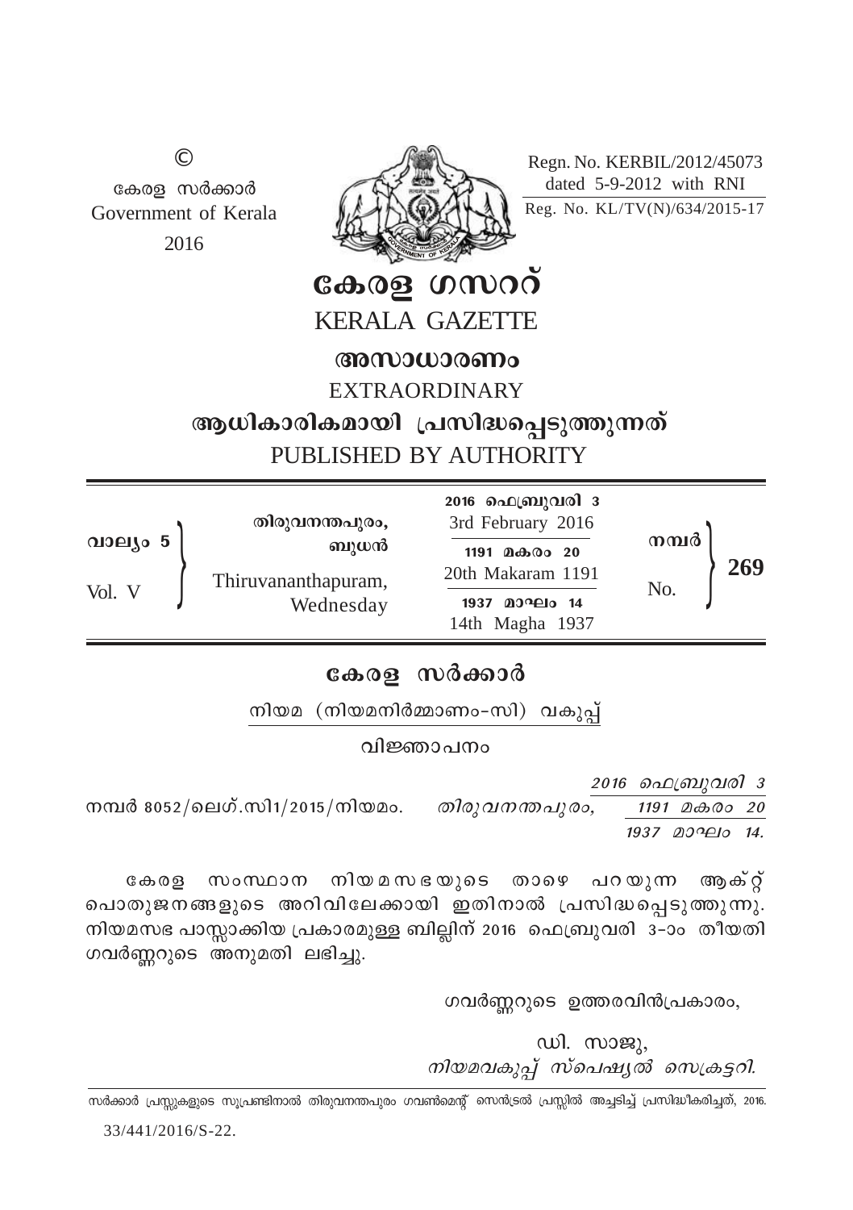©
കേരള സർക്കാർ
Government of Kerala
2016

Regn. No. KERBIL/2012/45073
dated 5-9-2012 with RNI

Reg. No. KL/TV(N)/634/2015-17

# കേരള ഗസറ്റ്
# KERALA GAZETTE

## അസാധാരണം
## EXTRAORDINARY

### ആധികാരികമായി പ്രസിദ്ധപ്പെടുത്തുന്നത്
### PUBLISHED BY AUTHORITY

| വാല്യം 5 / Vol. V | തിരുവനന്തപുരം, ബുധൻ / Thiruvananthapuram, Wednesday | 2016 ഫെബ്രുവരി 3 / 3rd February 2016 — 1191 മകരം 20 / 20th Makaram 1191 — 1937 മാഘം 14 / 14th Magha 1937 | നമ്പർ / No. 269 |
|---|---|---|---|

## കേരള സർക്കാർ

നിയമ (നിയമനിർമ്മാണം-സി) വകുപ്പ്

### വിജ്ഞാപനം

നമ്പർ 8052/ലെഗ്.സി1/2015/നിയമം. *തിരുവനന്തപുരം, 2016 ഫെബ്രുവരി 3 / 1191 മകരം 20 / 1937 മാഘം 14.*

കേരള സംസ്ഥാന നിയമസഭയുടെ താഴെ പറയുന്ന ആക്റ്റ് പൊതുജനങ്ങളുടെ അറിവിലേക്കായി ഇതിനാൽ പ്രസിദ്ധപ്പെടുത്തുന്നു. നിയമസഭ പാസ്സാക്കിയ പ്രകാരമുള്ള ബില്ലിന് 2016 ഫെബ്രുവരി 3-ാം തീയതി ഗവർണ്ണറുടെ അനുമതി ലഭിച്ചു.

ഗവർണ്ണറുടെ ഉത്തരവിൻപ്രകാരം,

ഡി. സാജു,
*നിയമവകുപ്പ് സ്പെഷ്യൽ സെക്രട്ടറി.*

സർക്കാർ പ്രസ്സുകളുടെ സൂപ്രണ്ടിനാൽ തിരുവനന്തപുരം ഗവൺമെന്റ് സെൻട്രൽ പ്രസ്സിൽ അച്ചടിച്ച് പ്രസിദ്ധീകരിച്ചത്, 2016.

33/441/2016/S-22.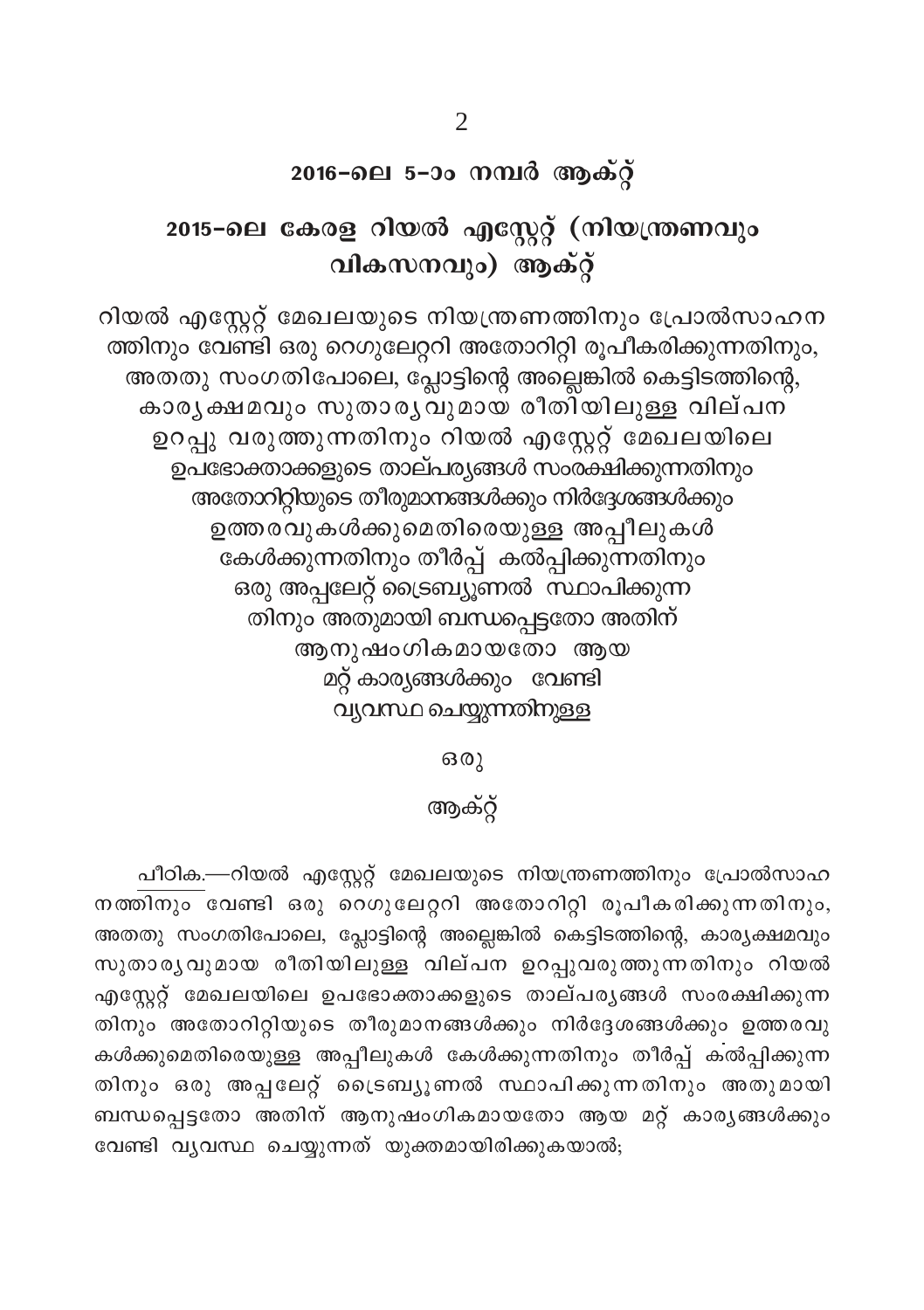## 2016-ലെ 5-ാം നമ്പർ ആക്റ്റ്

## 2015-ലെ കേരള റിയൽ എസ്റ്റേറ്റ് (നിയന്ത്രണവും വികസനവും) ആക്റ്റ്

റിയൽ എസ്റ്റേറ്റ് മേഖലയുടെ നിയന്ത്രണത്തിനും പ്രോൽസാഹന ത്തിനും വേണ്ടി ഒരു റെഗുലേറ്ററി അതോറിറ്റി രൂപീകരിക്കുന്നതിനും, അതതു സംഗതിപോലെ, പ്ലോട്ടിന്റെ അല്ലെങ്കിൽ കെട്ടിടത്തിന്റെ, കാര്യക്ഷമവും സുതാര്യവുമായ രീതിയിലുള്ള വില്പന ഉറപ്പു വരുത്തുന്നതിനും റിയൽ എസ്റ്റേറ്റ് മേഖലയിലെ ഉപഭോക്താക്കളുടെ താല്പര്യങ്ങൾ സംരക്ഷിക്കുന്നതിനും അതോറിറ്റിയുടെ തീരുമാനങ്ങൾക്കും നിർദ്ദേശങ്ങൾക്കും ഉത്തരവുകൾക്കുമെതിരെയുള്ള അപ്പീലുകൾ കേൾക്കുന്നതിനും തീർപ്പ് കൽപ്പിക്കുന്നതിനും ഒരു അപ്പലേറ്റ് ട്രൈബ്യൂണൽ സ്ഥാപിക്കുന്ന തിനും അതുമായി ബന്ധപ്പെട്ടതോ അതിന് ആനുഷംഗികമായതോ ആയ മറ്റ് കാര്യങ്ങൾക്കും വേണ്ടി വ്യവസ്ഥ ചെയ്യുന്നതിനുള്ള

ഒരു

ആക്റ്റ്

പീഠിക.—റിയൽ എസ്റ്റേറ്റ് മേഖലയുടെ നിയന്ത്രണത്തിനും പ്രോൽസാഹ നത്തിനും വേണ്ടി ഒരു റെഗുലേറ്ററി അതോറിറ്റി രൂപീകരിക്കുന്നതിനും, അതതു സംഗതിപോലെ, പ്ലോട്ടിന്റെ അല്ലെങ്കിൽ കെട്ടിടത്തിന്റെ, കാര്യക്ഷമവും സുതാര്യവുമായ രീതിയിലുള്ള വില്പന ഉറപ്പുവരുത്തുന്നതിനും റിയൽ എസ്റ്റേറ്റ് മേഖലയിലെ ഉപഭോക്താക്കളുടെ താല്പര്യങ്ങൾ സംരക്ഷിക്കുന്ന തിനും അതോറിറ്റിയുടെ തീരുമാനങ്ങൾക്കും നിർദ്ദേശങ്ങൾക്കും ഉത്തരവു കൾക്കുമെതിരെയുള്ള അപ്പീലുകൾ കേൾക്കുന്നതിനും തീർപ്പ് കൽപ്പിക്കുന്ന തിനും ഒരു അപ്പലേറ്റ് ട്രൈബ്യൂണൽ സ്ഥാപിക്കുന്നതിനും അതുമായി ബന്ധപ്പെട്ടതോ അതിന് ആനുഷംഗികമായതോ ആയ മറ്റ് കാര്യങ്ങൾക്കും വേണ്ടി വ്യവസ്ഥ ചെയ്യുന്നത് യുക്തമായിരിക്കുകയാൽ;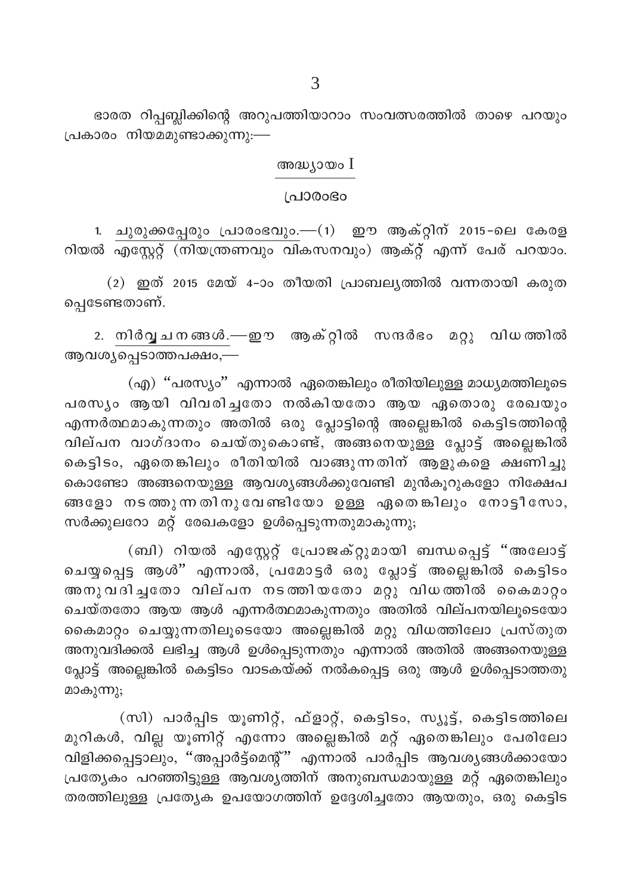ഭാരത റിപ്പബ്ലിക്കിന്റെ അറുപത്തിയാറാം സംവത്സരത്തിൽ താഴെ പറയും പ്രകാരം നിയമമുണ്ടാക്കുന്നു:—

## അദ്ധ്യായം I

## പ്രാരംഭം

1. ചുരുക്കപ്പേരും പ്രാരംഭവും.—(1) ഈ ആക്റ്റിന് 2015-ലെ കേരള റിയൽ എസ്റ്റേറ്റ് (നിയന്ത്രണവും വികസനവും) ആക്റ്റ് എന്ന് പേര് പറയാം.

(2) ഇത് 2015 മേയ് 4-ാം തീയതി പ്രാബല്യത്തിൽ വന്നതായി കരുതപ്പെടേണ്ടതാണ്.

2. നിർവ്വചനങ്ങൾ.—ഈ ആക്റ്റിൽ സന്ദർഭം മറ്റു വിധത്തിൽ ആവശ്യപ്പെടാത്തപക്ഷം,—

(എ) "പരസ്യം" എന്നാൽ ഏതെങ്കിലും രീതിയിലുള്ള മാധ്യമത്തിലൂടെ പരസ്യം ആയി വിവരിച്ചതോ നൽകിയതോ ആയ ഏതൊരു രേഖയും എന്നർത്ഥമാകുന്നതും അതിൽ ഒരു പ്ലോട്ടിന്റെ അല്ലെങ്കിൽ കെട്ടിടത്തിന്റെ വില്പന വാഗ്ദാനം ചെയ്തുകൊണ്ട്, അങ്ങനെയുള്ള പ്ലോട്ട് അല്ലെങ്കിൽ കെട്ടിടം, ഏതെങ്കിലും രീതിയിൽ വാങ്ങുന്നതിന് ആളുകളെ ക്ഷണിച്ചു കൊണ്ടോ അങ്ങനെയുള്ള ആവശ്യങ്ങൾക്കുവേണ്ടി മുൻകൂറുകളോ നിക്ഷേപങ്ങളോ നടത്തുന്നതിനുവേണ്ടിയോ ഉള്ള ഏതെങ്കിലും നോട്ടീസോ, സർക്കുലറോ മറ്റ് രേഖകളോ ഉൾപ്പെടുന്നതുമാകുന്നു;

(ബി) റിയൽ എസ്റ്റേറ്റ് പ്രോജക്റ്റുമായി ബന്ധപ്പെട്ട് "അലോട്ട് ചെയ്യപ്പെട്ട ആൾ" എന്നാൽ, പ്രമോട്ടർ ഒരു പ്ലോട്ട് അല്ലെങ്കിൽ കെട്ടിടം അനുവദിച്ചതോ വില്പന നടത്തിയതോ മറ്റു വിധത്തിൽ കൈമാറ്റം ചെയ്തതോ ആയ ആൾ എന്നർത്ഥമാകുന്നതും അതിൽ വില്പനയിലൂടെയോ കൈമാറ്റം ചെയ്യുന്നതിലൂടെയോ അല്ലെങ്കിൽ മറ്റു വിധത്തിലോ പ്രസ്തുത അനുവദിക്കൽ ലഭിച്ച ആൾ ഉൾപ്പെടുന്നതും എന്നാൽ അതിൽ അങ്ങനെയുള്ള പ്ലോട്ട് അല്ലെങ്കിൽ കെട്ടിടം വാടകയ്ക്ക് നൽകപ്പെട്ട ഒരു ആൾ ഉൾപ്പെടാത്തതു മാകുന്നു;

(സി) പാർപ്പിട യൂണിറ്റ്, ഫ്ളാറ്റ്, കെട്ടിടം, സ്യൂട്ട്, കെട്ടിടത്തിലെ മുറികൾ, വില്ല യൂണിറ്റ് എന്നോ അല്ലെങ്കിൽ മറ്റ് ഏതെങ്കിലും പേരിലോ വിളിക്കപ്പെട്ടാലും, "അപ്പാർട്ട്മെന്റ്" എന്നാൽ പാർപ്പിട ആവശ്യങ്ങൾക്കായോ പ്രത്യേകം പറഞ്ഞിട്ടുള്ള ആവശ്യത്തിന് അനുബന്ധമായുള്ള മറ്റ് ഏതെങ്കിലും തരത്തിലുള്ള പ്രത്യേക ഉപയോഗത്തിന് ഉദ്ദേശിച്ചതോ ആയതും, ഒരു കെട്ടിട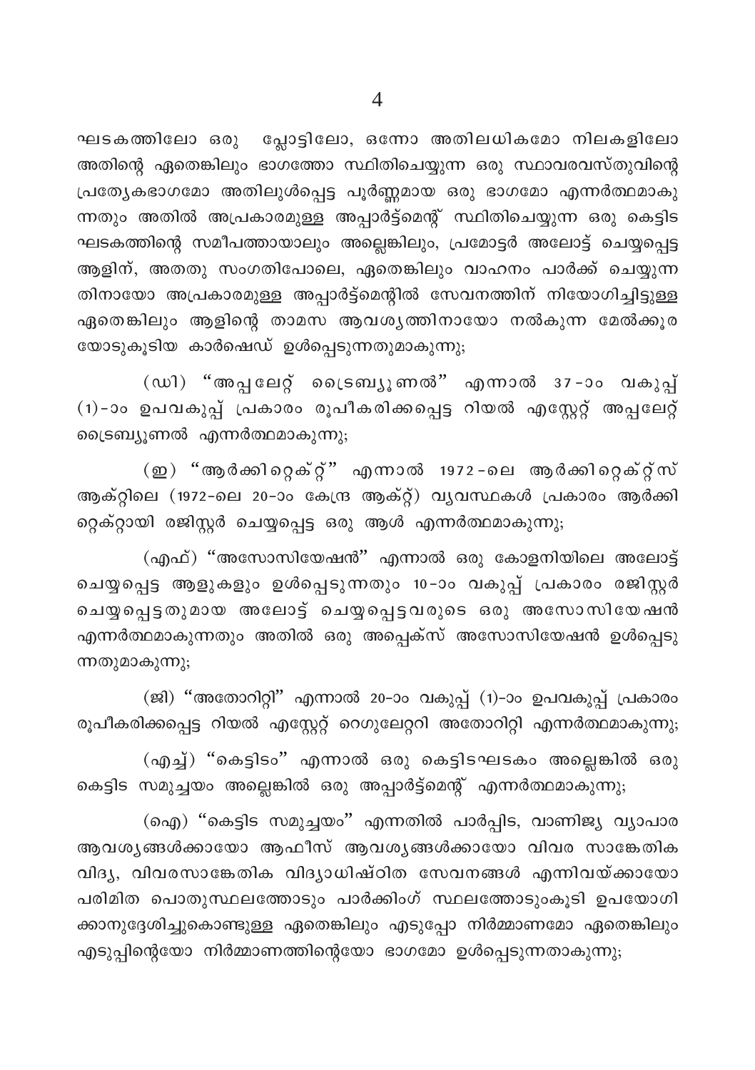ഘടകത്തിലോ ഒരു പ്ലോട്ടിലോ, ഒന്നോ അതിലധികമോ നിലകളിലോ അതിന്റെ ഏതെങ്കിലും ഭാഗത്തോ സ്ഥിതിചെയ്യുന്ന ഒരു സ്ഥാവരവസ്തുവിന്റെ പ്രത്യേകഭാഗമോ അതിലുൾപ്പെട്ട പൂർണ്ണമായ ഒരു ഭാഗമോ എന്നർത്ഥമാകുന്നതും അതിൽ അപ്രകാരമുള്ള അപ്പാർട്ട്മെന്റ് സ്ഥിതിചെയ്യുന്ന ഒരു കെട്ടിട ഘടകത്തിന്റെ സമീപത്തായാലും അല്ലെങ്കിലും, പ്രമോട്ടർ അലോട്ട് ചെയ്യപ്പെട്ട ആളിന്, അതതു സംഗതിപോലെ, ഏതെങ്കിലും വാഹനം പാർക്ക് ചെയ്യുന്നതിനായോ അപ്രകാരമുള്ള അപ്പാർട്ട്മെന്റിൽ സേവനത്തിന് നിയോഗിച്ചിട്ടുള്ള ഏതെങ്കിലും ആളിന്റെ താമസ ആവശ്യത്തിനായോ നൽകുന്ന മേൽക്കൂരയോടുകൂടിയ കാർഷെഡ് ഉൾപ്പെടുന്നതുമാകുന്നു;

(ഡി) "അപ്പലേറ്റ് ട്രൈബ്യൂണൽ" എന്നാൽ 37-ാം വകുപ്പ് (1)-ാം ഉപവകുപ്പ് പ്രകാരം രൂപീകരിക്കപ്പെട്ട റിയൽ എസ്റ്റേറ്റ് അപ്പലേറ്റ് ട്രൈബ്യൂണൽ എന്നർത്ഥമാകുന്നു;

(ഇ) "ആർക്കിറ്റെക്റ്റ്" എന്നാൽ 1972-ലെ ആർക്കിറ്റെക്റ്റ്സ് ആക്റ്റിലെ (1972-ലെ 20-ാം കേന്ദ്ര ആക്റ്റ്) വ്യവസ്ഥകൾ പ്രകാരം ആർക്കിറ്റെക്റ്റായി രജിസ്റ്റർ ചെയ്യപ്പെട്ട ഒരു ആൾ എന്നർത്ഥമാകുന്നു;

(എഫ്) "അസോസിയേഷൻ" എന്നാൽ ഒരു കോളനിയിലെ അലോട്ട് ചെയ്യപ്പെട്ട ആളുകളും ഉൾപ്പെടുന്നതും 10-ാം വകുപ്പ് പ്രകാരം രജിസ്റ്റർ ചെയ്യപ്പെട്ടതുമായ അലോട്ട് ചെയ്യപ്പെട്ടവരുടെ ഒരു അസോസിയേഷൻ എന്നർത്ഥമാകുന്നതും അതിൽ ഒരു അപ്പെക്സ് അസോസിയേഷൻ ഉൾപ്പെടുന്നതുമാകുന്നു;

(ജി) "അതോറിറ്റി" എന്നാൽ 20-ാം വകുപ്പ് (1)-ാം ഉപവകുപ്പ് പ്രകാരം രൂപീകരിക്കപ്പെട്ട റിയൽ എസ്റ്റേറ്റ് റെഗുലേറ്ററി അതോറിറ്റി എന്നർത്ഥമാകുന്നു;

(എച്ച്) "കെട്ടിടം" എന്നാൽ ഒരു കെട്ടിടഘടകം അല്ലെങ്കിൽ ഒരു കെട്ടിട സമുച്ചയം അല്ലെങ്കിൽ ഒരു അപ്പാർട്ട്മെന്റ് എന്നർത്ഥമാകുന്നു;

(ഐ) "കെട്ടിട സമുച്ചയം" എന്നതിൽ പാർപ്പിട, വാണിജ്യ വ്യാപാര ആവശ്യങ്ങൾക്കായോ ആഫീസ് ആവശ്യങ്ങൾക്കായോ വിവര സാങ്കേതിക വിദ്യ, വിവരസാങ്കേതിക വിദ്യാധിഷ്ഠിത സേവനങ്ങൾ എന്നിവയ്ക്കായോ പരിമിത പൊതുസ്ഥലത്തോടും പാർക്കിംഗ് സ്ഥലത്തോടുംകൂടി ഉപയോഗിക്കാനുദ്ദേശിച്ചുകൊണ്ടുള്ള ഏതെങ്കിലും എടുപ്പോ നിർമ്മാണമോ ഏതെങ്കിലും എടുപ്പിന്റെയോ നിർമ്മാണത്തിന്റെയോ ഭാഗമോ ഉൾപ്പെടുന്നതാകുന്നു;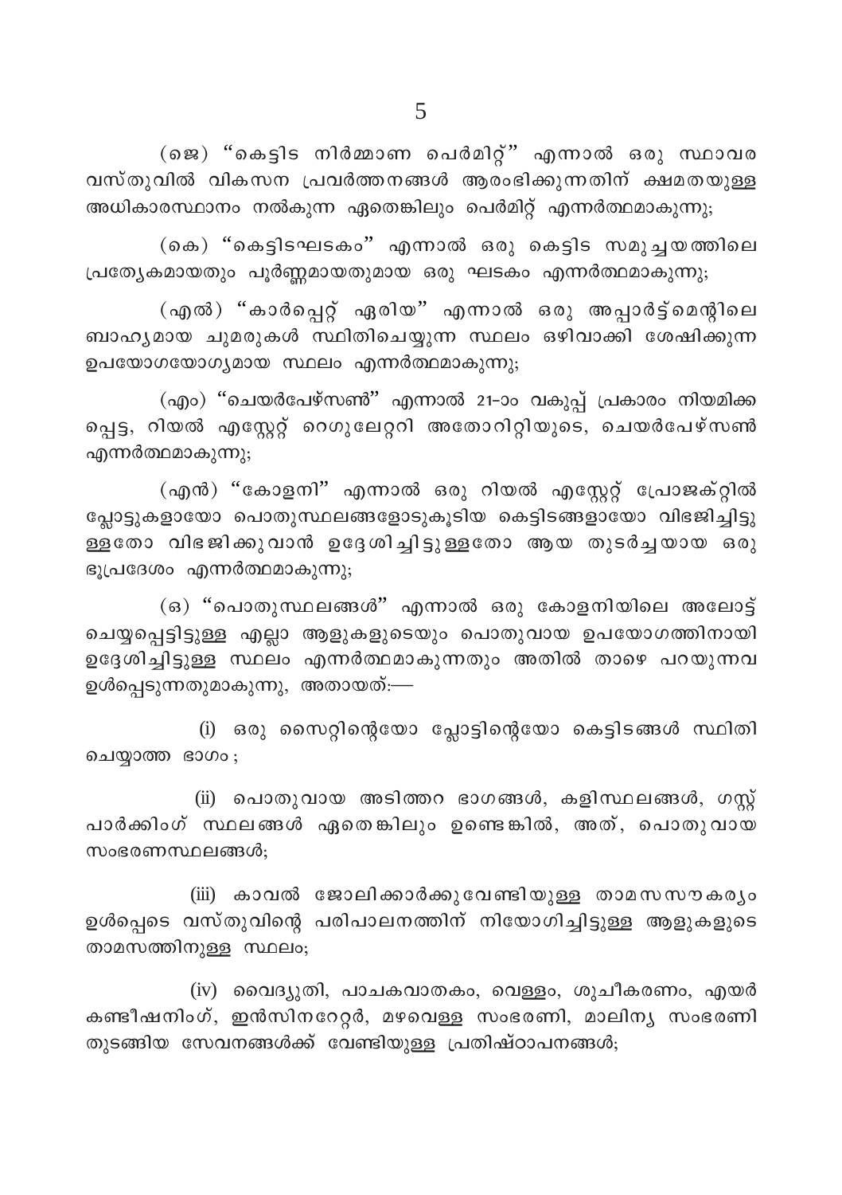(ജെ) "കെട്ടിട നിർമ്മാണ പെർമിറ്റ്" എന്നാൽ ഒരു സ്ഥാവര വസ്തുവിൽ വികസന പ്രവർത്തനങ്ങൾ ആരംഭിക്കുന്നതിന് ക്ഷമതയുള്ള അധികാരസ്ഥാനം നൽകുന്ന ഏതെങ്കിലും പെർമിറ്റ് എന്നർത്ഥമാകുന്നു;

(കെ) "കെട്ടിടഘടകം" എന്നാൽ ഒരു കെട്ടിട സമുച്ചയത്തിലെ പ്രത്യേകമായതും പൂർണ്ണമായതുമായ ഒരു ഘടകം എന്നർത്ഥമാകുന്നു;

(എൽ) "കാർപ്പെറ്റ് ഏരിയ" എന്നാൽ ഒരു അപ്പാർട്ട്മെന്റിലെ ബാഹ്യമായ ചുമരുകൾ സ്ഥിതിചെയ്യുന്ന സ്ഥലം ഒഴിവാക്കി ശേഷിക്കുന്ന ഉപയോഗയോഗ്യമായ സ്ഥലം എന്നർത്ഥമാകുന്നു;

(എം) "ചെയർപേഴ്സൺ" എന്നാൽ 21-ാം വകുപ്പ് പ്രകാരം നിയമിക്കപ്പെട്ട, റിയൽ എസ്റ്റേറ്റ് റെഗുലേറ്ററി അതോറിറ്റിയുടെ, ചെയർപേഴ്സൺ എന്നർത്ഥമാകുന്നു;

(എൻ) "കോളനി" എന്നാൽ ഒരു റിയൽ എസ്റ്റേറ്റ് പ്രോജക്റ്റിൽ പ്ലോട്ടുകളായോ പൊതുസ്ഥലങ്ങളോടുകൂടിയ കെട്ടിടങ്ങളായോ വിഭജിച്ചിട്ടുള്ളതോ വിഭജിക്കുവാൻ ഉദ്ദേശിച്ചിട്ടുള്ളതോ ആയ തുടർച്ചയായ ഒരു ഭൂപ്രദേശം എന്നർത്ഥമാകുന്നു;

(ഒ) "പൊതുസ്ഥലങ്ങൾ" എന്നാൽ ഒരു കോളനിയിലെ അലോട്ട് ചെയ്യപ്പെട്ടിട്ടുള്ള എല്ലാ ആളുകളുടെയും പൊതുവായ ഉപയോഗത്തിനായി ഉദ്ദേശിച്ചിട്ടുള്ള സ്ഥലം എന്നർത്ഥമാകുന്നതും അതിൽ താഴെ പറയുന്നവ ഉൾപ്പെടുന്നതുമാകുന്നു, അതായത്:—

(i) ഒരു സൈറ്റിന്റെയോ പ്ലോട്ടിന്റെയോ കെട്ടിടങ്ങൾ സ്ഥിതി ചെയ്യാത്ത ഭാഗം ;

(ii) പൊതുവായ അടിത്തറ ഭാഗങ്ങൾ, കളിസ്ഥലങ്ങൾ, ഗസ്റ്റ് പാർക്കിംഗ് സ്ഥലങ്ങൾ ഏതെങ്കിലും ഉണ്ടെങ്കിൽ, അത്, പൊതുവായ സംഭരണസ്ഥലങ്ങൾ;

(iii) കാവൽ ജോലിക്കാർക്കുവേണ്ടിയുള്ള താമസസൗകര്യം ഉൾപ്പെടെ വസ്തുവിന്റെ പരിപാലനത്തിന് നിയോഗിച്ചിട്ടുള്ള ആളുകളുടെ താമസത്തിനുള്ള സ്ഥലം;

(iv) വൈദ്യുതി, പാചകവാതകം, വെള്ളം, ശുചീകരണം, എയർ കണ്ടീഷനിംഗ്, ഇൻസിനറേറ്റർ, മഴവെള്ള സംഭരണി, മാലിന്യ സംഭരണി തുടങ്ങിയ സേവനങ്ങൾക്ക് വേണ്ടിയുള്ള പ്രതിഷ്ഠാപനങ്ങൾ;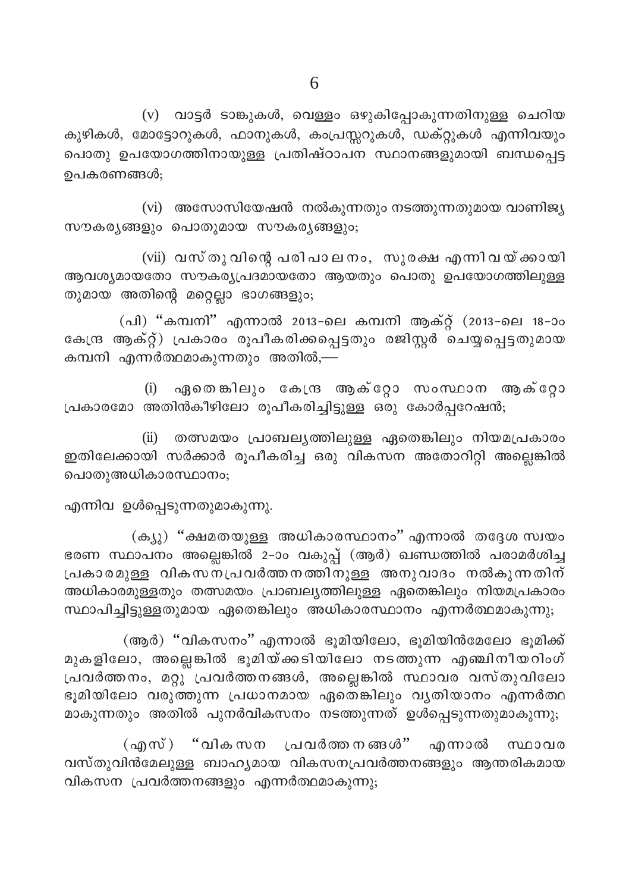(v) വാട്ടർ ടാങ്കുകൾ, വെള്ളം ഒഴുകിപ്പോകുന്നതിനുള്ള ചെറിയ കുഴികൾ, മോട്ടോറുകൾ, ഫാനുകൾ, കംപ്രസ്സറുകൾ, ഡക്റ്റുകൾ എന്നിവയും പൊതു ഉപയോഗത്തിനായുള്ള പ്രതിഷ്ഠാപന സ്ഥാനങ്ങളുമായി ബന്ധപ്പെട്ട ഉപകരണങ്ങൾ;

(vi) അസോസിയേഷൻ നൽകുന്നതും നടത്തുന്നതുമായ വാണിജ്യ സൗകര്യങ്ങളും പൊതുമായ സൗകര്യങ്ങളും;

(vii) വസ്തുവിന്റെ പരിപാലനം, സുരക്ഷ എന്നിവയ്ക്കായി ആവശ്യമായതോ സൗകര്യപ്രദമായതോ ആയതും പൊതു ഉപയോഗത്തിലുള്ള തുമായ അതിന്റെ മറ്റെല്ലാ ഭാഗങ്ങളും;

(പി) "കമ്പനി" എന്നാൽ 2013-ലെ കമ്പനി ആക്റ്റ് (2013-ലെ 18-ാം കേന്ദ്ര ആക്റ്റ്) പ്രകാരം രൂപീകരിക്കപ്പെട്ടതും രജിസ്റ്റർ ചെയ്യപ്പെട്ടതുമായ കമ്പനി എന്നർത്ഥമാകുന്നതും അതിൽ,—

(i) ഏതെങ്കിലും കേന്ദ്ര ആക്റ്റോ സംസ്ഥാന ആക്റ്റോ പ്രകാരമോ അതിൻകീഴിലോ രൂപീകരിച്ചിട്ടുള്ള ഒരു കോർപ്പറേഷൻ;

(ii) തത്സമയം പ്രാബല്യത്തിലുള്ള ഏതെങ്കിലും നിയമപ്രകാരം ഇതിലേക്കായി സർക്കാർ രൂപീകരിച്ച ഒരു വികസന അതോറിറ്റി അല്ലെങ്കിൽ പൊതുഅധികാരസ്ഥാനം;

എന്നിവ ഉൾപ്പെടുന്നതുമാകുന്നു.

(ക്യൂ) "ക്ഷമതയുള്ള അധികാരസ്ഥാനം" എന്നാൽ തദ്ദേശ സ്വയം ഭരണ സ്ഥാപനം അല്ലെങ്കിൽ 2-ാം വകുപ്പ് (ആർ) ഖണ്ഡത്തിൽ പരാമർശിച്ച പ്രകാരമുള്ള വികസനപ്രവർത്തനത്തിനുള്ള അനുവാദം നൽകുന്നതിന് അധികാരമുള്ളതും തത്സമയം പ്രാബല്യത്തിലുള്ള ഏതെങ്കിലും നിയമപ്രകാരം സ്ഥാപിച്ചിട്ടുള്ളതുമായ ഏതെങ്കിലും അധികാരസ്ഥാനം എന്നർത്ഥമാകുന്നു;

(ആർ) "വികസനം" എന്നാൽ ഭൂമിയിലോ, ഭൂമിയിൻമേലോ ഭൂമിക്ക് മുകളിലോ, അല്ലെങ്കിൽ ഭൂമിയ്ക്കടിയിലോ നടത്തുന്ന എഞ്ചിനീയറിംഗ് പ്രവർത്തനം, മറ്റു പ്രവർത്തനങ്ങൾ, അല്ലെങ്കിൽ സ്ഥാവര വസ്തുവിലോ ഭൂമിയിലോ വരുത്തുന്ന പ്രധാനമായ ഏതെങ്കിലും വ്യതിയാനം എന്നർത്ഥമാകുന്നതും അതിൽ പുനർവികസനം നടത്തുന്നത് ഉൾപ്പെടുന്നതുമാകുന്നു;

(എസ്) "വികസന പ്രവർത്തനങ്ങൾ" എന്നാൽ സ്ഥാവര വസ്തുവിൻമേലുള്ള ബാഹ്യമായ വികസനപ്രവർത്തനങ്ങളും ആന്തരികമായ വികസന പ്രവർത്തനങ്ങളും എന്നർത്ഥമാകുന്നു;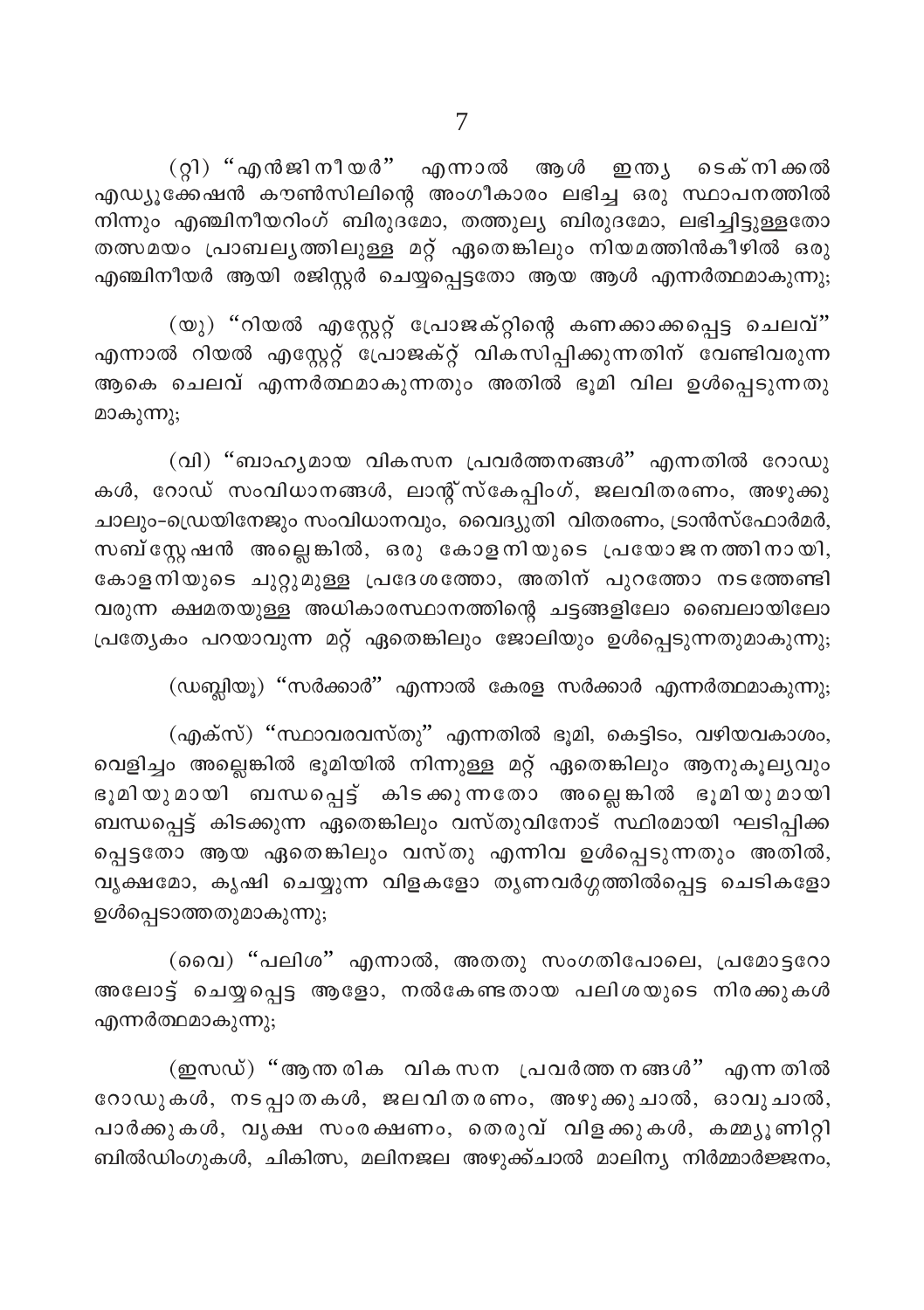(റ്റി) "എൻജിനീയർ" എന്നാൽ ആൾ ഇന്ത്യ ടെക്നിക്കൽ എഡ്യൂക്കേഷൻ കൗൺസിലിന്റെ അംഗീകാരം ലഭിച്ച ഒരു സ്ഥാപനത്തിൽ നിന്നും എഞ്ചിനീയറിംഗ് ബിരുദമോ, തത്തുല്യ ബിരുദമോ, ലഭിച്ചിട്ടുള്ളതോ തത്സമയം പ്രാബല്യത്തിലുള്ള മറ്റ് ഏതെങ്കിലും നിയമത്തിൻകീഴിൽ ഒരു എഞ്ചിനീയർ ആയി രജിസ്റ്റർ ചെയ്യപ്പെട്ടതോ ആയ ആൾ എന്നർത്ഥമാകുന്നു;

(യു) "റിയൽ എസ്റ്റേറ്റ് പ്രോജക്റ്റിന്റെ കണക്കാക്കപ്പെട്ട ചെലവ്" എന്നാൽ റിയൽ എസ്റ്റേറ്റ് പ്രോജക്റ്റ് വികസിപ്പിക്കുന്നതിന് വേണ്ടിവരുന്ന ആകെ ചെലവ് എന്നർത്ഥമാകുന്നതും അതിൽ ഭൂമി വില ഉൾപ്പെടുന്നതു മാകുന്നു;

(വി) "ബാഹ്യമായ വികസന പ്രവർത്തനങ്ങൾ" എന്നതിൽ റോഡുകൾ, റോഡ് സംവിധാനങ്ങൾ, ലാന്റ്സ്കേപ്പിംഗ്, ജലവിതരണം, അഴുക്കു ചാലും-ഡ്രെയിനേജും സംവിധാനവും, വൈദ്യുതി വിതരണം, ട്രാൻസ്ഫോർമർ, സബ്സ്റ്റേഷൻ അല്ലെങ്കിൽ, ഒരു കോളനിയുടെ പ്രയോജനത്തിനായി, കോളനിയുടെ ചുറ്റുമുള്ള പ്രദേശത്തോ, അതിന് പുറത്തോ നടത്തേണ്ടി വരുന്ന ക്ഷമതയുള്ള അധികാരസ്ഥാനത്തിന്റെ ചട്ടങ്ങളിലോ ബൈലായിലോ പ്രത്യേകം പറയാവുന്ന മറ്റ് ഏതെങ്കിലും ജോലിയും ഉൾപ്പെടുന്നതുമാകുന്നു;

(ഡബ്ലിയൂ) "സർക്കാർ" എന്നാൽ കേരള സർക്കാർ എന്നർത്ഥമാകുന്നു;

(എക്സ്) "സ്ഥാവരവസ്തു" എന്നതിൽ ഭൂമി, കെട്ടിടം, വഴിയവകാശം, വെളിച്ചം അല്ലെങ്കിൽ ഭൂമിയിൽ നിന്നുള്ള മറ്റ് ഏതെങ്കിലും ആനുകൂല്യവും ഭൂമിയുമായി ബന്ധപ്പെട്ട് കിടക്കുന്നതോ അല്ലെങ്കിൽ ഭൂമിയുമായി ബന്ധപ്പെട്ട് കിടക്കുന്ന ഏതെങ്കിലും വസ്തുവിനോട് സ്ഥിരമായി ഘടിപ്പിക്ക പ്പെട്ടതോ ആയ ഏതെങ്കിലും വസ്തു എന്നിവ ഉൾപ്പെടുന്നതും അതിൽ, വൃക്ഷമോ, കൃഷി ചെയ്യുന്ന വിളകളോ തൃണവർഗ്ഗത്തിൽപ്പെട്ട ചെടികളോ ഉൾപ്പെടാത്തതുമാകുന്നു;

(വൈ) "പലിശ" എന്നാൽ, അതതു സംഗതിപോലെ, പ്രമോട്ടറോ അലോട്ട് ചെയ്യപ്പെട്ട ആളോ, നൽകേണ്ടതായ പലിശയുടെ നിരക്കുകൾ എന്നർത്ഥമാകുന്നു;

(ഇസഡ്) "ആന്തരിക വികസന പ്രവർത്തനങ്ങൾ" എന്നതിൽ റോഡുകൾ, നടപ്പാതകൾ, ജലവിതരണം, അഴുക്കുചാൽ, ഓവുചാൽ, പാർക്കുകൾ, വൃക്ഷ സംരക്ഷണം, തെരുവ് വിളക്കുകൾ, കമ്മ്യൂണിറ്റി ബിൽഡിംഗുകൾ, ചികിത്സ, മലിനജല അഴുക്ക്ചാൽ മാലിന്യ നിർമ്മാർജ്ജനം,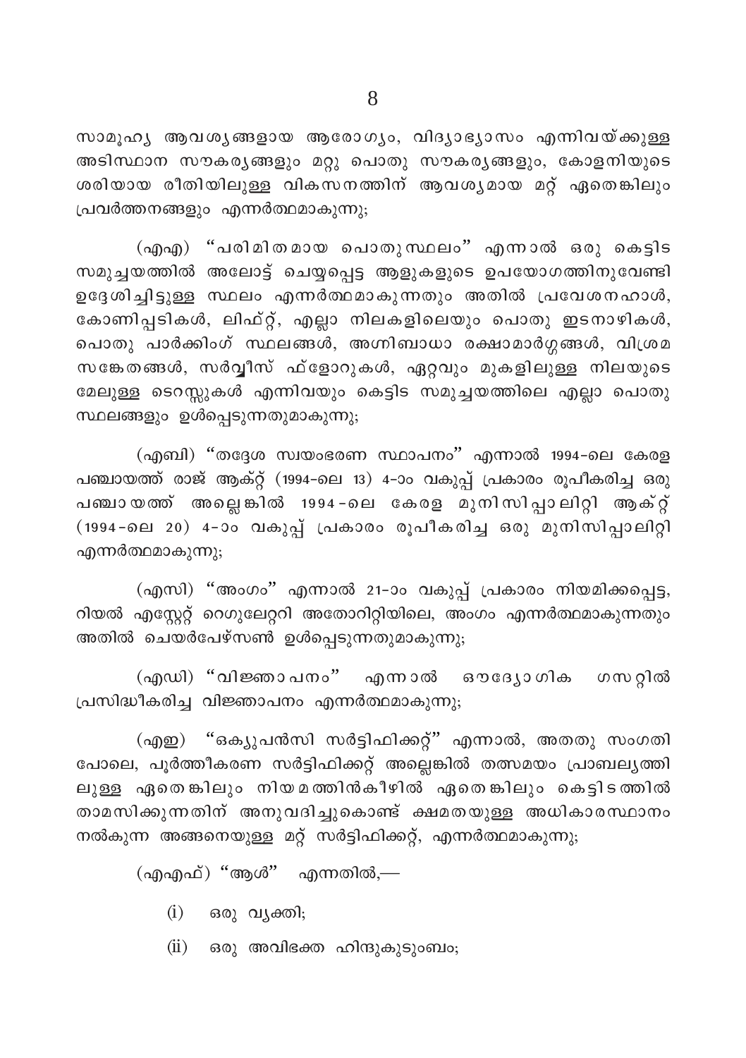സാമൂഹ്യ ആവശ്യങ്ങളായ ആരോഗ്യം, വിദ്യാഭ്യാസം എന്നിവയ്ക്കുള്ള അടിസ്ഥാന സൗകര്യങ്ങളും മറ്റു പൊതു സൗകര്യങ്ങളും, കോളനിയുടെ ശരിയായ രീതിയിലുള്ള വികസനത്തിന് ആവശ്യമായ മറ്റ് ഏതെങ്കിലും പ്രവർത്തനങ്ങളും എന്നർത്ഥമാകുന്നു;

(എഎ) "പരിമിതമായ പൊതുസ്ഥലം" എന്നാൽ ഒരു കെട്ടിട സമുച്ചയത്തിൽ അലോട്ട് ചെയ്യപ്പെട്ട ആളുകളുടെ ഉപയോഗത്തിനുവേണ്ടി ഉദ്ദേശിച്ചിട്ടുള്ള സ്ഥലം എന്നർത്ഥമാകുന്നതും അതിൽ പ്രവേശനഹാൾ, കോണിപ്പടികൾ, ലിഫ്റ്റ്, എല്ലാ നിലകളിലെയും പൊതു ഇടനാഴികൾ, പൊതു പാർക്കിംഗ് സ്ഥലങ്ങൾ, അഗ്നിബാധാ രക്ഷാമാർഗ്ഗങ്ങൾ, വിശ്രമ സങ്കേതങ്ങൾ, സർവ്വീസ് ഫ്ളോറുകൾ, ഏറ്റവും മുകളിലുള്ള നിലയുടെ മേലുള്ള ടെറസ്സുകൾ എന്നിവയും കെട്ടിട സമുച്ചയത്തിലെ എല്ലാ പൊതു സ്ഥലങ്ങളും ഉൾപ്പെടുന്നതുമാകുന്നു;

(എബി) "തദ്ദേശ സ്വയംഭരണ സ്ഥാപനം" എന്നാൽ 1994-ലെ കേരള പഞ്ചായത്ത് രാജ് ആക്റ്റ് (1994-ലെ 13) 4-ാം വകുപ്പ് പ്രകാരം രൂപീകരിച്ച ഒരു പഞ്ചായത്ത് അല്ലെങ്കിൽ 1994-ലെ കേരള മുനിസിപ്പാലിറ്റി ആക്റ്റ് (1994-ലെ 20) 4-ാം വകുപ്പ് പ്രകാരം രൂപീകരിച്ച ഒരു മുനിസിപ്പാലിറ്റി എന്നർത്ഥമാകുന്നു;

(എസി) "അംഗം" എന്നാൽ 21-ാം വകുപ്പ് പ്രകാരം നിയമിക്കപ്പെട്ട, റിയൽ എസ്റ്റേറ്റ് റെഗുലേറ്ററി അതോറിറ്റിയിലെ, അംഗം എന്നർത്ഥമാകുന്നതും അതിൽ ചെയർപേഴ്സൺ ഉൾപ്പെടുന്നതുമാകുന്നു;

(എഡി) "വിജ്ഞാപനം" എന്നാൽ ഔദ്യോഗിക ഗസറ്റിൽ പ്രസിദ്ധീകരിച്ച വിജ്ഞാപനം എന്നർത്ഥമാകുന്നു;

(എഇ) "ഒക്യുപൻസി സർട്ടിഫിക്കറ്റ്" എന്നാൽ, അതതു സംഗതി പോലെ, പൂർത്തീകരണ സർട്ടിഫിക്കറ്റ് അല്ലെങ്കിൽ തത്സമയം പ്രാബല്യത്തിലുള്ള ഏതെങ്കിലും നിയമത്തിൻകീഴിൽ ഏതെങ്കിലും കെട്ടിടത്തിൽ താമസിക്കുന്നതിന് അനുവദിച്ചുകൊണ്ട് ക്ഷമതയുള്ള അധികാരസ്ഥാനം നൽകുന്ന അങ്ങനെയുള്ള മറ്റ് സർട്ടിഫിക്കറ്റ്, എന്നർത്ഥമാകുന്നു;

(എഎഫ്) "ആൾ" എന്നതിൽ,—

(i) ഒരു വ്യക്തി;

(ii) ഒരു അവിഭക്ത ഹിന്ദുകുടുംബം;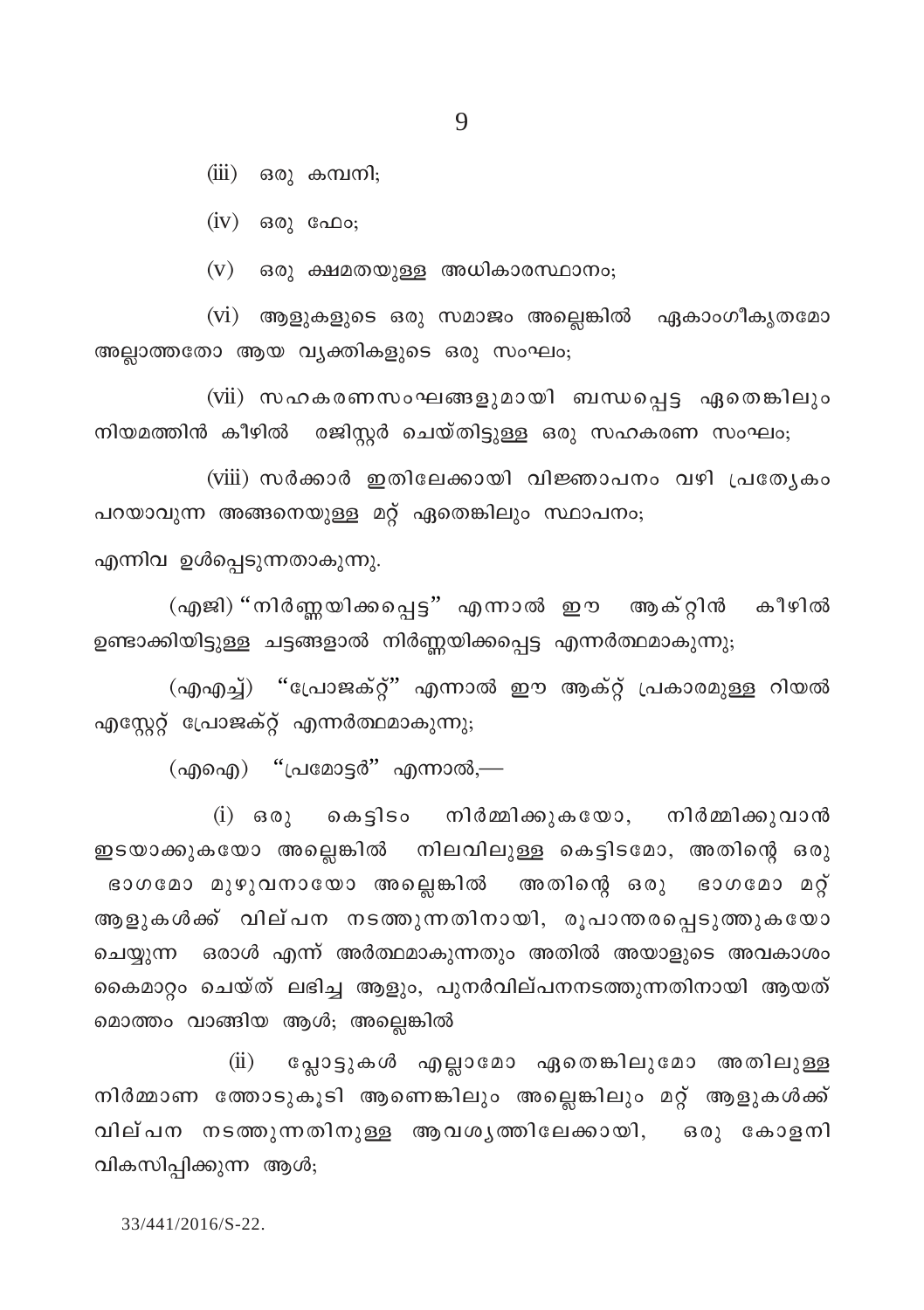(iii) ഒരു കമ്പനി;

(iv) ഒരു ഫേം;

(v) ഒരു ക്ഷമതയുള്ള അധികാരസ്ഥാനം;

(vi) ആളുകളുടെ ഒരു സമാജം അല്ലെങ്കിൽ ഏകാംഗീകൃതമോ അല്ലാത്തതോ ആയ വ്യക്തികളുടെ ഒരു സംഘം;

(vii) സഹകരണസംഘങ്ങളുമായി ബന്ധപ്പെട്ട ഏതെങ്കിലും നിയമത്തിൻ കീഴിൽ രജിസ്റ്റർ ചെയ്തിട്ടുള്ള ഒരു സഹകരണ സംഘം;

(viii) സർക്കാർ ഇതിലേക്കായി വിജ്ഞാപനം വഴി പ്രത്യേകം പറയാവുന്ന അങ്ങനെയുള്ള മറ്റ് ഏതെങ്കിലും സ്ഥാപനം;

എന്നിവ ഉൾപ്പെടുന്നതാകുന്നു.

(എജി) "നിർണ്ണയിക്കപ്പെട്ട" എന്നാൽ ഈ ആക്റ്റിൻ കീഴിൽ ഉണ്ടാക്കിയിട്ടുള്ള ചട്ടങ്ങളാൽ നിർണ്ണയിക്കപ്പെട്ട എന്നർത്ഥമാകുന്നു;

(എഎച്ച്) "പ്രോജക്റ്റ്" എന്നാൽ ഈ ആക്റ്റ് പ്രകാരമുള്ള റിയൽ എസ്റ്റേറ്റ് പ്രോജക്റ്റ് എന്നർത്ഥമാകുന്നു;

(എഐ) "പ്രമോട്ടർ" എന്നാൽ,—

(i) ഒരു കെട്ടിടം നിർമ്മിക്കുകയോ, നിർമ്മിക്കുവാൻ ഇടയാക്കുകയോ അല്ലെങ്കിൽ നിലവിലുള്ള കെട്ടിടമോ, അതിന്റെ ഒരു ഭാഗമോ മുഴുവനായോ അല്ലെങ്കിൽ അതിന്റെ ഒരു ഭാഗമോ മറ്റ് ആളുകൾക്ക് വില്പന നടത്തുന്നതിനായി, രൂപാന്തരപ്പെടുത്തുകയോ ചെയ്യുന്ന ഒരാൾ എന്ന് അർത്ഥമാകുന്നതും അതിൽ അയാളുടെ അവകാശം കൈമാറ്റം ചെയ്ത് ലഭിച്ച ആളും, പുനർവില്പനനടത്തുന്നതിനായി ആയത് മൊത്തം വാങ്ങിയ ആൾ; അല്ലെങ്കിൽ

(ii) പ്ലോട്ടുകൾ എല്ലാമോ ഏതെങ്കിലുമോ അതിലുള്ള നിർമ്മാണ ത്തോടുകൂടി ആണെങ്കിലും അല്ലെങ്കിലും മറ്റ് ആളുകൾക്ക് വില്പന നടത്തുന്നതിനുള്ള ആവശ്യത്തിലേക്കായി, ഒരു കോളനി വികസിപ്പിക്കുന്ന ആൾ;

33/441/2016/S-22.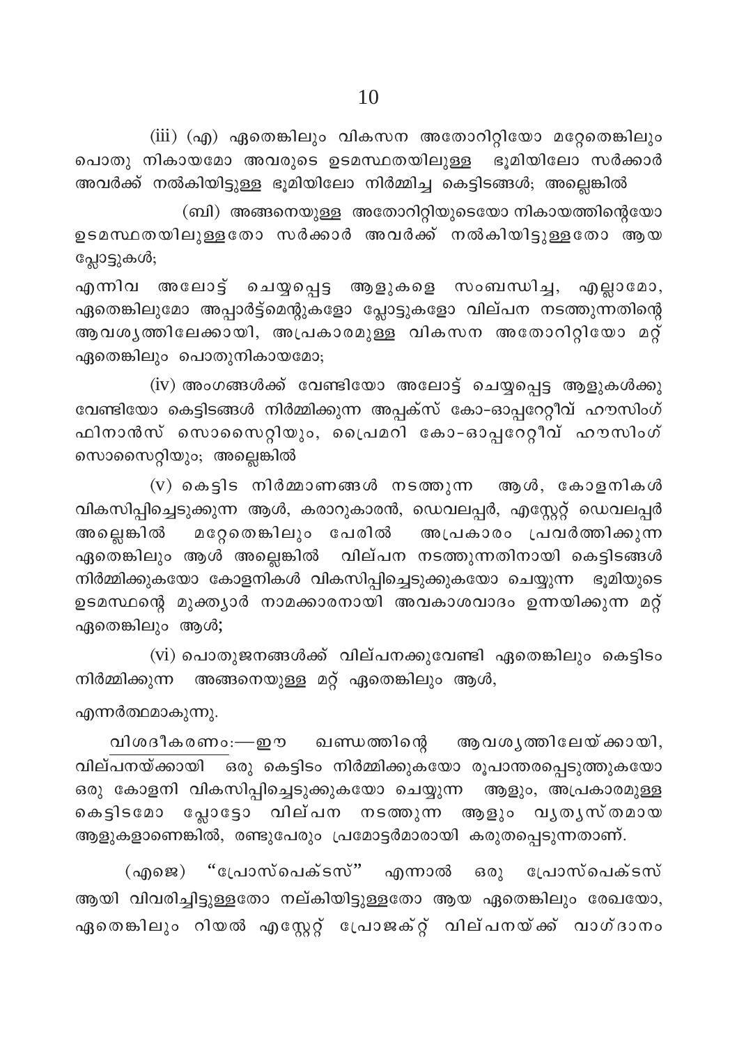(iii) (എ) ഏതെങ്കിലും വികസന അതോറിറ്റിയോ മറ്റേതെങ്കിലും പൊതു നികായമോ അവരുടെ ഉടമസ്ഥതയിലുള്ള ഭൂമിയിലോ സർക്കാർ അവർക്ക് നൽകിയിട്ടുള്ള ഭൂമിയിലോ നിർമ്മിച്ച കെട്ടിടങ്ങൾ; അല്ലെങ്കിൽ

(ബി) അങ്ങനെയുള്ള അതോറിറ്റിയുടെയോ നികായത്തിന്റെയോ ഉടമസ്ഥതയിലുള്ളതോ സർക്കാർ അവർക്ക് നൽകിയിട്ടുള്ളതോ ആയ പ്ലോട്ടുകൾ;

എന്നിവ അലോട്ട് ചെയ്യപ്പെട്ട ആളുകളെ സംബന്ധിച്ച, എല്ലാമോ, ഏതെങ്കിലുമോ അപ്പാർട്ട്മെന്റുകളോ പ്ലോട്ടുകളോ വില്പന നടത്തുന്നതിന്റെ ആവശ്യത്തിലേക്കായി, അപ്രകാരമുള്ള വികസന അതോറിറ്റിയോ മറ്റ് ഏതെങ്കിലും പൊതുനികായമോ;

(iv) അംഗങ്ങൾക്ക് വേണ്ടിയോ അലോട്ട് ചെയ്യപ്പെട്ട ആളുകൾക്കു വേണ്ടിയോ കെട്ടിടങ്ങൾ നിർമ്മിക്കുന്ന അപ്പക്സ് കോ-ഓപ്പറേറ്റീവ് ഹൗസിംഗ് ഫിനാൻസ് സൊസൈറ്റിയും, പ്രൈമറി കോ-ഓപ്പറേറ്റീവ് ഹൗസിംഗ് സൊസൈറ്റിയും; അല്ലെങ്കിൽ

(v) കെട്ടിട നിർമ്മാണങ്ങൾ നടത്തുന്ന ആൾ, കോളനികൾ വികസിപ്പിച്ചെടുക്കുന്ന ആൾ, കരാറുകാരൻ, ഡെവലപ്പർ, എസ്റ്റേറ്റ് ഡെവലപ്പർ അല്ലെങ്കിൽ മറ്റേതെങ്കിലും പേരിൽ അപ്രകാരം പ്രവർത്തിക്കുന്ന ഏതെങ്കിലും ആൾ അല്ലെങ്കിൽ വില്പന നടത്തുന്നതിനായി കെട്ടിടങ്ങൾ നിർമ്മിക്കുകയോ കോളനികൾ വികസിപ്പിച്ചെടുക്കുകയോ ചെയ്യുന്ന ഭൂമിയുടെ ഉടമസ്ഥന്റെ മുക്ത്യാർ നാമക്കാരനായി അവകാശവാദം ഉന്നയിക്കുന്ന മറ്റ് ഏതെങ്കിലും ആൾ;

(vi) പൊതുജനങ്ങൾക്ക് വില്പനക്കുവേണ്ടി ഏതെങ്കിലും കെട്ടിടം നിർമ്മിക്കുന്ന അങ്ങനെയുള്ള മറ്റ് ഏതെങ്കിലും ആൾ,

എന്നർത്ഥമാകുന്നു.

<u>വിശദീകരണം</u>:—ഈ ഖണ്ഡത്തിന്റെ ആവശ്യത്തിലേയ്ക്കായി, വില്പനയ്ക്കായി ഒരു കെട്ടിടം നിർമ്മിക്കുകയോ രൂപാന്തരപ്പെടുത്തുകയോ ഒരു കോളനി വികസിപ്പിച്ചെടുക്കുകയോ ചെയ്യുന്ന ആളും, അപ്രകാരമുള്ള കെട്ടിടമോ പ്ലോട്ടോ വില്പന നടത്തുന്ന ആളും വ്യത്യസ്തമായ ആളുകളാണെങ്കിൽ, രണ്ടുപേരും പ്രമോട്ടർമാരായി കരുതപ്പെടുന്നതാണ്.

(എജെ) "പ്രോസ്പെക്ടസ്" എന്നാൽ ഒരു പ്രോസ്പെക്ടസ് ആയി വിവരിച്ചിട്ടുള്ളതോ നല്കിയിട്ടുള്ളതോ ആയ ഏതെങ്കിലും രേഖയോ, ഏതെങ്കിലും റിയൽ എസ്റ്റേറ്റ് പ്രോജക്റ്റ് വില്പനയ്ക്ക് വാഗ്ദാനം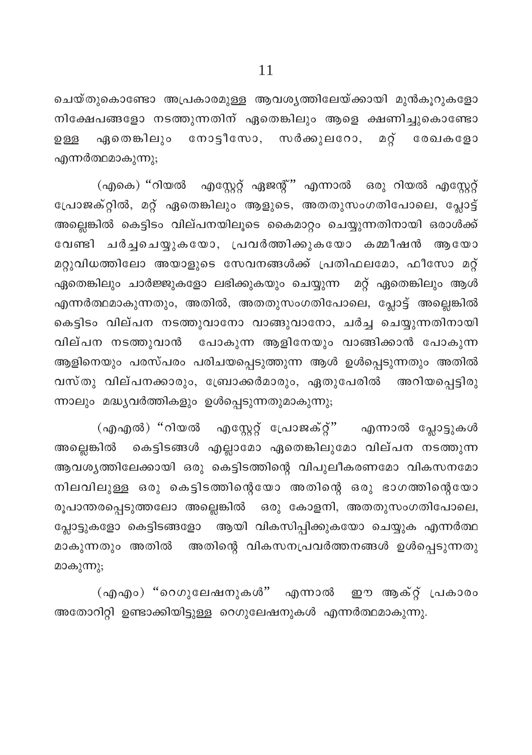ചെയ്തുകൊണ്ടോ അപ്രകാരമുള്ള ആവശ്യത്തിലേയ്ക്കായി മുൻകൂറുകളോ നിക്ഷേപങ്ങളോ നടത്തുന്നതിന് ഏതെങ്കിലും ആളെ ക്ഷണിച്ചുകൊണ്ടോ ഉള്ള ഏതെങ്കിലും നോട്ടീസോ, സർക്കുലറോ, മറ്റ് രേഖകളോ എന്നർത്ഥമാകുന്നു;

(എകെ) "റിയൽ എസ്റ്റേറ്റ് ഏജന്റ്" എന്നാൽ ഒരു റിയൽ എസ്റ്റേറ്റ് പ്രോജക്റ്റിൽ, മറ്റ് ഏതെങ്കിലും ആളുടെ, അതതുസംഗതിപോലെ, പ്ലോട്ട് അല്ലെങ്കിൽ കെട്ടിടം വില്പനയിലൂടെ കൈമാറ്റം ചെയ്യുന്നതിനായി ഒരാൾക്ക് വേണ്ടി ചർച്ചചെയ്യുകയോ, പ്രവർത്തിക്കുകയോ കമ്മീഷൻ ആയോ മറ്റുവിധത്തിലോ അയാളുടെ സേവനങ്ങൾക്ക് പ്രതിഫലമോ, ഫീസോ മറ്റ് ഏതെങ്കിലും ചാർജ്ജുകളോ ലഭിക്കുകയും ചെയ്യുന്ന മറ്റ് ഏതെങ്കിലും ആൾ എന്നർത്ഥമാകുന്നതും, അതിൽ, അതതുസംഗതിപോലെ, പ്ലോട്ട് അല്ലെങ്കിൽ കെട്ടിടം വില്പന നടത്തുവാനോ വാങ്ങുവാനോ, ചർച്ച ചെയ്യുന്നതിനായി വില്പന നടത്തുവാൻ പോകുന്ന ആളിനേയും വാങ്ങിക്കാൻ പോകുന്ന ആളിനെയും പരസ്പരം പരിചയപ്പെടുത്തുന്ന ആൾ ഉൾപ്പെടുന്നതും അതിൽ വസ്തു വില്പനക്കാരും, ബ്രോക്കർമാരും, ഏതുപേരിൽ അറിയപ്പെട്ടിരുന്നാലും മദ്ധ്യവർത്തികളും ഉൾപ്പെടുന്നതുമാകുന്നു;

(എഎൽ) "റിയൽ എസ്റ്റേറ്റ് പ്രോജക്റ്റ്" എന്നാൽ പ്ലോട്ടുകൾ അല്ലെങ്കിൽ കെട്ടിടങ്ങൾ എല്ലാമോ ഏതെങ്കിലുമോ വില്പന നടത്തുന്ന ആവശ്യത്തിലേക്കായി ഒരു കെട്ടിടത്തിന്റെ വിപുലീകരണമോ വികസനമോ നിലവിലുള്ള ഒരു കെട്ടിടത്തിന്റെയോ അതിന്റെ ഒരു ഭാഗത്തിന്റെയോ രൂപാന്തരപ്പെടുത്തലോ അല്ലെങ്കിൽ ഒരു കോളനി, അതതുസംഗതിപോലെ, പ്ലോട്ടുകളോ കെട്ടിടങ്ങളോ ആയി വികസിപ്പിക്കുകയോ ചെയ്യുക എന്നർത്ഥമാകുന്നതും അതിൽ അതിന്റെ വികസനപ്രവർത്തനങ്ങൾ ഉൾപ്പെടുന്നതുമാകുന്നു;

(എഎം) "റെഗുലേഷനുകൾ" എന്നാൽ ഈ ആക്റ്റ് പ്രകാരം അതോറിറ്റി ഉണ്ടാക്കിയിട്ടുള്ള റെഗുലേഷനുകൾ എന്നർത്ഥമാകുന്നു.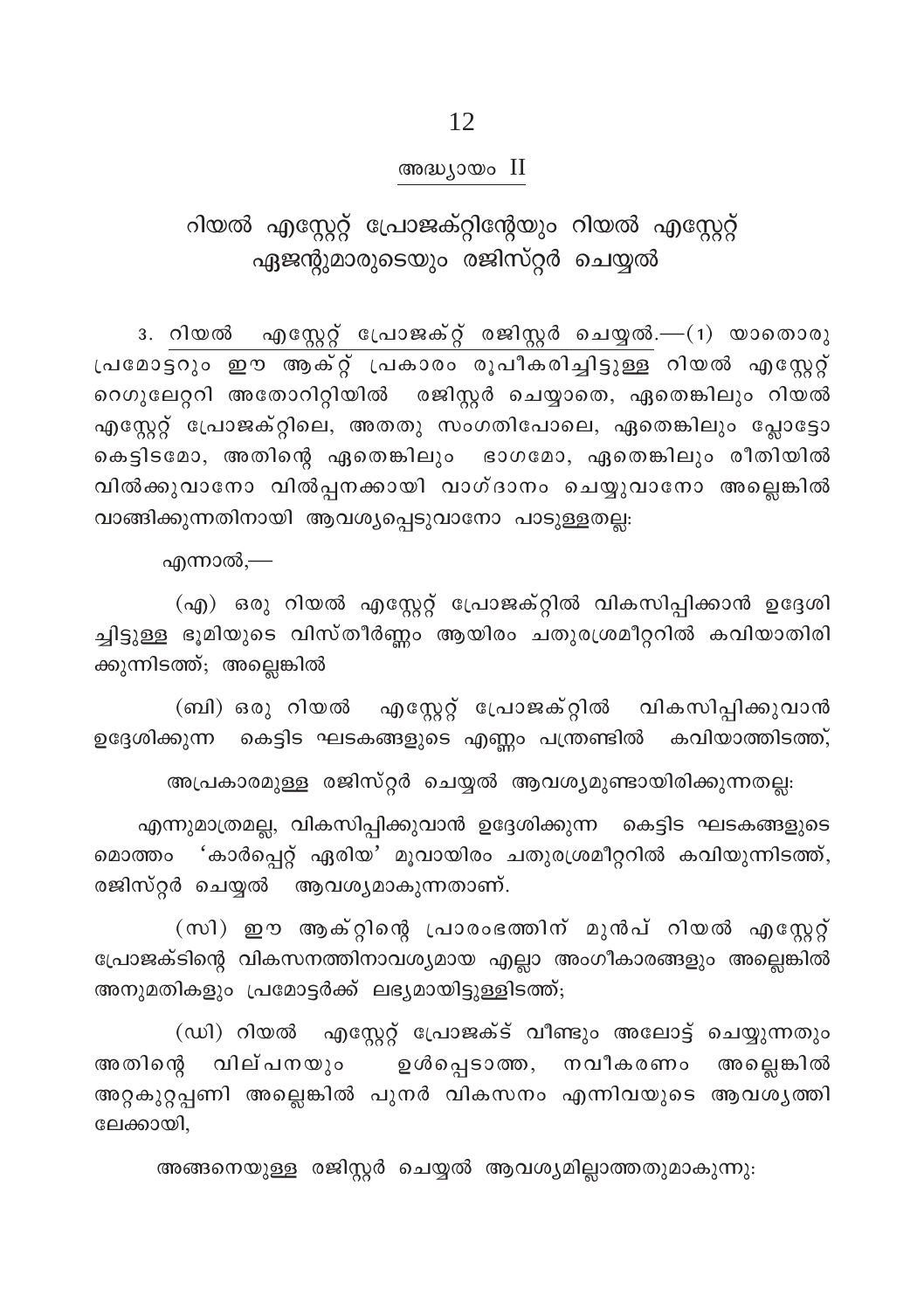## അദ്ധ്യായം II

# റിയൽ എസ്റ്റേറ്റ് പ്രോജക്റ്റിന്റേയും റിയൽ എസ്റ്റേറ്റ് ഏജന്റുമാരുടെയും രജിസ്റ്റർ ചെയ്യൽ

3. റിയൽ എസ്റ്റേറ്റ് പ്രോജക്റ്റ് രജിസ്റ്റർ ചെയ്യൽ.—(1) യാതൊരു പ്രമോട്ടറും ഈ ആക്റ്റ് പ്രകാരം രൂപീകരിച്ചിട്ടുള്ള റിയൽ എസ്റ്റേറ്റ് റെഗുലേറ്ററി അതോറിറ്റിയിൽ രജിസ്റ്റർ ചെയ്യാതെ, ഏതെങ്കിലും റിയൽ എസ്റ്റേറ്റ് പ്രോജക്റ്റിലെ, അതതു സംഗതിപോലെ, ഏതെങ്കിലും പ്ലോട്ടോ കെട്ടിടമോ, അതിന്റെ ഏതെങ്കിലും ഭാഗമോ, ഏതെങ്കിലും രീതിയിൽ വിൽക്കുവാനോ വിൽപ്പനക്കായി വാഗ്ദാനം ചെയ്യുവാനോ അല്ലെങ്കിൽ വാങ്ങിക്കുന്നതിനായി ആവശ്യപ്പെടുവാനോ പാടുള്ളതല്ല:

എന്നാൽ,—

(എ) ഒരു റിയൽ എസ്റ്റേറ്റ് പ്രോജക്റ്റിൽ വികസിപ്പിക്കാൻ ഉദ്ദേശിച്ചിട്ടുള്ള ഭൂമിയുടെ വിസ്തീർണ്ണം ആയിരം ചതുരശ്രമീറ്ററിൽ കവിയാതിരിക്കുന്നിടത്ത്; അല്ലെങ്കിൽ

(ബി) ഒരു റിയൽ എസ്റ്റേറ്റ് പ്രോജക്റ്റിൽ വികസിപ്പിക്കുവാൻ ഉദ്ദേശിക്കുന്ന കെട്ടിട ഘടകങ്ങളുടെ എണ്ണം പന്ത്രണ്ടിൽ കവിയാത്തിടത്ത്,

അപ്രകാരമുള്ള രജിസ്റ്റർ ചെയ്യൽ ആവശ്യമുണ്ടായിരിക്കുന്നതല്ല:

എന്നുമാത്രമല്ല, വികസിപ്പിക്കുവാൻ ഉദ്ദേശിക്കുന്ന കെട്ടിട ഘടകങ്ങളുടെ മൊത്തം 'കാർപ്പെറ്റ് ഏരിയ' മൂവായിരം ചതുരശ്രമീറ്ററിൽ കവിയുന്നിടത്ത്, രജിസ്റ്റർ ചെയ്യൽ ആവശ്യമാകുന്നതാണ്.

(സി) ഈ ആക്റ്റിന്റെ പ്രാരംഭത്തിന് മുൻപ് റിയൽ എസ്റ്റേറ്റ് പ്രോജക്ടിന്റെ വികസനത്തിനാവശ്യമായ എല്ലാ അംഗീകാരങ്ങളും അല്ലെങ്കിൽ അനുമതികളും പ്രമോട്ടർക്ക് ലഭ്യമായിട്ടുള്ളിടത്ത്;

(ഡി) റിയൽ എസ്റ്റേറ്റ് പ്രോജക്ട് വീണ്ടും അലോട്ട് ചെയ്യുന്നതും അതിന്റെ വില്പനയും ഉൾപ്പെടാത്ത, നവീകരണം അല്ലെങ്കിൽ അറ്റകുറ്റപ്പണി അല്ലെങ്കിൽ പുനർ വികസനം എന്നിവയുടെ ആവശ്യത്തിലേക്കായി,

അങ്ങനെയുള്ള രജിസ്റ്റർ ചെയ്യൽ ആവശ്യമില്ലാത്തതുമാകുന്നു: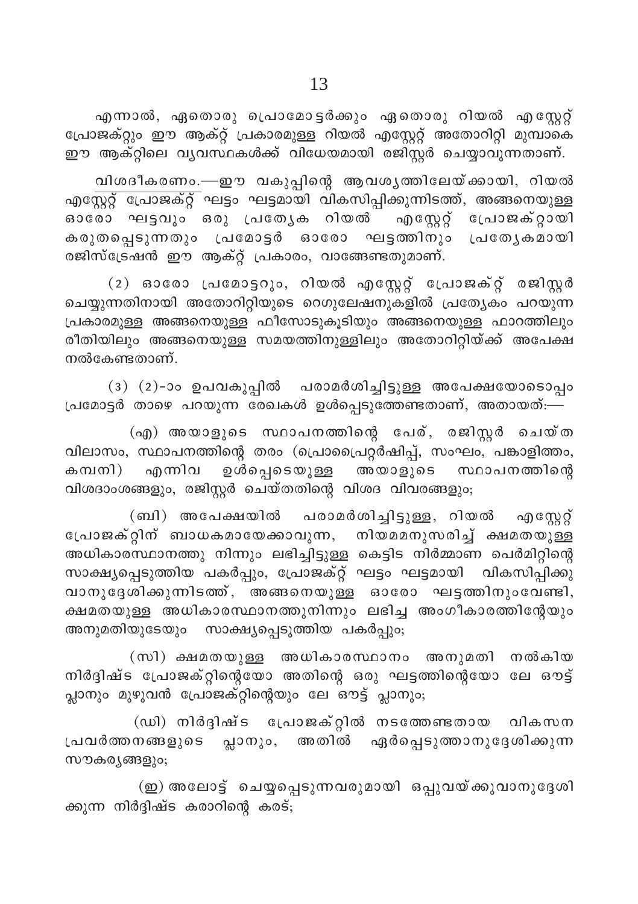എന്നാൽ, ഏതൊരു പ്രൊമോട്ടർക്കും ഏതൊരു റിയൽ എസ്റ്റേറ്റ് പ്രോജക്റ്റും ഈ ആക്റ്റ് പ്രകാരമുള്ള റിയൽ എസ്റ്റേറ്റ് അതോറിറ്റി മുമ്പാകെ ഈ ആക്റ്റിലെ വ്യവസ്ഥകൾക്ക് വിധേയമായി രജിസ്റ്റർ ചെയ്യാവുന്നതാണ്.

<u>വിശദീകരണം</u>.—ഈ വകുപ്പിന്റെ ആവശ്യത്തിലേയ്ക്കായി, റിയൽ എസ്റ്റേറ്റ് പ്രോജക്റ്റ് ഘട്ടം ഘട്ടമായി വികസിപ്പിക്കുന്നിടത്ത്, അങ്ങനെയുള്ള ഓരോ ഘട്ടവും ഒരു പ്രത്യേക റിയൽ എസ്റ്റേറ്റ് പ്രോജക്റ്റായി കരുതപ്പെടുന്നതും പ്രമോട്ടർ ഓരോ ഘട്ടത്തിനും പ്രത്യേകമായി രജിസ്ട്രേഷൻ ഈ ആക്റ്റ് പ്രകാരം, വാങ്ങേണ്ടതുമാണ്.

(2) ഓരോ പ്രമോട്ടറും, റിയൽ എസ്റ്റേറ്റ് പ്രോജക്റ്റ് രജിസ്റ്റർ ചെയ്യുന്നതിനായി അതോറിറ്റിയുടെ റെഗുലേഷനുകളിൽ പ്രത്യേകം പറയുന്ന പ്രകാരമുള്ള അങ്ങനെയുള്ള ഫീസോടുകൂടിയും അങ്ങനെയുള്ള ഫാറത്തിലും രീതിയിലും അങ്ങനെയുള്ള സമയത്തിനുള്ളിലും അതോറിറ്റിയ്ക്ക് അപേക്ഷ നൽകേണ്ടതാണ്.

(3) (2)-ാം ഉപവകുപ്പിൽ പരാമർശിച്ചിട്ടുള്ള അപേക്ഷയോടൊപ്പം പ്രമോട്ടർ താഴെ പറയുന്ന രേഖകൾ ഉൾപ്പെടുത്തേണ്ടതാണ്, അതായത്:—

(എ) അയാളുടെ സ്ഥാപനത്തിന്റെ പേര്, രജിസ്റ്റർ ചെയ്ത വിലാസം, സ്ഥാപനത്തിന്റെ തരം (പ്രൊപ്രൈറ്റർഷിപ്പ്, സംഘം, പങ്കാളിത്തം, കമ്പനി) എന്നിവ ഉൾപ്പെടെയുള്ള അയാളുടെ സ്ഥാപനത്തിന്റെ വിശദാംശങ്ങളും, രജിസ്റ്റർ ചെയ്തതിന്റെ വിശദ വിവരങ്ങളും;

(ബി) അപേക്ഷയിൽ പരാമർശിച്ചിട്ടുള്ള, റിയൽ എസ്റ്റേറ്റ് പ്രോജക്റ്റിന് ബാധകമായേക്കാവുന്ന, നിയമമനുസരിച്ച് ക്ഷമതയുള്ള അധികാരസ്ഥാനത്തു നിന്നും ലഭിച്ചിട്ടുള്ള കെട്ടിട നിർമ്മാണ പെർമിറ്റിന്റെ സാക്ഷ്യപ്പെടുത്തിയ പകർപ്പും, പ്രോജക്റ്റ് ഘട്ടം ഘട്ടമായി വികസിപ്പിക്കുവാനുദ്ദേശിക്കുന്നിടത്ത്, അങ്ങനെയുള്ള ഓരോ ഘട്ടത്തിനുംവേണ്ടി, ക്ഷമതയുള്ള അധികാരസ്ഥാനത്തുനിന്നും ലഭിച്ച അംഗീകാരത്തിന്റേയും അനുമതിയുടേയും സാക്ഷ്യപ്പെടുത്തിയ പകർപ്പും;

(സി) ക്ഷമതയുള്ള അധികാരസ്ഥാനം അനുമതി നൽകിയ നിർദ്ദിഷ്ട പ്രോജക്റ്റിന്റെയോ അതിന്റെ ഒരു ഘട്ടത്തിന്റെയോ ലേ ഔട്ട് പ്ലാനും മുഴുവൻ പ്രോജക്റ്റിന്റെയും ലേ ഔട്ട് പ്ലാനും;

(ഡി) നിർദ്ദിഷ്ട പ്രോജക്റ്റിൽ നടത്തേണ്ടതായ വികസന പ്രവർത്തനങ്ങളുടെ പ്ലാനും, അതിൽ ഏർപ്പെടുത്താനുദ്ദേശിക്കുന്ന സൗകര്യങ്ങളും;

(ഇ) അലോട്ട് ചെയ്യപ്പെടുന്നവരുമായി ഒപ്പുവയ്ക്കുവാനുദ്ദേശിക്കുന്ന നിർദ്ദിഷ്ട കരാറിന്റെ കരട്;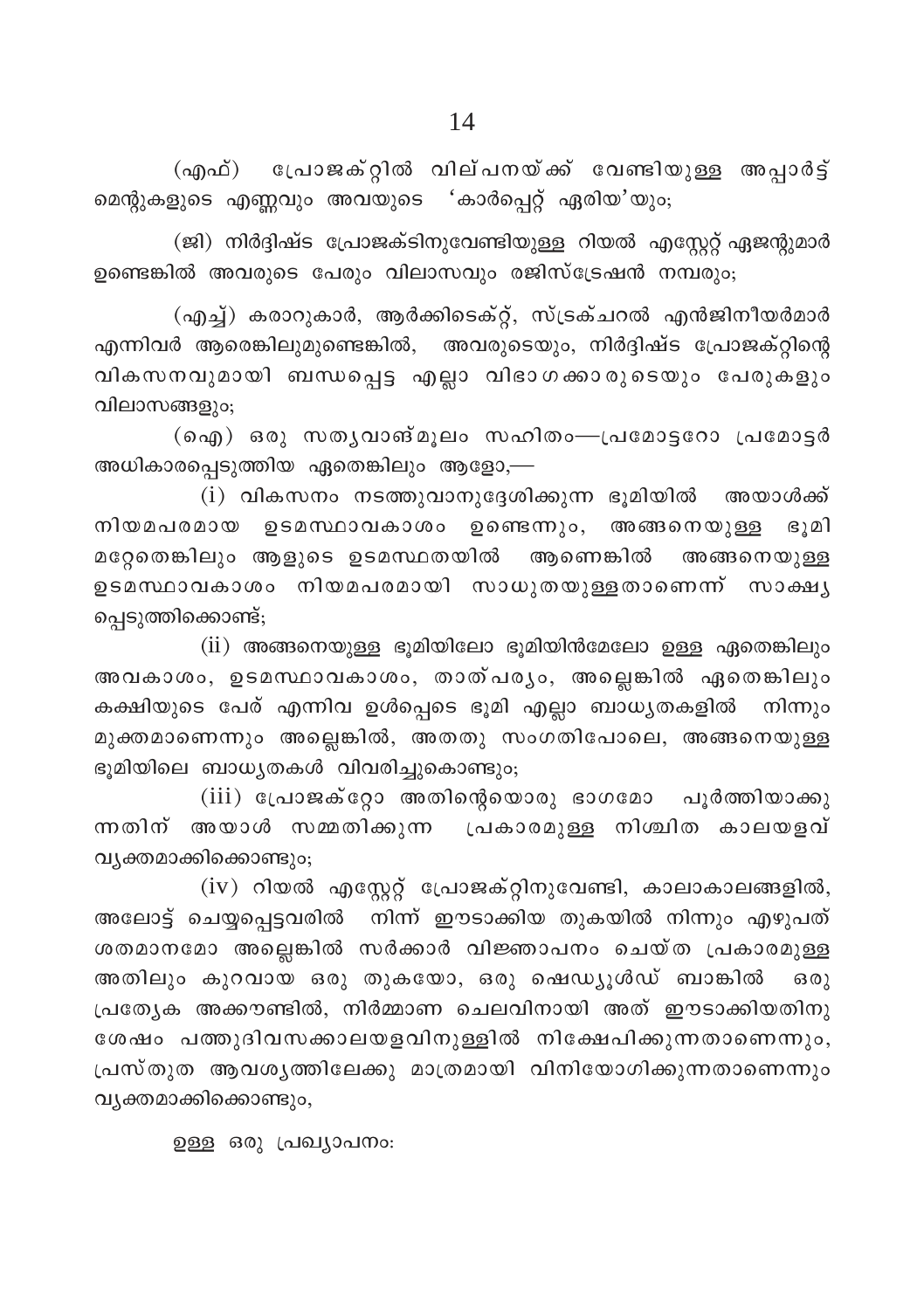(എഫ്) പ്രോജക്റ്റിൽ വില്പനയ്ക്ക് വേണ്ടിയുള്ള അപ്പാർട്ട് മെന്റുകളുടെ എണ്ണവും അവയുടെ 'കാർപ്പെറ്റ് ഏരിയ'യും;

(ജി) നിർദ്ദിഷ്ട പ്രോജക്ടിനുവേണ്ടിയുള്ള റിയൽ എസ്റ്റേറ്റ് ഏജന്റുമാർ ഉണ്ടെങ്കിൽ അവരുടെ പേരും വിലാസവും രജിസ്ട്രേഷൻ നമ്പരും;

(എച്ച്) കരാറുകാർ, ആർക്കിടെക്റ്റ്, സ്ട്രക്ചറൽ എൻജിനീയർമാർ എന്നിവർ ആരെങ്കിലുമുണ്ടെങ്കിൽ, അവരുടെയും, നിർദ്ദിഷ്ട പ്രോജക്റ്റിന്റെ വികസനവുമായി ബന്ധപ്പെട്ട എല്ലാ വിഭാഗക്കാരുടെയും പേരുകളും വിലാസങ്ങളും;

(ഐ) ഒരു സത്യവാങ്മൂലം സഹിതം—പ്രമോട്ടറോ പ്രമോട്ടർ അധികാരപ്പെടുത്തിയ ഏതെങ്കിലും ആളോ,—

(i) വികസനം നടത്തുവാനുദ്ദേശിക്കുന്ന ഭൂമിയിൽ അയാൾക്ക് നിയമപരമായ ഉടമസ്ഥാവകാശം ഉണ്ടെന്നും, അങ്ങനെയുള്ള ഭൂമി മറ്റേതെങ്കിലും ആളുടെ ഉടമസ്ഥതയിൽ ആണെങ്കിൽ അങ്ങനെയുള്ള ഉടമസ്ഥാവകാശം നിയമപരമായി സാധുതയുള്ളതാണെന്ന് സാക്ഷ്യപ്പെടുത്തിക്കൊണ്ട്;

(ii) അങ്ങനെയുള്ള ഭൂമിയിലോ ഭൂമിയിൻമേലോ ഉള്ള ഏതെങ്കിലും അവകാശം, ഉടമസ്ഥാവകാശം, താത്പര്യം, അല്ലെങ്കിൽ ഏതെങ്കിലും കക്ഷിയുടെ പേര് എന്നിവ ഉൾപ്പെടെ ഭൂമി എല്ലാ ബാധ്യതകളിൽ നിന്നും മുക്തമാണെന്നും അല്ലെങ്കിൽ, അതതു സംഗതിപോലെ, അങ്ങനെയുള്ള ഭൂമിയിലെ ബാധ്യതകൾ വിവരിച്ചുകൊണ്ടും;

(iii) പ്രോജക്റ്റോ അതിന്റെയൊരു ഭാഗമോ പൂർത്തിയാക്കുന്നതിന് അയാൾ സമ്മതിക്കുന്ന പ്രകാരമുള്ള നിശ്ചിത കാലയളവ് വ്യക്തമാക്കിക്കൊണ്ടും;

(iv) റിയൽ എസ്റ്റേറ്റ് പ്രോജക്റ്റിനുവേണ്ടി, കാലാകാലങ്ങളിൽ, അലോട്ട് ചെയ്യപ്പെട്ടവരിൽ നിന്ന് ഈടാക്കിയ തുകയിൽ നിന്നും എഴുപത് ശതമാനമോ അല്ലെങ്കിൽ സർക്കാർ വിജ്ഞാപനം ചെയ്ത പ്രകാരമുള്ള അതിലും കുറവായ ഒരു തുകയോ, ഒരു ഷെഡ്യൂൾഡ് ബാങ്കിൽ ഒരു പ്രത്യേക അക്കൗണ്ടിൽ, നിർമ്മാണ ചെലവിനായി അത് ഈടാക്കിയതിനു ശേഷം പത്തുദിവസക്കാലയളവിനുള്ളിൽ നിക്ഷേപിക്കുന്നതാണെന്നും, പ്രസ്തുത ആവശ്യത്തിലേക്കു മാത്രമായി വിനിയോഗിക്കുന്നതാണെന്നും വ്യക്തമാക്കിക്കൊണ്ടും,

ഉള്ള ഒരു പ്രഖ്യാപനം: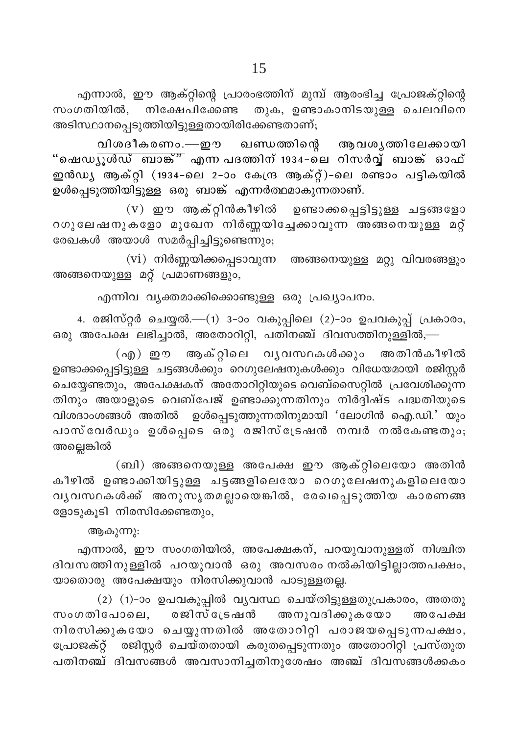എന്നാൽ, ഈ ആക്റ്റിന്റെ പ്രാരംഭത്തിന് മുമ്പ് ആരംഭിച്ച പ്രോജക്റ്റിന്റെ സംഗതിയിൽ, നിക്ഷേപിക്കേണ്ട തുക, ഉണ്ടാകാനിടയുള്ള ചെലവിനെ അടിസ്ഥാനപ്പെടുത്തിയിട്ടുള്ളതായിരിക്കേണ്ടതാണ്;

<u>വിശദീകരണം</u>.—ഈ ഖണ്ഡത്തിന്റെ ആവശ്യത്തിലേക്കായി "ഷെഡ്യൂൾഡ് ബാങ്ക്" എന്ന പദത്തിന് 1934-ലെ റിസർവ്വ് ബാങ്ക് ഓഫ് ഇൻഡ്യ ആക്റ്റി (1934-ലെ 2-ാം കേന്ദ്ര ആക്റ്റ്)-ലെ രണ്ടാം പട്ടികയിൽ ഉൾപ്പെടുത്തിയിട്ടുള്ള ഒരു ബാങ്ക് എന്നർത്ഥമാകുന്നതാണ്.

(v) ഈ ആക്റ്റിൻകീഴിൽ ഉണ്ടാക്കപ്പെട്ടിട്ടുള്ള ചട്ടങ്ങളോ റഗുലേഷനുകളോ മുഖേന നിർണ്ണയിച്ചേക്കാവുന്ന അങ്ങനെയുള്ള മറ്റ് രേഖകൾ അയാൾ സമർപ്പിച്ചിട്ടുണ്ടെന്നും;

(vi) നിർണ്ണയിക്കപ്പെടാവുന്ന അങ്ങനെയുള്ള മറ്റു വിവരങ്ങളും അങ്ങനെയുള്ള മറ്റ് പ്രമാണങ്ങളും,

എന്നിവ വ്യക്തമാക്കിക്കൊണ്ടുള്ള ഒരു പ്രഖ്യാപനം.

4. <u>രജിസ്റ്റർ ചെയ്യൽ</u>.—(1) 3-ാം വകുപ്പിലെ (2)-ാം ഉപവകുപ്പ് പ്രകാരം, ഒരു അപേക്ഷ ലഭിച്ചാൽ, അതോറിറ്റി, പതിനഞ്ച് ദിവസത്തിനുള്ളിൽ,—

(എ) ഈ ആക്റ്റിലെ വ്യവസ്ഥകൾക്കും അതിൻകീഴിൽ ഉണ്ടാക്കപ്പെട്ടിട്ടുള്ള ചട്ടങ്ങൾക്കും റെഗുലേഷനുകൾക്കും വിധേയമായി രജിസ്റ്റർ ചെയ്യേണ്ടതും, അപേക്ഷകന് അതോറിറ്റിയുടെ വെബ്സൈറ്റിൽ പ്രവേശിക്കുന്നതിനും അയാളുടെ വെബ്പേജ് ഉണ്ടാക്കുന്നതിനും നിർദ്ദിഷ്ട പദ്ധതിയുടെ വിശദാംശങ്ങൾ അതിൽ ഉൾപ്പെടുത്തുന്നതിനുമായി 'ലോഗിൻ ഐ.ഡി.' യും പാസ് വേർഡും ഉൾപ്പെടെ ഒരു രജിസ്ട്രേഷൻ നമ്പർ നൽകേണ്ടതും; അല്ലെങ്കിൽ

(ബി) അങ്ങനെയുള്ള അപേക്ഷ ഈ ആക്റ്റിലെയോ അതിൻ കീഴിൽ ഉണ്ടാക്കിയിട്ടുള്ള ചട്ടങ്ങളിലെയോ റെഗുലേഷനുകളിലെയോ വ്യവസ്ഥകൾക്ക് അനുസൃതമല്ലായെങ്കിൽ, രേഖപ്പെടുത്തിയ കാരണങ്ങളോടുകൂടി നിരസിക്കേണ്ടതും,

ആകുന്നു:

എന്നാൽ, ഈ സംഗതിയിൽ, അപേക്ഷകന്, പറയുവാനുള്ളത് നിശ്ചിത ദിവസത്തിനുള്ളിൽ പറയുവാൻ ഒരു അവസരം നൽകിയിട്ടില്ലാത്തപക്ഷം, യാതൊരു അപേക്ഷയും നിരസിക്കുവാൻ പാടുള്ളതല്ല.

(2) (1)-ാം ഉപവകുപ്പിൽ വ്യവസ്ഥ ചെയ്തിട്ടുള്ളതുപ്രകാരം, അതതു സംഗതിപോലെ, രജിസ്ട്രേഷൻ അനുവദിക്കുകയോ അപേക്ഷ നിരസിക്കുകയോ ചെയ്യുന്നതിൽ അതോറിറ്റി പരാജയപ്പെടുന്നപക്ഷം, പ്രോജക്റ്റ് രജിസ്റ്റർ ചെയ്തതായി കരുതപ്പെടുന്നതും അതോറിറ്റി പ്രസ്തുത പതിനഞ്ച് ദിവസങ്ങൾ അവസാനിച്ചതിനുശേഷം അഞ്ച് ദിവസങ്ങൾക്കകം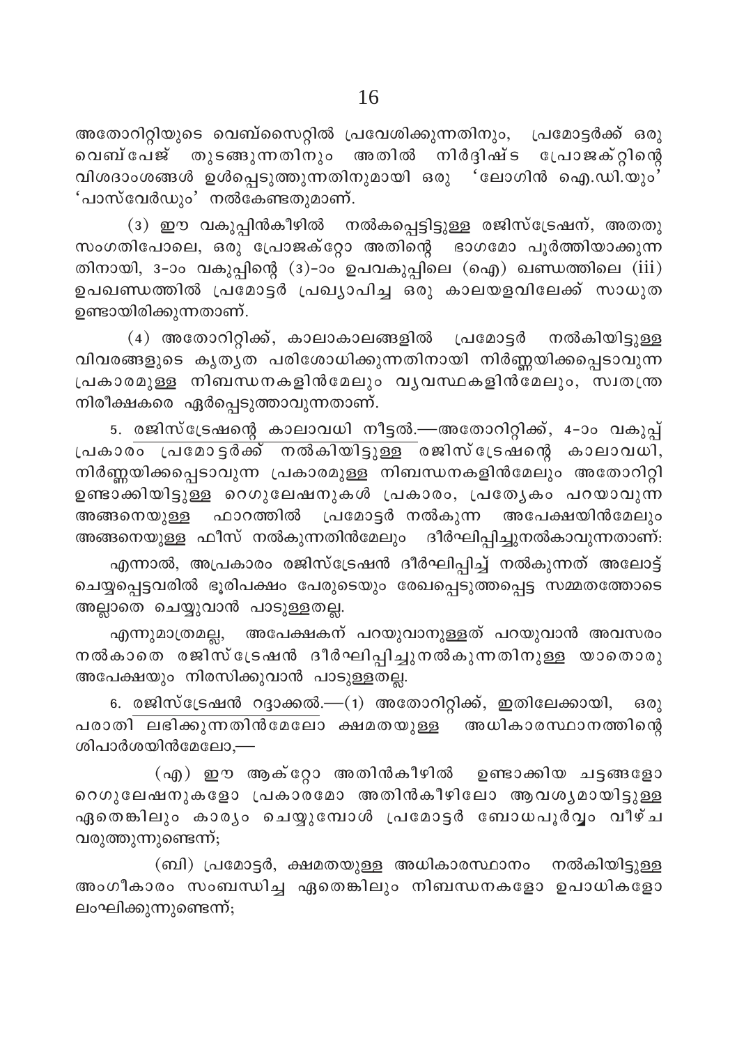അതോറിറ്റിയുടെ വെബ്സൈറ്റിൽ പ്രവേശിക്കുന്നതിനും, പ്രമോട്ടർക്ക് ഒരു വെബ്പേജ് തുടങ്ങുന്നതിനും അതിൽ നിർദ്ദിഷ്ട പ്രോജക്റ്റിന്റെ വിശദാംശങ്ങൾ ഉൾപ്പെടുത്തുന്നതിനുമായി ഒരു 'ലോഗിൻ ഐ.ഡി.യും' 'പാസ്‌വേർഡും' നൽകേണ്ടതുമാണ്.

(3) ഈ വകുപ്പിൻകീഴിൽ നൽകപ്പെട്ടിട്ടുള്ള രജിസ്ട്രേഷന്, അതതു സംഗതിപോലെ, ഒരു പ്രോജക്റ്റോ അതിന്റെ ഭാഗമോ പൂർത്തിയാക്കുന്നതിനായി, 3-ാം വകുപ്പിന്റെ (3)-ാം ഉപവകുപ്പിലെ (ഐ) ഖണ്ഡത്തിലെ (iii) ഉപഖണ്ഡത്തിൽ പ്രമോട്ടർ പ്രഖ്യാപിച്ച ഒരു കാലയളവിലേക്ക് സാധുത ഉണ്ടായിരിക്കുന്നതാണ്.

(4) അതോറിറ്റിക്ക്, കാലാകാലങ്ങളിൽ പ്രമോട്ടർ നൽകിയിട്ടുള്ള വിവരങ്ങളുടെ കൃത്യത പരിശോധിക്കുന്നതിനായി നിർണ്ണയിക്കപ്പെടാവുന്ന പ്രകാരമുള്ള നിബന്ധനകളിൻമേലും വ്യവസ്ഥകളിൻമേലും, സ്വതന്ത്ര നിരീക്ഷകരെ ഏർപ്പെടുത്താവുന്നതാണ്.

5. <u>രജിസ്ട്രേഷന്റെ കാലാവധി നീട്ടൽ</u>.—അതോറിറ്റിക്ക്, 4-ാം വകുപ്പ് പ്രകാരം പ്രമോട്ടർക്ക് നൽകിയിട്ടുള്ള രജിസ്ട്രേഷന്റെ കാലാവധി, നിർണ്ണയിക്കപ്പെടാവുന്ന പ്രകാരമുള്ള നിബന്ധനകളിൻമേലും അതോറിറ്റി ഉണ്ടാക്കിയിട്ടുള്ള റെഗുലേഷനുകൾ പ്രകാരം, പ്രത്യേകം പറയാവുന്ന അങ്ങനെയുള്ള ഫാറത്തിൽ പ്രമോട്ടർ നൽകുന്ന അപേക്ഷയിൻമേലും അങ്ങനെയുള്ള ഫീസ് നൽകുന്നതിൻമേലും ദീർഘിപ്പിച്ചുനൽകാവുന്നതാണ്:

എന്നാൽ, അപ്രകാരം രജിസ്ട്രേഷൻ ദീർഘിപ്പിച്ച് നൽകുന്നത് അലോട്ട് ചെയ്യപ്പെട്ടവരിൽ ഭൂരിപക്ഷം പേരുടെയും രേഖപ്പെടുത്തപ്പെട്ട സമ്മതത്തോടെ അല്ലാതെ ചെയ്യുവാൻ പാടുള്ളതല്ല.

എന്നുമാത്രമല്ല, അപേക്ഷകന് പറയുവാനുള്ളത് പറയുവാൻ അവസരം നൽകാതെ രജിസ്ട്രേഷൻ ദീർഘിപ്പിച്ചുനൽകുന്നതിനുള്ള യാതൊരു അപേക്ഷയും നിരസിക്കുവാൻ പാടുള്ളതല്ല.

6. <u>രജിസ്ട്രേഷൻ റദ്ദാക്കൽ</u>.—(1) അതോറിറ്റിക്ക്, ഇതിലേക്കായി, ഒരു പരാതി ലഭിക്കുന്നതിൻമേലോ ക്ഷമതയുള്ള അധികാരസ്ഥാനത്തിന്റെ ശിപാർശയിൻമേലോ,—

(എ) ഈ ആക്റ്റോ അതിൻകീഴിൽ ഉണ്ടാക്കിയ ചട്ടങ്ങളോ റെഗുലേഷനുകളോ പ്രകാരമോ അതിൻകീഴിലോ ആവശ്യമായിട്ടുള്ള ഏതെങ്കിലും കാര്യം ചെയ്യുമ്പോൾ പ്രമോട്ടർ ബോധപൂർവ്വം വീഴ്ച വരുത്തുന്നുണ്ടെന്ന്;

(ബി) പ്രമോട്ടർ, ക്ഷമതയുള്ള അധികാരസ്ഥാനം നൽകിയിട്ടുള്ള അംഗീകാരം സംബന്ധിച്ച ഏതെങ്കിലും നിബന്ധനകളോ ഉപാധികളോ ലംഘിക്കുന്നുണ്ടെന്ന്;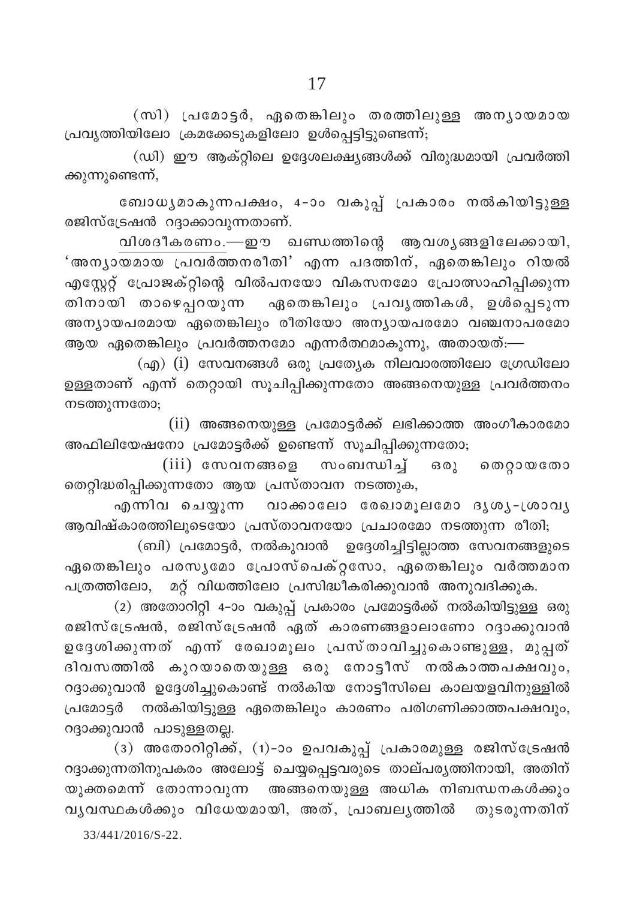(സി) പ്രമോട്ടർ, ഏതെങ്കിലും തരത്തിലുള്ള അന്യായമായ പ്രവൃത്തിയിലോ ക്രമക്കേടുകളിലോ ഉൾപ്പെട്ടിട്ടുണ്ടെന്ന്;

(ഡി) ഈ ആക്റ്റിലെ ഉദ്ദേശലക്ഷ്യങ്ങൾക്ക് വിരുദ്ധമായി പ്രവർത്തിക്കുന്നുണ്ടെന്ന്,

ബോധ്യമാകുന്നപക്ഷം, 4-ാം വകുപ്പ് പ്രകാരം നൽകിയിട്ടുള്ള രജിസ്ട്രേഷൻ റദ്ദാക്കാവുന്നതാണ്.

വിശദീകരണം.—ഈ ഖണ്ഡത്തിന്റെ ആവശ്യങ്ങളിലേക്കായി, 'അന്യായമായ പ്രവർത്തനരീതി' എന്ന പദത്തിന്, ഏതെങ്കിലും റിയൽ എസ്റ്റേറ്റ് പ്രോജക്റ്റിന്റെ വിൽപനയോ വികസനമോ പ്രോത്സാഹിപ്പിക്കുന്നതിനായി താഴെപ്പറയുന്ന ഏതെങ്കിലും പ്രവൃത്തികൾ, ഉൾപ്പെടുന്ന അന്യായപരമായ ഏതെങ്കിലും രീതിയോ അന്യായപരമോ വഞ്ചനാപരമോ ആയ ഏതെങ്കിലും പ്രവർത്തനമോ എന്നർത്ഥമാകുന്നു, അതായത്:—

(എ) (i) സേവനങ്ങൾ ഒരു പ്രത്യേക നിലവാരത്തിലോ ഗ്രേഡിലോ ഉള്ളതാണ് എന്ന് തെറ്റായി സൂചിപ്പിക്കുന്നതോ അങ്ങനെയുള്ള പ്രവർത്തനം നടത്തുന്നതോ;

(ii) അങ്ങനെയുള്ള പ്രമോട്ടർക്ക് ലഭിക്കാത്ത അംഗീകാരമോ അഫിലിയേഷനോ പ്രമോട്ടർക്ക് ഉണ്ടെന്ന് സൂചിപ്പിക്കുന്നതോ;

(iii) സേവനങ്ങളെ സംബന്ധിച്ച് ഒരു തെറ്റായതോ തെറ്റിദ്ധരിപ്പിക്കുന്നതോ ആയ പ്രസ്താവന നടത്തുക,

എന്നിവ ചെയ്യുന്ന വാക്കാലോ രേഖാമൂലമോ ദൃശ്യ-ശ്രാവ്യ ആവിഷ്കാരത്തിലൂടെയോ പ്രസ്താവനയോ പ്രചാരമോ നടത്തുന്ന രീതി;

(ബി) പ്രമോട്ടർ, നൽകുവാൻ ഉദ്ദേശിച്ചിട്ടില്ലാത്ത സേവനങ്ങളുടെ ഏതെങ്കിലും പരസ്യമോ പ്രോസ്പെക്റ്റസോ, ഏതെങ്കിലും വർത്തമാന പത്രത്തിലോ, മറ്റ് വിധത്തിലോ പ്രസിദ്ധീകരിക്കുവാൻ അനുവദിക്കുക.

(2) അതോറിറ്റി 4-ാം വകുപ്പ് പ്രകാരം പ്രമോട്ടർക്ക് നൽകിയിട്ടുള്ള ഒരു രജിസ്ട്രേഷൻ, രജിസ്ട്രേഷൻ ഏത് കാരണങ്ങളാലാണോ റദ്ദാക്കുവാൻ ഉദ്ദേശിക്കുന്നത് എന്ന് രേഖാമൂലം പ്രസ്താവിച്ചുകൊണ്ടുള്ള, മുപ്പത് ദിവസത്തിൽ കുറയാതെയുള്ള ഒരു നോട്ടീസ് നൽകാത്തപക്ഷവും, റദ്ദാക്കുവാൻ ഉദ്ദേശിച്ചുകൊണ്ട് നൽകിയ നോട്ടീസിലെ കാലയളവിനുള്ളിൽ പ്രമോട്ടർ നൽകിയിട്ടുള്ള ഏതെങ്കിലും കാരണം പരിഗണിക്കാത്തപക്ഷവും, റദ്ദാക്കുവാൻ പാടുള്ളതല്ല.

(3) അതോറിറ്റിക്ക്, (1)-ാം ഉപവകുപ്പ് പ്രകാരമുള്ള രജിസ്ട്രേഷൻ റദ്ദാക്കുന്നതിനുപകരം അലോട്ട് ചെയ്യപ്പെട്ടവരുടെ താല്പര്യത്തിനായി, അതിന് യുക്തമെന്ന് തോന്നാവുന്ന അങ്ങനെയുള്ള അധിക നിബന്ധനകൾക്കും വ്യവസ്ഥകൾക്കും വിധേയമായി, അത്, പ്രാബല്യത്തിൽ തുടരുന്നതിന്

33/441/2016/S-22.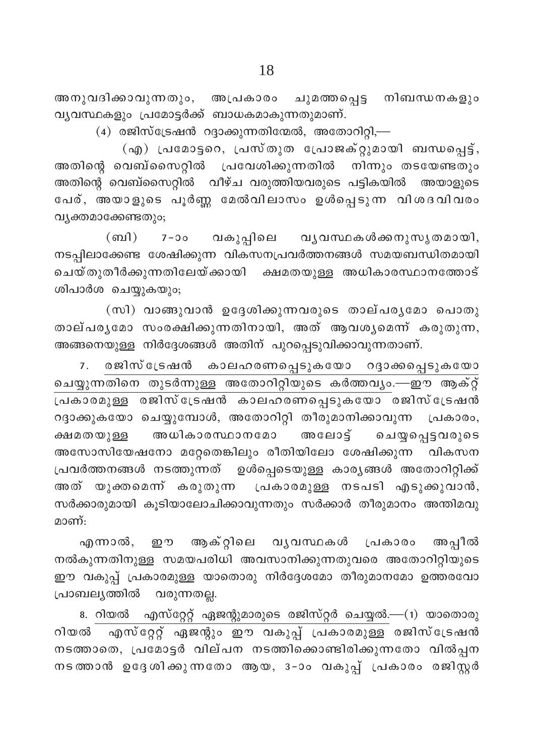അനുവദിക്കാവുന്നതും, അപ്രകാരം ചുമത്തപ്പെട്ട നിബന്ധനകളും വ്യവസ്ഥകളും പ്രമോട്ടർക്ക് ബാധകമാകുന്നതുമാണ്.

(4) രജിസ്ട്രേഷൻ റദ്ദാക്കുന്നതിന്മേൽ, അതോറിറ്റി,—

(എ) പ്രമോട്ടറെ, പ്രസ്തുത പ്രോജക്റ്റുമായി ബന്ധപ്പെട്ട്, അതിന്റെ വെബ്സൈറ്റിൽ പ്രവേശിക്കുന്നതിൽ നിന്നും തടയേണ്ടതും അതിന്റെ വെബ്സൈറ്റിൽ വീഴ്ച വരുത്തിയവരുടെ പട്ടികയിൽ അയാളുടെ പേര്, അയാളുടെ പൂർണ്ണ മേൽവിലാസം ഉൾപ്പെടുന്ന വിശദവിവരം വ്യക്തമാക്കേണ്ടതും;

(ബി) 7-ാം വകുപ്പിലെ വ്യവസ്ഥകൾക്കനുസൃതമായി, നടപ്പിലാക്കേണ്ട ശേഷിക്കുന്ന വികസനപ്രവർത്തനങ്ങൾ സമയബന്ധിതമായി ചെയ്തുതീർക്കുന്നതിലേയ്ക്കായി ക്ഷമതയുള്ള അധികാരസ്ഥാനത്തോട് ശിപാർശ ചെയ്യുകയും;

(സി) വാങ്ങുവാൻ ഉദ്ദേശിക്കുന്നവരുടെ താല്പര്യമോ പൊതു താല്പര്യമോ സംരക്ഷിക്കുന്നതിനായി, അത് ആവശ്യമെന്ന് കരുതുന്ന, അങ്ങനെയുള്ള നിർദ്ദേശങ്ങൾ അതിന് പുറപ്പെടുവിക്കാവുന്നതാണ്.

7. <u>രജിസ്ട്രേഷൻ കാലഹരണപ്പെടുകയോ റദ്ദാക്കപ്പെടുകയോ ചെയ്യുന്നതിനെ തുടർന്നുള്ള അതോറിറ്റിയുടെ കർത്തവ്യം</u>.—ഈ ആക്റ്റ് പ്രകാരമുള്ള രജിസ്ട്രേഷൻ കാലഹരണപ്പെടുകയോ രജിസ്ട്രേഷൻ റദ്ദാക്കുകയോ ചെയ്യുമ്പോൾ, അതോറിറ്റി തീരുമാനിക്കാവുന്ന പ്രകാരം, ക്ഷമതയുള്ള അധികാരസ്ഥാനമോ അലോട്ട് ചെയ്യപ്പെട്ടവരുടെ അസോസിയേഷനോ മറ്റേതെങ്കിലും രീതിയിലോ ശേഷിക്കുന്ന വികസന പ്രവർത്തനങ്ങൾ നടത്തുന്നത് ഉൾപ്പെടെയുള്ള കാര്യങ്ങൾ അതോറിറ്റിക്ക് അത് യുക്തമെന്ന് കരുതുന്ന പ്രകാരമുള്ള നടപടി എടുക്കുവാൻ, സർക്കാരുമായി കൂടിയാലോചിക്കാവുന്നതും സർക്കാർ തീരുമാനം അന്തിമവു മാണ്:

എന്നാൽ, ഈ ആക്റ്റിലെ വ്യവസ്ഥകൾ പ്രകാരം അപ്പീൽ നൽകുന്നതിനുള്ള സമയപരിധി അവസാനിക്കുന്നതുവരെ അതോറിറ്റിയുടെ ഈ വകുപ്പ് പ്രകാരമുള്ള യാതൊരു നിർദ്ദേശമോ തീരുമാനമോ ഉത്തരവോ പ്രാബല്യത്തിൽ വരുന്നതല്ല.

8. <u>റിയൽ എസ്റ്റേറ്റ് ഏജന്റുമാരുടെ രജിസ്റ്റർ ചെയ്യൽ</u>.—(1) യാതൊരു റിയൽ എസ്റ്റേറ്റ് ഏജന്റും ഈ വകുപ്പ് പ്രകാരമുള്ള രജിസ്ട്രേഷൻ നടത്താതെ, പ്രമോട്ടർ വില്പന നടത്തിക്കൊണ്ടിരിക്കുന്നതോ വിൽപ്പന നടത്താൻ ഉദ്ദേശിക്കുന്നതോ ആയ, 3-ാം വകുപ്പ് പ്രകാരം രജിസ്റ്റർ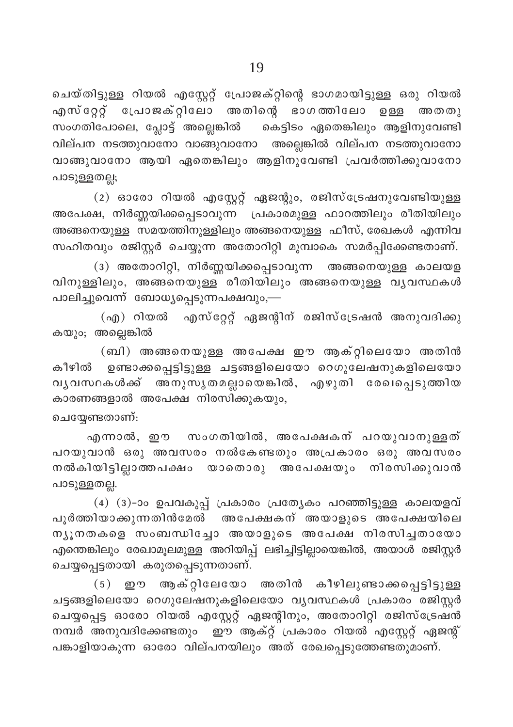ചെയ്തിട്ടുള്ള റിയൽ എസ്റ്റേറ്റ് പ്രോജക്റ്റിന്റെ ഭാഗമായിട്ടുള്ള ഒരു റിയൽ എസ്റ്റേറ്റ് പ്രോജക്റ്റിലോ അതിന്റെ ഭാഗത്തിലോ ഉള്ള അതതു സംഗതിപോലെ, പ്ലോട്ട് അല്ലെങ്കിൽ കെട്ടിടം ഏതെങ്കിലും ആളിനുവേണ്ടി വില്പന നടത്തുവാനോ വാങ്ങുവാനോ അല്ലെങ്കിൽ വില്പന നടത്തുവാനോ വാങ്ങുവാനോ ആയി ഏതെങ്കിലും ആളിനുവേണ്ടി പ്രവർത്തിക്കുവാനോ പാടുള്ളതല്ല;

(2) ഓരോ റിയൽ എസ്റ്റേറ്റ് ഏജന്റും, രജിസ്ട്രേഷനുവേണ്ടിയുള്ള അപേക്ഷ, നിർണ്ണയിക്കപ്പെടാവുന്ന പ്രകാരമുള്ള ഫാറത്തിലും രീതിയിലും അങ്ങനെയുള്ള സമയത്തിനുള്ളിലും അങ്ങനെയുള്ള ഫീസ്, രേഖകൾ എന്നിവ സഹിതവും രജിസ്റ്റർ ചെയ്യുന്ന അതോറിറ്റി മുമ്പാകെ സമർപ്പിക്കേണ്ടതാണ്.

(3) അതോറിറ്റി, നിർണ്ണയിക്കപ്പെടാവുന്ന അങ്ങനെയുള്ള കാലയളവിനുള്ളിലും, അങ്ങനെയുള്ള രീതിയിലും അങ്ങനെയുള്ള വ്യവസ്ഥകൾ പാലിച്ചുവെന്ന് ബോധ്യപ്പെടുന്നപക്ഷവും,—

(എ) റിയൽ എസ്റ്റേറ്റ് ഏജന്റിന് രജിസ്ട്രേഷൻ അനുവദിക്കുകയും; അല്ലെങ്കിൽ

(ബി) അങ്ങനെയുള്ള അപേക്ഷ ഈ ആക്റ്റിലെയോ അതിൻ കീഴിൽ ഉണ്ടാക്കപ്പെട്ടിട്ടുള്ള ചട്ടങ്ങളിലെയോ റെഗുലേഷനുകളിലെയോ വ്യവസ്ഥകൾക്ക് അനുസൃതമല്ലായെങ്കിൽ, എഴുതി രേഖപ്പെടുത്തിയ കാരണങ്ങളാൽ അപേക്ഷ നിരസിക്കുകയും,

ചെയ്യേണ്ടതാണ്:

എന്നാൽ, ഈ സംഗതിയിൽ, അപേക്ഷകന് പറയുവാനുള്ളത് പറയുവാൻ ഒരു അവസരം നൽകേണ്ടതും അപ്രകാരം ഒരു അവസരം നൽകിയിട്ടില്ലാത്തപക്ഷം യാതൊരു അപേക്ഷയും നിരസിക്കുവാൻ പാടുള്ളതല്ല.

(4) (3)-ാം ഉപവകുപ്പ് പ്രകാരം പ്രത്യേകം പറഞ്ഞിട്ടുള്ള കാലയളവ് പൂർത്തിയാക്കുന്നതിൻമേൽ അപേക്ഷകന് അയാളുടെ അപേക്ഷയിലെ ന്യൂനതകളെ സംബന്ധിച്ചോ അയാളുടെ അപേക്ഷ നിരസിച്ചതായോ എന്തെങ്കിലും രേഖാമൂലമുള്ള അറിയിപ്പ് ലഭിച്ചിട്ടില്ലായെങ്കിൽ, അയാൾ രജിസ്റ്റർ ചെയ്യപ്പെട്ടതായി കരുതപ്പെടുന്നതാണ്.

(5) ഈ ആക്റ്റിലേയോ അതിൻ കീഴിലുണ്ടാക്കപ്പെട്ടിട്ടുള്ള ചട്ടങ്ങളിലെയോ റെഗുലേഷനുകളിലെയോ വ്യവസ്ഥകൾ പ്രകാരം രജിസ്റ്റർ ചെയ്യപ്പെട്ട ഓരോ റിയൽ എസ്റ്റേറ്റ് ഏജന്റിനും, അതോറിറ്റി രജിസ്ട്രേഷൻ നമ്പർ അനുവദിക്കേണ്ടതും ഈ ആക്റ്റ് പ്രകാരം റിയൽ എസ്റ്റേറ്റ് ഏജന്റ് പങ്കാളിയാകുന്ന ഓരോ വില്പനയിലും അത് രേഖപ്പെടുത്തേണ്ടതുമാണ്.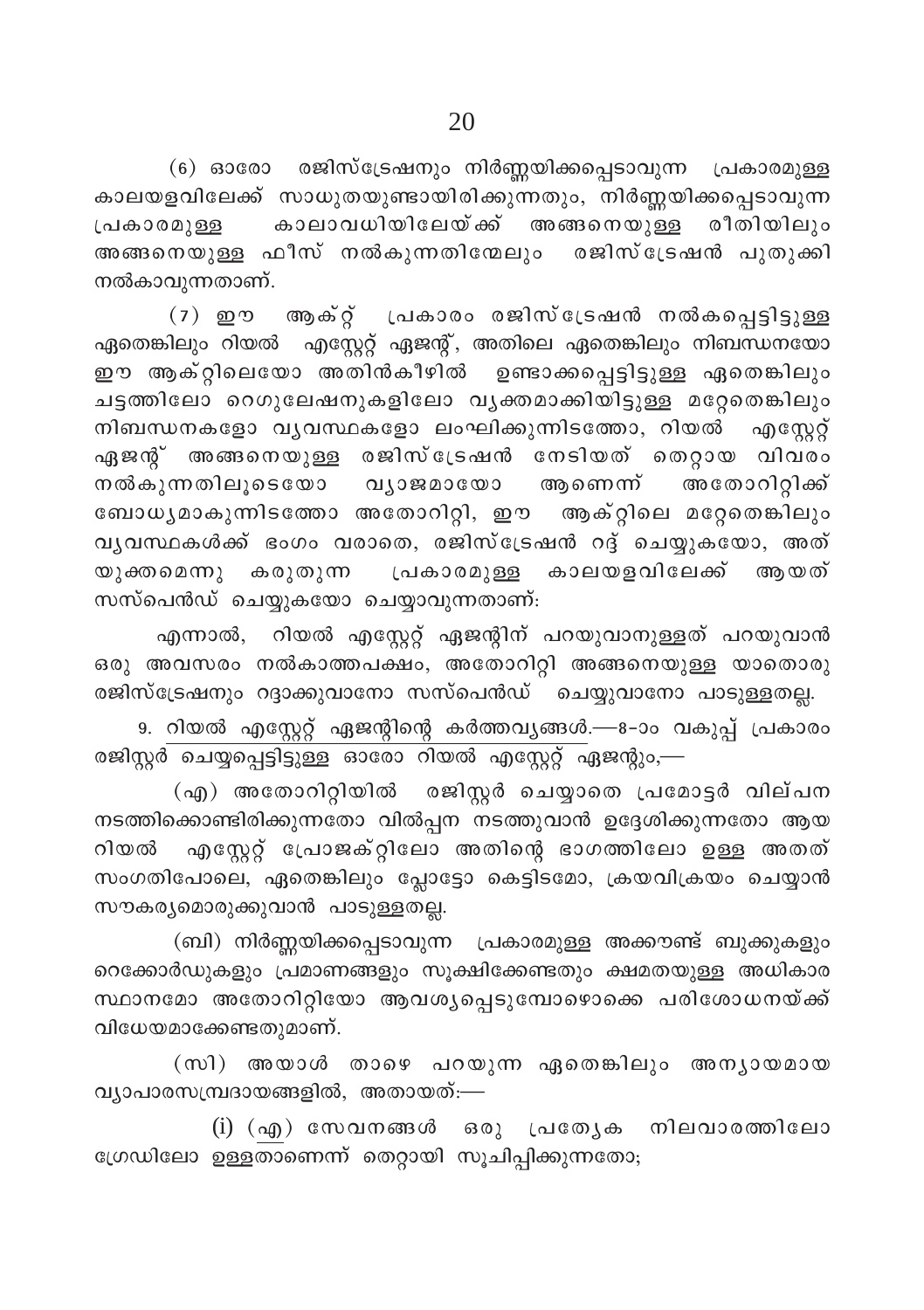(6) ഓരോ രജിസ്ട്രേഷനും നിർണ്ണയിക്കപ്പെടാവുന്ന പ്രകാരമുള്ള കാലയളവിലേക്ക് സാധുതയുണ്ടായിരിക്കുന്നതും, നിർണ്ണയിക്കപ്പെടാവുന്ന പ്രകാരമുള്ള കാലാവധിയിലേയ്ക്ക് അങ്ങനെയുള്ള രീതിയിലും അങ്ങനെയുള്ള ഫീസ് നൽകുന്നതിന്മേലും രജിസ്ട്രേഷൻ പുതുക്കി നൽകാവുന്നതാണ്.

(7) ഈ ആക്റ്റ് പ്രകാരം രജിസ്ട്രേഷൻ നൽകപ്പെട്ടിട്ടുള്ള ഏതെങ്കിലും റിയൽ എസ്റ്റേറ്റ് ഏജന്റ്, അതിലെ ഏതെങ്കിലും നിബന്ധനയോ ഈ ആക്റ്റിലെയോ അതിൻകീഴിൽ ഉണ്ടാക്കപ്പെട്ടിട്ടുള്ള ഏതെങ്കിലും ചട്ടത്തിലോ റെഗുലേഷനുകളിലോ വ്യക്തമാക്കിയിട്ടുള്ള മറ്റേതെങ്കിലും നിബന്ധനകളോ വ്യവസ്ഥകളോ ലംഘിക്കുന്നിടത്തോ, റിയൽ എസ്റ്റേറ്റ് ഏജന്റ് അങ്ങനെയുള്ള രജിസ്ട്രേഷൻ നേടിയത് തെറ്റായ വിവരം നൽകുന്നതിലൂടെയോ വ്യാജമായോ ആണെന്ന് അതോറിറ്റിക്ക് ബോധ്യമാകുന്നിടത്തോ അതോറിറ്റി, ഈ ആക്റ്റിലെ മറ്റേതെങ്കിലും വ്യവസ്ഥകൾക്ക് ഭംഗം വരാതെ, രജിസ്ട്രേഷൻ റദ്ദ് ചെയ്യുകയോ, അത് യുക്തമെന്നു കരുതുന്ന പ്രകാരമുള്ള കാലയളവിലേക്ക് ആയത് സസ്പെൻഡ് ചെയ്യുകയോ ചെയ്യാവുന്നതാണ്:

എന്നാൽ, റിയൽ എസ്റ്റേറ്റ് ഏജന്റിന് പറയുവാനുള്ളത് പറയുവാൻ ഒരു അവസരം നൽകാത്തപക്ഷം, അതോറിറ്റി അങ്ങനെയുള്ള യാതൊരു രജിസ്ട്രേഷനും റദ്ദാക്കുവാനോ സസ്പെൻഡ് ചെയ്യുവാനോ പാടുള്ളതല്ല.

9. റിയൽ എസ്റ്റേറ്റ് ഏജന്റിന്റെ കർത്തവ്യങ്ങൾ.—8-ാം വകുപ്പ് പ്രകാരം രജിസ്റ്റർ ചെയ്യപ്പെട്ടിട്ടുള്ള ഓരോ റിയൽ എസ്റ്റേറ്റ് ഏജന്റും,—

(എ) അതോറിറ്റിയിൽ രജിസ്റ്റർ ചെയ്യാതെ പ്രമോട്ടർ വില്പന നടത്തിക്കൊണ്ടിരിക്കുന്നതോ വിൽപ്പന നടത്തുവാൻ ഉദ്ദേശിക്കുന്നതോ ആയ റിയൽ എസ്റ്റേറ്റ് പ്രോജക്റ്റിലോ അതിന്റെ ഭാഗത്തിലോ ഉള്ള അതത് സംഗതിപോലെ, ഏതെങ്കിലും പ്ലോട്ടോ കെട്ടിടമോ, ക്രയവിക്രയം ചെയ്യാൻ സൗകര്യമൊരുക്കുവാൻ പാടുള്ളതല്ല.

(ബി) നിർണ്ണയിക്കപ്പെടാവുന്ന പ്രകാരമുള്ള അക്കൗണ്ട് ബുക്കുകളും റെക്കോർഡുകളും പ്രമാണങ്ങളും സൂക്ഷിക്കേണ്ടതും ക്ഷമതയുള്ള അധികാര സ്ഥാനമോ അതോറിറ്റിയോ ആവശ്യപ്പെടുമ്പോഴൊക്കെ പരിശോധനയ്ക്ക് വിധേയമാക്കേണ്ടതുമാണ്.

(സി) അയാൾ താഴെ പറയുന്ന ഏതെങ്കിലും അന്യായമായ വ്യാപാരസമ്പ്രദായങ്ങളിൽ, അതായത്:—

(i) (എ) സേവനങ്ങൾ ഒരു പ്രത്യേക നിലവാരത്തിലോ ഗ്രേഡിലോ ഉള്ളതാണെന്ന് തെറ്റായി സൂചിപ്പിക്കുന്നതോ;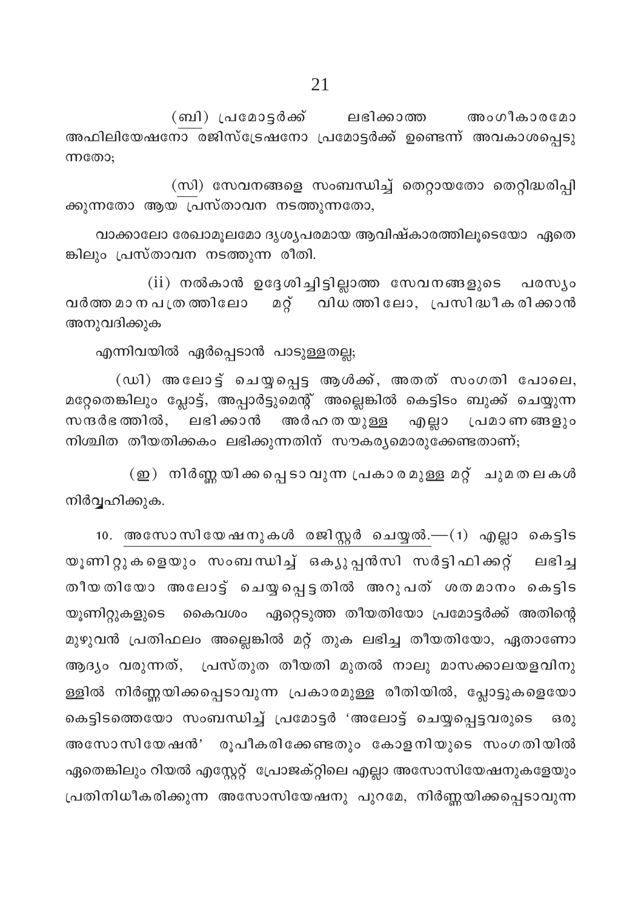(ബി) പ്രമോട്ടർക്ക് ലഭിക്കാത്ത അംഗീകാരമോ അഫിലിയേഷനോ രജിസ്ട്രേഷനോ പ്രമോട്ടർക്ക് ഉണ്ടെന്ന് അവകാശപ്പെടുന്നതോ;

(സി) സേവനങ്ങളെ സംബന്ധിച്ച് തെറ്റായതോ തെറ്റിദ്ധരിപ്പിക്കുന്നതോ ആയ പ്രസ്താവന നടത്തുന്നതോ,

വാക്കാലോ രേഖാമൂലമോ ദൃശ്യപരമായ ആവിഷ്കാരത്തിലൂടെയോ ഏതെങ്കിലും പ്രസ്താവന നടത്തുന്ന രീതി.

(ii) നൽകാൻ ഉദ്ദേശിച്ചിട്ടില്ലാത്ത സേവനങ്ങളുടെ പരസ്യം വർത്തമാനപത്രത്തിലോ മറ്റ് വിധത്തിലോ, പ്രസിദ്ധീകരിക്കാൻ അനുവദിക്കുക

എന്നിവയിൽ ഏർപ്പെടാൻ പാടുള്ളതല്ല;

(ഡി) അലോട്ട് ചെയ്യപ്പെട്ട ആൾക്ക്, അതത് സംഗതി പോലെ, മറ്റേതെങ്കിലും പ്ലോട്ട്, അപ്പാർട്ടുമെന്റ് അല്ലെങ്കിൽ കെട്ടിടം ബുക്ക് ചെയ്യുന്ന സന്ദർഭത്തിൽ, ലഭിക്കാൻ അർഹതയുള്ള എല്ലാ പ്രമാണങ്ങളും നിശ്ചിത തീയതിക്കകം ലഭിക്കുന്നതിന് സൗകര്യമൊരുക്കേണ്ടതാണ്;

(ഇ) നിർണ്ണയിക്കപ്പെടാവുന്ന പ്രകാരമുള്ള മറ്റ് ചുമതലകൾ നിർവ്വഹിക്കുക.

10. അസോസിയേഷനുകൾ രജിസ്റ്റർ ചെയ്യൽ.—(1) എല്ലാ കെട്ടിട യൂണിറ്റുകളെയും സംബന്ധിച്ച് ഒക്യുപ്പൻസി സർട്ടിഫിക്കറ്റ് ലഭിച്ച തീയതിയോ അലോട്ട് ചെയ്യപ്പെട്ടതിൽ അറുപത് ശതമാനം കെട്ടിട യൂണിറ്റുകളുടെ കൈവശം ഏറ്റെടുത്ത തീയതിയോ പ്രമോട്ടർക്ക് അതിന്റെ മുഴുവൻ പ്രതിഫലം അല്ലെങ്കിൽ മറ്റ് തുക ലഭിച്ച തീയതിയോ, ഏതാണോ ആദ്യം വരുന്നത്, പ്രസ്തുത തീയതി മുതൽ നാലു മാസക്കാലയളവിനുള്ളിൽ നിർണ്ണയിക്കപ്പെടാവുന്ന പ്രകാരമുള്ള രീതിയിൽ, പ്ലോട്ടുകളെയോ കെട്ടിടത്തെയോ സംബന്ധിച്ച് പ്രമോട്ടർ 'അലോട്ട് ചെയ്യപ്പെട്ടവരുടെ ഒരു അസോസിയേഷൻ' രൂപീകരിക്കേണ്ടതും കോളനിയുടെ സംഗതിയിൽ ഏതെങ്കിലും റിയൽ എസ്റ്റേറ്റ് പ്രോജക്റ്റിലെ എല്ലാ അസോസിയേഷനുകളേയും പ്രതിനിധീകരിക്കുന്ന അസോസിയേഷനു പുറമേ, നിർണ്ണയിക്കപ്പെടാവുന്ന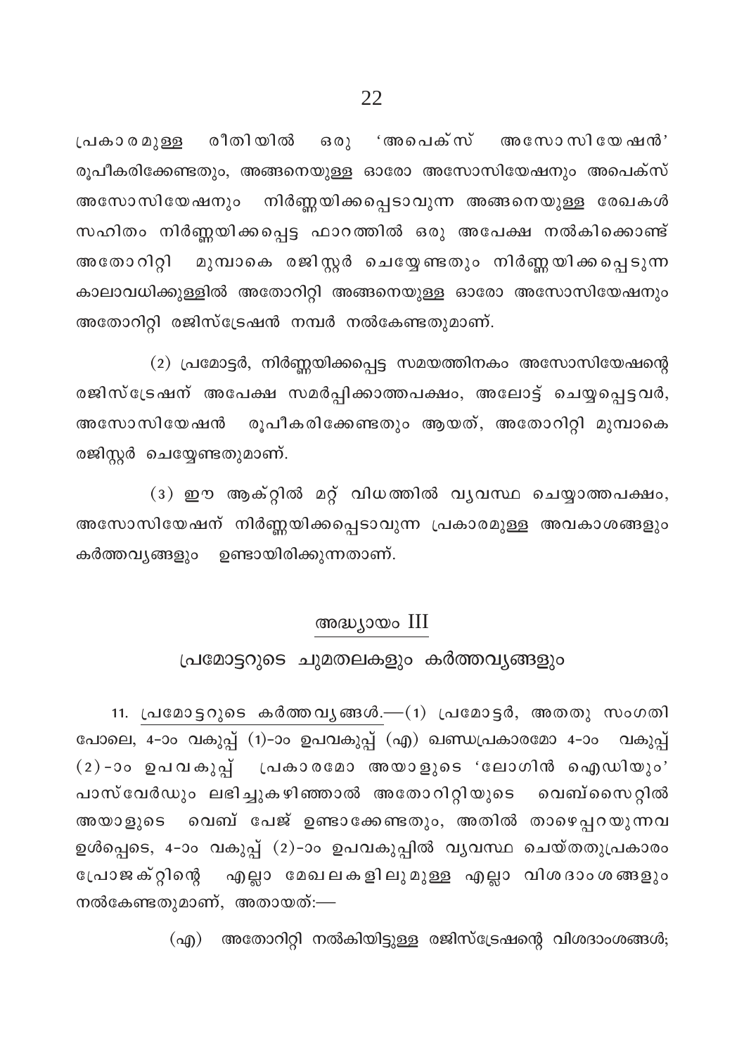പ്രകാരമുള്ള രീതിയിൽ ഒരു 'അപെക്സ് അസോസിയേഷൻ' രൂപീകരിക്കേണ്ടതും, അങ്ങനെയുള്ള ഓരോ അസോസിയേഷനും അപെക്സ് അസോസിയേഷനും നിർണ്ണയിക്കപ്പെടാവുന്ന അങ്ങനെയുള്ള രേഖകൾ സഹിതം നിർണ്ണയിക്കപ്പെട്ട ഫാറത്തിൽ ഒരു അപേക്ഷ നൽകിക്കൊണ്ട് അതോറിറ്റി മുമ്പാകെ രജിസ്റ്റർ ചെയ്യേണ്ടതും നിർണ്ണയിക്കപ്പെടുന്ന കാലാവധിക്കുള്ളിൽ അതോറിറ്റി അങ്ങനെയുള്ള ഓരോ അസോസിയേഷനും അതോറിറ്റി രജിസ്ട്രേഷൻ നമ്പർ നൽകേണ്ടതുമാണ്.

(2) പ്രമോട്ടർ, നിർണ്ണയിക്കപ്പെട്ട സമയത്തിനകം അസോസിയേഷന്റെ രജിസ്ട്രേഷന് അപേക്ഷ സമർപ്പിക്കാത്തപക്ഷം, അലോട്ട് ചെയ്യപ്പെട്ടവർ, അസോസിയേഷൻ രൂപീകരിക്കേണ്ടതും ആയത്, അതോറിറ്റി മുമ്പാകെ രജിസ്റ്റർ ചെയ്യേണ്ടതുമാണ്.

(3) ഈ ആക്റ്റിൽ മറ്റ് വിധത്തിൽ വ്യവസ്ഥ ചെയ്യാത്തപക്ഷം, അസോസിയേഷന് നിർണ്ണയിക്കപ്പെടാവുന്ന പ്രകാരമുള്ള അവകാശങ്ങളും കർത്തവ്യങ്ങളും ഉണ്ടായിരിക്കുന്നതാണ്.

## അദ്ധ്യായം III

## പ്രമോട്ടറുടെ ചുമതലകളും കർത്തവ്യങ്ങളും

11. പ്രമോട്ടറുടെ കർത്തവ്യങ്ങൾ.—(1) പ്രമോട്ടർ, അതതു സംഗതി പോലെ, 4-ാം വകുപ്പ് (1)-ാം ഉപവകുപ്പ് (എ) ഖണ്ഡപ്രകാരമോ 4-ാം വകുപ്പ് (2)-ാം ഉപവകുപ്പ് പ്രകാരമോ അയാളുടെ 'ലോഗിൻ ഐഡിയും' പാസ്‌വേർഡും ലഭിച്ചുകഴിഞ്ഞാൽ അതോറിറ്റിയുടെ വെബ്സൈറ്റിൽ അയാളുടെ വെബ് പേജ് ഉണ്ടാക്കേണ്ടതും, അതിൽ താഴെപ്പറയുന്നവ ഉൾപ്പെടെ, 4-ാം വകുപ്പ് (2)-ാം ഉപവകുപ്പിൽ വ്യവസ്ഥ ചെയ്തതുപ്രകാരം പ്രോജക്റ്റിന്റെ എല്ലാ മേഖലകളിലുമുള്ള എല്ലാ വിശദാംശങ്ങളും നൽകേണ്ടതുമാണ്, അതായത്:—

(എ) അതോറിറ്റി നൽകിയിട്ടുള്ള രജിസ്ട്രേഷന്റെ വിശദാംശങ്ങൾ;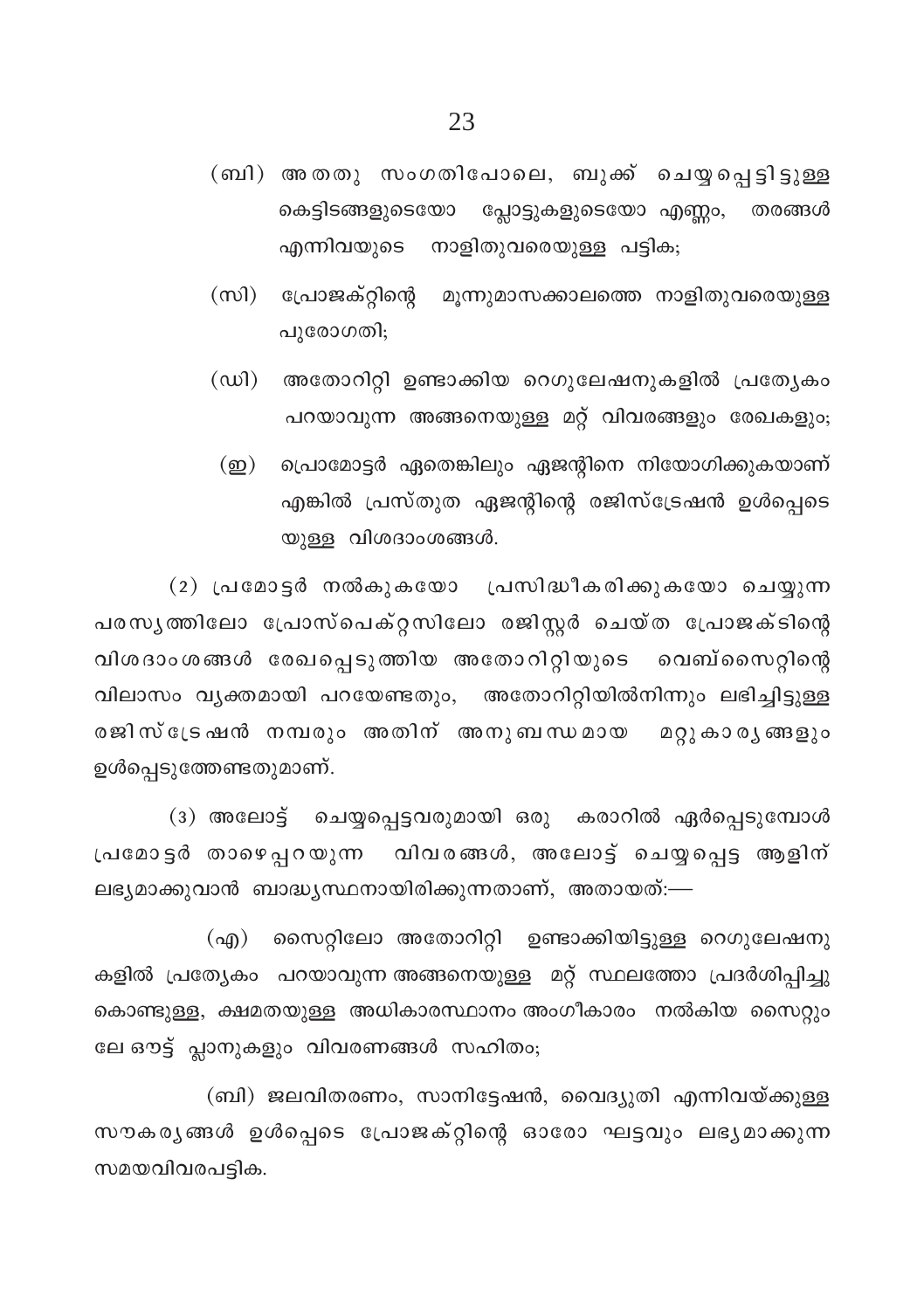(ബി) അതതു സംഗതിപോലെ, ബുക്ക് ചെയ്യപ്പെട്ടിട്ടുള്ള കെട്ടിടങ്ങളുടെയോ പ്ലോട്ടുകളുടെയോ എണ്ണം, തരങ്ങൾ എന്നിവയുടെ നാളിതുവരെയുള്ള പട്ടിക;

(സി) പ്രോജക്റ്റിന്റെ മൂന്നുമാസക്കാലത്തെ നാളിതുവരെയുള്ള പുരോഗതി;

(ഡി) അതോറിറ്റി ഉണ്ടാക്കിയ റെഗുലേഷനുകളിൽ പ്രത്യേകം പറയാവുന്ന അങ്ങനെയുള്ള മറ്റ് വിവരങ്ങളും രേഖകളും;

(ഇ) പ്രൊമോട്ടർ ഏതെങ്കിലും ഏജന്റിനെ നിയോഗിക്കുകയാണ് എങ്കിൽ പ്രസ്തുത ഏജന്റിന്റെ രജിസ്ട്രേഷൻ ഉൾപ്പെടെയുള്ള വിശദാംശങ്ങൾ.

(2) പ്രമോട്ടർ നൽകുകയോ പ്രസിദ്ധീകരിക്കുകയോ ചെയ്യുന്ന പരസ്യത്തിലോ പ്രോസ്പെക്റ്റസിലോ രജിസ്റ്റർ ചെയ്ത പ്രോജക്ടിന്റെ വിശദാംശങ്ങൾ രേഖപ്പെടുത്തിയ അതോറിറ്റിയുടെ വെബ്സൈറ്റിന്റെ വിലാസം വ്യക്തമായി പറയേണ്ടതും, അതോറിറ്റിയിൽനിന്നും ലഭിച്ചിട്ടുള്ള രജിസ്ട്രേഷൻ നമ്പരും അതിന് അനുബന്ധമായ മറ്റുകാര്യങ്ങളും ഉൾപ്പെടുത്തേണ്ടതുമാണ്.

(3) അലോട്ട് ചെയ്യപ്പെട്ടവരുമായി ഒരു കരാറിൽ ഏർപ്പെടുമ്പോൾ പ്രമോട്ടർ താഴെപ്പറയുന്ന വിവരങ്ങൾ, അലോട്ട് ചെയ്യപ്പെട്ട ആളിന് ലഭ്യമാക്കുവാൻ ബാദ്ധ്യസ്ഥനായിരിക്കുന്നതാണ്, അതായത്:—

(എ) സൈറ്റിലോ അതോറിറ്റി ഉണ്ടാക്കിയിട്ടുള്ള റെഗുലേഷനുകളിൽ പ്രത്യേകം പറയാവുന്ന അങ്ങനെയുള്ള മറ്റ് സ്ഥലത്തോ പ്രദർശിപ്പിച്ചുകൊണ്ടുള്ള, ക്ഷമതയുള്ള അധികാരസ്ഥാനം അംഗീകാരം നൽകിയ സൈറ്റും ലേ ഔട്ട് പ്ലാനുകളും വിവരണങ്ങൾ സഹിതം;

(ബി) ജലവിതരണം, സാനിട്ടേഷൻ, വൈദ്യുതി എന്നിവയ്ക്കുള്ള സൗകര്യങ്ങൾ ഉൾപ്പെടെ പ്രോജക്റ്റിന്റെ ഓരോ ഘട്ടവും ലഭ്യമാക്കുന്ന സമയവിവരപട്ടിക.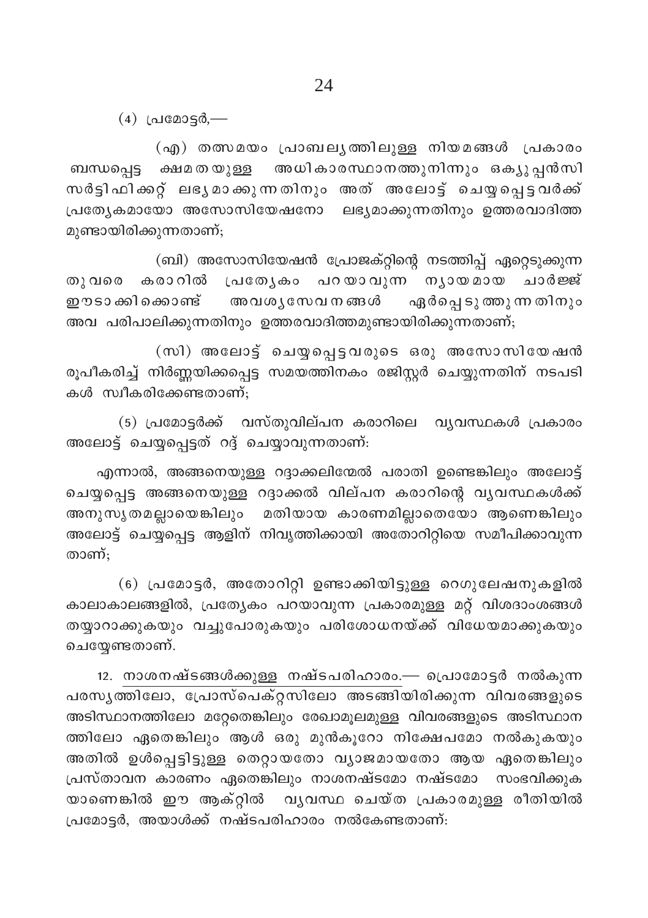(4) പ്രമോട്ടർ,—

(എ) തത്സമയം പ്രാബല്യത്തിലുള്ള നിയമങ്ങൾ പ്രകാരം ബന്ധപ്പെട്ട ക്ഷമതയുള്ള അധികാരസ്ഥാനത്തുനിന്നും ഒക്യുപ്പൻസി സർട്ടിഫിക്കറ്റ് ലഭ്യമാക്കുന്നതിനും അത് അലോട്ട് ചെയ്യപ്പെട്ടവർക്ക് പ്രത്യേകമായോ അസോസിയേഷനോ ലഭ്യമാക്കുന്നതിനും ഉത്തരവാദിത്ത മുണ്ടായിരിക്കുന്നതാണ്;

(ബി) അസോസിയേഷൻ പ്രോജക്റ്റിന്റെ നടത്തിപ്പ് ഏറ്റെടുക്കുന്ന തുവരെ കരാറിൽ പ്രത്യേകം പറയാവുന്ന ന്യായമായ ചാർജ്ജ് ഈടാക്കിക്കൊണ്ട് അവശ്യസേവനങ്ങൾ ഏർപ്പെടുത്തുന്നതിനും അവ പരിപാലിക്കുന്നതിനും ഉത്തരവാദിത്തമുണ്ടായിരിക്കുന്നതാണ്;

(സി) അലോട്ട് ചെയ്യപ്പെട്ടവരുടെ ഒരു അസോസിയേഷൻ രൂപീകരിച്ച് നിർണ്ണയിക്കപ്പെട്ട സമയത്തിനകം രജിസ്റ്റർ ചെയ്യുന്നതിന് നടപടികൾ സ്വീകരിക്കേണ്ടതാണ്;

(5) പ്രമോട്ടർക്ക് വസ്തുവില്പന കരാറിലെ വ്യവസ്ഥകൾ പ്രകാരം അലോട്ട് ചെയ്യപ്പെട്ടത് റദ്ദ് ചെയ്യാവുന്നതാണ്:

എന്നാൽ, അങ്ങനെയുള്ള റദ്ദാക്കലിന്മേൽ പരാതി ഉണ്ടെങ്കിലും അലോട്ട് ചെയ്യപ്പെട്ട അങ്ങനെയുള്ള റദ്ദാക്കൽ വില്പന കരാറിന്റെ വ്യവസ്ഥകൾക്ക് അനുസൃതമല്ലായെങ്കിലും മതിയായ കാരണമില്ലാതെയോ ആണെങ്കിലും അലോട്ട് ചെയ്യപ്പെട്ട ആളിന് നിവൃത്തിക്കായി അതോറിറ്റിയെ സമീപിക്കാവുന്നതാണ്;

(6) പ്രമോട്ടർ, അതോറിറ്റി ഉണ്ടാക്കിയിട്ടുള്ള റെഗുലേഷനുകളിൽ കാലാകാലങ്ങളിൽ, പ്രത്യേകം പറയാവുന്ന പ്രകാരമുള്ള മറ്റ് വിശദാംശങ്ങൾ തയ്യാറാക്കുകയും വച്ചുപോരുകയും പരിശോധനയ്ക്ക് വിധേയമാക്കുകയും ചെയ്യേണ്ടതാണ്.

12. നാശനഷ്ടങ്ങൾക്കുള്ള നഷ്ടപരിഹാരം.— പ്രൊമോട്ടർ നൽകുന്ന പരസ്യത്തിലോ, പ്രോസ്പെക്റ്റസിലോ അടങ്ങിയിരിക്കുന്ന വിവരങ്ങളുടെ അടിസ്ഥാനത്തിലോ മറ്റേതെങ്കിലും രേഖാമൂലമുള്ള വിവരങ്ങളുടെ അടിസ്ഥാനത്തിലോ ഏതെങ്കിലും ആൾ ഒരു മുൻകൂറോ നിക്ഷേപമോ നൽകുകയും അതിൽ ഉൾപ്പെട്ടിട്ടുള്ള തെറ്റായതോ വ്യാജമായതോ ആയ ഏതെങ്കിലും പ്രസ്താവന കാരണം ഏതെങ്കിലും നാശനഷ്ടമോ നഷ്ടമോ സംഭവിക്കുകയാണെങ്കിൽ ഈ ആക്റ്റിൽ വ്യവസ്ഥ ചെയ്ത പ്രകാരമുള്ള രീതിയിൽ പ്രമോട്ടർ, അയാൾക്ക് നഷ്ടപരിഹാരം നൽകേണ്ടതാണ്: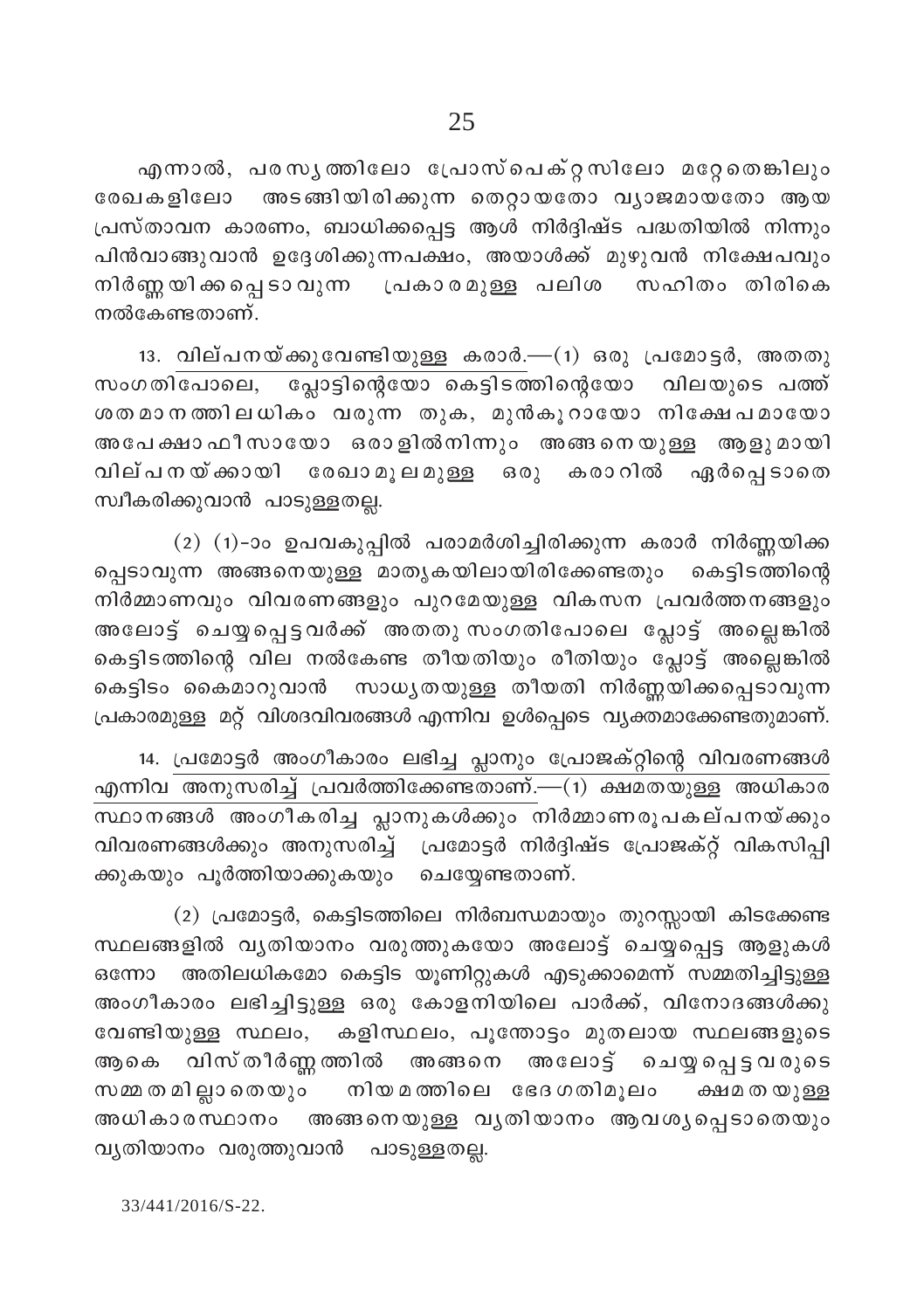എന്നാൽ, പരസ്യത്തിലോ പ്രോസ്പെക്റ്റസിലോ മറ്റേതെങ്കിലും രേഖകളിലോ അടങ്ങിയിരിക്കുന്ന തെറ്റായതോ വ്യാജമായതോ ആയ പ്രസ്താവന കാരണം, ബാധിക്കപ്പെട്ട ആൾ നിർദ്ദിഷ്ട പദ്ധതിയിൽ നിന്നും പിൻവാങ്ങുവാൻ ഉദ്ദേശിക്കുന്നപക്ഷം, അയാൾക്ക് മുഴുവൻ നിക്ഷേപവും നിർണ്ണയിക്കപ്പെടാവുന്ന പ്രകാരമുള്ള പലിശ സഹിതം തിരികെ നൽകേണ്ടതാണ്.

13. <u>വില്പനയ്ക്കുവേണ്ടിയുള്ള കരാർ.</u>—(1) ഒരു പ്രമോട്ടർ, അതതു സംഗതിപോലെ, പ്ലോട്ടിന്റെയോ കെട്ടിടത്തിന്റെയോ വിലയുടെ പത്ത് ശതമാനത്തിലധികം വരുന്ന തുക, മുൻകൂറായോ നിക്ഷേപമായോ അപേക്ഷാഫീസായോ ഒരാളിൽനിന്നും അങ്ങനെയുള്ള ആളുമായി വില്പനയ്ക്കായി രേഖാമൂലമുള്ള ഒരു കരാറിൽ ഏർപ്പെടാതെ സ്വീകരിക്കുവാൻ പാടുള്ളതല്ല.

(2) (1)-ാം ഉപവകുപ്പിൽ പരാമർശിച്ചിരിക്കുന്ന കരാർ നിർണ്ണയിക്കപ്പെടാവുന്ന അങ്ങനെയുള്ള മാതൃകയിലായിരിക്കേണ്ടതും കെട്ടിടത്തിന്റെ നിർമ്മാണവും വിവരണങ്ങളും പുറമേയുള്ള വികസന പ്രവർത്തനങ്ങളും അലോട്ട് ചെയ്യപ്പെട്ടവർക്ക് അതതു സംഗതിപോലെ പ്ലോട്ട് അല്ലെങ്കിൽ കെട്ടിടത്തിന്റെ വില നൽകേണ്ട തീയതിയും രീതിയും പ്ലോട്ട് അല്ലെങ്കിൽ കെട്ടിടം കൈമാറുവാൻ സാധ്യതയുള്ള തീയതി നിർണ്ണയിക്കപ്പെടാവുന്ന പ്രകാരമുള്ള മറ്റ് വിശദവിവരങ്ങൾ എന്നിവ ഉൾപ്പെടെ വ്യക്തമാക്കേണ്ടതുമാണ്.

14. <u>പ്രമോട്ടർ അംഗീകാരം ലഭിച്ച പ്ലാനും പ്രോജക്റ്റിന്റെ വിവരണങ്ങൾ എന്നിവ അനുസരിച്ച് പ്രവർത്തിക്കേണ്ടതാണ്.</u>—(1) ക്ഷമതയുള്ള അധികാരസ്ഥാനങ്ങൾ അംഗീകരിച്ച പ്ലാനുകൾക്കും നിർമ്മാണരൂപകല്പനയ്ക്കും വിവരണങ്ങൾക്കും അനുസരിച്ച് പ്രമോട്ടർ നിർദ്ദിഷ്ട പ്രോജക്റ്റ് വികസിപ്പിക്കുകയും പൂർത്തിയാക്കുകയും ചെയ്യേണ്ടതാണ്.

(2) പ്രമോട്ടർ, കെട്ടിടത്തിലെ നിർബന്ധമായും തുറസ്സായി കിടക്കേണ്ട സ്ഥലങ്ങളിൽ വ്യതിയാനം വരുത്തുകയോ അലോട്ട് ചെയ്യപ്പെട്ട ആളുകൾ ഒന്നോ അതിലധികമോ കെട്ടിട യൂണിറ്റുകൾ എടുക്കാമെന്ന് സമ്മതിച്ചിട്ടുള്ള അംഗീകാരം ലഭിച്ചിട്ടുള്ള ഒരു കോളനിയിലെ പാർക്ക്, വിനോദങ്ങൾക്കു വേണ്ടിയുള്ള സ്ഥലം, കളിസ്ഥലം, പൂന്തോട്ടം മുതലായ സ്ഥലങ്ങളുടെ ആകെ വിസ്തീർണ്ണത്തിൽ അങ്ങനെ അലോട്ട് ചെയ്യപ്പെട്ടവരുടെ സമ്മതമില്ലാതെയും നിയമത്തിലെ ഭേദഗതിമൂലം ക്ഷമതയുള്ള അധികാരസ്ഥാനം അങ്ങനെയുള്ള വ്യതിയാനം ആവശ്യപ്പെടാതെയും വ്യതിയാനം വരുത്തുവാൻ പാടുള്ളതല്ല.

33/441/2016/S-22.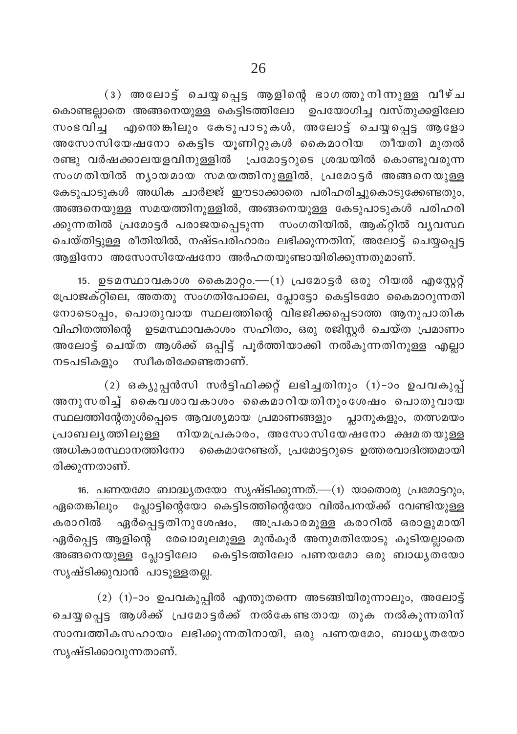(3) അലോട്ട് ചെയ്യപ്പെട്ട ആളിന്റെ ഭാഗത്തു നിന്നുള്ള വീഴ്ച കൊണ്ടല്ലാതെ അങ്ങനെയുള്ള കെട്ടിടത്തിലോ ഉപയോഗിച്ച വസ്തുക്കളിലോ സംഭവിച്ച എന്തെങ്കിലും കേടുപാടുകൾ, അലോട്ട് ചെയ്യപ്പെട്ട ആളോ അസോസിയേഷനോ കെട്ടിട യൂണിറ്റുകൾ കൈമാറിയ തീയതി മുതൽ രണ്ടു വർഷക്കാലയളവിനുള്ളിൽ പ്രമോട്ടറുടെ ശ്രദ്ധയിൽ കൊണ്ടുവരുന്ന സംഗതിയിൽ ന്യായമായ സമയത്തിനുള്ളിൽ, പ്രമോട്ടർ അങ്ങനെയുള്ള കേടുപാടുകൾ അധിക ചാർജ്ജ് ഈടാക്കാതെ പരിഹരിച്ചുകൊടുക്കേണ്ടതും, അങ്ങനെയുള്ള സമയത്തിനുള്ളിൽ, അങ്ങനെയുള്ള കേടുപാടുകൾ പരിഹരിക്കുന്നതിൽ പ്രമോട്ടർ പരാജയപ്പെടുന്ന സംഗതിയിൽ, ആക്റ്റിൽ വ്യവസ്ഥ ചെയ്തിട്ടുള്ള രീതിയിൽ, നഷ്ടപരിഹാരം ലഭിക്കുന്നതിന്, അലോട്ട് ചെയ്യപ്പെട്ട ആളിനോ അസോസിയേഷനോ അർഹതയുണ്ടായിരിക്കുന്നതുമാണ്.

15. <u>ഉടമസ്ഥാവകാശ കൈമാറ്റം</u>.—(1) പ്രമോട്ടർ ഒരു റിയൽ എസ്റ്റേറ്റ് പ്രോജക്റ്റിലെ, അതതു സംഗതിപോലെ, പ്ലോട്ടോ കെട്ടിടമോ കൈമാറുന്നതിനോടൊപ്പം, പൊതുവായ സ്ഥലത്തിന്റെ വിഭജിക്കപ്പെടാത്ത ആനുപാതിക വിഹിതത്തിന്റെ ഉടമസ്ഥാവകാശം സഹിതം, ഒരു രജിസ്റ്റർ ചെയ്ത പ്രമാണം അലോട്ട് ചെയ്ത ആൾക്ക് ഒപ്പിട്ട് പൂർത്തിയാക്കി നൽകുന്നതിനുള്ള എല്ലാ നടപടികളും സ്വീകരിക്കേണ്ടതാണ്.

(2) ഒക്യുപ്പൻസി സർട്ടിഫിക്കറ്റ് ലഭിച്ചതിനും (1)-ാം ഉപവകുപ്പ് അനുസരിച്ച് കൈവശാവകാശം കൈമാറിയതിനുംശേഷം പൊതുവായ സ്ഥലത്തിന്റേതുൾപ്പെടെ ആവശ്യമായ പ്രമാണങ്ങളും പ്ലാനുകളും, തത്സമയം പ്രാബല്യത്തിലുള്ള നിയമപ്രകാരം, അസോസിയേഷനോ ക്ഷമതയുള്ള അധികാരസ്ഥാനത്തിനോ കൈമാറേണ്ടത്, പ്രമോട്ടറുടെ ഉത്തരവാദിത്തമായിരിക്കുന്നതാണ്.

16. <u>പണയമോ ബാദ്ധ്യതയോ സൃഷ്ടിക്കുന്നത്</u>.—(1) യാതൊരു പ്രമോട്ടറും, ഏതെങ്കിലും പ്ലോട്ടിന്റെയോ കെട്ടിടത്തിന്റെയോ വിൽപനയ്ക്ക് വേണ്ടിയുള്ള കരാറിൽ ഏർപ്പെട്ടതിനുശേഷം, അപ്രകാരമുള്ള കരാറിൽ ഒരാളുമായി ഏർപ്പെട്ട ആളിന്റെ രേഖാമൂലമുള്ള മുൻകൂർ അനുമതിയോടു കൂടിയല്ലാതെ അങ്ങനെയുള്ള പ്ലോട്ടിലോ കെട്ടിടത്തിലോ പണയമോ ഒരു ബാധ്യതയോ സൃഷ്ടിക്കുവാൻ പാടുള്ളതല്ല.

(2) (1)-ാം ഉപവകുപ്പിൽ എന്തുതന്നെ അടങ്ങിയിരുന്നാലും, അലോട്ട് ചെയ്യപ്പെട്ട ആൾക്ക് പ്രമോട്ടർക്ക് നൽകേണ്ടതായ തുക നൽകുന്നതിന് സാമ്പത്തികസഹായം ലഭിക്കുന്നതിനായി, ഒരു പണയമോ, ബാധ്യതയോ സൃഷ്ടിക്കാവുന്നതാണ്.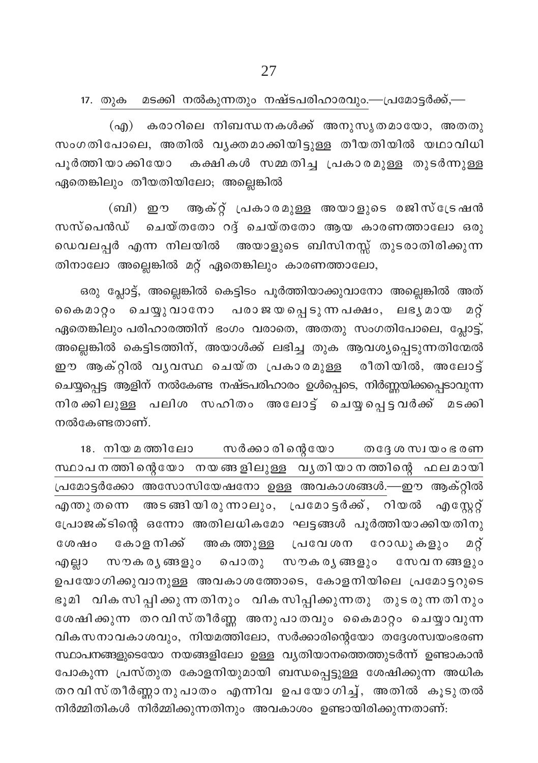17. <u>തുക മടക്കി നൽകുന്നതും നഷ്ടപരിഹാരവും.</u>—പ്രമോട്ടർക്ക്,—

(എ) കരാറിലെ നിബന്ധനകൾക്ക് അനുസൃതമായോ, അതതു സംഗതിപോലെ, അതിൽ വ്യക്തമാക്കിയിട്ടുള്ള തീയതിയിൽ യഥാവിധി പൂർത്തിയാക്കിയോ കക്ഷികൾ സമ്മതിച്ച പ്രകാരമുള്ള തുടർന്നുള്ള ഏതെങ്കിലും തീയതിയിലോ; അല്ലെങ്കിൽ

(ബി) ഈ ആക്റ്റ് പ്രകാരമുള്ള അയാളുടെ രജിസ്ട്രേഷൻ സസ്പെൻഡ് ചെയ്തതോ റദ്ദ് ചെയ്തതോ ആയ കാരണത്താലോ ഒരു ഡെവലപ്പർ എന്ന നിലയിൽ അയാളുടെ ബിസിനസ്സ് തുടരാതിരിക്കുന്നതിനാലോ അല്ലെങ്കിൽ മറ്റ് ഏതെങ്കിലും കാരണത്താലോ,

ഒരു പ്ലോട്ട്, അല്ലെങ്കിൽ കെട്ടിടം പൂർത്തിയാക്കുവാനോ അല്ലെങ്കിൽ അത് കൈമാറ്റം ചെയ്യുവാനോ പരാജയപ്പെടുന്നപക്ഷം, ലഭ്യമായ മറ്റ് ഏതെങ്കിലും പരിഹാരത്തിന് ഭംഗം വരാതെ, അതതു സംഗതിപോലെ, പ്ലോട്ട്, അല്ലെങ്കിൽ കെട്ടിടത്തിന്, അയാൾക്ക് ലഭിച്ച തുക ആവശ്യപ്പെടുന്നതിന്മേൽ ഈ ആക്റ്റിൽ വ്യവസ്ഥ ചെയ്ത പ്രകാരമുള്ള രീതിയിൽ, അലോട്ട് ചെയ്യപ്പെട്ട ആളിന് നൽകേണ്ട നഷ്ടപരിഹാരം ഉൾപ്പെടെ, നിർണ്ണയിക്കപ്പെടാവുന്ന നിരക്കിലുള്ള പലിശ സഹിതം അലോട്ട് ചെയ്യപ്പെട്ടവർക്ക് മടക്കി നൽകേണ്ടതാണ്.

18. <u>നിയമത്തിലോ സർക്കാരിന്റെയോ തദ്ദേശസ്വയംഭരണ സ്ഥാപനത്തിന്റെയോ നയങ്ങളിലുള്ള വ്യതിയാനത്തിന്റെ ഫലമായി പ്രമോട്ടർക്കോ അസോസിയേഷനോ ഉള്ള അവകാശങ്ങൾ.</u>—ഈ ആക്റ്റിൽ എന്തുതന്നെ അടങ്ങിയിരുന്നാലും, പ്രമോട്ടർക്ക്, റിയൽ എസ്റ്റേറ്റ് പ്രോജക്ടിന്റെ ഒന്നോ അതിലധികമോ ഘട്ടങ്ങൾ പൂർത്തിയാക്കിയതിനു ശേഷം കോളനിക്ക് അകത്തുള്ള പ്രവേശന റോഡുകളും മറ്റ് എല്ലാ സൗകര്യങ്ങളും പൊതു സൗകര്യങ്ങളും സേവനങ്ങളും ഉപയോഗിക്കുവാനുള്ള അവകാശത്തോടെ, കോളനിയിലെ പ്രമോട്ടറുടെ ഭൂമി വികസിപ്പിക്കുന്നതിനും വികസിപ്പിക്കുന്നതു തുടരുന്നതിനും ശേഷിക്കുന്ന തറവിസ്തീർണ്ണ അനുപാതവും കൈമാറ്റം ചെയ്യാവുന്ന വികസനാവകാശവും, നിയമത്തിലോ, സർക്കാരിന്റെയോ തദ്ദേശസ്വയംഭരണ സ്ഥാപനങ്ങളുടെയോ നയങ്ങളിലോ ഉള്ള വ്യതിയാനത്തെത്തുടർന്ന് ഉണ്ടാകാൻ പോകുന്ന പ്രസ്തുത കോളനിയുമായി ബന്ധപ്പെട്ടുള്ള ശേഷിക്കുന്ന അധിക തറവിസ്തീർണ്ണാനുപാതം എന്നിവ ഉപയോഗിച്ച്, അതിൽ കൂടുതൽ നിർമ്മിതികൾ നിർമ്മിക്കുന്നതിനും അവകാശം ഉണ്ടായിരിക്കുന്നതാണ്: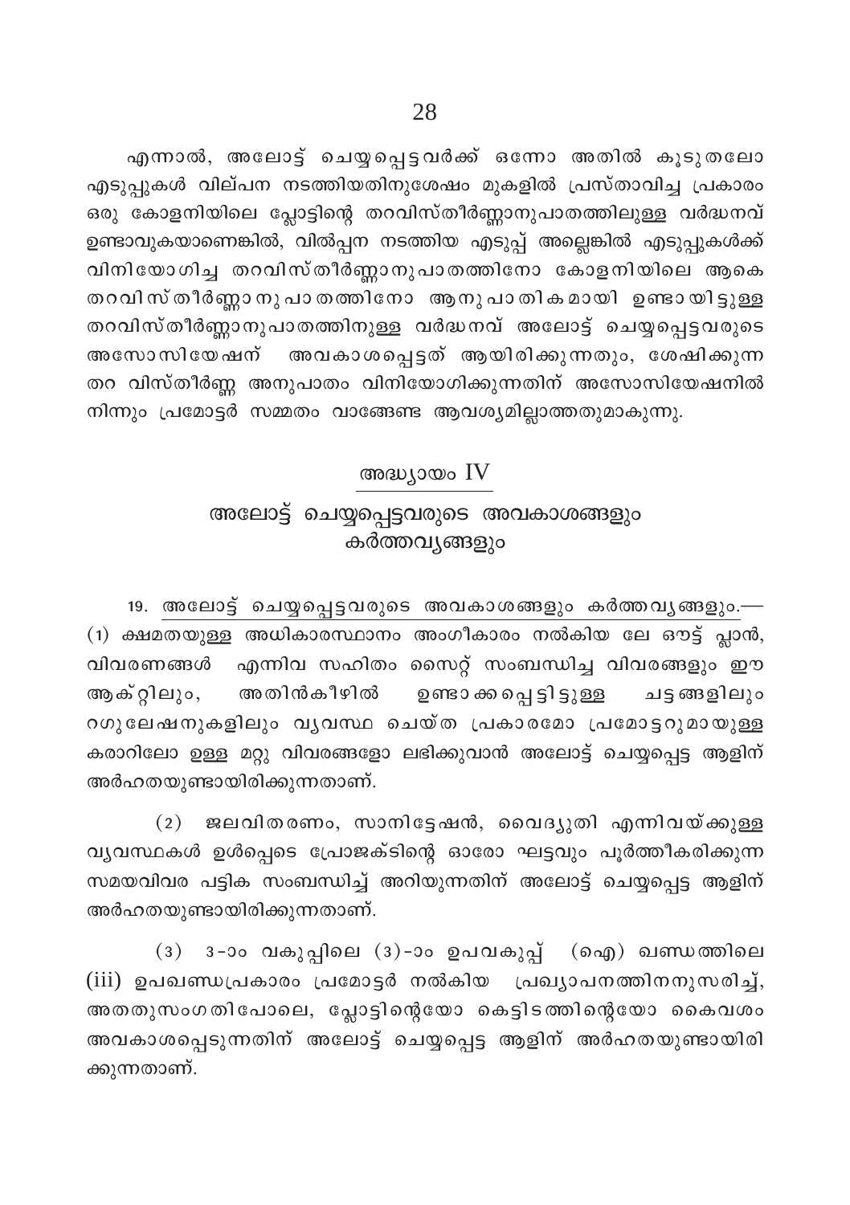എന്നാൽ, അലോട്ട് ചെയ്യപ്പെട്ടവർക്ക് ഒന്നോ അതിൽ കൂടുതലോ എടുപ്പുകൾ വില്പന നടത്തിയതിനുശേഷം മുകളിൽ പ്രസ്താവിച്ച പ്രകാരം ഒരു കോളനിയിലെ പ്ലോട്ടിന്റെ തറവിസ്തീർണ്ണാനുപാതത്തിലുള്ള വർദ്ധനവ് ഉണ്ടാവുകയാണെങ്കിൽ, വിൽപ്പന നടത്തിയ എടുപ്പ് അല്ലെങ്കിൽ എടുപ്പുകൾക്ക് വിനിയോഗിച്ച തറവിസ്തീർണ്ണാനുപാതത്തിനോ കോളനിയിലെ ആകെ തറവിസ്തീർണ്ണാനുപാതത്തിനോ ആനുപാതികമായി ഉണ്ടായിട്ടുള്ള തറവിസ്തീർണ്ണാനുപാതത്തിനുള്ള വർദ്ധനവ് അലോട്ട് ചെയ്യപ്പെട്ടവരുടെ അസോസിയേഷന് അവകാശപ്പെട്ടത് ആയിരിക്കുന്നതും, ശേഷിക്കുന്ന തറ വിസ്തീർണ്ണ അനുപാതം വിനിയോഗിക്കുന്നതിന് അസോസിയേഷനിൽ നിന്നും പ്രമോട്ടർ സമ്മതം വാങ്ങേണ്ട ആവശ്യമില്ലാത്തതുമാകുന്നു.

## അദ്ധ്യായം IV

## അലോട്ട് ചെയ്യപ്പെട്ടവരുടെ അവകാശങ്ങളും കർത്തവ്യങ്ങളും

19. അലോട്ട് ചെയ്യപ്പെട്ടവരുടെ അവകാശങ്ങളും കർത്തവ്യങ്ങളും.—(1) ക്ഷമതയുള്ള അധികാരസ്ഥാനം അംഗീകാരം നൽകിയ ലേ ഔട്ട് പ്ലാൻ, വിവരണങ്ങൾ എന്നിവ സഹിതം സൈറ്റ് സംബന്ധിച്ച വിവരങ്ങളും ഈ ആക്റ്റിലും, അതിൻകീഴിൽ ഉണ്ടാക്കപ്പെട്ടിട്ടുള്ള ചട്ടങ്ങളിലും റഗുലേഷനുകളിലും വ്യവസ്ഥ ചെയ്ത പ്രകാരമോ പ്രമോട്ടറുമായുള്ള കരാറിലോ ഉള്ള മറ്റു വിവരങ്ങളോ ലഭിക്കുവാൻ അലോട്ട് ചെയ്യപ്പെട്ട ആളിന് അർഹതയുണ്ടായിരിക്കുന്നതാണ്.

(2) ജലവിതരണം, സാനിട്ടേഷൻ, വൈദ്യുതി എന്നിവയ്ക്കുള്ള വ്യവസ്ഥകൾ ഉൾപ്പെടെ പ്രോജക്ടിന്റെ ഓരോ ഘട്ടവും പൂർത്തീകരിക്കുന്ന സമയവിവര പട്ടിക സംബന്ധിച്ച് അറിയുന്നതിന് അലോട്ട് ചെയ്യപ്പെട്ട ആളിന് അർഹതയുണ്ടായിരിക്കുന്നതാണ്.

(3) 3-ാം വകുപ്പിലെ (3)-ാം ഉപവകുപ്പ് (ഐ) ഖണ്ഡത്തിലെ (iii) ഉപഖണ്ഡപ്രകാരം പ്രമോട്ടർ നൽകിയ പ്രഖ്യാപനത്തിനനുസരിച്ച്, അതതുസംഗതിപോലെ, പ്ലോട്ടിന്റെയോ കെട്ടിടത്തിന്റെയോ കൈവശം അവകാശപ്പെടുന്നതിന് അലോട്ട് ചെയ്യപ്പെട്ട ആളിന് അർഹതയുണ്ടായിരിക്കുന്നതാണ്.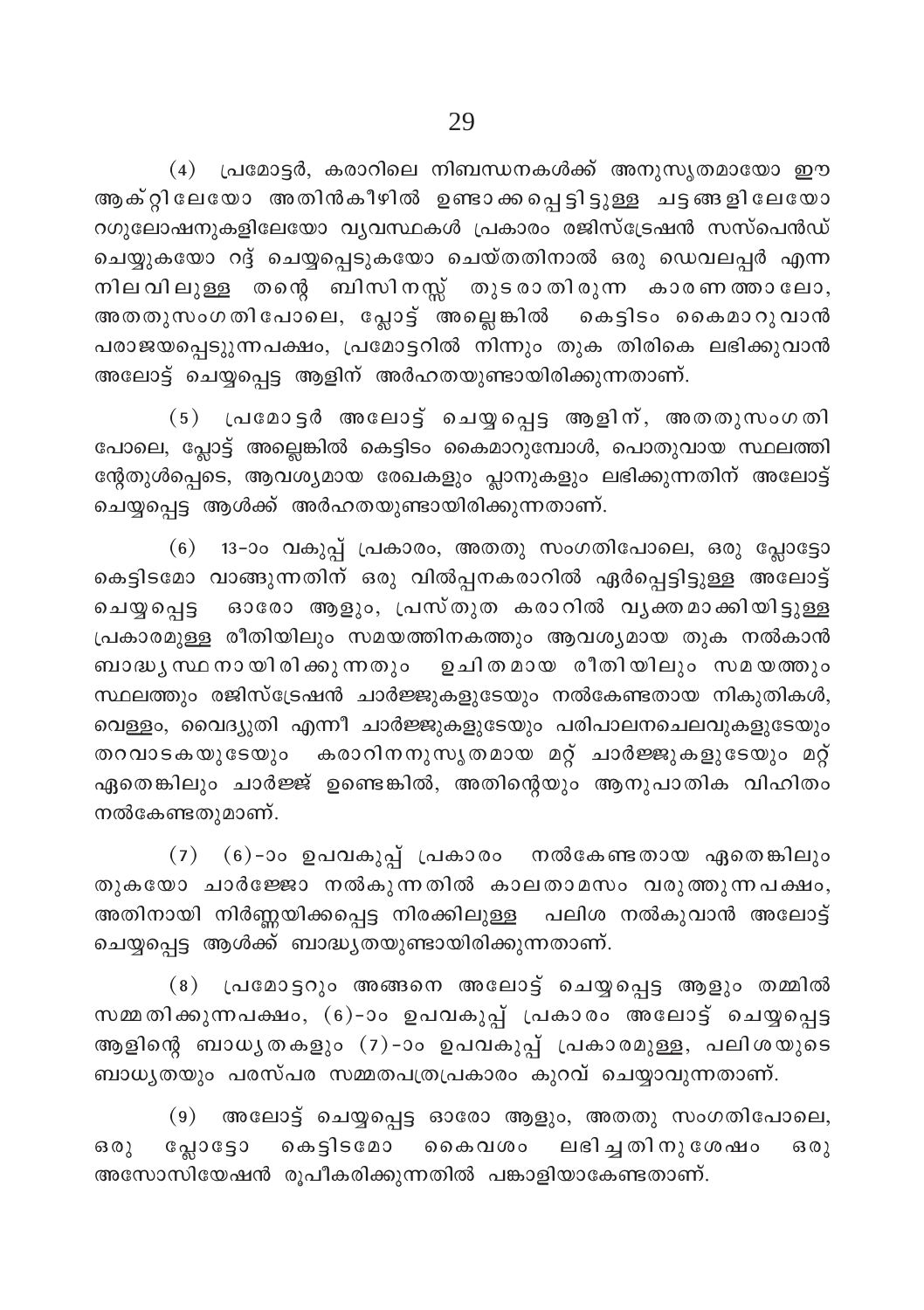(4) പ്രമോട്ടർ, കരാറിലെ നിബന്ധനകൾക്ക് അനുസൃതമായോ ഈ ആക്റ്റിലേയോ അതിൻകീഴിൽ ഉണ്ടാക്കപ്പെട്ടിട്ടുള്ള ചട്ടങ്ങളിലേയോ റഗുലേഷനുകളിലേയോ വ്യവസ്ഥകൾ പ്രകാരം രജിസ്ട്രേഷൻ സസ്പെൻഡ് ചെയ്യുകയോ റദ്ദ് ചെയ്യപ്പെടുകയോ ചെയ്തതിനാൽ ഒരു ഡെവലപ്പർ എന്ന നിലവിലുള്ള തന്റെ ബിസിനസ്സ് തുടരാതിരുന്ന കാരണത്താലോ, അതതുസംഗതിപോലെ, പ്ലോട്ട് അല്ലെങ്കിൽ കെട്ടിടം കൈമാറുവാൻ പരാജയപ്പെടുന്നപക്ഷം, പ്രമോട്ടറിൽ നിന്നും തുക തിരികെ ലഭിക്കുവാൻ അലോട്ട് ചെയ്യപ്പെട്ട ആളിന് അർഹതയുണ്ടായിരിക്കുന്നതാണ്.

(5) പ്രമോട്ടർ അലോട്ട് ചെയ്യപ്പെട്ട ആളിന്, അതതുസംഗതി പോലെ, പ്ലോട്ട് അല്ലെങ്കിൽ കെട്ടിടം കൈമാറുമ്പോൾ, പൊതുവായ സ്ഥലത്തി ന്റേതുൾപ്പെടെ, ആവശ്യമായ രേഖകളും പ്ലാനുകളും ലഭിക്കുന്നതിന് അലോട്ട് ചെയ്യപ്പെട്ട ആൾക്ക് അർഹതയുണ്ടായിരിക്കുന്നതാണ്.

(6) 13-ാം വകുപ്പ് പ്രകാരം, അതതു സംഗതിപോലെ, ഒരു പ്ലോട്ടോ കെട്ടിടമോ വാങ്ങുന്നതിന് ഒരു വിൽപ്പനകരാറിൽ ഏർപ്പെട്ടിട്ടുള്ള അലോട്ട് ചെയ്യപ്പെട്ട ഓരോ ആളും, പ്രസ്തുത കരാറിൽ വ്യക്തമാക്കിയിട്ടുള്ള പ്രകാരമുള്ള രീതിയിലും സമയത്തിനകത്തും ആവശ്യമായ തുക നൽകാൻ ബാദ്ധ്യസ്ഥനായിരിക്കുന്നതും ഉചിതമായ രീതിയിലും സമയത്തും സ്ഥലത്തും രജിസ്ട്രേഷൻ ചാർജ്ജുകളുടേയും നൽകേണ്ടതായ നികുതികൾ, വെള്ളം, വൈദ്യുതി എന്നീ ചാർജ്ജുകളുടേയും പരിപാലനചെലവുകളുടേയും തറവാടകയുടേയും കരാറിനനുസൃതമായ മറ്റ് ചാർജ്ജുകളുടേയും മറ്റ് ഏതെങ്കിലും ചാർജ്ജ് ഉണ്ടെങ്കിൽ, അതിന്റെയും ആനുപാതിക വിഹിതം നൽകേണ്ടതുമാണ്.

(7) (6)-ാം ഉപവകുപ്പ് പ്രകാരം നൽകേണ്ടതായ ഏതെങ്കിലും തുകയോ ചാർജ്ജോ നൽകുന്നതിൽ കാലതാമസം വരുത്തുന്നപക്ഷം, അതിനായി നിർണ്ണയിക്കപ്പെട്ട നിരക്കിലുള്ള പലിശ നൽകുവാൻ അലോട്ട് ചെയ്യപ്പെട്ട ആൾക്ക് ബാദ്ധ്യതയുണ്ടായിരിക്കുന്നതാണ്.

(8) പ്രമോട്ടറും അങ്ങനെ അലോട്ട് ചെയ്യപ്പെട്ട ആളും തമ്മിൽ സമ്മതിക്കുന്നപക്ഷം, (6)-ാം ഉപവകുപ്പ് പ്രകാരം അലോട്ട് ചെയ്യപ്പെട്ട ആളിന്റെ ബാധ്യതകളും (7)-ാം ഉപവകുപ്പ് പ്രകാരമുള്ള, പലിശയുടെ ബാധ്യതയും പരസ്പര സമ്മതപത്രപ്രകാരം കുറവ് ചെയ്യാവുന്നതാണ്.

(9) അലോട്ട് ചെയ്യപ്പെട്ട ഓരോ ആളും, അതതു സംഗതിപോലെ, ഒരു പ്ലോട്ടോ കെട്ടിടമോ കൈവശം ലഭിച്ചതിനുശേഷം ഒരു അസോസിയേഷൻ രൂപീകരിക്കുന്നതിൽ പങ്കാളിയാകേണ്ടതാണ്.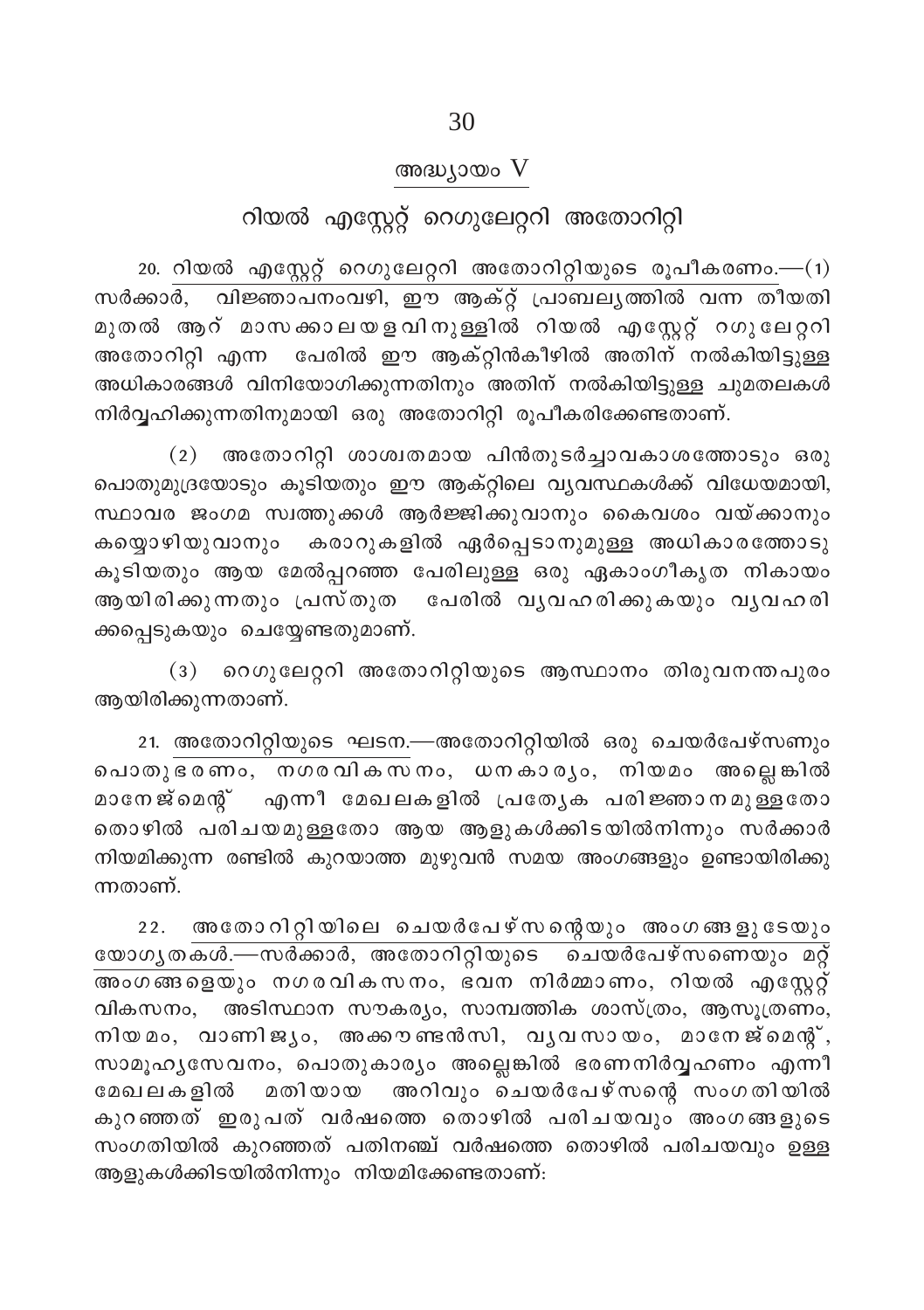## അദ്ധ്യായം V

## റിയൽ എസ്റ്റേറ്റ് റെഗുലേറ്ററി അതോറിറ്റി

20. റിയൽ എസ്റ്റേറ്റ് റെഗുലേറ്ററി അതോറിറ്റിയുടെ രൂപീകരണം.—(1) സർക്കാർ, വിജ്ഞാപനംവഴി, ഈ ആക്റ്റ് പ്രാബല്യത്തിൽ വന്ന തീയതി മുതൽ ആറ് മാസക്കാലയളവിനുള്ളിൽ റിയൽ എസ്റ്റേറ്റ് റഗുലേറ്ററി അതോറിറ്റി എന്ന പേരിൽ ഈ ആക്റ്റിൻകീഴിൽ അതിന് നൽകിയിട്ടുള്ള അധികാരങ്ങൾ വിനിയോഗിക്കുന്നതിനും അതിന് നൽകിയിട്ടുള്ള ചുമതലകൾ നിർവ്വഹിക്കുന്നതിനുമായി ഒരു അതോറിറ്റി രൂപീകരിക്കേണ്ടതാണ്.

(2) അതോറിറ്റി ശാശ്വതമായ പിൻതുടർച്ചാവകാശത്തോടും ഒരു പൊതുമുദ്രയോടും കൂടിയതും ഈ ആക്റ്റിലെ വ്യവസ്ഥകൾക്ക് വിധേയമായി, സ്ഥാവര ജംഗമ സ്വത്തുക്കൾ ആർജ്ജിക്കുവാനും കൈവശം വയ്ക്കാനും കയ്യൊഴിയുവാനും കരാറുകളിൽ ഏർപ്പെടാനുമുള്ള അധികാരത്തോടു കൂടിയതും ആയ മേൽപ്പറഞ്ഞ പേരിലുള്ള ഒരു ഏകാംഗീകൃത നികായം ആയിരിക്കുന്നതും പ്രസ്തുത പേരിൽ വ്യവഹരിക്കുകയും വ്യവഹരിക്കപ്പെടുകയും ചെയ്യേണ്ടതുമാണ്.

(3) റെഗുലേറ്ററി അതോറിറ്റിയുടെ ആസ്ഥാനം തിരുവനന്തപുരം ആയിരിക്കുന്നതാണ്.

21. അതോറിറ്റിയുടെ ഘടന.—അതോറിറ്റിയിൽ ഒരു ചെയർപേഴ്സണും പൊതുഭരണം, നഗരവികസനം, ധനകാര്യം, നിയമം അല്ലെങ്കിൽ മാനേജ്മെന്റ് എന്നീ മേഖലകളിൽ പ്രത്യേക പരിജ്ഞാനമുള്ളതോ തൊഴിൽ പരിചയമുള്ളതോ ആയ ആളുകൾക്കിടയിൽനിന്നും സർക്കാർ നിയമിക്കുന്ന രണ്ടിൽ കുറയാത്ത മുഴുവൻ സമയ അംഗങ്ങളും ഉണ്ടായിരിക്കുന്നതാണ്.

22. അതോറിറ്റിയിലെ ചെയർപേഴ്സന്റെയും അംഗങ്ങളുടേയും യോഗ്യതകൾ.—സർക്കാർ, അതോറിറ്റിയുടെ ചെയർപേഴ്സണെയും മറ്റ് അംഗങ്ങളെയും നഗരവികസനം, ഭവന നിർമ്മാണം, റിയൽ എസ്റ്റേറ്റ് വികസനം, അടിസ്ഥാന സൗകര്യം, സാമ്പത്തിക ശാസ്ത്രം, ആസൂത്രണം, നിയമം, വാണിജ്യം, അക്കൗണ്ടൻസി, വ്യവസായം, മാനേജ്മെന്റ്, സാമൂഹ്യസേവനം, പൊതുകാര്യം അല്ലെങ്കിൽ ഭരണനിർവ്വഹണം എന്നീ മേഖലകളിൽ മതിയായ അറിവും ചെയർപേഴ്സന്റെ സംഗതിയിൽ കുറഞ്ഞത് ഇരുപത് വർഷത്തെ തൊഴിൽ പരിചയവും അംഗങ്ങളുടെ സംഗതിയിൽ കുറഞ്ഞത് പതിനഞ്ച് വർഷത്തെ തൊഴിൽ പരിചയവും ഉള്ള ആളുകൾക്കിടയിൽനിന്നും നിയമിക്കേണ്ടതാണ്: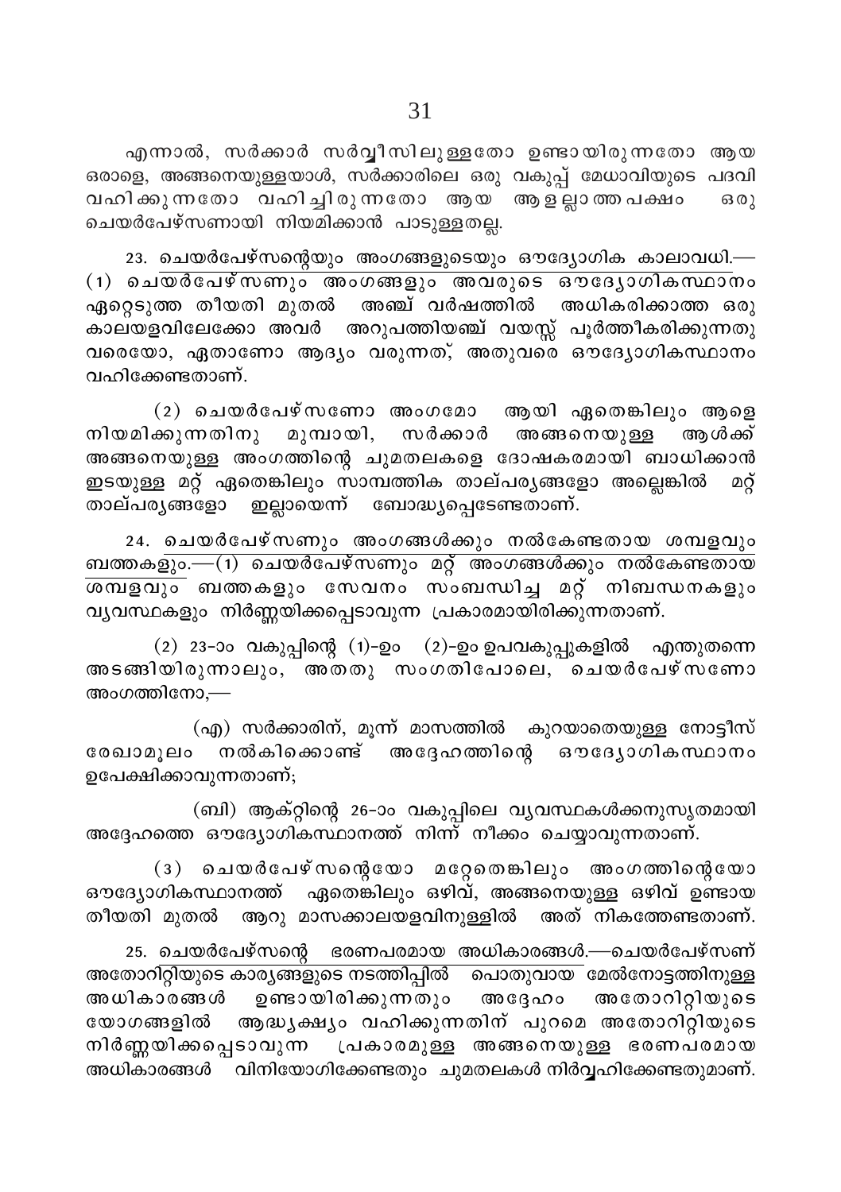എന്നാൽ, സർക്കാർ സർവ്വീസിലുള്ളതോ ഉണ്ടായിരുന്നതോ ആയ ഒരാളെ, അങ്ങനെയുള്ളയാൾ, സർക്കാരിലെ ഒരു വകുപ്പ് മേധാവിയുടെ പദവി വഹിക്കുന്നതോ വഹിച്ചിരുന്നതോ ആയ ആളല്ലാത്തപക്ഷം ഒരു ചെയർപേഴ്സണായി നിയമിക്കാൻ പാടുള്ളതല്ല.

23. ചെയർപേഴ്സന്റെയും അംഗങ്ങളുടെയും ഔദ്യോഗിക കാലാവധി.—(1) ചെയർപേഴ്സണും അംഗങ്ങളും അവരുടെ ഔദ്യോഗികസ്ഥാനം ഏറ്റെടുത്ത തീയതി മുതൽ അഞ്ച് വർഷത്തിൽ അധികരിക്കാത്ത ഒരു കാലയളവിലേക്കോ അവർ അറുപത്തിയഞ്ച് വയസ്സ് പൂർത്തീകരിക്കുന്നതു വരെയോ, ഏതാണോ ആദ്യം വരുന്നത്, അതുവരെ ഔദ്യോഗികസ്ഥാനം വഹിക്കേണ്ടതാണ്.

(2) ചെയർപേഴ്സണോ അംഗമോ ആയി ഏതെങ്കിലും ആളെ നിയമിക്കുന്നതിനു മുമ്പായി, സർക്കാർ അങ്ങനെയുള്ള ആൾക്ക് അങ്ങനെയുള്ള അംഗത്തിന്റെ ചുമതലകളെ ദോഷകരമായി ബാധിക്കാൻ ഇടയുള്ള മറ്റ് ഏതെങ്കിലും സാമ്പത്തിക താല്പര്യങ്ങളോ അല്ലെങ്കിൽ മറ്റ് താല്പര്യങ്ങളോ ഇല്ലായെന്ന് ബോദ്ധ്യപ്പെടേണ്ടതാണ്.

24. ചെയർപേഴ്സണും അംഗങ്ങൾക്കും നൽകേണ്ടതായ ശമ്പളവും ബത്തകളും.—(1) ചെയർപേഴ്സണും മറ്റ് അംഗങ്ങൾക്കും നൽകേണ്ടതായ ശമ്പളവും ബത്തകളും സേവനം സംബന്ധിച്ച മറ്റ് നിബന്ധനകളും വ്യവസ്ഥകളും നിർണ്ണയിക്കപ്പെടാവുന്ന പ്രകാരമായിരിക്കുന്നതാണ്.

(2) 23-ാം വകുപ്പിന്റെ (1)-ഉം (2)-ഉം ഉപവകുപ്പുകളിൽ എന്തുതന്നെ അടങ്ങിയിരുന്നാലും, അതതു സംഗതിപോലെ, ചെയർപേഴ്സണോ അംഗത്തിനോ,—

(എ) സർക്കാരിന്, മൂന്ന് മാസത്തിൽ കുറയാതെയുള്ള നോട്ടീസ് രേഖാമൂലം നൽകിക്കൊണ്ട് അദ്ദേഹത്തിന്റെ ഔദ്യോഗികസ്ഥാനം ഉപേക്ഷിക്കാവുന്നതാണ്;

(ബി) ആക്റ്റിന്റെ 26-ാം വകുപ്പിലെ വ്യവസ്ഥകൾക്കനുസൃതമായി അദ്ദേഹത്തെ ഔദ്യോഗികസ്ഥാനത്ത് നിന്ന് നീക്കം ചെയ്യാവുന്നതാണ്.

(3) ചെയർപേഴ്സന്റെയോ മറ്റേതെങ്കിലും അംഗത്തിന്റെയോ ഔദ്യോഗികസ്ഥാനത്ത് ഏതെങ്കിലും ഒഴിവ്, അങ്ങനെയുള്ള ഒഴിവ് ഉണ്ടായ തീയതി മുതൽ ആറു മാസക്കാലയളവിനുള്ളിൽ അത് നികത്തേണ്ടതാണ്.

25. ചെയർപേഴ്സന്റെ ഭരണപരമായ അധികാരങ്ങൾ.—ചെയർപേഴ്സണ് അതോറിറ്റിയുടെ കാര്യങ്ങളുടെ നടത്തിപ്പിൽ പൊതുവായ മേൽനോട്ടത്തിനുള്ള അധികാരങ്ങൾ ഉണ്ടായിരിക്കുന്നതും അദ്ദേഹം അതോറിറ്റിയുടെ യോഗങ്ങളിൽ ആദ്ധ്യക്ഷ്യം വഹിക്കുന്നതിന് പുറമെ അതോറിറ്റിയുടെ നിർണ്ണയിക്കപ്പെടാവുന്ന പ്രകാരമുള്ള അങ്ങനെയുള്ള ഭരണപരമായ അധികാരങ്ങൾ വിനിയോഗിക്കേണ്ടതും ചുമതലകൾ നിർവ്വഹിക്കേണ്ടതുമാണ്.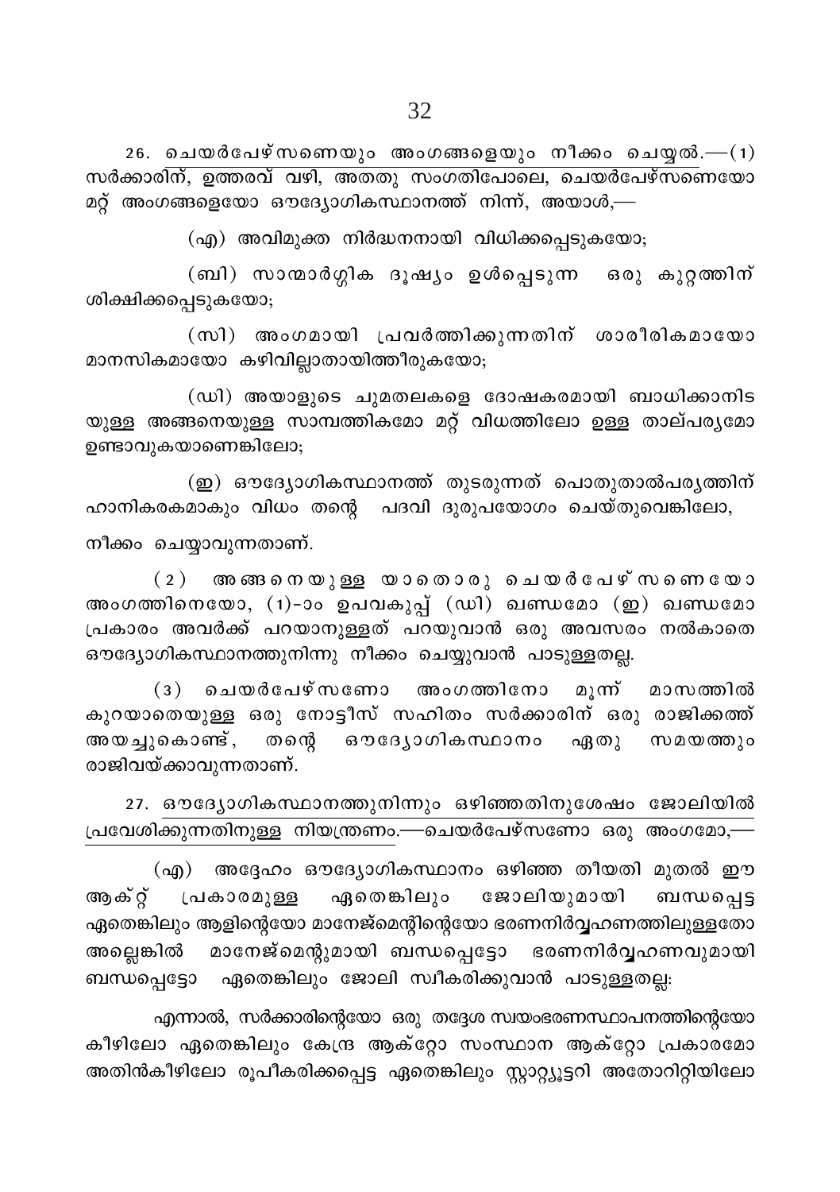26. ചെയർപേഴ്സണെയും അംഗങ്ങളെയും നീക്കം ചെയ്യൽ.—(1) സർക്കാരിന്, ഉത്തരവ് വഴി, അതതു സംഗതിപോലെ, ചെയർപേഴ്സണെയോ മറ്റ് അംഗങ്ങളെയോ ഔദ്യോഗികസ്ഥാനത്ത് നിന്ന്, അയാൾ,—

(എ) അവിമുക്ത നിർദ്ധനനായി വിധിക്കപ്പെടുകയോ;

(ബി) സാന്മാർഗ്ഗിക ദൂഷ്യം ഉൾപ്പെടുന്ന ഒരു കുറ്റത്തിന് ശിക്ഷിക്കപ്പെടുകയോ;

(സി) അംഗമായി പ്രവർത്തിക്കുന്നതിന് ശാരീരികമായോ മാനസികമായോ കഴിവില്ലാതായിത്തീരുകയോ;

(ഡി) അയാളുടെ ചുമതലകളെ ദോഷകരമായി ബാധിക്കാനിടയുള്ള അങ്ങനെയുള്ള സാമ്പത്തികമോ മറ്റ് വിധത്തിലോ ഉള്ള താല്പര്യമോ ഉണ്ടാവുകയാണെങ്കിലോ;

(ഇ) ഔദ്യോഗികസ്ഥാനത്ത് തുടരുന്നത് പൊതുതാൽപര്യത്തിന് ഹാനികരകമാകും വിധം തന്റെ പദവി ദുരുപയോഗം ചെയ്തുവെങ്കിലോ,

നീക്കം ചെയ്യാവുന്നതാണ്.

(2) അങ്ങനെയുള്ള യാതൊരു ചെയർപേഴ്സണെയോ അംഗത്തിനെയോ, (1)-ാം ഉപവകുപ്പ് (ഡി) ഖണ്ഡമോ (ഇ) ഖണ്ഡമോ പ്രകാരം അവർക്ക് പറയാനുള്ളത് പറയുവാൻ ഒരു അവസരം നൽകാതെ ഔദ്യോഗികസ്ഥാനത്തുനിന്നു നീക്കം ചെയ്യുവാൻ പാടുള്ളതല്ല.

(3) ചെയർപേഴ്സണോ അംഗത്തിനോ മൂന്ന് മാസത്തിൽ കുറയാതെയുള്ള ഒരു നോട്ടീസ് സഹിതം സർക്കാരിന് ഒരു രാജിക്കത്ത് അയച്ചുകൊണ്ട്, തന്റെ ഔദ്യോഗികസ്ഥാനം ഏതു സമയത്തും രാജിവയ്ക്കാവുന്നതാണ്.

27. ഔദ്യോഗികസ്ഥാനത്തുനിന്നും ഒഴിഞ്ഞതിനുശേഷം ജോലിയിൽ പ്രവേശിക്കുന്നതിനുള്ള നിയന്ത്രണം.—ചെയർപേഴ്സണോ ഒരു അംഗമോ,—

(എ) അദ്ദേഹം ഔദ്യോഗികസ്ഥാനം ഒഴിഞ്ഞ തീയതി മുതൽ ഈ ആക്റ്റ് പ്രകാരമുള്ള ഏതെങ്കിലും ജോലിയുമായി ബന്ധപ്പെട്ട ഏതെങ്കിലും ആളിന്റെയോ മാനേജ്മെന്റിന്റെയോ ഭരണനിർവ്വഹണത്തിലുള്ളതോ അല്ലെങ്കിൽ മാനേജ്മെന്റുമായി ബന്ധപ്പെട്ടോ ഭരണനിർവ്വഹണവുമായി ബന്ധപ്പെട്ടോ ഏതെങ്കിലും ജോലി സ്വീകരിക്കുവാൻ പാടുള്ളതല്ല:

എന്നാൽ, സർക്കാരിന്റെയോ ഒരു തദ്ദേശ സ്വയംഭരണസ്ഥാപനത്തിന്റെയോ കീഴിലോ ഏതെങ്കിലും കേന്ദ്ര ആക്റ്റോ സംസ്ഥാന ആക്റ്റോ പ്രകാരമോ അതിൻകീഴിലോ രൂപീകരിക്കപ്പെട്ട ഏതെങ്കിലും സ്റ്റാറ്റ്യൂട്ടറി അതോറിറ്റിയിലോ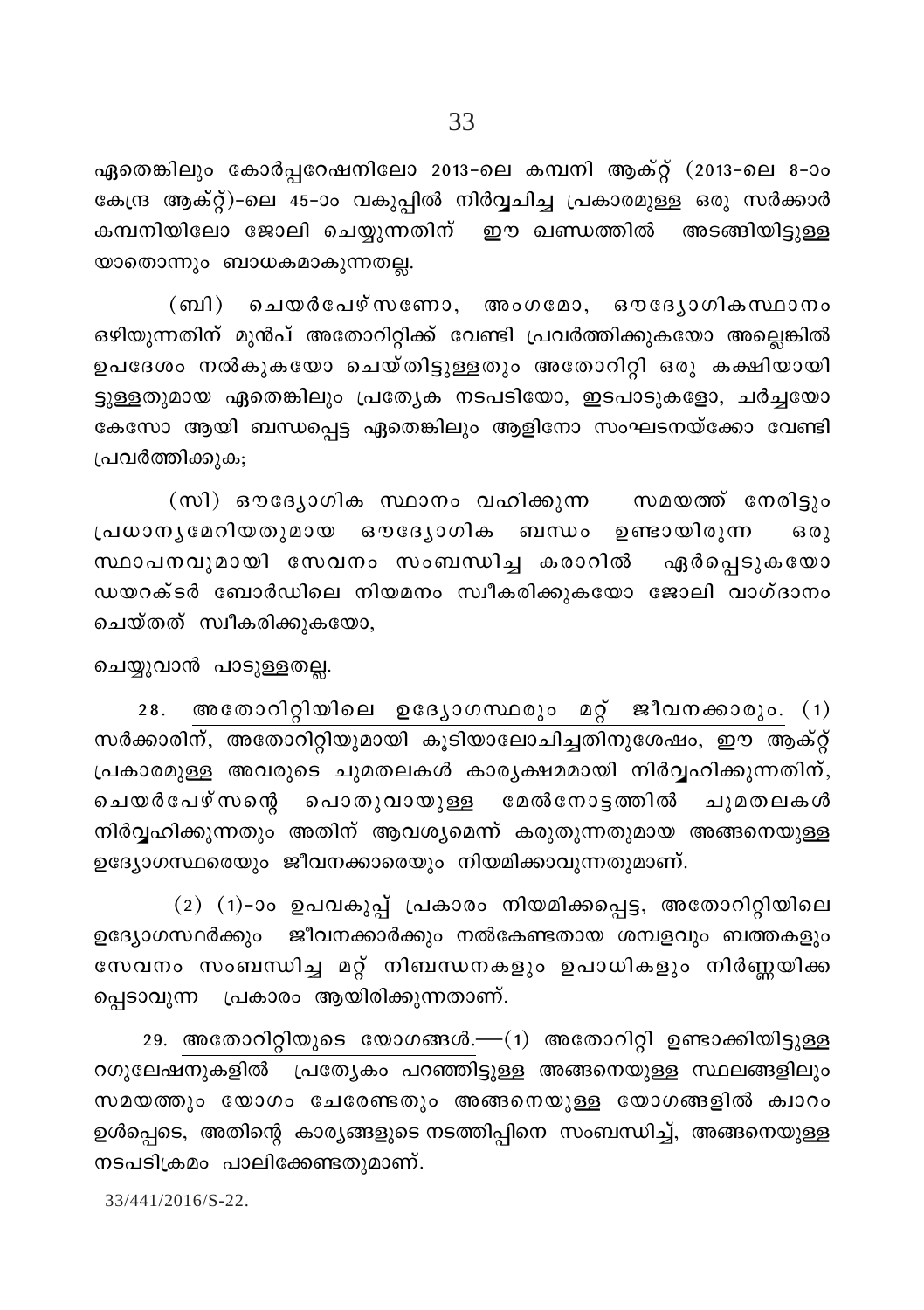ഏതെങ്കിലും കോർപ്പറേഷനിലോ 2013-ലെ കമ്പനി ആക്റ്റ് (2013-ലെ 8-ാം കേന്ദ്ര ആക്റ്റ്)-ലെ 45-ാം വകുപ്പിൽ നിർവ്വചിച്ച പ്രകാരമുള്ള ഒരു സർക്കാർ കമ്പനിയിലോ ജോലി ചെയ്യുന്നതിന് ഈ ഖണ്ഡത്തിൽ അടങ്ങിയിട്ടുള്ള യാതൊന്നും ബാധകമാകുന്നതല്ല.

(ബി) ചെയർപേഴ്സണോ, അംഗമോ, ഔദ്യോഗികസ്ഥാനം ഒഴിയുന്നതിന് മുൻപ് അതോറിറ്റിക്ക് വേണ്ടി പ്രവർത്തിക്കുകയോ അല്ലെങ്കിൽ ഉപദേശം നൽകുകയോ ചെയ്തിട്ടുള്ളതും അതോറിറ്റി ഒരു കക്ഷിയായിട്ടുള്ളതുമായ ഏതെങ്കിലും പ്രത്യേക നടപടിയോ, ഇടപാടുകളോ, ചർച്ചയോ കേസോ ആയി ബന്ധപ്പെട്ട ഏതെങ്കിലും ആളിനോ സംഘടനയ്ക്കോ വേണ്ടി പ്രവർത്തിക്കുക;

(സി) ഔദ്യോഗിക സ്ഥാനം വഹിക്കുന്ന സമയത്ത് നേരിട്ടും പ്രധാന്യമേറിയതുമായ ഔദ്യോഗിക ബന്ധം ഉണ്ടായിരുന്ന ഒരു സ്ഥാപനവുമായി സേവനം സംബന്ധിച്ച കരാറിൽ ഏർപ്പെടുകയോ ഡയറക്ടർ ബോർഡിലെ നിയമനം സ്വീകരിക്കുകയോ ജോലി വാഗ്ദാനം ചെയ്തത് സ്വീകരിക്കുകയോ,

ചെയ്യുവാൻ പാടുള്ളതല്ല.

28. <u>അതോറിറ്റിയിലെ ഉദ്യോഗസ്ഥരും മറ്റ് ജീവനക്കാരും.</u> (1) സർക്കാരിന്, അതോറിറ്റിയുമായി കൂടിയാലോചിച്ചതിനുശേഷം, ഈ ആക്റ്റ് പ്രകാരമുള്ള അവരുടെ ചുമതലകൾ കാര്യക്ഷമമായി നിർവ്വഹിക്കുന്നതിന്, ചെയർപേഴ്സന്റെ പൊതുവായുള്ള മേൽനോട്ടത്തിൽ ചുമതലകൾ നിർവ്വഹിക്കുന്നതും അതിന് ആവശ്യമെന്ന് കരുതുന്നതുമായ അങ്ങനെയുള്ള ഉദ്യോഗസ്ഥരെയും ജീവനക്കാരെയും നിയമിക്കാവുന്നതുമാണ്.

(2) (1)-ാം ഉപവകുപ്പ് പ്രകാരം നിയമിക്കപ്പെട്ട, അതോറിറ്റിയിലെ ഉദ്യോഗസ്ഥർക്കും ജീവനക്കാർക്കും നൽകേണ്ടതായ ശമ്പളവും ബത്തകളും സേവനം സംബന്ധിച്ച മറ്റ് നിബന്ധനകളും ഉപാധികളും നിർണ്ണയിക്കപ്പെടാവുന്ന പ്രകാരം ആയിരിക്കുന്നതാണ്.

29. <u>അതോറിറ്റിയുടെ യോഗങ്ങൾ.</u>—(1) അതോറിറ്റി ഉണ്ടാക്കിയിട്ടുള്ള റഗുലേഷനുകളിൽ പ്രത്യേകം പറഞ്ഞിട്ടുള്ള അങ്ങനെയുള്ള സ്ഥലങ്ങളിലും സമയത്തും യോഗം ചേരേണ്ടതും അങ്ങനെയുള്ള യോഗങ്ങളിൽ ക്വാറം ഉൾപ്പെടെ, അതിന്റെ കാര്യങ്ങളുടെ നടത്തിപ്പിനെ സംബന്ധിച്ച്, അങ്ങനെയുള്ള നടപടിക്രമം പാലിക്കേണ്ടതുമാണ്.

33/441/2016/S-22.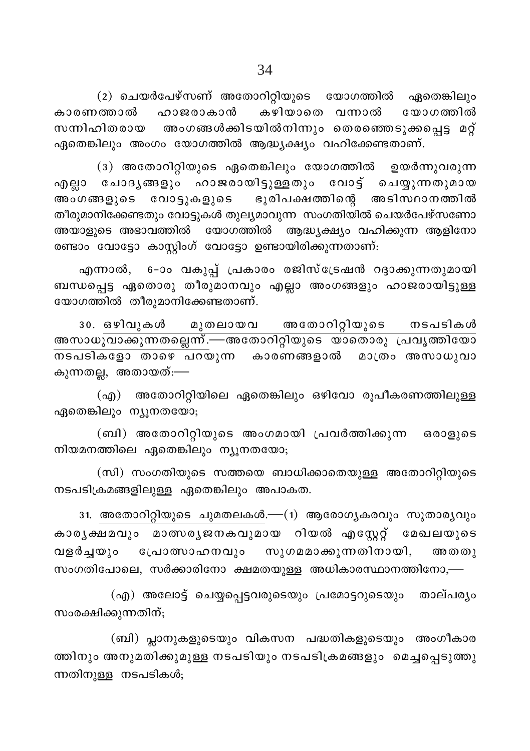(2) ചെയർപേഴ്സണ് അതോറിറ്റിയുടെ യോഗത്തിൽ ഏതെങ്കിലും കാരണത്താൽ ഹാജരാകാൻ കഴിയാതെ വന്നാൽ യോഗത്തിൽ സന്നിഹിതരായ അംഗങ്ങൾക്കിടയിൽനിന്നും തെരഞ്ഞെടുക്കപ്പെട്ട മറ്റ് ഏതെങ്കിലും അംഗം യോഗത്തിൽ ആദ്ധ്യക്ഷ്യം വഹിക്കേണ്ടതാണ്.

(3) അതോറിറ്റിയുടെ ഏതെങ്കിലും യോഗത്തിൽ ഉയർന്നുവരുന്ന എല്ലാ ചോദ്യങ്ങളും ഹാജരായിട്ടുള്ളതും വോട്ട് ചെയ്യുന്നതുമായ അംഗങ്ങളുടെ വോട്ടുകളുടെ ഭൂരിപക്ഷത്തിന്റെ അടിസ്ഥാനത്തിൽ തീരുമാനിക്കേണ്ടതും വോട്ടുകൾ തുല്യമാവുന്ന സംഗതിയിൽ ചെയർപേഴ്സണോ അയാളുടെ അഭാവത്തിൽ യോഗത്തിൽ ആദ്ധ്യക്ഷ്യം വഹിക്കുന്ന ആളിനോ രണ്ടാം വോട്ടോ കാസ്റ്റിംഗ് വോട്ടോ ഉണ്ടായിരിക്കുന്നതാണ്:

എന്നാൽ, 6-ാം വകുപ്പ് പ്രകാരം രജിസ്ട്രേഷൻ റദ്ദാക്കുന്നതുമായി ബന്ധപ്പെട്ട ഏതൊരു തീരുമാനവും എല്ലാ അംഗങ്ങളും ഹാജരായിട്ടുള്ള യോഗത്തിൽ തീരുമാനിക്കേണ്ടതാണ്.

30. ഒഴിവുകൾ മുതലായവ അതോറിറ്റിയുടെ നടപടികൾ അസാധുവാക്കുന്നതല്ലെന്ന്.—അതോറിറ്റിയുടെ യാതൊരു പ്രവൃത്തിയോ നടപടികളോ താഴെ പറയുന്ന കാരണങ്ങളാൽ മാത്രം അസാധുവാകുന്നതല്ല, അതായത്:—

(എ) അതോറിറ്റിയിലെ ഏതെങ്കിലും ഒഴിവോ രൂപീകരണത്തിലുള്ള ഏതെങ്കിലും ന്യൂനതയോ;

(ബി) അതോറിറ്റിയുടെ അംഗമായി പ്രവർത്തിക്കുന്ന ഒരാളുടെ നിയമനത്തിലെ ഏതെങ്കിലും ന്യൂനതയോ;

(സി) സംഗതിയുടെ സത്തയെ ബാധിക്കാതെയുള്ള അതോറിറ്റിയുടെ നടപടിക്രമങ്ങളിലുള്ള ഏതെങ്കിലും അപാകത.

31. അതോറിറ്റിയുടെ ചുമതലകൾ.—(1) ആരോഗ്യകരവും സുതാര്യവും കാര്യക്ഷമവും മാത്സര്യജനകവുമായ റിയൽ എസ്റ്റേറ്റ് മേഖലയുടെ വളർച്ചയും പ്രോത്സാഹനവും സുഗമമാക്കുന്നതിനായി, അതതു സംഗതിപോലെ, സർക്കാരിനോ ക്ഷമതയുള്ള അധികാരസ്ഥാനത്തിനോ,—

(എ) അലോട്ട് ചെയ്യപ്പെട്ടവരുടെയും പ്രമോട്ടറുടെയും താല്പര്യം സംരക്ഷിക്കുന്നതിന്;

(ബി) പ്ലാനുകളുടെയും വികസന പദ്ധതികളുടെയും അംഗീകാരത്തിനും അനുമതിക്കുമുള്ള നടപടിയും നടപടിക്രമങ്ങളും മെച്ചപ്പെടുത്തുന്നതിനുള്ള നടപടികൾ;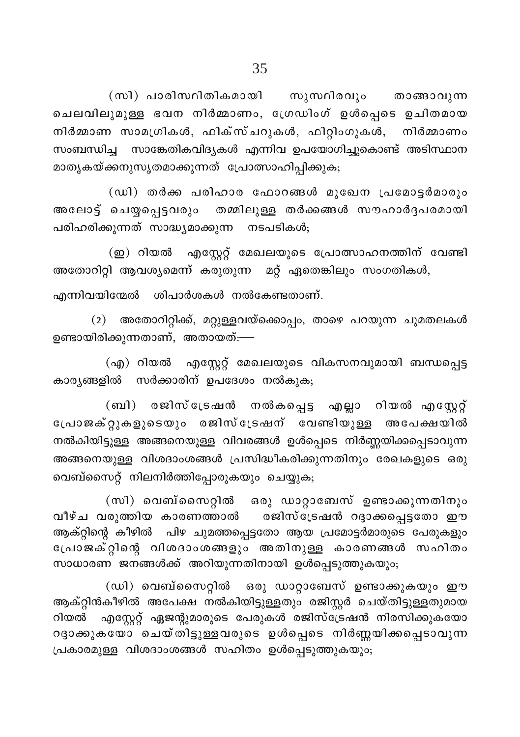(സി) പാരിസ്ഥിതികമായി സുസ്ഥിരവും താങ്ങാവുന്ന ചെലവിലുമുള്ള ഭവന നിർമ്മാണം, ഗ്രേഡിംഗ് ഉൾപ്പെടെ ഉചിതമായ നിർമ്മാണ സാമഗ്രികൾ, ഫിക്സ്ചറുകൾ, ഫിറ്റിംഗുകൾ, നിർമ്മാണം സംബന്ധിച്ച സാങ്കേതികവിദ്യകൾ എന്നിവ ഉപയോഗിച്ചുകൊണ്ട് അടിസ്ഥാന മാതൃകയ്ക്കനുസൃതമാക്കുന്നത് പ്രോത്സാഹിപ്പിക്കുക;

(ഡി) തർക്ക പരിഹാര ഫോറങ്ങൾ മുഖേന പ്രമോട്ടർമാരും അലോട്ട് ചെയ്യപ്പെട്ടവരും തമ്മിലുള്ള തർക്കങ്ങൾ സൗഹാർദ്ദപരമായി പരിഹരിക്കുന്നത് സാദ്ധ്യമാക്കുന്ന നടപടികൾ;

(ഇ) റിയൽ എസ്റ്റേറ്റ് മേഖലയുടെ പ്രോത്സാഹനത്തിന് വേണ്ടി അതോറിറ്റി ആവശ്യമെന്ന് കരുതുന്ന മറ്റ് ഏതെങ്കിലും സംഗതികൾ,

എന്നിവയിന്മേൽ ശിപാർശകൾ നൽകേണ്ടതാണ്.

(2) അതോറിറ്റിക്ക്, മറ്റുള്ളവയ്ക്കൊപ്പം, താഴെ പറയുന്ന ചുമതലകൾ ഉണ്ടായിരിക്കുന്നതാണ്, അതായത്:—

(എ) റിയൽ എസ്റ്റേറ്റ് മേഖലയുടെ വികസനവുമായി ബന്ധപ്പെട്ട കാര്യങ്ങളിൽ സർക്കാരിന് ഉപദേശം നൽകുക;

(ബി) രജിസ്ട്രേഷൻ നൽകപ്പെട്ട എല്ലാ റിയൽ എസ്റ്റേറ്റ് പ്രോജക്റ്റുകളുടെയും രജിസ്ട്രേഷന് വേണ്ടിയുള്ള അപേക്ഷയിൽ നൽകിയിട്ടുള്ള അങ്ങനെയുള്ള വിവരങ്ങൾ ഉൾപ്പെടെ നിർണ്ണയിക്കപ്പെടാവുന്ന അങ്ങനെയുള്ള വിശദാംശങ്ങൾ പ്രസിദ്ധീകരിക്കുന്നതിനും രേഖകളുടെ ഒരു വെബ്സൈറ്റ് നിലനിർത്തിപ്പോരുകയും ചെയ്യുക;

(സി) വെബ്സൈറ്റിൽ ഒരു ഡാറ്റാബേസ് ഉണ്ടാക്കുന്നതിനും വീഴ്ച വരുത്തിയ കാരണത്താൽ രജിസ്ട്രേഷൻ റദ്ദാക്കപ്പെട്ടതോ ഈ ആക്റ്റിന്റെ കീഴിൽ പിഴ ചുമത്തപ്പെട്ടതോ ആയ പ്രമോട്ടർമാരുടെ പേരുകളും പ്രോജക്റ്റിന്റെ വിശദാംശങ്ങളും അതിനുള്ള കാരണങ്ങൾ സഹിതം സാധാരണ ജനങ്ങൾക്ക് അറിയുന്നതിനായി ഉൾപ്പെടുത്തുകയും;

(ഡി) വെബ്സൈറ്റിൽ ഒരു ഡാറ്റാബേസ് ഉണ്ടാക്കുകയും ഈ ആക്റ്റിൻകീഴിൽ അപേക്ഷ നൽകിയിട്ടുള്ളതും രജിസ്റ്റർ ചെയ്തിട്ടുള്ളതുമായ റിയൽ എസ്റ്റേറ്റ് ഏജന്റുമാരുടെ പേരുകൾ രജിസ്ട്രേഷൻ നിരസിക്കുകയോ റദ്ദാക്കുകയോ ചെയ്തിട്ടുള്ളവരുടെ ഉൾപ്പെടെ നിർണ്ണയിക്കപ്പെടാവുന്ന പ്രകാരമുള്ള വിശദാംശങ്ങൾ സഹിതം ഉൾപ്പെടുത്തുകയും;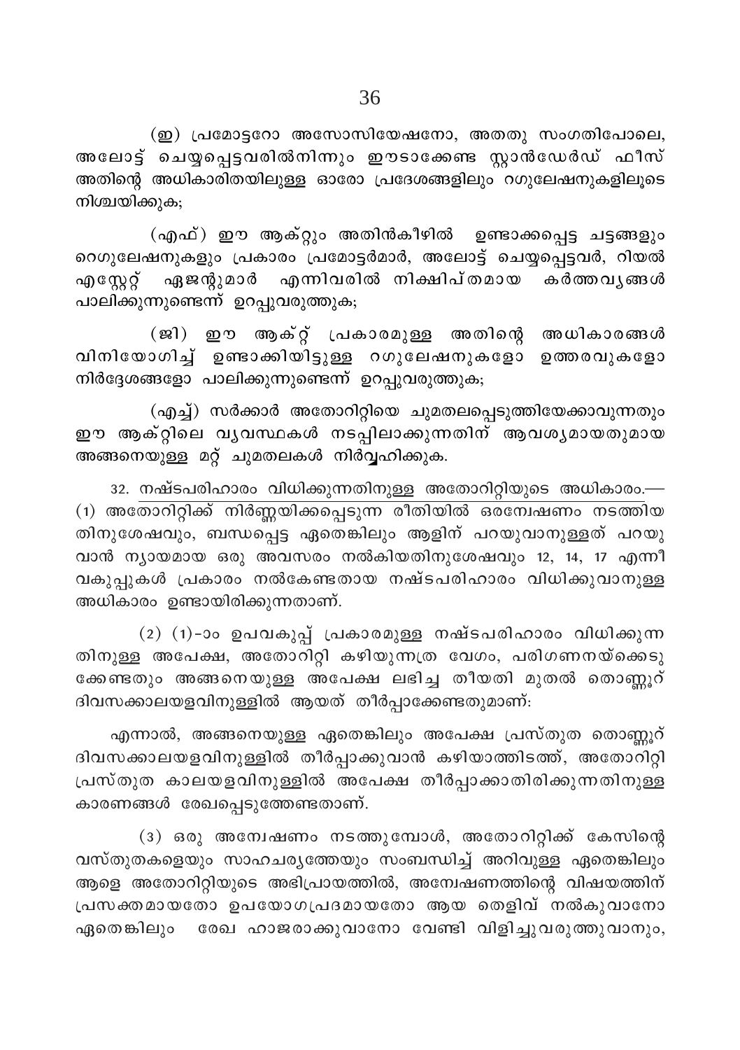(ഇ) പ്രമോട്ടറോ അസോസിയേഷനോ, അതതു സംഗതിപോലെ, അലോട്ട് ചെയ്യപ്പെട്ടവരിൽനിന്നും ഈടാക്കേണ്ട സ്റ്റാൻഡേർഡ് ഫീസ് അതിന്റെ അധികാരിതയിലുള്ള ഓരോ പ്രദേശങ്ങളിലും റഗുലേഷനുകളിലൂടെ നിശ്ചയിക്കുക;

(എഫ്) ഈ ആക്റ്റും അതിൻകീഴിൽ ഉണ്ടാക്കപ്പെട്ട ചട്ടങ്ങളും റെഗുലേഷനുകളും പ്രകാരം പ്രമോട്ടർമാർ, അലോട്ട് ചെയ്യപ്പെട്ടവർ, റിയൽ എസ്റ്റേറ്റ് ഏജന്റുമാർ എന്നിവരിൽ നിക്ഷിപ്തമായ കർത്തവ്യങ്ങൾ പാലിക്കുന്നുണ്ടെന്ന് ഉറപ്പുവരുത്തുക;

(ജി) ഈ ആക്റ്റ് പ്രകാരമുള്ള അതിന്റെ അധികാരങ്ങൾ വിനിയോഗിച്ച് ഉണ്ടാക്കിയിട്ടുള്ള റഗുലേഷനുകളോ ഉത്തരവുകളോ നിർദ്ദേശങ്ങളോ പാലിക്കുന്നുണ്ടെന്ന് ഉറപ്പുവരുത്തുക;

(എച്ച്) സർക്കാർ അതോറിറ്റിയെ ചുമതലപ്പെടുത്തിയേക്കാവുന്നതും ഈ ആക്റ്റിലെ വ്യവസ്ഥകൾ നടപ്പിലാക്കുന്നതിന് ആവശ്യമായതുമായ അങ്ങനെയുള്ള മറ്റ് ചുമതലകൾ നിർവ്വഹിക്കുക.

32. <u>നഷ്ടപരിഹാരം വിധിക്കുന്നതിനുള്ള അതോറിറ്റിയുടെ അധികാരം.</u>— (1) അതോറിറ്റിക്ക് നിർണ്ണയിക്കപ്പെടുന്ന രീതിയിൽ ഒരന്വേഷണം നടത്തിയതിനുശേഷവും, ബന്ധപ്പെട്ട ഏതെങ്കിലും ആളിന് പറയുവാനുള്ളത് പറയുവാൻ ന്യായമായ ഒരു അവസരം നൽകിയതിനുശേഷവും 12, 14, 17 എന്നീ വകുപ്പുകൾ പ്രകാരം നൽകേണ്ടതായ നഷ്ടപരിഹാരം വിധിക്കുവാനുള്ള അധികാരം ഉണ്ടായിരിക്കുന്നതാണ്.

(2) (1)-ാം ഉപവകുപ്പ് പ്രകാരമുള്ള നഷ്ടപരിഹാരം വിധിക്കുന്നതിനുള്ള അപേക്ഷ, അതോറിറ്റി കഴിയുന്നത്ര വേഗം, പരിഗണനയ്ക്കെടുക്കേണ്ടതും അങ്ങനെയുള്ള അപേക്ഷ ലഭിച്ച തീയതി മുതൽ തൊണ്ണൂറ് ദിവസക്കാലയളവിനുള്ളിൽ ആയത് തീർപ്പാക്കേണ്ടതുമാണ്:

എന്നാൽ, അങ്ങനെയുള്ള ഏതെങ്കിലും അപേക്ഷ പ്രസ്തുത തൊണ്ണൂറ് ദിവസക്കാലയളവിനുള്ളിൽ തീർപ്പാക്കുവാൻ കഴിയാത്തിടത്ത്, അതോറിറ്റി പ്രസ്തുത കാലയളവിനുള്ളിൽ അപേക്ഷ തീർപ്പാക്കാതിരിക്കുന്നതിനുള്ള കാരണങ്ങൾ രേഖപ്പെടുത്തേണ്ടതാണ്.

(3) ഒരു അന്വേഷണം നടത്തുമ്പോൾ, അതോറിറ്റിക്ക് കേസിന്റെ വസ്തുതകളെയും സാഹചര്യത്തേയും സംബന്ധിച്ച് അറിവുള്ള ഏതെങ്കിലും ആളെ അതോറിറ്റിയുടെ അഭിപ്രായത്തിൽ, അന്വേഷണത്തിന്റെ വിഷയത്തിന് പ്രസക്തമായതോ ഉപയോഗപ്രദമായതോ ആയ തെളിവ് നൽകുവാനോ ഏതെങ്കിലും രേഖ ഹാജരാക്കുവാനോ വേണ്ടി വിളിച്ചുവരുത്തുവാനും,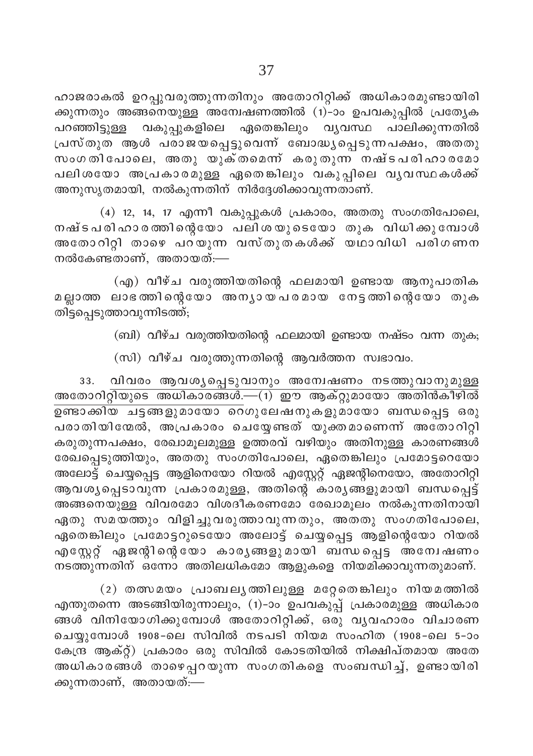ഹാജരാകൽ ഉറപ്പുവരുത്തുന്നതിനും അതോറിറ്റിക്ക് അധികാരമുണ്ടായിരിക്കുന്നതും അങ്ങനെയുള്ള അന്വേഷണത്തിൽ (1)-ാം ഉപവകുപ്പിൽ പ്രത്യേക പറഞ്ഞിട്ടുള്ള വകുപ്പുകളിലെ ഏതെങ്കിലും വ്യവസ്ഥ പാലിക്കുന്നതിൽ പ്രസ്തുത ആൾ പരാജയപ്പെട്ടുവെന്ന് ബോദ്ധ്യപ്പെടുന്നപക്ഷം, അതതു സംഗതിപോലെ, അതു യുക്തമെന്ന് കരുതുന്ന നഷ്ടപരിഹാരമോ പലിശയോ അപ്രകാരമുള്ള ഏതെങ്കിലും വകുപ്പിലെ വ്യവസ്ഥകൾക്ക് അനുസൃതമായി, നൽകുന്നതിന് നിർദ്ദേശിക്കാവുന്നതാണ്.

(4) 12, 14, 17 എന്നീ വകുപ്പുകൾ പ്രകാരം, അതതു സംഗതിപോലെ, നഷ്ടപരിഹാരത്തിന്റെയോ പലിശയുടെയോ തുക വിധിക്കുമ്പോൾ അതോറിറ്റി താഴെ പറയുന്ന വസ്തുതകൾക്ക് യഥാവിധി പരിഗണന നൽകേണ്ടതാണ്, അതായത്:—

(എ) വീഴ്ച വരുത്തിയതിന്റെ ഫലമായി ഉണ്ടായ ആനുപാതികമല്ലാത്ത ലാഭത്തിന്റെയോ അന്യായപരമായ നേട്ടത്തിന്റെയോ തുക തിട്ടപ്പെടുത്താവുന്നിടത്ത്;

(ബി) വീഴ്ച വരുത്തിയതിന്റെ ഫലമായി ഉണ്ടായ നഷ്ടം വന്ന തുക;

(സി) വീഴ്ച വരുത്തുന്നതിന്റെ ആവർത്തന സ്വഭാവം.

33. വിവരം ആവശ്യപ്പെടുവാനും അന്വേഷണം നടത്തുവാനുമുള്ള അതോറിറ്റിയുടെ അധികാരങ്ങൾ.—(1) ഈ ആക്റ്റുമായോ അതിൻകീഴിൽ ഉണ്ടാക്കിയ ചട്ടങ്ങളുമായോ റെഗുലേഷനുകളുമായോ ബന്ധപ്പെട്ട ഒരു പരാതിയിന്മേൽ, അപ്രകാരം ചെയ്യേണ്ടത് യുക്തമാണെന്ന് അതോറിറ്റി കരുതുന്നപക്ഷം, രേഖാമൂലമുള്ള ഉത്തരവ് വഴിയും അതിനുള്ള കാരണങ്ങൾ രേഖപ്പെടുത്തിയും, അതതു സംഗതിപോലെ, ഏതെങ്കിലും പ്രമോട്ടറെയോ അലോട്ട് ചെയ്യപ്പെട്ട ആളിനെയോ റിയൽ എസ്റ്റേറ്റ് ഏജന്റിനെയോ, അതോറിറ്റി ആവശ്യപ്പെടാവുന്ന പ്രകാരമുള്ള, അതിന്റെ കാര്യങ്ങളുമായി ബന്ധപ്പെട്ട് അങ്ങനെയുള്ള വിവരമോ വിശദീകരണമോ രേഖാമൂലം നൽകുന്നതിനായി ഏതു സമയത്തും വിളിച്ചുവരുത്താവുന്നതും, അതതു സംഗതിപോലെ, ഏതെങ്കിലും പ്രമോട്ടറുടെയോ അലോട്ട് ചെയ്യപ്പെട്ട ആളിന്റെയോ റിയൽ എസ്റ്റേറ്റ് ഏജന്റിന്റെയോ കാര്യങ്ങളുമായി ബന്ധപ്പെട്ട അന്വേഷണം നടത്തുന്നതിന് ഒന്നോ അതിലധികമോ ആളുകളെ നിയമിക്കാവുന്നതുമാണ്.

(2) തത്സമയം പ്രാബല്യത്തിലുള്ള മറ്റേതെങ്കിലും നിയമത്തിൽ എന്തുതന്നെ അടങ്ങിയിരുന്നാലും, (1)-ാം ഉപവകുപ്പ് പ്രകാരമുള്ള അധികാരങ്ങൾ വിനിയോഗിക്കുമ്പോൾ അതോറിറ്റിക്ക്, ഒരു വ്യവഹാരം വിചാരണ ചെയ്യുമ്പോൾ 1908-ലെ സിവിൽ നടപടി നിയമ സംഹിത (1908-ലെ 5-ാം കേന്ദ്ര ആക്റ്റ്) പ്രകാരം ഒരു സിവിൽ കോടതിയിൽ നിക്ഷിപ്തമായ അതേ അധികാരങ്ങൾ താഴെപ്പറയുന്ന സംഗതികളെ സംബന്ധിച്ച്, ഉണ്ടായിരിക്കുന്നതാണ്, അതായത്:—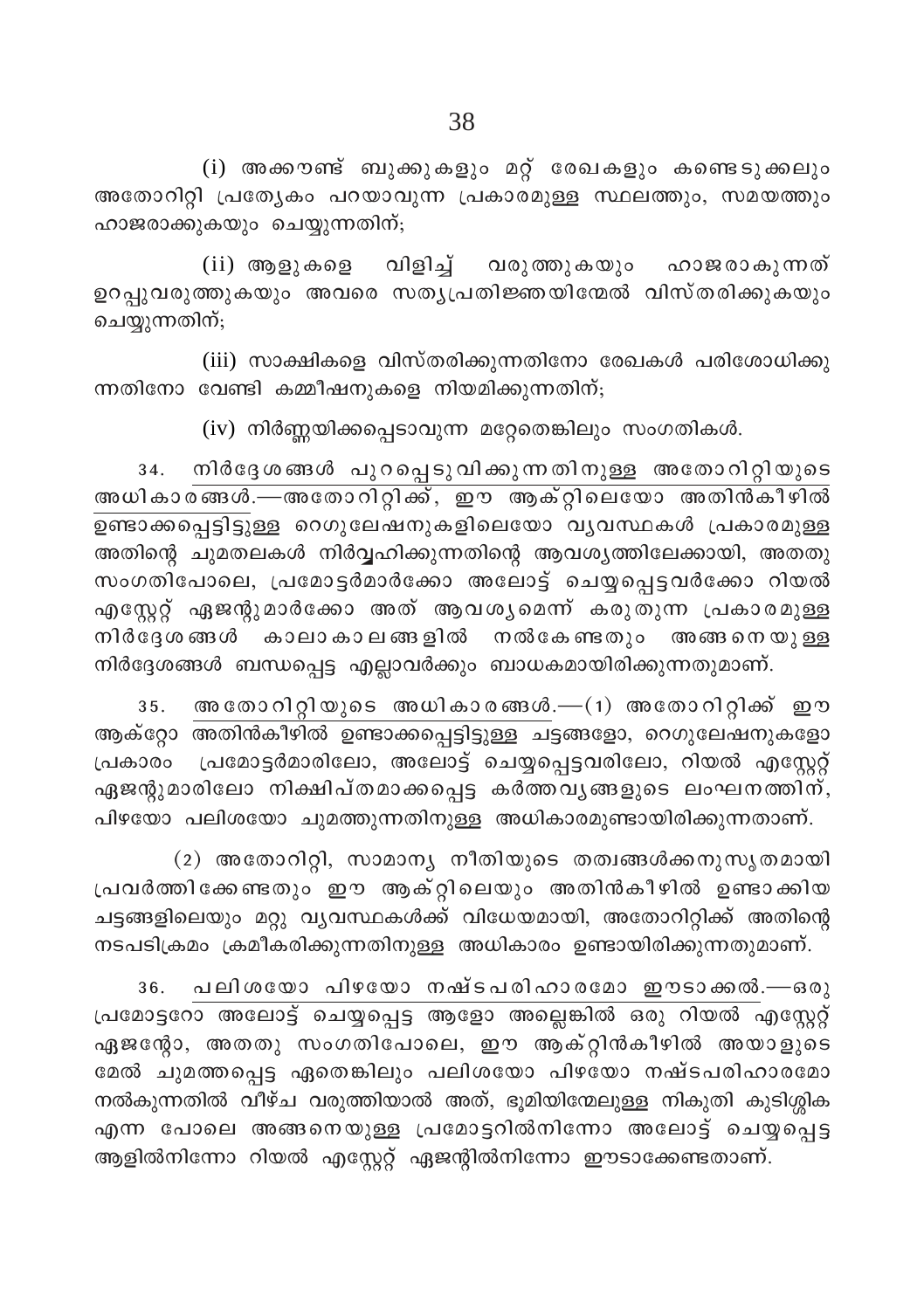(i) അക്കൗണ്ട് ബുക്കുകളും മറ്റ് രേഖകളും കണ്ടെടുക്കലും അതോറിറ്റി പ്രത്യേകം പറയാവുന്ന പ്രകാരമുള്ള സ്ഥലത്തും, സമയത്തും ഹാജരാക്കുകയും ചെയ്യുന്നതിന്;

(ii) ആളുകളെ വിളിച്ച് വരുത്തുകയും ഹാജരാകുന്നത് ഉറപ്പുവരുത്തുകയും അവരെ സത്യപ്രതിജ്ഞയിന്മേൽ വിസ്തരിക്കുകയും ചെയ്യുന്നതിന്;

(iii) സാക്ഷികളെ വിസ്തരിക്കുന്നതിനോ രേഖകൾ പരിശോധിക്കുന്നതിനോ വേണ്ടി കമ്മീഷനുകളെ നിയമിക്കുന്നതിന്;

(iv) നിർണ്ണയിക്കപ്പെടാവുന്ന മറ്റേതെങ്കിലും സംഗതികൾ.

34. <u>നിർദ്ദേശങ്ങൾ പുറപ്പെടുവിക്കുന്നതിനുള്ള അതോറിറ്റിയുടെ അധികാരങ്ങൾ.</u>—അതോറിറ്റിക്ക്, ഈ ആക്റ്റിലെയോ അതിൻകീഴിൽ ഉണ്ടാക്കപ്പെട്ടിട്ടുള്ള റെഗുലേഷനുകളിലെയോ വ്യവസ്ഥകൾ പ്രകാരമുള്ള അതിന്റെ ചുമതലകൾ നിർവ്വഹിക്കുന്നതിന്റെ ആവശ്യത്തിലേക്കായി, അതതു സംഗതിപോലെ, പ്രമോട്ടർമാർക്കോ അലോട്ട് ചെയ്യപ്പെട്ടവർക്കോ റിയൽ എസ്റ്റേറ്റ് ഏജന്റുമാർക്കോ അത് ആവശ്യമെന്ന് കരുതുന്ന പ്രകാരമുള്ള നിർദ്ദേശങ്ങൾ കാലാകാലങ്ങളിൽ നൽകേണ്ടതും അങ്ങനെയുള്ള നിർദ്ദേശങ്ങൾ ബന്ധപ്പെട്ട എല്ലാവർക്കും ബാധകമായിരിക്കുന്നതുമാണ്.

35. <u>അതോറിറ്റിയുടെ അധികാരങ്ങൾ.</u>—(1) അതോറിറ്റിക്ക് ഈ ആക്റ്റോ അതിൻകീഴിൽ ഉണ്ടാക്കപ്പെട്ടിട്ടുള്ള ചട്ടങ്ങളോ, റെഗുലേഷനുകളോ പ്രകാരം പ്രമോട്ടർമാരിലോ, അലോട്ട് ചെയ്യപ്പെട്ടവരിലോ, റിയൽ എസ്റ്റേറ്റ് ഏജന്റുമാരിലോ നിക്ഷിപ്തമാക്കപ്പെട്ട കർത്തവ്യങ്ങളുടെ ലംഘനത്തിന്, പിഴയോ പലിശയോ ചുമത്തുന്നതിനുള്ള അധികാരമുണ്ടായിരിക്കുന്നതാണ്.

(2) അതോറിറ്റി, സാമാന്യ നീതിയുടെ തത്വങ്ങൾക്കനുസൃതമായി പ്രവർത്തിക്കേണ്ടതും ഈ ആക്റ്റിലെയും അതിൻകീഴിൽ ഉണ്ടാക്കിയ ചട്ടങ്ങളിലെയും മറ്റു വ്യവസ്ഥകൾക്ക് വിധേയമായി, അതോറിറ്റിക്ക് അതിന്റെ നടപടിക്രമം ക്രമീകരിക്കുന്നതിനുള്ള അധികാരം ഉണ്ടായിരിക്കുന്നതുമാണ്.

36. <u>പലിശയോ പിഴയോ നഷ്ടപരിഹാരമോ ഈടാക്കൽ.</u>—ഒരു പ്രമോട്ടറോ അലോട്ട് ചെയ്യപ്പെട്ട ആളോ അല്ലെങ്കിൽ ഒരു റിയൽ എസ്റ്റേറ്റ് ഏജന്റോ, അതതു സംഗതിപോലെ, ഈ ആക്റ്റിൻകീഴിൽ അയാളുടെ മേൽ ചുമത്തപ്പെട്ട ഏതെങ്കിലും പലിശയോ പിഴയോ നഷ്ടപരിഹാരമോ നൽകുന്നതിൽ വീഴ്ച വരുത്തിയാൽ അത്, ഭൂമിയിന്മേലുള്ള നികുതി കുടിശ്ശിക എന്ന പോലെ അങ്ങനെയുള്ള പ്രമോട്ടറിൽനിന്നോ അലോട്ട് ചെയ്യപ്പെട്ട ആളിൽനിന്നോ റിയൽ എസ്റ്റേറ്റ് ഏജന്റിൽനിന്നോ ഈടാക്കേണ്ടതാണ്.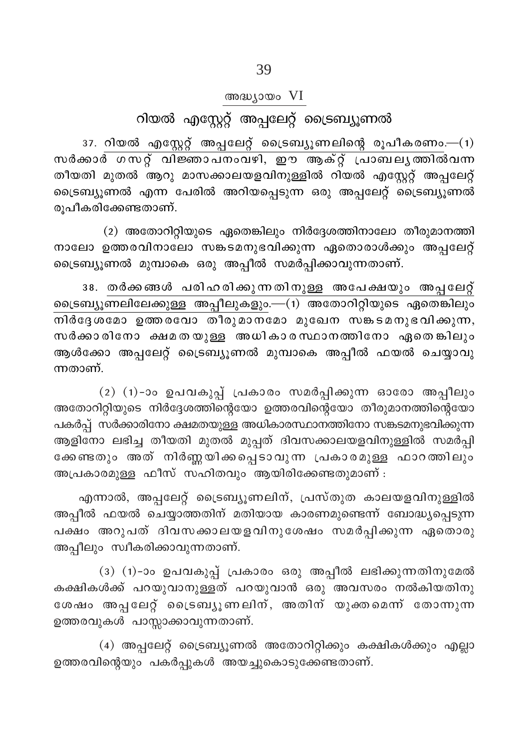## അദ്ധ്യായം VI

## റിയൽ എസ്റ്റേറ്റ് അപ്പലേറ്റ് ട്രൈബ്യൂണൽ

37. റിയൽ എസ്റ്റേറ്റ് അപ്പലേറ്റ് ട്രൈബ്യൂണലിന്റെ രൂപീകരണം.—(1) സർക്കാർ ഗസറ്റ് വിജ്ഞാപനംവഴി, ഈ ആക്റ്റ് പ്രാബല്യത്തിൽവന്ന തീയതി മുതൽ ആറു മാസക്കാലയളവിനുള്ളിൽ റിയൽ എസ്റ്റേറ്റ് അപ്പലേറ്റ് ട്രൈബ്യൂണൽ എന്ന പേരിൽ അറിയപ്പെടുന്ന ഒരു അപ്പലേറ്റ് ട്രൈബ്യൂണൽ രൂപീകരിക്കേണ്ടതാണ്.

(2) അതോറിറ്റിയുടെ ഏതെങ്കിലും നിർദ്ദേശത്തിനാലോ തീരുമാനത്തിനാലോ ഉത്തരവിനാലോ സങ്കടമനുഭവിക്കുന്ന ഏതൊരാൾക്കും അപ്പലേറ്റ് ട്രൈബ്യൂണൽ മുമ്പാകെ ഒരു അപ്പീൽ സമർപ്പിക്കാവുന്നതാണ്.

38. തർക്കങ്ങൾ പരിഹരിക്കുന്നതിനുള്ള അപേക്ഷയും അപ്പലേറ്റ് ട്രൈബ്യൂണലിലേക്കുള്ള അപ്പീലുകളും.—(1) അതോറിറ്റിയുടെ ഏതെങ്കിലും നിർദ്ദേശമോ ഉത്തരവോ തീരുമാനമോ മുഖേന സങ്കടമനുഭവിക്കുന്ന, സർക്കാരിനോ ക്ഷമതയുള്ള അധികാരസ്ഥാനത്തിനോ ഏതെങ്കിലും ആൾക്കോ അപ്പലേറ്റ് ട്രൈബ്യൂണൽ മുമ്പാകെ അപ്പീൽ ഫയൽ ചെയ്യാവുന്നതാണ്.

(2) (1)-ാം ഉപവകുപ്പ് പ്രകാരം സമർപ്പിക്കുന്ന ഓരോ അപ്പീലും അതോറിറ്റിയുടെ നിർദ്ദേശത്തിന്റെയോ ഉത്തരവിന്റെയോ തീരുമാനത്തിന്റെയോ പകർപ്പ് സർക്കാരിനോ ക്ഷമതയുള്ള അധികാരസ്ഥാനത്തിനോ സങ്കടമനുഭവിക്കുന്ന ആളിനോ ലഭിച്ച തീയതി മുതൽ മുപ്പത് ദിവസക്കാലയളവിനുള്ളിൽ സമർപ്പിക്കേണ്ടതും അത് നിർണ്ണയിക്കപ്പെടാവുന്ന പ്രകാരമുള്ള ഫാറത്തിലും അപ്രകാരമുള്ള ഫീസ് സഹിതവും ആയിരിക്കേണ്ടതുമാണ് :

എന്നാൽ, അപ്പലേറ്റ് ട്രൈബ്യൂണലിന്, പ്രസ്തുത കാലയളവിനുള്ളിൽ അപ്പീൽ ഫയൽ ചെയ്യാത്തതിന് മതിയായ കാരണമുണ്ടെന്ന് ബോദ്ധ്യപ്പെടുന്ന പക്ഷം അറുപത് ദിവസക്കാലയളവിനുശേഷം സമർപ്പിക്കുന്ന ഏതൊരു അപ്പീലും സ്വീകരിക്കാവുന്നതാണ്.

(3) (1)-ാം ഉപവകുപ്പ് പ്രകാരം ഒരു അപ്പീൽ ലഭിക്കുന്നതിനുമേൽ കക്ഷികൾക്ക് പറയുവാനുള്ളത് പറയുവാൻ ഒരു അവസരം നൽകിയതിനു ശേഷം അപ്പലേറ്റ് ട്രൈബ്യൂണലിന്, അതിന് യുക്തമെന്ന് തോന്നുന്ന ഉത്തരവുകൾ പാസ്സാക്കാവുന്നതാണ്.

(4) അപ്പലേറ്റ് ട്രൈബ്യൂണൽ അതോറിറ്റിക്കും കക്ഷികൾക്കും എല്ലാ ഉത്തരവിന്റെയും പകർപ്പുകൾ അയച്ചുകൊടുക്കേണ്ടതാണ്.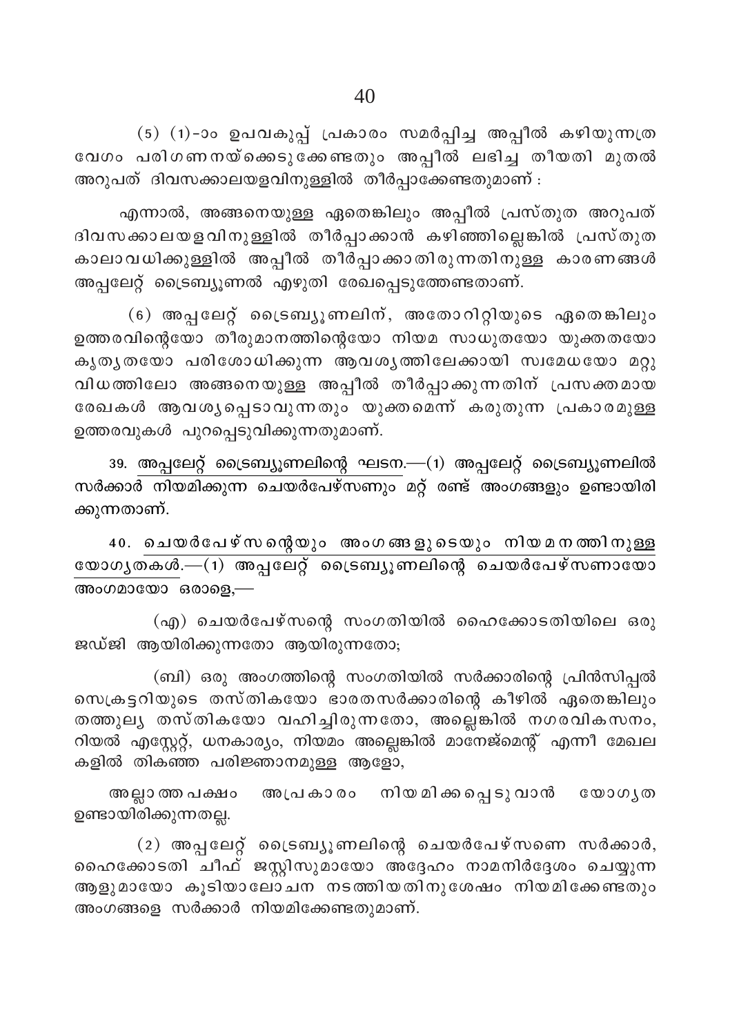(5) (1)-ാം ഉപവകുപ്പ് പ്രകാരം സമർപ്പിച്ച അപ്പീൽ കഴിയുന്നത്ര വേഗം പരിഗണനയ്ക്കെടുക്കേണ്ടതും അപ്പീൽ ലഭിച്ച തീയതി മുതൽ അറുപത് ദിവസക്കാലയളവിനുള്ളിൽ തീർപ്പാക്കേണ്ടതുമാണ് :

എന്നാൽ, അങ്ങനെയുള്ള ഏതെങ്കിലും അപ്പീൽ പ്രസ്തുത അറുപത് ദിവസക്കാലയളവിനുള്ളിൽ തീർപ്പാക്കാൻ കഴിഞ്ഞില്ലെങ്കിൽ പ്രസ്തുത കാലാവധിക്കുള്ളിൽ അപ്പീൽ തീർപ്പാക്കാതിരുന്നതിനുള്ള കാരണങ്ങൾ അപ്പലേറ്റ് ട്രൈബ്യൂണൽ എഴുതി രേഖപ്പെടുത്തേണ്ടതാണ്.

(6) അപ്പലേറ്റ് ട്രൈബ്യൂണലിന്, അതോറിറ്റിയുടെ ഏതെങ്കിലും ഉത്തരവിന്റെയോ തീരുമാനത്തിന്റെയോ നിയമ സാധുതയോ യുക്തതയോ കൃത്യതയോ പരിശോധിക്കുന്ന ആവശ്യത്തിലേക്കായി സ്വമേധയോ മറ്റു വിധത്തിലോ അങ്ങനെയുള്ള അപ്പീൽ തീർപ്പാക്കുന്നതിന് പ്രസക്തമായ രേഖകൾ ആവശ്യപ്പെടാവുന്നതും യുക്തമെന്ന് കരുതുന്ന പ്രകാരമുള്ള ഉത്തരവുകൾ പുറപ്പെടുവിക്കുന്നതുമാണ്.

39. <u>അപ്പലേറ്റ് ട്രൈബ്യൂണലിന്റെ ഘടന</u>.—(1) അപ്പലേറ്റ് ട്രൈബ്യൂണലിൽ സർക്കാർ നിയമിക്കുന്ന ചെയർപേഴ്സണും മറ്റ് രണ്ട് അംഗങ്ങളും ഉണ്ടായിരിക്കുന്നതാണ്.

40. <u>ചെയർപേഴ്സന്റെയും അംഗങ്ങളുടെയും നിയമനത്തിനുള്ള യോഗ്യതകൾ</u>.—(1) അപ്പലേറ്റ് ട്രൈബ്യൂണലിന്റെ ചെയർപേഴ്സണായോ അംഗമായോ ഒരാളെ,—

(എ) ചെയർപേഴ്സന്റെ സംഗതിയിൽ ഹൈക്കോടതിയിലെ ഒരു ജഡ്ജി ആയിരിക്കുന്നതോ ആയിരുന്നതോ;

(ബി) ഒരു അംഗത്തിന്റെ സംഗതിയിൽ സർക്കാരിന്റെ പ്രിൻസിപ്പൽ സെക്രട്ടറിയുടെ തസ്തികയോ ഭാരതസർക്കാരിന്റെ കീഴിൽ ഏതെങ്കിലും തത്തുല്യ തസ്തികയോ വഹിച്ചിരുന്നതോ, അല്ലെങ്കിൽ നഗരവികസനം, റിയൽ എസ്റ്റേറ്റ്, ധനകാര്യം, നിയമം അല്ലെങ്കിൽ മാനേജ്മെന്റ് എന്നീ മേഖലകളിൽ തികഞ്ഞ പരിജ്ഞാനമുള്ള ആളോ,

അല്ലാത്തപക്ഷം അപ്രകാരം നിയമിക്കപ്പെടുവാൻ യോഗ്യത ഉണ്ടായിരിക്കുന്നതല്ല.

(2) അപ്പലേറ്റ് ട്രൈബ്യൂണലിന്റെ ചെയർപേഴ്സണെ സർക്കാർ, ഹൈക്കോടതി ചീഫ് ജസ്റ്റിസുമായോ അദ്ദേഹം നാമനിർദ്ദേശം ചെയ്യുന്ന ആളുമായോ കൂടിയാലോചന നടത്തിയതിനുശേഷം നിയമിക്കേണ്ടതും അംഗങ്ങളെ സർക്കാർ നിയമിക്കേണ്ടതുമാണ്.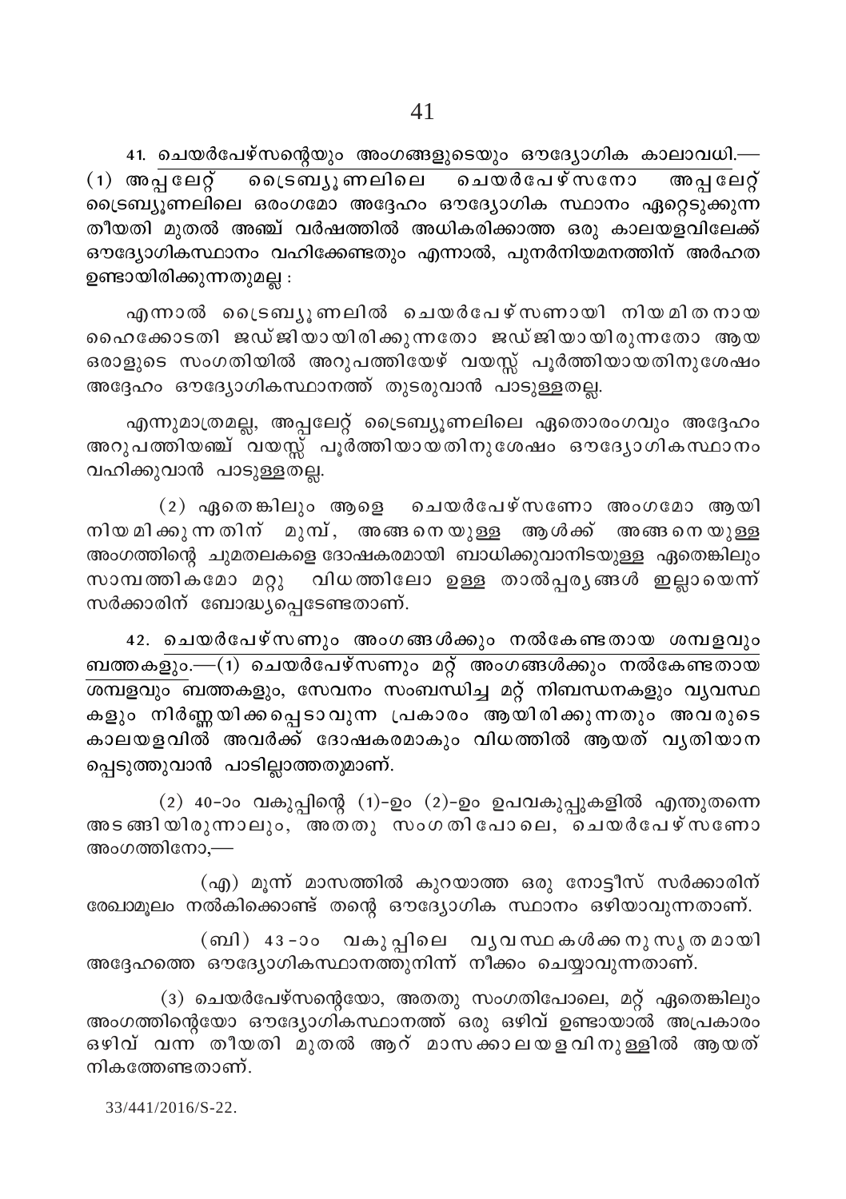**41. ചെയർപേഴ്സന്റെയും അംഗങ്ങളുടെയും ഔദ്യോഗിക കാലാവധി.**—(1) അപ്പലേറ്റ് ട്രൈബ്യൂണലിലെ ചെയർപേഴ്സനോ അപ്പലേറ്റ് ട്രൈബ്യൂണലിലെ ഒരംഗമോ അദ്ദേഹം ഔദ്യോഗിക സ്ഥാനം ഏറ്റെടുക്കുന്ന തീയതി മുതൽ അഞ്ച് വർഷത്തിൽ അധികരിക്കാത്ത ഒരു കാലയളവിലേക്ക് ഔദ്യോഗികസ്ഥാനം വഹിക്കേണ്ടതും എന്നാൽ, പുനർനിയമനത്തിന് അർഹത ഉണ്ടായിരിക്കുന്നതുമല്ല :

എന്നാൽ ട്രൈബ്യൂണലിൽ ചെയർപേഴ്സണായി നിയമിതനായ ഹൈക്കോടതി ജഡ്ജിയായിരിക്കുന്നതോ ജഡ്ജിയായിരുന്നതോ ആയ ഒരാളുടെ സംഗതിയിൽ അറുപത്തിയേഴ് വയസ്സ് പൂർത്തിയായതിനുശേഷം അദ്ദേഹം ഔദ്യോഗികസ്ഥാനത്ത് തുടരുവാൻ പാടുള്ളതല്ല.

എന്നുമാത്രമല്ല, അപ്പലേറ്റ് ട്രൈബ്യൂണലിലെ ഏതൊരംഗവും അദ്ദേഹം അറുപത്തിയഞ്ച് വയസ്സ് പൂർത്തിയായതിനുശേഷം ഔദ്യോഗികസ്ഥാനം വഹിക്കുവാൻ പാടുള്ളതല്ല.

(2) ഏതെങ്കിലും ആളെ ചെയർപേഴ്സണോ അംഗമോ ആയി നിയമിക്കുന്നതിന് മുമ്പ്, അങ്ങനെയുള്ള ആൾക്ക് അങ്ങനെയുള്ള അംഗത്തിന്റെ ചുമതലകളെ ദോഷകരമായി ബാധിക്കുവാനിടയുള്ള ഏതെങ്കിലും സാമ്പത്തികമോ മറ്റു വിധത്തിലോ ഉള്ള താൽപ്പര്യങ്ങൾ ഇല്ലായെന്ന് സർക്കാരിന് ബോദ്ധ്യപ്പെടേണ്ടതാണ്.

**42. ചെയർപേഴ്സണും അംഗങ്ങൾക്കും നൽകേണ്ടതായ ശമ്പളവും ബത്തകളും.**—(1) ചെയർപേഴ്സണും മറ്റ് അംഗങ്ങൾക്കും നൽകേണ്ടതായ ശമ്പളവും ബത്തകളും, സേവനം സംബന്ധിച്ച മറ്റ് നിബന്ധനകളും വ്യവസ്ഥകളും നിർണ്ണയിക്കപ്പെടാവുന്ന പ്രകാരം ആയിരിക്കുന്നതും അവരുടെ കാലയളവിൽ അവർക്ക് ദോഷകരമാകും വിധത്തിൽ ആയത് വ്യതിയാനപ്പെടുത്തുവാൻ പാടില്ലാത്തതുമാണ്.

(2) 40-ാം വകുപ്പിന്റെ (1)-ഉം (2)-ഉം ഉപവകുപ്പുകളിൽ എന്തുതന്നെ അടങ്ങിയിരുന്നാലും, അതതു സംഗതിപോലെ, ചെയർപേഴ്സണോ അംഗത്തിനോ,—

(എ) മൂന്ന് മാസത്തിൽ കുറയാത്ത ഒരു നോട്ടീസ് സർക്കാരിന് രേഖാമൂലം നൽകിക്കൊണ്ട് തന്റെ ഔദ്യോഗിക സ്ഥാനം ഒഴിയാവുന്നതാണ്.

(ബി) 43-ാം വകുപ്പിലെ വ്യവസ്ഥകൾക്കനുസൃതമായി അദ്ദേഹത്തെ ഔദ്യോഗികസ്ഥാനത്തുനിന്ന് നീക്കം ചെയ്യാവുന്നതാണ്.

(3) ചെയർപേഴ്സന്റെയോ, അതതു സംഗതിപോലെ, മറ്റ് ഏതെങ്കിലും അംഗത്തിന്റെയോ ഔദ്യോഗികസ്ഥാനത്ത് ഒരു ഒഴിവ് ഉണ്ടായാൽ അപ്രകാരം ഒഴിവ് വന്ന തീയതി മുതൽ ആറ് മാസക്കാലയളവിനുള്ളിൽ ആയത് നികത്തേണ്ടതാണ്.

33/441/2016/S-22.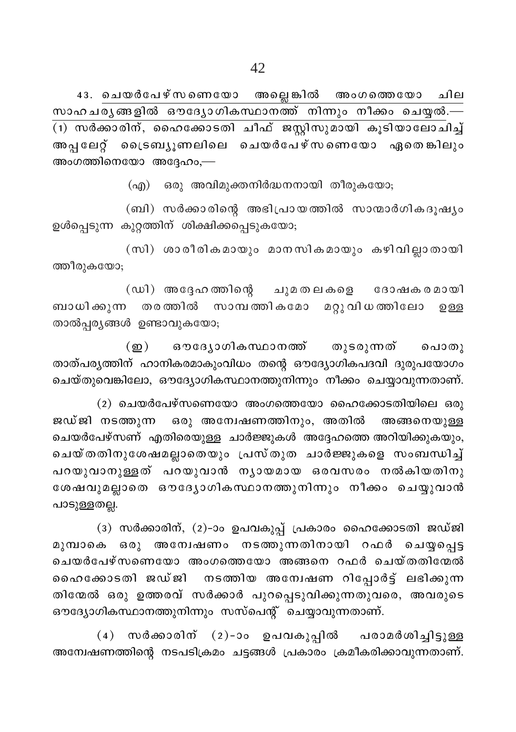**43. ചെയർപേഴ്സണെയോ അല്ലെങ്കിൽ അംഗത്തെയോ ചില സാഹചര്യങ്ങളിൽ ഔദ്യോഗികസ്ഥാനത്ത് നിന്നും നീക്കം ചെയ്യൽ.—** (1) സർക്കാരിന്, ഹൈക്കോടതി ചീഫ് ജസ്റ്റിസുമായി കൂടിയാലോചിച്ച് അപ്പലേറ്റ് ട്രൈബ്യൂണലിലെ ചെയർപേഴ്സണെയോ ഏതെങ്കിലും അംഗത്തിനെയോ അദ്ദേഹം,—

(എ) ഒരു അവിമുക്തനിർദ്ധനനായി തീരുകയോ;

(ബി) സർക്കാരിന്റെ അഭിപ്രായത്തിൽ സാന്മാർഗികദൂഷ്യം ഉൾപ്പെടുന്ന കുറ്റത്തിന് ശിക്ഷിക്കപ്പെടുകയോ;

(സി) ശാരീരികമായും മാനസികമായും കഴിവില്ലാതായി ത്തീരുകയോ;

(ഡി) അദ്ദേഹത്തിന്റെ ചുമതലകളെ ദോഷകരമായി ബാധിക്കുന്ന തരത്തിൽ സാമ്പത്തികമോ മറ്റുവിധത്തിലോ ഉള്ള താൽപ്പര്യങ്ങൾ ഉണ്ടാവുകയോ;

(ഇ) ഔദ്യോഗികസ്ഥാനത്ത് തുടരുന്നത് പൊതു താത്പര്യത്തിന് ഹാനികരമാകുംവിധം തന്റെ ഔദ്യോഗികപദവി ദുരുപയോഗം ചെയ്തുവെങ്കിലോ, ഔദ്യോഗികസ്ഥാനത്തുനിന്നും നീക്കം ചെയ്യാവുന്നതാണ്.

(2) ചെയർപേഴ്സണെയോ അംഗത്തെയോ ഹൈക്കോടതിയിലെ ഒരു ജഡ്ജി നടത്തുന്ന ഒരു അന്വേഷണത്തിനും, അതിൽ അങ്ങനെയുള്ള ചെയർപേഴ്സണ് എതിരെയുള്ള ചാർജ്ജുകൾ അദ്ദേഹത്തെ അറിയിക്കുകയും, ചെയ്തതിനുശേഷമല്ലാതെയും പ്രസ്തുത ചാർജ്ജുകളെ സംബന്ധിച്ച് പറയുവാനുള്ളത് പറയുവാൻ ന്യായമായ ഒരവസരം നൽകിയതിനു ശേഷവുമല്ലാതെ ഔദ്യോഗികസ്ഥാനത്തുനിന്നും നീക്കം ചെയ്യുവാൻ പാടുള്ളതല്ല.

(3) സർക്കാരിന്, (2)-ാം ഉപവകുപ്പ് പ്രകാരം ഹൈക്കോടതി ജഡ്ജി മുമ്പാകെ ഒരു അന്വേഷണം നടത്തുന്നതിനായി റഫർ ചെയ്യപ്പെട്ട ചെയർപേഴ്സണെയോ അംഗത്തെയോ അങ്ങനെ റഫർ ചെയ്തതിന്മേൽ ഹൈക്കോടതി ജഡ്ജി നടത്തിയ അന്വേഷണ റിപ്പോർട്ട് ലഭിക്കുന്ന തിന്മേൽ ഒരു ഉത്തരവ് സർക്കാർ പുറപ്പെടുവിക്കുന്നതുവരെ, അവരുടെ ഔദ്യോഗികസ്ഥാനത്തുനിന്നും സസ്പെന്റ് ചെയ്യാവുന്നതാണ്.

(4) സർക്കാരിന് (2)-ാം ഉപവകുപ്പിൽ പരാമർശിച്ചിട്ടുള്ള അന്വേഷണത്തിന്റെ നടപടിക്രമം ചട്ടങ്ങൾ പ്രകാരം ക്രമീകരിക്കാവുന്നതാണ്.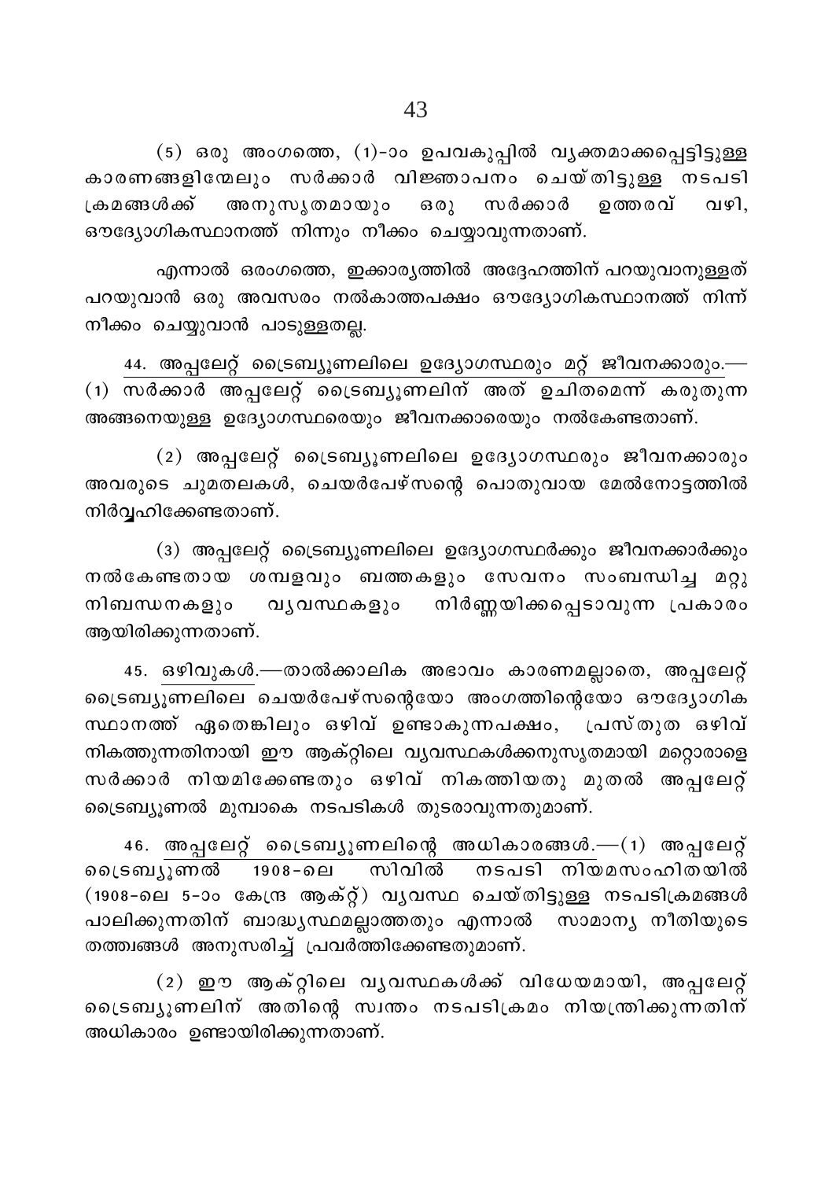(5) ഒരു അംഗത്തെ, (1)-ാം ഉപവകുപ്പിൽ വ്യക്തമാക്കപ്പെട്ടിട്ടുള്ള കാരണങ്ങളിന്മേലും സർക്കാർ വിജ്ഞാപനം ചെയ്തിട്ടുള്ള നടപടി ക്രമങ്ങൾക്ക് അനുസൃതമായും ഒരു സർക്കാർ ഉത്തരവ് വഴി, ഔദ്യോഗികസ്ഥാനത്ത് നിന്നും നീക്കം ചെയ്യാവുന്നതാണ്.

എന്നാൽ ഒരംഗത്തെ, ഇക്കാര്യത്തിൽ അദ്ദേഹത്തിന് പറയുവാനുള്ളത് പറയുവാൻ ഒരു അവസരം നൽകാത്തപക്ഷം ഔദ്യോഗികസ്ഥാനത്ത് നിന്ന് നീക്കം ചെയ്യുവാൻ പാടുള്ളതല്ല.

44. <u>അപ്പലേറ്റ് ട്രൈബ്യൂണലിലെ ഉദ്യോഗസ്ഥരും മറ്റ് ജീവനക്കാരും</u>.—(1) സർക്കാർ അപ്പലേറ്റ് ട്രൈബ്യൂണലിന് അത് ഉചിതമെന്ന് കരുതുന്ന അങ്ങനെയുള്ള ഉദ്യോഗസ്ഥരെയും ജീവനക്കാരെയും നൽകേണ്ടതാണ്.

(2) അപ്പലേറ്റ് ട്രൈബ്യൂണലിലെ ഉദ്യോഗസ്ഥരും ജീവനക്കാരും അവരുടെ ചുമതലകൾ, ചെയർപേഴ്സന്റെ പൊതുവായ മേൽനോട്ടത്തിൽ നിർവ്വഹിക്കേണ്ടതാണ്.

(3) അപ്പലേറ്റ് ട്രൈബ്യൂണലിലെ ഉദ്യോഗസ്ഥർക്കും ജീവനക്കാർക്കും നൽകേണ്ടതായ ശമ്പളവും ബത്തകളും സേവനം സംബന്ധിച്ച മറ്റു നിബന്ധനകളും വ്യവസ്ഥകളും നിർണ്ണയിക്കപ്പെടാവുന്ന പ്രകാരം ആയിരിക്കുന്നതാണ്.

45. <u>ഒഴിവുകൾ</u>.—താൽക്കാലിക അഭാവം കാരണമല്ലാതെ, അപ്പലേറ്റ് ട്രൈബ്യൂണലിലെ ചെയർപേഴ്സന്റെയോ അംഗത്തിന്റെയോ ഔദ്യോഗിക സ്ഥാനത്ത് ഏതെങ്കിലും ഒഴിവ് ഉണ്ടാകുന്നപക്ഷം, പ്രസ്തുത ഒഴിവ് നികത്തുന്നതിനായി ഈ ആക്റ്റിലെ വ്യവസ്ഥകൾക്കനുസൃതമായി മറ്റൊരാളെ സർക്കാർ നിയമിക്കേണ്ടതും ഒഴിവ് നികത്തിയതു മുതൽ അപ്പലേറ്റ് ട്രൈബ്യൂണൽ മുമ്പാകെ നടപടികൾ തുടരാവുന്നതുമാണ്.

46. <u>അപ്പലേറ്റ് ട്രൈബ്യൂണലിന്റെ അധികാരങ്ങൾ</u>.—(1) അപ്പലേറ്റ് ട്രൈബ്യൂണൽ 1908-ലെ സിവിൽ നടപടി നിയമസംഹിതയിൽ (1908-ലെ 5-ാം കേന്ദ്ര ആക്റ്റ്) വ്യവസ്ഥ ചെയ്തിട്ടുള്ള നടപടിക്രമങ്ങൾ പാലിക്കുന്നതിന് ബാദ്ധ്യസ്ഥമല്ലാത്തതും എന്നാൽ സാമാന്യ നീതിയുടെ തത്ത്വങ്ങൾ അനുസരിച്ച് പ്രവർത്തിക്കേണ്ടതുമാണ്.

(2) ഈ ആക്റ്റിലെ വ്യവസ്ഥകൾക്ക് വിധേയമായി, അപ്പലേറ്റ് ട്രൈബ്യൂണലിന് അതിന്റെ സ്വന്തം നടപടിക്രമം നിയന്ത്രിക്കുന്നതിന് അധികാരം ഉണ്ടായിരിക്കുന്നതാണ്.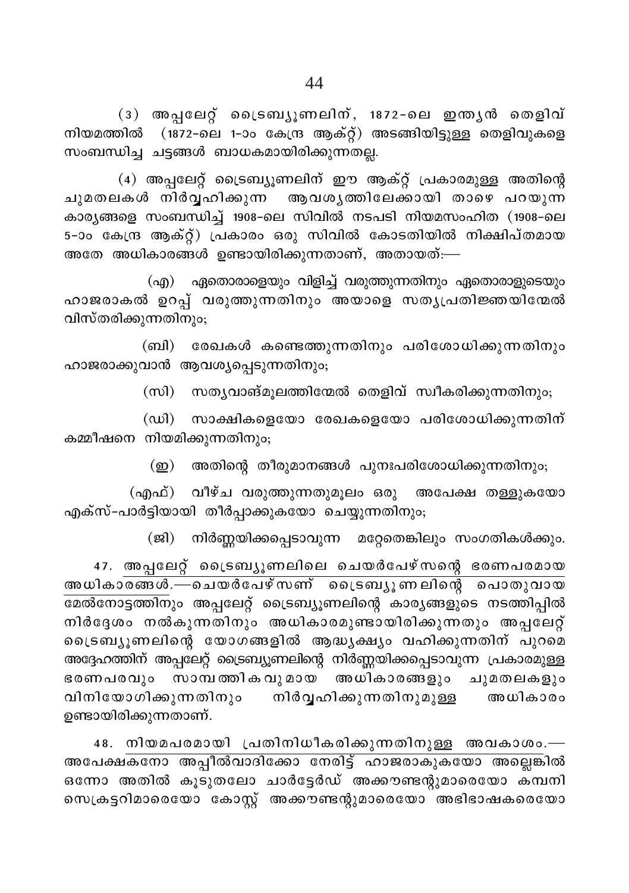(3) അപ്പലേറ്റ് ട്രൈബ്യൂണലിന്, 1872-ലെ ഇന്ത്യൻ തെളിവ് നിയമത്തിൽ (1872-ലെ 1-ാം കേന്ദ്ര ആക്റ്റ്) അടങ്ങിയിട്ടുള്ള തെളിവുകളെ സംബന്ധിച്ച ചട്ടങ്ങൾ ബാധകമായിരിക്കുന്നതല്ല.

(4) അപ്പലേറ്റ് ട്രൈബ്യൂണലിന് ഈ ആക്റ്റ് പ്രകാരമുള്ള അതിന്റെ ചുമതലകൾ നിർവ്വഹിക്കുന്ന ആവശ്യത്തിലേക്കായി താഴെ പറയുന്ന കാര്യങ്ങളെ സംബന്ധിച്ച് 1908-ലെ സിവിൽ നടപടി നിയമസംഹിത (1908-ലെ 5-ാം കേന്ദ്ര ആക്റ്റ്) പ്രകാരം ഒരു സിവിൽ കോടതിയിൽ നിക്ഷിപ്തമായ അതേ അധികാരങ്ങൾ ഉണ്ടായിരിക്കുന്നതാണ്, അതായത്:—

(എ) ഏതൊരാളെയും വിളിച്ച് വരുത്തുന്നതിനും ഏതൊരാളുടെയും ഹാജരാകൽ ഉറപ്പ് വരുത്തുന്നതിനും അയാളെ സത്യപ്രതിജ്ഞയിന്മേൽ വിസ്തരിക്കുന്നതിനും;

(ബി) രേഖകൾ കണ്ടെത്തുന്നതിനും പരിശോധിക്കുന്നതിനും ഹാജരാക്കുവാൻ ആവശ്യപ്പെടുന്നതിനും;

(സി) സത്യവാങ്മൂലത്തിന്മേൽ തെളിവ് സ്വീകരിക്കുന്നതിനും;

(ഡി) സാക്ഷികളെയോ രേഖകളെയോ പരിശോധിക്കുന്നതിന് കമ്മീഷനെ നിയമിക്കുന്നതിനും;

(ഇ) അതിന്റെ തീരുമാനങ്ങൾ പുനഃപരിശോധിക്കുന്നതിനും;

(എഫ്) വീഴ്ച വരുത്തുന്നതുമൂലം ഒരു അപേക്ഷ തള്ളുകയോ എക്സ്-പാർട്ടിയായി തീർപ്പാക്കുകയോ ചെയ്യുന്നതിനും;

(ജി) നിർണ്ണയിക്കപ്പെടാവുന്ന മറ്റേതെങ്കിലും സംഗതികൾക്കും.

47. <u>അപ്പലേറ്റ് ട്രൈബ്യൂണലിലെ ചെയർപേഴ്സന്റെ ഭരണപരമായ അധികാരങ്ങൾ.</u>—<u>ചെയർപേഴ്സണ് ട്രൈബ്യൂണലിന്റെ പൊതുവായ മേൽനോട്ടത്തിനും</u> അപ്പലേറ്റ് ട്രൈബ്യൂണലിന്റെ കാര്യങ്ങളുടെ നടത്തിപ്പിൽ നിർദ്ദേശം നൽകുന്നതിനും അധികാരമുണ്ടായിരിക്കുന്നതും അപ്പലേറ്റ് ട്രൈബ്യൂണലിന്റെ യോഗങ്ങളിൽ ആദ്ധ്യക്ഷ്യം വഹിക്കുന്നതിന് പുറമെ അദ്ദേഹത്തിന് അപ്പലേറ്റ് ട്രൈബ്യൂണലിന്റെ നിർണ്ണയിക്കപ്പെടാവുന്ന പ്രകാരമുള്ള ഭരണപരവും സാമ്പത്തികവുമായ അധികാരങ്ങളും ചുമതലകളും വിനിയോഗിക്കുന്നതിനും നിർവ്വഹിക്കുന്നതിനുമുള്ള അധികാരം ഉണ്ടായിരിക്കുന്നതാണ്.

48. <u>നിയമപരമായി പ്രതിനിധീകരിക്കുന്നതിനുള്ള അവകാശം.</u>—<u>അപേക്ഷകനോ അപ്പീൽവാദിക്കോ നേരിട്ട് ഹാജരാകുകയോ അല്ലെങ്കിൽ</u> ഒന്നോ അതിൽ കൂടുതലോ ചാർട്ടേർഡ് അക്കൗണ്ടന്റുമാരെയോ കമ്പനി സെക്രട്ടറിമാരെയോ കോസ്റ്റ് അക്കൗണ്ടന്റുമാരെയോ അഭിഭാഷകരെയോ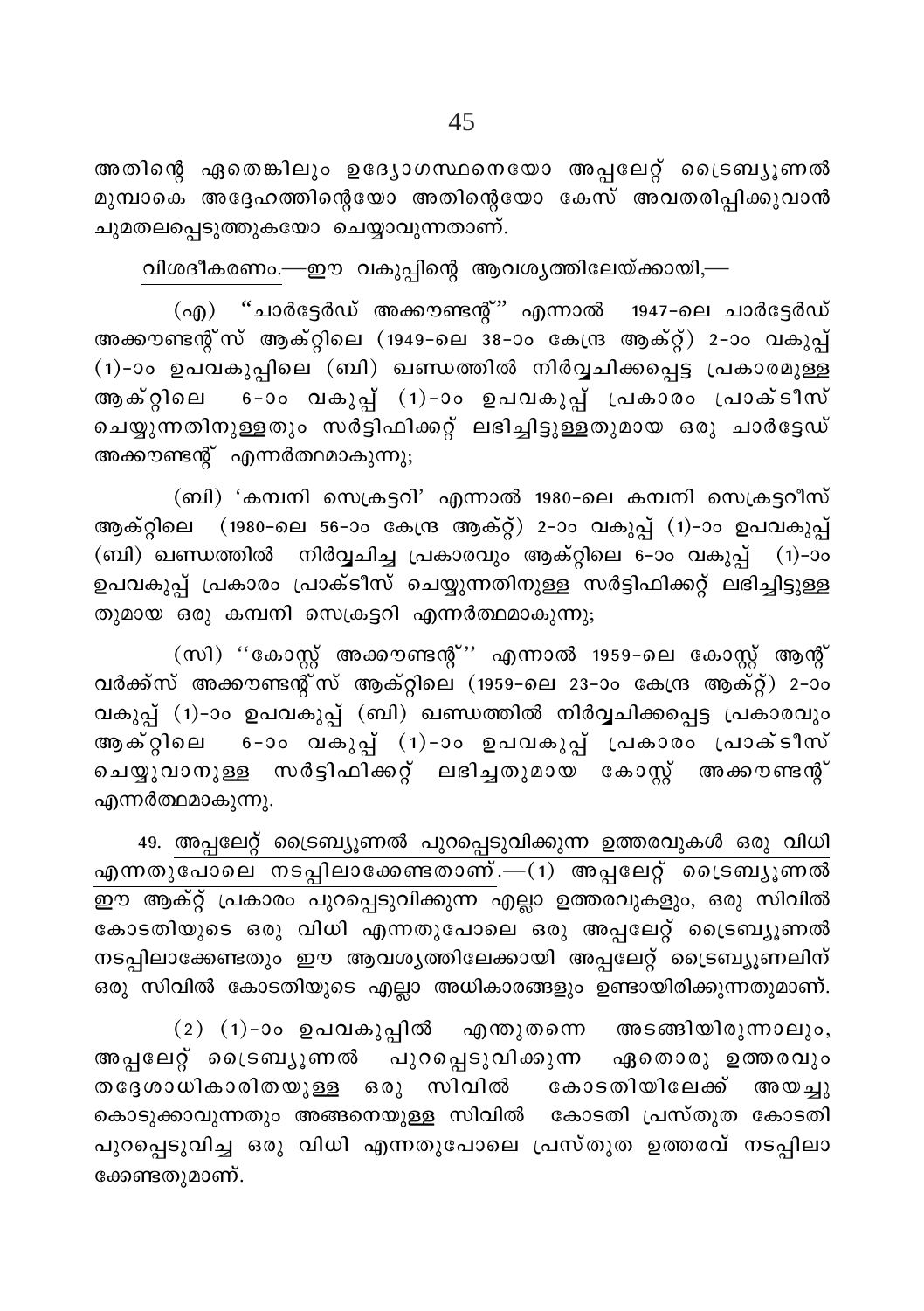അതിന്റെ ഏതെങ്കിലും ഉദ്യോഗസ്ഥനെയോ അപ്പലേറ്റ് ട്രൈബ്യൂണൽ മുമ്പാകെ അദ്ദേഹത്തിന്റെയോ അതിന്റെയോ കേസ് അവതരിപ്പിക്കുവാൻ ചുമതലപ്പെടുത്തുകയോ ചെയ്യാവുന്നതാണ്.

<u>വിശദീകരണം.</u>—ഈ വകുപ്പിന്റെ ആവശ്യത്തിലേയ്ക്കായി,—

(എ) "ചാർട്ടേർഡ് അക്കൗണ്ടന്റ്" എന്നാൽ 1947-ലെ ചാർട്ടേർഡ് അക്കൗണ്ടന്റ്സ് ആക്റ്റിലെ (1949-ലെ 38-ാം കേന്ദ്ര ആക്റ്റ്) 2-ാം വകുപ്പ് (1)-ാം ഉപവകുപ്പിലെ (ബി) ഖണ്ഡത്തിൽ നിർവ്വചിക്കപ്പെട്ട പ്രകാരമുള്ള ആക്റ്റിലെ 6-ാം വകുപ്പ് (1)-ാം ഉപവകുപ്പ് പ്രകാരം പ്രാക്ടീസ് ചെയ്യുന്നതിനുള്ളതും സർട്ടിഫിക്കറ്റ് ലഭിച്ചിട്ടുള്ളതുമായ ഒരു ചാർട്ടേഡ് അക്കൗണ്ടന്റ് എന്നർത്ഥമാകുന്നു;

(ബി) 'കമ്പനി സെക്രട്ടറി' എന്നാൽ 1980-ലെ കമ്പനി സെക്രട്ടറീസ് ആക്റ്റിലെ (1980-ലെ 56-ാം കേന്ദ്ര ആക്റ്റ്) 2-ാം വകുപ്പ് (1)-ാം ഉപവകുപ്പ് (ബി) ഖണ്ഡത്തിൽ നിർവ്വചിച്ച പ്രകാരവും ആക്റ്റിലെ 6-ാം വകുപ്പ് (1)-ാം ഉപവകുപ്പ് പ്രകാരം പ്രാക്ടീസ് ചെയ്യുന്നതിനുള്ള സർട്ടിഫിക്കറ്റ് ലഭിച്ചിട്ടുള്ളതുമായ ഒരു കമ്പനി സെക്രട്ടറി എന്നർത്ഥമാകുന്നു;

(സി) ''കോസ്റ്റ് അക്കൗണ്ടന്റ്'' എന്നാൽ 1959-ലെ കോസ്റ്റ് ആന്റ് വർക്ക്സ് അക്കൗണ്ടന്റ്സ് ആക്റ്റിലെ (1959-ലെ 23-ാം കേന്ദ്ര ആക്റ്റ്) 2-ാം വകുപ്പ് (1)-ാം ഉപവകുപ്പ് (ബി) ഖണ്ഡത്തിൽ നിർവ്വചിക്കപ്പെട്ട പ്രകാരവും ആക്റ്റിലെ 6-ാം വകുപ്പ് (1)-ാം ഉപവകുപ്പ് പ്രകാരം പ്രാക്ടീസ് ചെയ്യുവാനുള്ള സർട്ടിഫിക്കറ്റ് ലഭിച്ചതുമായ കോസ്റ്റ് അക്കൗണ്ടന്റ് എന്നർത്ഥമാകുന്നു.

49. <u>അപ്പലേറ്റ് ട്രൈബ്യൂണൽ പുറപ്പെടുവിക്കുന്ന ഉത്തരവുകൾ ഒരു വിധി എന്നതുപോലെ നടപ്പിലാക്കേണ്ടതാണ്.</u>—(1) അപ്പലേറ്റ് ട്രൈബ്യൂണൽ ഈ ആക്റ്റ് പ്രകാരം പുറപ്പെടുവിക്കുന്ന എല്ലാ ഉത്തരവുകളും, ഒരു സിവിൽ കോടതിയുടെ ഒരു വിധി എന്നതുപോലെ ഒരു അപ്പലേറ്റ് ട്രൈബ്യൂണൽ നടപ്പിലാക്കേണ്ടതും ഈ ആവശ്യത്തിലേക്കായി അപ്പലേറ്റ് ട്രൈബ്യൂണലിന് ഒരു സിവിൽ കോടതിയുടെ എല്ലാ അധികാരങ്ങളും ഉണ്ടായിരിക്കുന്നതുമാണ്.

(2) (1)-ാം ഉപവകുപ്പിൽ എന്തുതന്നെ അടങ്ങിയിരുന്നാലും, അപ്പലേറ്റ് ട്രൈബ്യൂണൽ പുറപ്പെടുവിക്കുന്ന ഏതൊരു ഉത്തരവും തദ്ദേശാധികാരിതയുള്ള ഒരു സിവിൽ കോടതിയിലേക്ക് അയച്ചു കൊടുക്കാവുന്നതും അങ്ങനെയുള്ള സിവിൽ കോടതി പ്രസ്തുത കോടതി പുറപ്പെടുവിച്ച ഒരു വിധി എന്നതുപോലെ പ്രസ്തുത ഉത്തരവ് നടപ്പിലാക്കേണ്ടതുമാണ്.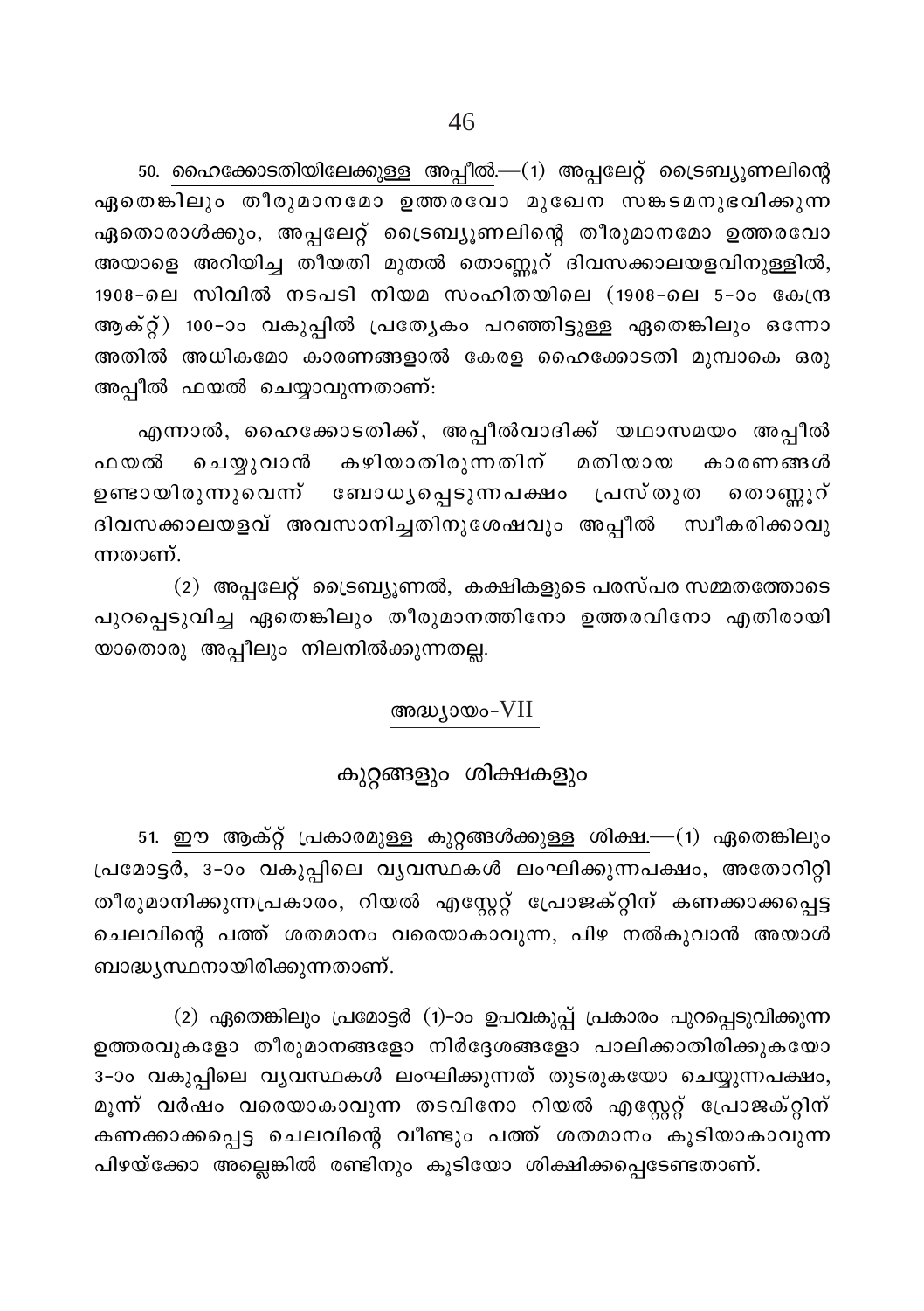50. <u>ഹൈക്കോടതിയിലേക്കുള്ള അപ്പീൽ</u>.—(1) അപ്പലേറ്റ് ട്രൈബ്യൂണലിന്റെ ഏതെങ്കിലും തീരുമാനമോ ഉത്തരവോ മുഖേന സങ്കടമനുഭവിക്കുന്ന ഏതൊരാൾക്കും, അപ്പലേറ്റ് ട്രൈബ്യൂണലിന്റെ തീരുമാനമോ ഉത്തരവോ അയാളെ അറിയിച്ച തീയതി മുതൽ തൊണ്ണൂറ് ദിവസക്കാലയളവിനുള്ളിൽ, 1908-ലെ സിവിൽ നടപടി നിയമ സംഹിതയിലെ (1908-ലെ 5-ാം കേന്ദ്ര ആക്റ്റ്) 100-ാം വകുപ്പിൽ പ്രത്യേകം പറഞ്ഞിട്ടുള്ള ഏതെങ്കിലും ഒന്നോ അതിൽ അധികമോ കാരണങ്ങളാൽ കേരള ഹൈക്കോടതി മുമ്പാകെ ഒരു അപ്പീൽ ഫയൽ ചെയ്യാവുന്നതാണ്:

എന്നാൽ, ഹൈക്കോടതിക്ക്, അപ്പീൽവാദിക്ക് യഥാസമയം അപ്പീൽ ഫയൽ ചെയ്യുവാൻ കഴിയാതിരുന്നതിന് മതിയായ കാരണങ്ങൾ ഉണ്ടായിരുന്നുവെന്ന് ബോധ്യപ്പെടുന്നപക്ഷം പ്രസ്തുത തൊണ്ണൂറ് ദിവസക്കാലയളവ് അവസാനിച്ചതിനുശേഷവും അപ്പീൽ സ്വീകരിക്കാവുന്നതാണ്.

(2) അപ്പലേറ്റ് ട്രൈബ്യൂണൽ, കക്ഷികളുടെ പരസ്പര സമ്മതത്തോടെ പുറപ്പെടുവിച്ച ഏതെങ്കിലും തീരുമാനത്തിനോ ഉത്തരവിനോ എതിരായി യാതൊരു അപ്പീലും നിലനിൽക്കുന്നതല്ല.

## <u>അദ്ധ്യായം-VII</u>

## കുറ്റങ്ങളും ശിക്ഷകളും

51. <u>ഈ ആക്റ്റ് പ്രകാരമുള്ള കുറ്റങ്ങൾക്കുള്ള ശിക്ഷ</u>.—(1) ഏതെങ്കിലും പ്രമോട്ടർ, 3-ാം വകുപ്പിലെ വ്യവസ്ഥകൾ ലംഘിക്കുന്നപക്ഷം, അതോറിറ്റി തീരുമാനിക്കുന്നപ്രകാരം, റിയൽ എസ്റ്റേറ്റ് പ്രോജക്റ്റിന് കണക്കാക്കപ്പെട്ട ചെലവിന്റെ പത്ത് ശതമാനം വരെയാകാവുന്ന, പിഴ നൽകുവാൻ അയാൾ ബാദ്ധ്യസ്ഥനായിരിക്കുന്നതാണ്.

(2) ഏതെങ്കിലും പ്രമോട്ടർ (1)-ാം ഉപവകുപ്പ് പ്രകാരം പുറപ്പെടുവിക്കുന്ന ഉത്തരവുകളോ തീരുമാനങ്ങളോ നിർദ്ദേശങ്ങളോ പാലിക്കാതിരിക്കുകയോ 3-ാം വകുപ്പിലെ വ്യവസ്ഥകൾ ലംഘിക്കുന്നത് തുടരുകയോ ചെയ്യുന്നപക്ഷം, മൂന്ന് വർഷം വരെയാകാവുന്ന തടവിനോ റിയൽ എസ്റ്റേറ്റ് പ്രോജക്റ്റിന് കണക്കാക്കപ്പെട്ട ചെലവിന്റെ വീണ്ടും പത്ത് ശതമാനം കൂടിയാകാവുന്ന പിഴയ്ക്കോ അല്ലെങ്കിൽ രണ്ടിനും കൂടിയോ ശിക്ഷിക്കപ്പെടേണ്ടതാണ്.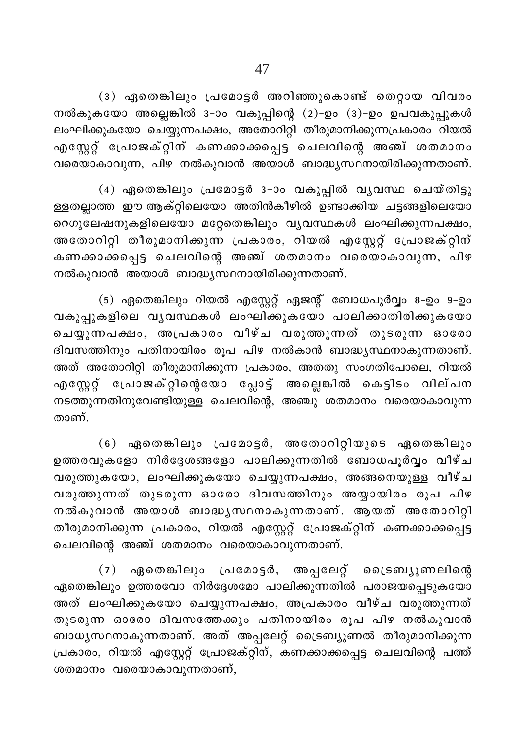(3) ഏതെങ്കിലും പ്രമോട്ടർ അറിഞ്ഞുകൊണ്ട് തെറ്റായ വിവരം നൽകുകയോ അല്ലെങ്കിൽ 3-ാം വകുപ്പിന്റെ (2)-ഉം (3)-ഉം ഉപവകുപ്പുകൾ ലംഘിക്കുകയോ ചെയ്യുന്നപക്ഷം, അതോറിറ്റി തീരുമാനിക്കുന്നപ്രകാരം റിയൽ എസ്റ്റേറ്റ് പ്രോജക്റ്റിന് കണക്കാക്കപ്പെട്ട ചെലവിന്റെ അഞ്ച് ശതമാനം വരെയാകാവുന്ന, പിഴ നൽകുവാൻ അയാൾ ബാദ്ധ്യസ്ഥനായിരിക്കുന്നതാണ്.

(4) ഏതെങ്കിലും പ്രമോട്ടർ 3-ാം വകുപ്പിൽ വ്യവസ്ഥ ചെയ്തിട്ടുള്ളതല്ലാത്ത ഈ ആക്റ്റിലെയോ അതിൻകീഴിൽ ഉണ്ടാക്കിയ ചട്ടങ്ങളിലെയോ റെഗുലേഷനുകളിലെയോ മറ്റേതെങ്കിലും വ്യവസ്ഥകൾ ലംഘിക്കുന്നപക്ഷം, അതോറിറ്റി തീരുമാനിക്കുന്ന പ്രകാരം, റിയൽ എസ്റ്റേറ്റ് പ്രോജക്റ്റിന് കണക്കാക്കപ്പെട്ട ചെലവിന്റെ അഞ്ച് ശതമാനം വരെയാകാവുന്ന, പിഴ നൽകുവാൻ അയാൾ ബാദ്ധ്യസ്ഥനായിരിക്കുന്നതാണ്.

(5) ഏതെങ്കിലും റിയൽ എസ്റ്റേറ്റ് ഏജന്റ് ബോധപൂർവ്വം 8-ഉം 9-ഉം വകുപ്പുകളിലെ വ്യവസ്ഥകൾ ലംഘിക്കുകയോ പാലിക്കാതിരിക്കുകയോ ചെയ്യുന്നപക്ഷം, അപ്രകാരം വീഴ്ച വരുത്തുന്നത് തുടരുന്ന ഓരോ ദിവസത്തിനും പതിനായിരം രൂപ പിഴ നൽകാൻ ബാദ്ധ്യസ്ഥനാകുന്നതാണ്. അത് അതോറിറ്റി തീരുമാനിക്കുന്ന പ്രകാരം, അതതു സംഗതിപോലെ, റിയൽ എസ്റ്റേറ്റ് പ്രോജക്റ്റിന്റെയോ പ്ലോട്ട് അല്ലെങ്കിൽ കെട്ടിടം വില്പന നടത്തുന്നതിനുവേണ്ടിയുള്ള ചെലവിന്റെ, അഞ്ചു ശതമാനം വരെയാകാവുന്നതാണ്.

(6) ഏതെങ്കിലും പ്രമോട്ടർ, അതോറിറ്റിയുടെ ഏതെങ്കിലും ഉത്തരവുകളോ നിർദ്ദേശങ്ങളോ പാലിക്കുന്നതിൽ ബോധപൂർവ്വം വീഴ്ച വരുത്തുകയോ, ലംഘിക്കുകയോ ചെയ്യുന്നപക്ഷം, അങ്ങനെയുള്ള വീഴ്ച വരുത്തുന്നത് തുടരുന്ന ഓരോ ദിവസത്തിനും അയ്യായിരം രൂപ പിഴ നൽകുവാൻ അയാൾ ബാദ്ധ്യസ്ഥനാകുന്നതാണ്. ആയത് അതോറിറ്റി തീരുമാനിക്കുന്ന പ്രകാരം, റിയൽ എസ്റ്റേറ്റ് പ്രോജക്റ്റിന് കണക്കാക്കപ്പെട്ട ചെലവിന്റെ അഞ്ച് ശതമാനം വരെയാകാവുന്നതാണ്.

(7) ഏതെങ്കിലും പ്രമോട്ടർ, അപ്പലേറ്റ് ട്രൈബ്യൂണലിന്റെ ഏതെങ്കിലും ഉത്തരവോ നിർദ്ദേശമോ പാലിക്കുന്നതിൽ പരാജയപ്പെടുകയോ അത് ലംഘിക്കുകയോ ചെയ്യുന്നപക്ഷം, അപ്രകാരം വീഴ്ച വരുത്തുന്നത് തുടരുന്ന ഓരോ ദിവസത്തേക്കും പതിനായിരം രൂപ പിഴ നൽകുവാൻ ബാധ്യസ്ഥനാകുന്നതാണ്. അത് അപ്പലേറ്റ് ട്രൈബ്യൂണൽ തീരുമാനിക്കുന്ന പ്രകാരം, റിയൽ എസ്റ്റേറ്റ് പ്രോജക്റ്റിന്, കണക്കാക്കപ്പെട്ട ചെലവിന്റെ പത്ത് ശതമാനം വരെയാകാവുന്നതാണ്,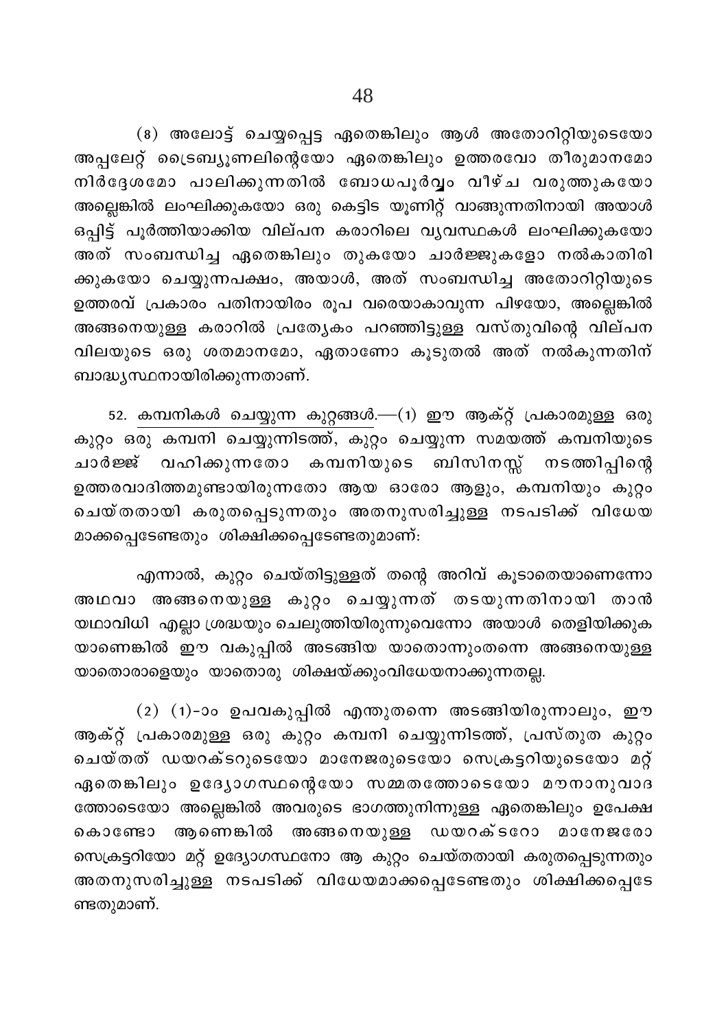(8) അലോട്ട് ചെയ്യപ്പെട്ട ഏതെങ്കിലും ആൾ അതോറിറ്റിയുടെയോ അപ്പലേറ്റ് ട്രൈബ്യൂണലിന്റെയോ ഏതെങ്കിലും ഉത്തരവോ തീരുമാനമോ നിർദ്ദേശമോ പാലിക്കുന്നതിൽ ബോധപൂർവ്വം വീഴ്ച വരുത്തുകയോ അല്ലെങ്കിൽ ലംഘിക്കുകയോ ഒരു കെട്ടിട യൂണിറ്റ് വാങ്ങുന്നതിനായി അയാൾ ഒപ്പിട്ട് പൂർത്തിയാക്കിയ വില്പന കരാറിലെ വ്യവസ്ഥകൾ ലംഘിക്കുകയോ അത് സംബന്ധിച്ച ഏതെങ്കിലും തുകയോ ചാർജ്ജുകളോ നൽകാതിരിക്കുകയോ ചെയ്യുന്നപക്ഷം, അയാൾ, അത് സംബന്ധിച്ച അതോറിറ്റിയുടെ ഉത്തരവ് പ്രകാരം പതിനായിരം രൂപ വരെയാകാവുന്ന പിഴയോ, അല്ലെങ്കിൽ അങ്ങനെയുള്ള കരാറിൽ പ്രത്യേകം പറഞ്ഞിട്ടുള്ള വസ്തുവിന്റെ വില്പന വിലയുടെ ഒരു ശതമാനമോ, ഏതാണോ കൂടുതൽ അത് നൽകുന്നതിന് ബാദ്ധ്യസ്ഥനായിരിക്കുന്നതാണ്.

52. <u>കമ്പനികൾ ചെയ്യുന്ന കുറ്റങ്ങൾ.</u>—(1) ഈ ആക്റ്റ് പ്രകാരമുള്ള ഒരു കുറ്റം ഒരു കമ്പനി ചെയ്യുന്നിടത്ത്, കുറ്റം ചെയ്യുന്ന സമയത്ത് കമ്പനിയുടെ ചാർജ്ജ് വഹിക്കുന്നതോ കമ്പനിയുടെ ബിസിനസ്സ് നടത്തിപ്പിന്റെ ഉത്തരവാദിത്തമുണ്ടായിരുന്നതോ ആയ ഓരോ ആളും, കമ്പനിയും കുറ്റം ചെയ്തതായി കരുതപ്പെടുന്നതും അതനുസരിച്ചുള്ള നടപടിക്ക് വിധേയമാക്കപ്പെടേണ്ടതും ശിക്ഷിക്കപ്പെടേണ്ടതുമാണ്:

എന്നാൽ, കുറ്റം ചെയ്തിട്ടുള്ളത് തന്റെ അറിവ് കൂടാതെയാണെന്നോ അഥവാ അങ്ങനെയുള്ള കുറ്റം ചെയ്യുന്നത് തടയുന്നതിനായി താൻ യഥാവിധി എല്ലാ ശ്രദ്ധയും ചെലുത്തിയിരുന്നുവെന്നോ അയാൾ തെളിയിക്കുകയാണെങ്കിൽ ഈ വകുപ്പിൽ അടങ്ങിയ യാതൊന്നുംതന്നെ അങ്ങനെയുള്ള യാതൊരാളെയും യാതൊരു ശിക്ഷയ്ക്കുംവിധേയനാക്കുന്നതല്ല.

(2) (1)-ാം ഉപവകുപ്പിൽ എന്തുതന്നെ അടങ്ങിയിരുന്നാലും, ഈ ആക്റ്റ് പ്രകാരമുള്ള ഒരു കുറ്റം കമ്പനി ചെയ്യുന്നിടത്ത്, പ്രസ്തുത കുറ്റം ചെയ്തത് ഡയറക്ടറുടെയോ മാനേജരുടെയോ സെക്രട്ടറിയുടെയോ മറ്റ് ഏതെങ്കിലും ഉദ്യോഗസ്ഥന്റെയോ സമ്മതത്തോടെയോ മൗനാനുവാദത്തോടെയോ അല്ലെങ്കിൽ അവരുടെ ഭാഗത്തുനിന്നുള്ള ഏതെങ്കിലും ഉപേക്ഷ കൊണ്ടോ ആണെങ്കിൽ അങ്ങനെയുള്ള ഡയറക്ടറോ മാനേജരോ സെക്രട്ടറിയോ മറ്റ് ഉദ്യോഗസ്ഥനോ ആ കുറ്റം ചെയ്തതായി കരുതപ്പെടുന്നതും അതനുസരിച്ചുള്ള നടപടിക്ക് വിധേയമാക്കപ്പെടേണ്ടതും ശിക്ഷിക്കപ്പെടേണ്ടതുമാണ്.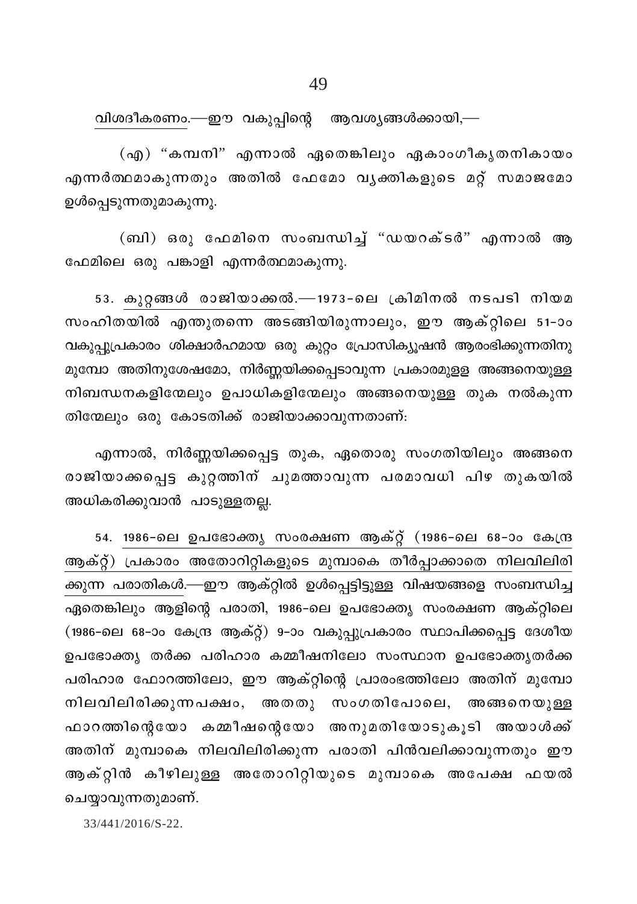<u>വിശദീകരണം</u>.—ഈ വകുപ്പിന്റെ ആവശ്യങ്ങൾക്കായി,—

(എ) "കമ്പനി" എന്നാൽ ഏതെങ്കിലും ഏകാംഗീകൃതനികായം എന്നർത്ഥമാകുന്നതും അതിൽ ഫേമോ വ്യക്തികളുടെ മറ്റ് സമാജമോ ഉൾപ്പെടുന്നതുമാകുന്നു.

(ബി) ഒരു ഫേമിനെ സംബന്ധിച്ച് "ഡയറക്ടർ" എന്നാൽ ആ ഫേമിലെ ഒരു പങ്കാളി എന്നർത്ഥമാകുന്നു.

53. <u>കുറ്റങ്ങൾ രാജിയാക്കൽ</u>.—1973-ലെ ക്രിമിനൽ നടപടി നിയമ സംഹിതയിൽ എന്തുതന്നെ അടങ്ങിയിരുന്നാലും, ഈ ആക്റ്റിലെ 51-ാം വകുപ്പുപ്രകാരം ശിക്ഷാർഹമായ ഒരു കുറ്റം പ്രോസിക്യൂഷൻ ആരംഭിക്കുന്നതിനു മുമ്പോ അതിനുശേഷമോ, നിർണ്ണയിക്കപ്പെടാവുന്ന പ്രകാരമുള്ള അങ്ങനെയുള്ള നിബന്ധനകളിന്മേലും ഉപാധികളിന്മേലും അങ്ങനെയുള്ള തുക നൽകുന്ന തിന്മേലും ഒരു കോടതിക്ക് രാജിയാക്കാവുന്നതാണ്:

എന്നാൽ, നിർണ്ണയിക്കപ്പെട്ട തുക, ഏതൊരു സംഗതിയിലും അങ്ങനെ രാജിയാക്കപ്പെട്ട കുറ്റത്തിന് ചുമത്താവുന്ന പരമാവധി പിഴ തുകയിൽ അധികരിക്കുവാൻ പാടുള്ളതല്ല.

54. <u>1986-ലെ ഉപഭോക്തൃ സംരക്ഷണ ആക്റ്റ് (1986-ലെ 68-ാം കേന്ദ്ര ആക്റ്റ്) പ്രകാരം അതോറിറ്റികളുടെ മുമ്പാകെ തീർപ്പാക്കാതെ നിലവിലിരിക്കുന്ന പരാതികൾ</u>.—ഈ ആക്റ്റിൽ ഉൾപ്പെട്ടിട്ടുള്ള വിഷയങ്ങളെ സംബന്ധിച്ച ഏതെങ്കിലും ആളിന്റെ പരാതി, 1986-ലെ ഉപഭോക്തൃ സംരക്ഷണ ആക്റ്റിലെ (1986-ലെ 68-ാം കേന്ദ്ര ആക്റ്റ്) 9-ാം വകുപ്പുപ്രകാരം സ്ഥാപിക്കപ്പെട്ട ദേശീയ ഉപഭോക്തൃ തർക്ക പരിഹാര കമ്മീഷനിലോ സംസ്ഥാന ഉപഭോക്തൃതർക്ക പരിഹാര ഫോറത്തിലോ, ഈ ആക്റ്റിന്റെ പ്രാരംഭത്തിലോ അതിന് മുമ്പോ നിലവിലിരിക്കുന്നപക്ഷം, അതതു സംഗതിപോലെ, അങ്ങനെയുള്ള ഫോറത്തിന്റെയോ കമ്മീഷന്റെയോ അനുമതിയോടുകൂടി അയാൾക്ക് അതിന് മുമ്പാകെ നിലവിലിരിക്കുന്ന പരാതി പിൻവലിക്കാവുന്നതും ഈ ആക്റ്റിൻ കീഴിലുള്ള അതോറിറ്റിയുടെ മുമ്പാകെ അപേക്ഷ ഫയൽ ചെയ്യാവുന്നതുമാണ്.

33/441/2016/S-22.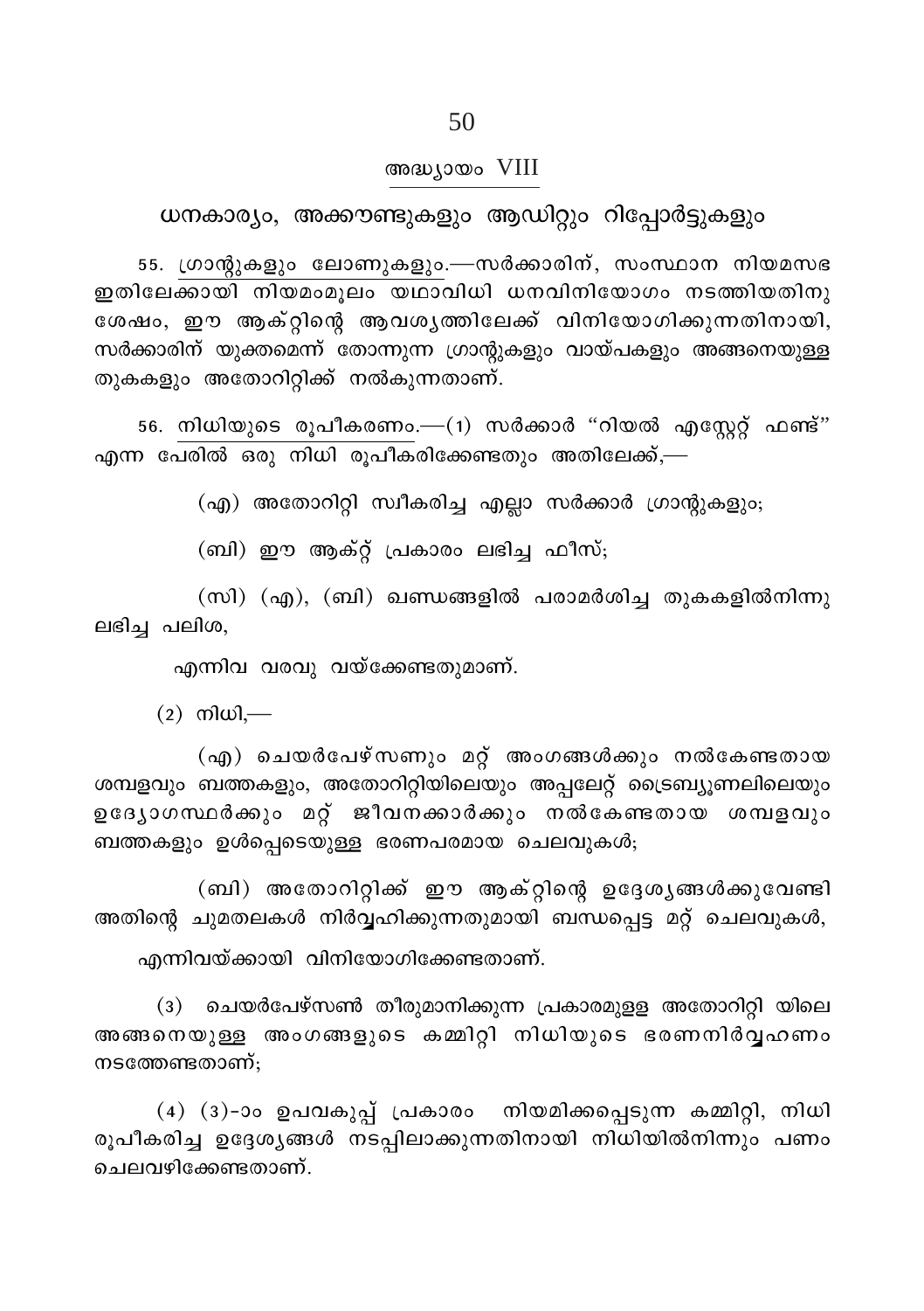## അദ്ധ്യായം VIII

## ധനകാര്യം, അക്കൗണ്ടുകളും ആഡിറ്റും റിപ്പോർട്ടുകളും

55. ഗ്രാന്റുകളും ലോണുകളും.—സർക്കാരിന്, സംസ്ഥാന നിയമസഭ ഇതിലേക്കായി നിയമംമൂലം യഥാവിധി ധനവിനിയോഗം നടത്തിയതിനു ശേഷം, ഈ ആക്റ്റിന്റെ ആവശ്യത്തിലേക്ക് വിനിയോഗിക്കുന്നതിനായി, സർക്കാരിന് യുക്തമെന്ന് തോന്നുന്ന ഗ്രാന്റുകളും വായ്പകളും അങ്ങനെയുള്ള തുകകളും അതോറിറ്റിക്ക് നൽകുന്നതാണ്.

56. നിധിയുടെ രൂപീകരണം.—(1) സർക്കാർ "റിയൽ എസ്റ്റേറ്റ് ഫണ്ട്" എന്ന പേരിൽ ഒരു നിധി രൂപീകരിക്കേണ്ടതും അതിലേക്ക്,—

(എ) അതോറിറ്റി സ്വീകരിച്ച എല്ലാ സർക്കാർ ഗ്രാന്റുകളും;

(ബി) ഈ ആക്റ്റ് പ്രകാരം ലഭിച്ച ഫീസ്;

(സി) (എ), (ബി) ഖണ്ഡങ്ങളിൽ പരാമർശിച്ച തുകകളിൽനിന്നു ലഭിച്ച പലിശ,

എന്നിവ വരവു വയ്ക്കേണ്ടതുമാണ്.

(2) നിധി,—

(എ) ചെയർപേഴ്സണും മറ്റ് അംഗങ്ങൾക്കും നൽകേണ്ടതായ ശമ്പളവും ബത്തകളും, അതോറിറ്റിയിലെയും അപ്പലേറ്റ് ട്രൈബ്യൂണലിലെയും ഉദ്യോഗസ്ഥർക്കും മറ്റ് ജീവനക്കാർക്കും നൽകേണ്ടതായ ശമ്പളവും ബത്തകളും ഉൾപ്പെടെയുള്ള ഭരണപരമായ ചെലവുകൾ;

(ബി) അതോറിറ്റിക്ക് ഈ ആക്റ്റിന്റെ ഉദ്ദേശ്യങ്ങൾക്കുവേണ്ടി അതിന്റെ ചുമതലകൾ നിർവ്വഹിക്കുന്നതുമായി ബന്ധപ്പെട്ട മറ്റ് ചെലവുകൾ,

എന്നിവയ്ക്കായി വിനിയോഗിക്കേണ്ടതാണ്.

(3) ചെയർപേഴ്സൺ തീരുമാനിക്കുന്ന പ്രകാരമുള്ള അതോറിറ്റി യിലെ അങ്ങനെയുള്ള അംഗങ്ങളുടെ കമ്മിറ്റി നിധിയുടെ ഭരണനിർവ്വഹണം നടത്തേണ്ടതാണ്;

(4) (3)-ാം ഉപവകുപ്പ് പ്രകാരം നിയമിക്കപ്പെടുന്ന കമ്മിറ്റി, നിധി രൂപീകരിച്ച ഉദ്ദേശ്യങ്ങൾ നടപ്പിലാക്കുന്നതിനായി നിധിയിൽനിന്നും പണം ചെലവഴിക്കേണ്ടതാണ്.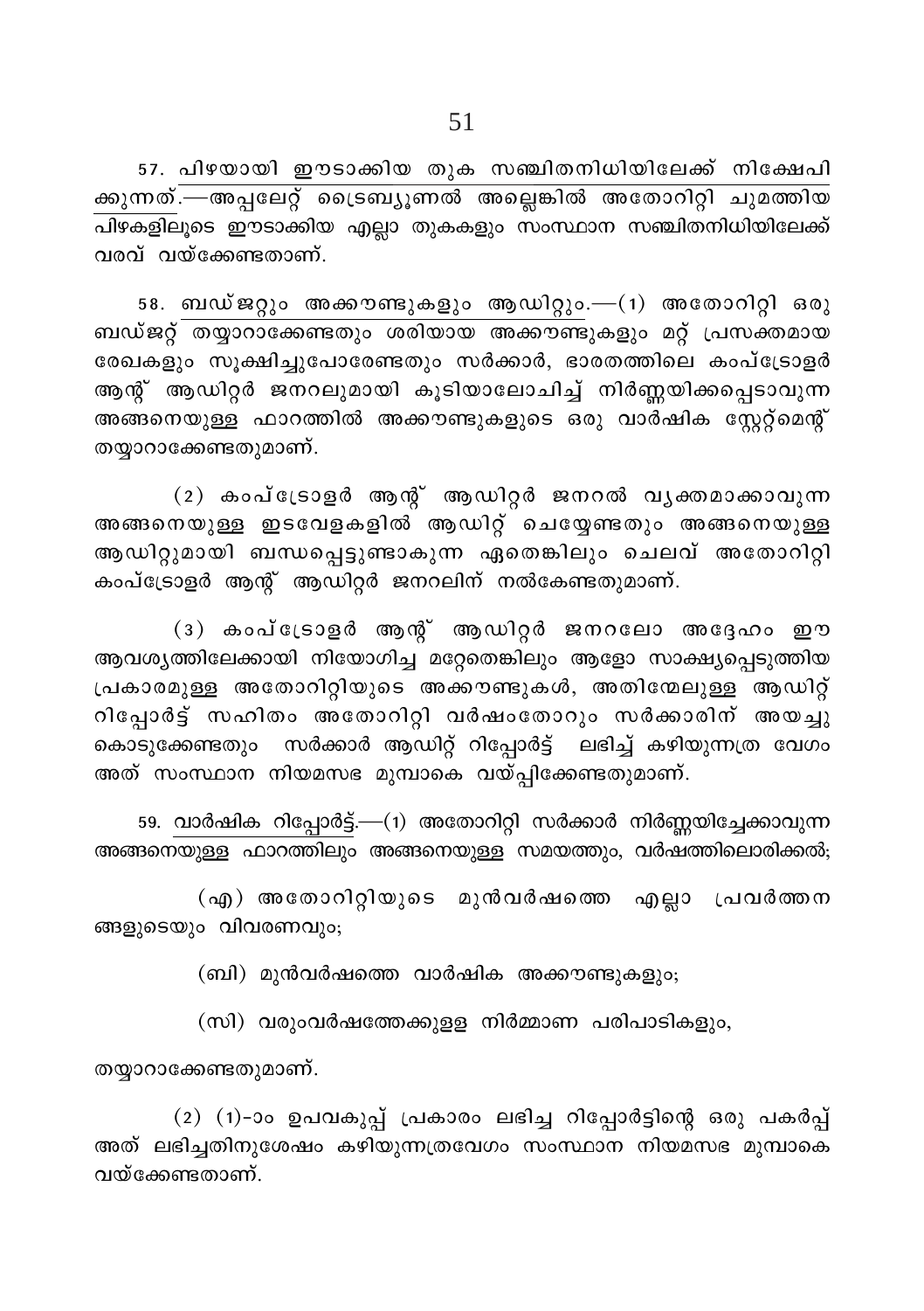57. <u>പിഴയായി ഈടാക്കിയ തുക സഞ്ചിതനിധിയിലേക്ക് നിക്ഷേപിക്കുന്നത്</u>.—അപ്പലേറ്റ് ട്രൈബ്യൂണൽ അല്ലെങ്കിൽ അതോറിറ്റി ചുമത്തിയ പിഴകളിലൂടെ ഈടാക്കിയ എല്ലാ തുകകളും സംസ്ഥാന സഞ്ചിതനിധിയിലേക്ക് വരവ് വയ്ക്കേണ്ടതാണ്.

58. <u>ബഡ്ജറ്റും അക്കൗണ്ടുകളും ആഡിറ്റും</u>.—(1) അതോറിറ്റി ഒരു ബഡ്ജറ്റ് തയ്യാറാക്കേണ്ടതും ശരിയായ അക്കൗണ്ടുകളും മറ്റ് പ്രസക്തമായ രേഖകളും സൂക്ഷിച്ചുപോരേണ്ടതും സർക്കാർ, ഭാരതത്തിലെ കംപ്ട്രോളർ ആന്റ് ആഡിറ്റർ ജനറലുമായി കൂടിയാലോചിച്ച് നിർണ്ണയിക്കപ്പെടാവുന്ന അങ്ങനെയുള്ള ഫാറത്തിൽ അക്കൗണ്ടുകളുടെ ഒരു വാർഷിക സ്റ്റേറ്റ്മെന്റ് തയ്യാറാക്കേണ്ടതുമാണ്.

(2) കംപ്ട്രോളർ ആന്റ് ആഡിറ്റർ ജനറൽ വ്യക്തമാക്കാവുന്ന അങ്ങനെയുള്ള ഇടവേളകളിൽ ആഡിറ്റ് ചെയ്യേണ്ടതും അങ്ങനെയുള്ള ആഡിറ്റുമായി ബന്ധപ്പെട്ടുണ്ടാകുന്ന ഏതെങ്കിലും ചെലവ് അതോറിറ്റി കംപ്ട്രോളർ ആന്റ് ആഡിറ്റർ ജനറലിന് നൽകേണ്ടതുമാണ്.

(3) കംപ്ട്രോളർ ആന്റ് ആഡിറ്റർ ജനറലോ അദ്ദേഹം ഈ ആവശ്യത്തിലേക്കായി നിയോഗിച്ച മറ്റേതെങ്കിലും ആളോ സാക്ഷ്യപ്പെടുത്തിയ പ്രകാരമുള്ള അതോറിറ്റിയുടെ അക്കൗണ്ടുകൾ, അതിന്മേലുള്ള ആഡിറ്റ് റിപ്പോർട്ട് സഹിതം അതോറിറ്റി വർഷംതോറും സർക്കാരിന് അയച്ചുകൊടുക്കേണ്ടതും സർക്കാർ ആഡിറ്റ് റിപ്പോർട്ട് ലഭിച്ച് കഴിയുന്നത്ര വേഗം അത് സംസ്ഥാന നിയമസഭ മുമ്പാകെ വയ്പ്പിക്കേണ്ടതുമാണ്.

59. <u>വാർഷിക റിപ്പോർട്ട്</u>.—(1) അതോറിറ്റി സർക്കാർ നിർണ്ണയിച്ചേക്കാവുന്ന അങ്ങനെയുള്ള ഫാറത്തിലും അങ്ങനെയുള്ള സമയത്തും, വർഷത്തിലൊരിക്കൽ;

(എ) അതോറിറ്റിയുടെ മുൻവർഷത്തെ എല്ലാ പ്രവർത്തനങ്ങളുടെയും വിവരണവും;

(ബി) മുൻവർഷത്തെ വാർഷിക അക്കൗണ്ടുകളും;

(സി) വരുംവർഷത്തേക്കുള്ള നിർമ്മാണ പരിപാടികളും,

തയ്യാറാക്കേണ്ടതുമാണ്.

(2) (1)-ാം ഉപവകുപ്പ് പ്രകാരം ലഭിച്ച റിപ്പോർട്ടിന്റെ ഒരു പകർപ്പ് അത് ലഭിച്ചതിനുശേഷം കഴിയുന്നത്രവേഗം സംസ്ഥാന നിയമസഭ മുമ്പാകെ വയ്ക്കേണ്ടതാണ്.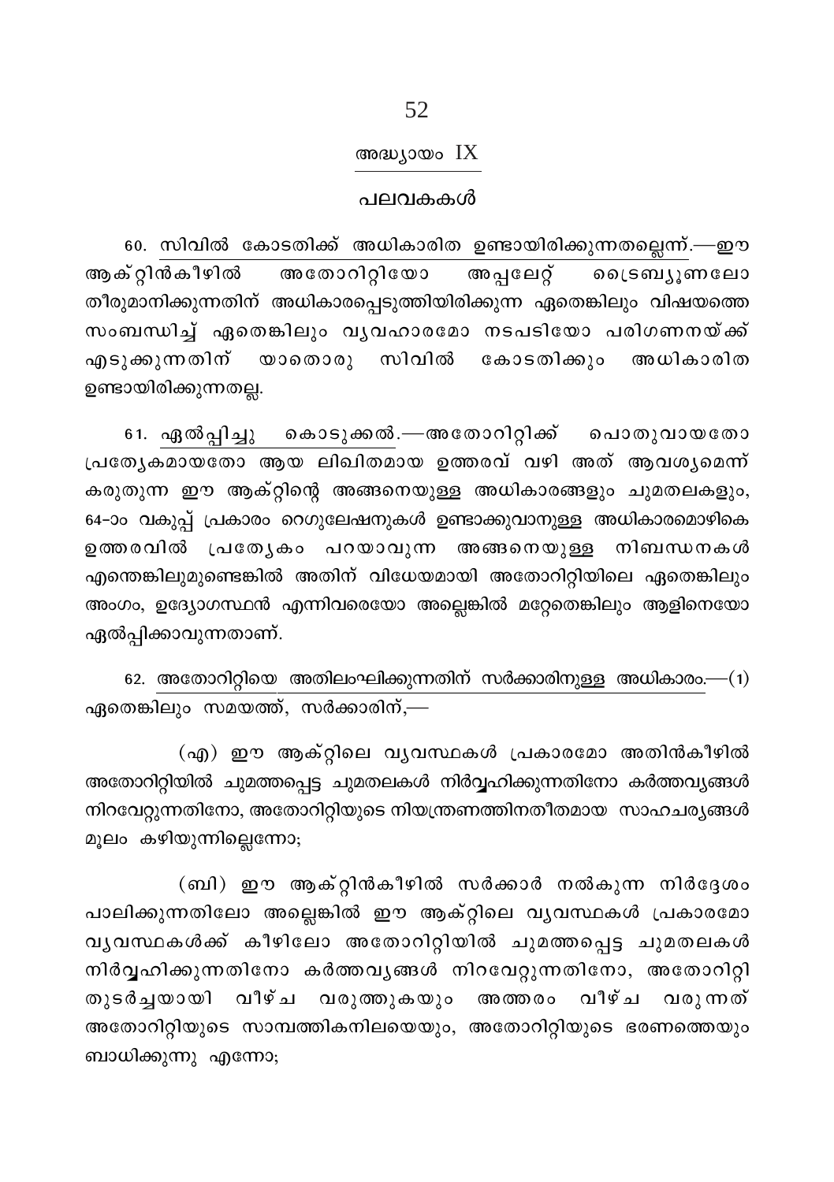## അദ്ധ്യായം IX

## പലവകകൾ

60. സിവിൽ കോടതിക്ക് അധികാരിത ഉണ്ടായിരിക്കുന്നതല്ലെന്ന്.—ഈ ആക്റ്റിൻകീഴിൽ അതോറിറ്റിയോ അപ്പലേറ്റ് ട്രൈബ്യൂണലോ തീരുമാനിക്കുന്നതിന് അധികാരപ്പെടുത്തിയിരിക്കുന്ന ഏതെങ്കിലും വിഷയത്തെ സംബന്ധിച്ച് ഏതെങ്കിലും വ്യവഹാരമോ നടപടിയോ പരിഗണനയ്ക്ക് എടുക്കുന്നതിന് യാതൊരു സിവിൽ കോടതിക്കും അധികാരിത ഉണ്ടായിരിക്കുന്നതല്ല.

61. ഏൽപ്പിച്ചു കൊടുക്കൽ.—അതോറിറ്റിക്ക് പൊതുവായതോ പ്രത്യേകമായതോ ആയ ലിഖിതമായ ഉത്തരവ് വഴി അത് ആവശ്യമെന്ന് കരുതുന്ന ഈ ആക്റ്റിന്റെ അങ്ങനെയുള്ള അധികാരങ്ങളും ചുമതലകളും, 64-ാം വകുപ്പ് പ്രകാരം റെഗുലേഷനുകൾ ഉണ്ടാക്കുവാനുള്ള അധികാരമൊഴികെ ഉത്തരവിൽ പ്രത്യേകം പറയാവുന്ന അങ്ങനെയുള്ള നിബന്ധനകൾ എന്തെങ്കിലുമുണ്ടെങ്കിൽ അതിന് വിധേയമായി അതോറിറ്റിയിലെ ഏതെങ്കിലും അംഗം, ഉദ്യോഗസ്ഥൻ എന്നിവരെയോ അല്ലെങ്കിൽ മറ്റേതെങ്കിലും ആളിനെയോ ഏൽപ്പിക്കാവുന്നതാണ്.

62. അതോറിറ്റിയെ അതിലംഘിക്കുന്നതിന് സർക്കാരിനുള്ള അധികാരം.—(1) ഏതെങ്കിലും സമയത്ത്, സർക്കാരിന്,—

(എ) ഈ ആക്റ്റിലെ വ്യവസ്ഥകൾ പ്രകാരമോ അതിൻകീഴിൽ അതോറിറ്റിയിൽ ചുമത്തപ്പെട്ട ചുമതലകൾ നിർവ്വഹിക്കുന്നതിനോ കർത്തവ്യങ്ങൾ നിറവേറ്റുന്നതിനോ, അതോറിറ്റിയുടെ നിയന്ത്രണത്തിനതീതമായ സാഹചര്യങ്ങൾ മൂലം കഴിയുന്നില്ലെന്നോ;

(ബി) ഈ ആക്റ്റിൻകീഴിൽ സർക്കാർ നൽകുന്ന നിർദ്ദേശം പാലിക്കുന്നതിലോ അല്ലെങ്കിൽ ഈ ആക്റ്റിലെ വ്യവസ്ഥകൾ പ്രകാരമോ വ്യവസ്ഥകൾക്ക് കീഴിലോ അതോറിറ്റിയിൽ ചുമത്തപ്പെട്ട ചുമതലകൾ നിർവ്വഹിക്കുന്നതിനോ കർത്തവ്യങ്ങൾ നിറവേറ്റുന്നതിനോ, അതോറിറ്റി തുടർച്ചയായി വീഴ്ച വരുത്തുകയും അത്തരം വീഴ്ച വരുന്നത് അതോറിറ്റിയുടെ സാമ്പത്തികനിലയെയും, അതോറിറ്റിയുടെ ഭരണത്തെയും ബാധിക്കുന്നു എന്നോ;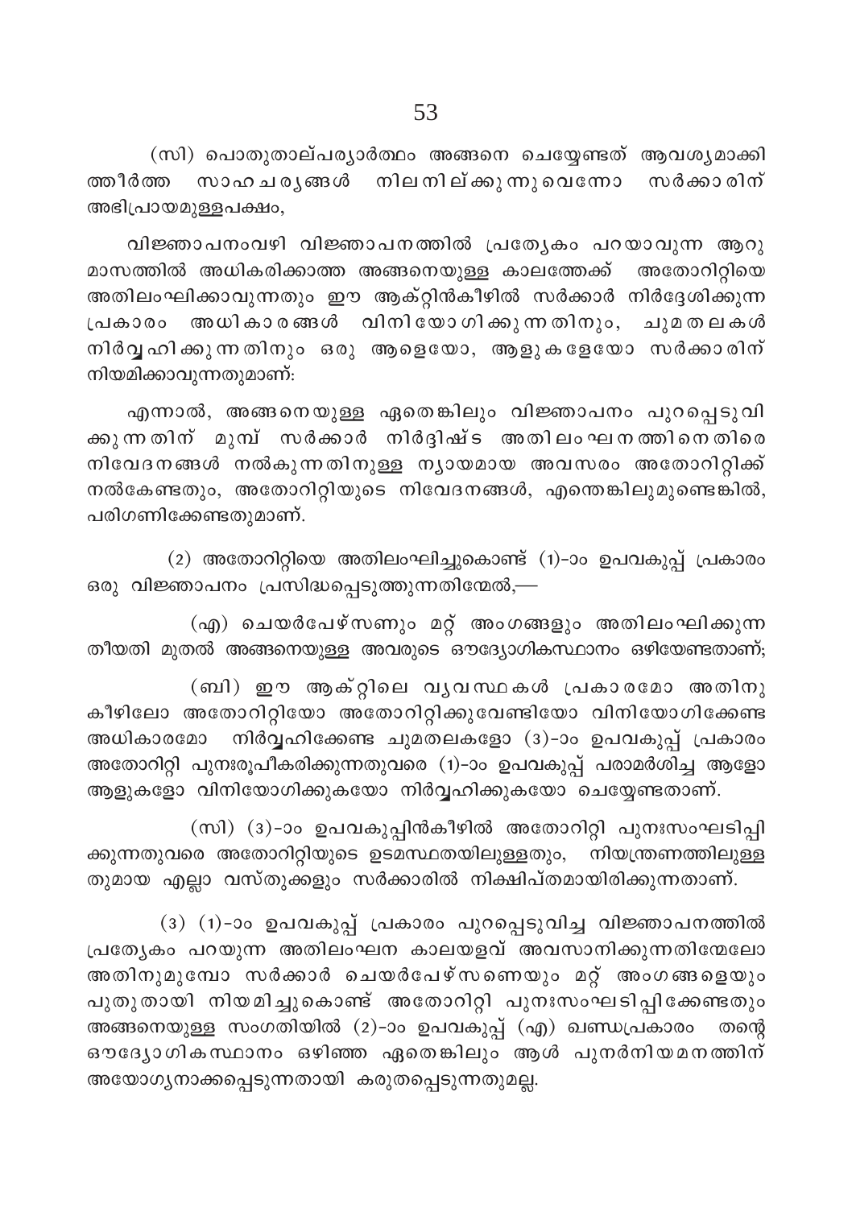(സി) പൊതുതാല്പര്യാർത്ഥം അങ്ങനെ ചെയ്യേണ്ടത് ആവശ്യമാക്കിത്തീർത്ത സാഹചര്യങ്ങൾ നിലനില്ക്കുന്നുവെന്നോ സർക്കാരിന് അഭിപ്രായമുള്ളപക്ഷം,

വിജ്ഞാപനംവഴി വിജ്ഞാപനത്തിൽ പ്രത്യേകം പറയാവുന്ന ആറു മാസത്തിൽ അധികരിക്കാത്ത അങ്ങനെയുള്ള കാലത്തേക്ക് അതോറിറ്റിയെ അതിലംഘിക്കാവുന്നതും ഈ ആക്റ്റിൻകീഴിൽ സർക്കാർ നിർദ്ദേശിക്കുന്ന പ്രകാരം അധികാരങ്ങൾ വിനിയോഗിക്കുന്നതിനും, ചുമതലകൾ നിർവ്വഹിക്കുന്നതിനും ഒരു ആളെയോ, ആളുകളേയോ സർക്കാരിന് നിയമിക്കാവുന്നതുമാണ്:

എന്നാൽ, അങ്ങനെയുള്ള ഏതെങ്കിലും വിജ്ഞാപനം പുറപ്പെടുവിക്കുന്നതിന് മുമ്പ് സർക്കാർ നിർദ്ദിഷ്ട അതിലംഘനത്തിനെതിരെ നിവേദനങ്ങൾ നൽകുന്നതിനുള്ള ന്യായമായ അവസരം അതോറിറ്റിക്ക് നൽകേണ്ടതും, അതോറിറ്റിയുടെ നിവേദനങ്ങൾ, എന്തെങ്കിലുമുണ്ടെങ്കിൽ, പരിഗണിക്കേണ്ടതുമാണ്.

(2) അതോറിറ്റിയെ അതിലംഘിച്ചുകൊണ്ട് (1)-ാം ഉപവകുപ്പ് പ്രകാരം ഒരു വിജ്ഞാപനം പ്രസിദ്ധപ്പെടുത്തുന്നതിന്മേൽ,—

(എ) ചെയർപേഴ്സണും മറ്റ് അംഗങ്ങളും അതിലംഘിക്കുന്ന തീയതി മുതൽ അങ്ങനെയുള്ള അവരുടെ ഔദ്യോഗികസ്ഥാനം ഒഴിയേണ്ടതാണ്;

(ബി) ഈ ആക്റ്റിലെ വ്യവസ്ഥകൾ പ്രകാരമോ അതിനു കീഴിലോ അതോറിറ്റിയോ അതോറിറ്റിക്കുവേണ്ടിയോ വിനിയോഗിക്കേണ്ട അധികാരമോ നിർവ്വഹിക്കേണ്ട ചുമതലകളോ (3)-ാം ഉപവകുപ്പ് പ്രകാരം അതോറിറ്റി പുനഃരൂപീകരിക്കുന്നതുവരെ (1)-ാം ഉപവകുപ്പ് പരാമർശിച്ച ആളോ ആളുകളോ വിനിയോഗിക്കുകയോ നിർവ്വഹിക്കുകയോ ചെയ്യേണ്ടതാണ്.

(സി) (3)-ാം ഉപവകുപ്പിൻകീഴിൽ അതോറിറ്റി പുനഃസംഘടിപ്പിക്കുന്നതുവരെ അതോറിറ്റിയുടെ ഉടമസ്ഥതയിലുള്ളതും, നിയന്ത്രണത്തിലുള്ളതുമായ എല്ലാ വസ്തുക്കളും സർക്കാരിൽ നിക്ഷിപ്തമായിരിക്കുന്നതാണ്.

(3) (1)-ാം ഉപവകുപ്പ് പ്രകാരം പുറപ്പെടുവിച്ച വിജ്ഞാപനത്തിൽ പ്രത്യേകം പറയുന്ന അതിലംഘന കാലയളവ് അവസാനിക്കുന്നതിന്മേലോ അതിനുമുമ്പോ സർക്കാർ ചെയർപേഴ്സണെയും മറ്റ് അംഗങ്ങളെയും പുതുതായി നിയമിച്ചുകൊണ്ട് അതോറിറ്റി പുനഃസംഘടിപ്പിക്കേണ്ടതും അങ്ങനെയുള്ള സംഗതിയിൽ (2)-ാം ഉപവകുപ്പ് (എ) ഖണ്ഡപ്രകാരം തന്റെ ഔദ്യോഗികസ്ഥാനം ഒഴിഞ്ഞ ഏതെങ്കിലും ആൾ പുനർനിയമനത്തിന് അയോഗ്യനാക്കപ്പെടുന്നതായി കരുതപ്പെടുന്നതുമല്ല.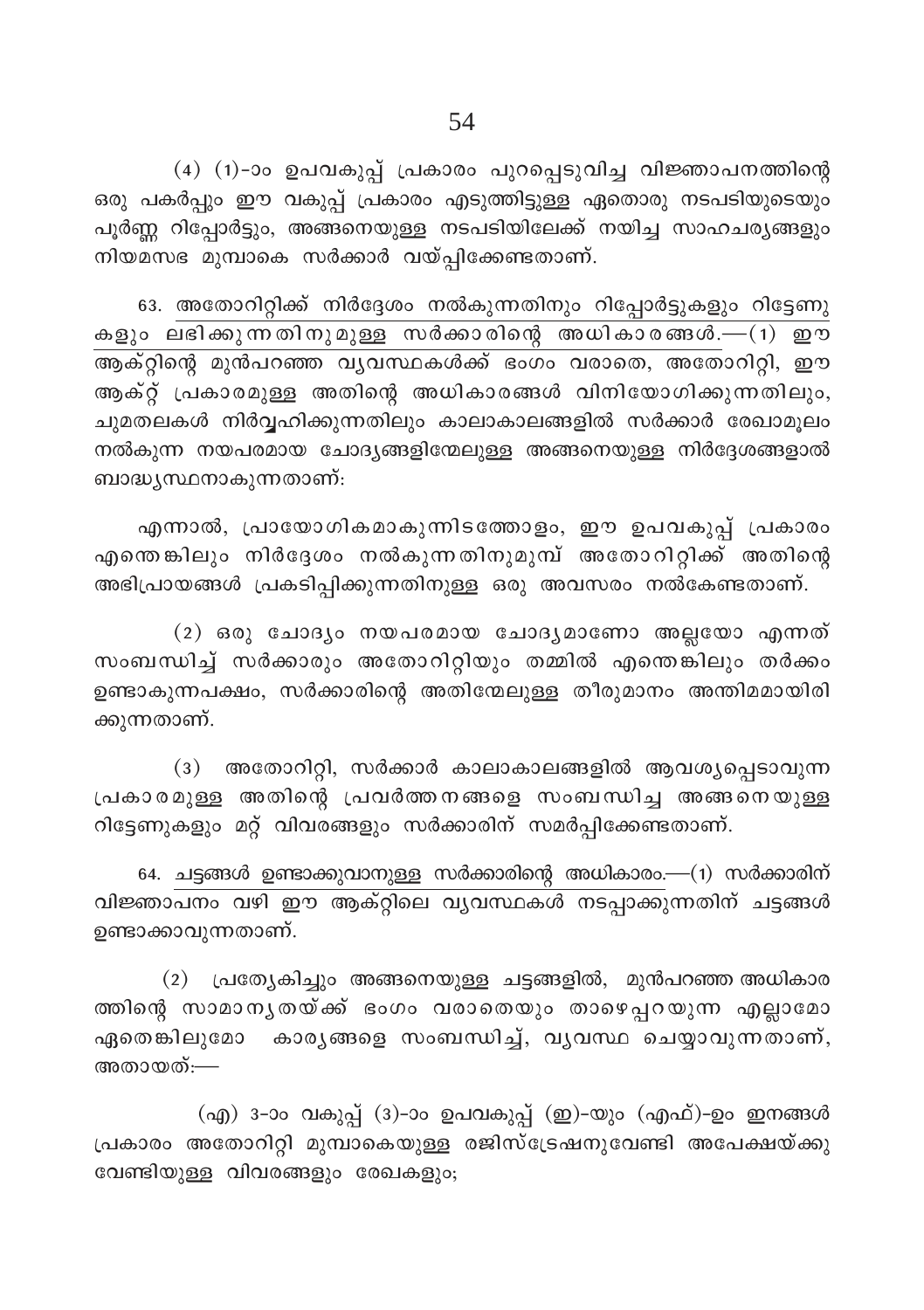(4) (1)-ാം ഉപവകുപ്പ് പ്രകാരം പുറപ്പെടുവിച്ച വിജ്ഞാപനത്തിന്റെ ഒരു പകർപ്പും ഈ വകുപ്പ് പ്രകാരം എടുത്തിട്ടുള്ള ഏതൊരു നടപടിയുടെയും പൂർണ്ണ റിപ്പോർട്ടും, അങ്ങനെയുള്ള നടപടിയിലേക്ക് നയിച്ച സാഹചര്യങ്ങളും നിയമസഭ മുമ്പാകെ സർക്കാർ വയ്പ്പിക്കേണ്ടതാണ്.

63. അതോറിറ്റിക്ക് നിർദ്ദേശം നൽകുന്നതിനും റിപ്പോർട്ടുകളും റിട്ടേണുകളും ലഭിക്കുന്നതിനുമുള്ള സർക്കാരിന്റെ അധികാരങ്ങൾ.—(1) ഈ ആക്റ്റിന്റെ മുൻപറഞ്ഞ വ്യവസ്ഥകൾക്ക് ഭംഗം വരാതെ, അതോറിറ്റി, ഈ ആക്റ്റ് പ്രകാരമുള്ള അതിന്റെ അധികാരങ്ങൾ വിനിയോഗിക്കുന്നതിലും, ചുമതലകൾ നിർവ്വഹിക്കുന്നതിലും കാലാകാലങ്ങളിൽ സർക്കാർ രേഖാമൂലം നൽകുന്ന നയപരമായ ചോദ്യങ്ങളിന്മേലുള്ള അങ്ങനെയുള്ള നിർദ്ദേശങ്ങളാൽ ബാദ്ധ്യസ്ഥനാകുന്നതാണ്:

എന്നാൽ, പ്രായോഗികമാകുന്നിടത്തോളം, ഈ ഉപവകുപ്പ് പ്രകാരം എന്തെങ്കിലും നിർദ്ദേശം നൽകുന്നതിനുമുമ്പ് അതോറിറ്റിക്ക് അതിന്റെ അഭിപ്രായങ്ങൾ പ്രകടിപ്പിക്കുന്നതിനുള്ള ഒരു അവസരം നൽകേണ്ടതാണ്.

(2) ഒരു ചോദ്യം നയപരമായ ചോദ്യമാണോ അല്ലയോ എന്നത് സംബന്ധിച്ച് സർക്കാരും അതോറിറ്റിയും തമ്മിൽ എന്തെങ്കിലും തർക്കം ഉണ്ടാകുന്നപക്ഷം, സർക്കാരിന്റെ അതിന്മേലുള്ള തീരുമാനം അന്തിമമായിരിക്കുന്നതാണ്.

(3) അതോറിറ്റി, സർക്കാർ കാലാകാലങ്ങളിൽ ആവശ്യപ്പെടാവുന്ന പ്രകാരമുള്ള അതിന്റെ പ്രവർത്തനങ്ങളെ സംബന്ധിച്ച അങ്ങനെയുള്ള റിട്ടേണുകളും മറ്റ് വിവരങ്ങളും സർക്കാരിന് സമർപ്പിക്കേണ്ടതാണ്.

64. ചട്ടങ്ങൾ ഉണ്ടാക്കുവാനുള്ള സർക്കാരിന്റെ അധികാരം.—(1) സർക്കാരിന് വിജ്ഞാപനം വഴി ഈ ആക്റ്റിലെ വ്യവസ്ഥകൾ നടപ്പാക്കുന്നതിന് ചട്ടങ്ങൾ ഉണ്ടാക്കാവുന്നതാണ്.

(2) പ്രത്യേകിച്ചും അങ്ങനെയുള്ള ചട്ടങ്ങളിൽ, മുൻപറഞ്ഞ അധികാരത്തിന്റെ സാമാന്യതയ്ക്ക് ഭംഗം വരാതെയും താഴെപ്പറയുന്ന എല്ലാമോ ഏതെങ്കിലുമോ കാര്യങ്ങളെ സംബന്ധിച്ച്, വ്യവസ്ഥ ചെയ്യാവുന്നതാണ്, അതായത്:—

(എ) 3-ാം വകുപ്പ് (3)-ാം ഉപവകുപ്പ് (ഇ)-യും (എഫ്)-ഉം ഇനങ്ങൾ പ്രകാരം അതോറിറ്റി മുമ്പാകെയുള്ള രജിസ്ട്രേഷനുവേണ്ടി അപേക്ഷയ്ക്കുവേണ്ടിയുള്ള വിവരങ്ങളും രേഖകളും;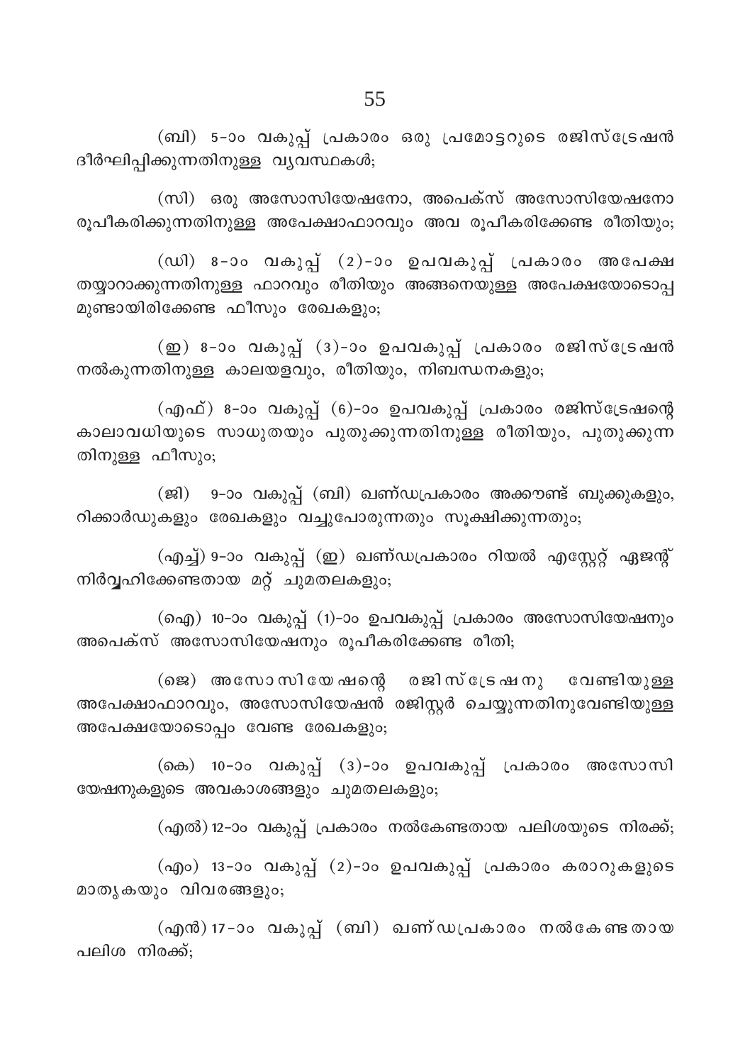(ബി) 5-ാം വകുപ്പ് പ്രകാരം ഒരു പ്രമോട്ടറുടെ രജിസ്ട്രേഷൻ ദീർഘിപ്പിക്കുന്നതിനുള്ള വ്യവസ്ഥകൾ;

(സി) ഒരു അസോസിയേഷനോ, അപെക്സ് അസോസിയേഷനോ രൂപീകരിക്കുന്നതിനുള്ള അപേക്ഷാഫാറവും അവ രൂപീകരിക്കേണ്ട രീതിയും;

(ഡി) 8-ാം വകുപ്പ് (2)-ാം ഉപവകുപ്പ് പ്രകാരം അപേക്ഷ തയ്യാറാക്കുന്നതിനുള്ള ഫാറവും രീതിയും അങ്ങനെയുള്ള അപേക്ഷയോടൊപ്പമുണ്ടായിരിക്കേണ്ട ഫീസും രേഖകളും;

(ഇ) 8-ാം വകുപ്പ് (3)-ാം ഉപവകുപ്പ് പ്രകാരം രജിസ്ട്രേഷൻ നൽകുന്നതിനുള്ള കാലയളവും, രീതിയും, നിബന്ധനകളും;

(എഫ്) 8-ാം വകുപ്പ് (6)-ാം ഉപവകുപ്പ് പ്രകാരം രജിസ്ട്രേഷന്റെ കാലാവധിയുടെ സാധുതയും പുതുക്കുന്നതിനുള്ള രീതിയും, പുതുക്കുന്നതിനുള്ള ഫീസും;

(ജി) 9-ാം വകുപ്പ് (ബി) ഖണ്ഡപ്രകാരം അക്കൗണ്ട് ബുക്കുകളും, റിക്കാർഡുകളും രേഖകളും വച്ചുപോരുന്നതും സൂക്ഷിക്കുന്നതും;

(എച്ച്) 9-ാം വകുപ്പ് (ഇ) ഖണ്ഡപ്രകാരം റിയൽ എസ്റ്റേറ്റ് ഏജന്റ് നിർവ്വഹിക്കേണ്ടതായ മറ്റ് ചുമതലകളും;

(ഐ) 10-ാം വകുപ്പ് (1)-ാം ഉപവകുപ്പ് പ്രകാരം അസോസിയേഷനും അപെക്സ് അസോസിയേഷനും രൂപീകരിക്കേണ്ട രീതി;

(ജെ) അസോസിയേഷന്റെ രജിസ്ട്രേഷനു വേണ്ടിയുള്ള അപേക്ഷാഫാറവും, അസോസിയേഷൻ രജിസ്റ്റർ ചെയ്യുന്നതിനുവേണ്ടിയുള്ള അപേക്ഷയോടൊപ്പം വേണ്ട രേഖകളും;

(കെ) 10-ാം വകുപ്പ് (3)-ാം ഉപവകുപ്പ് പ്രകാരം അസോസിയേഷനുകളുടെ അവകാശങ്ങളും ചുമതലകളും;

(എൽ) 12-ാം വകുപ്പ് പ്രകാരം നൽകേണ്ടതായ പലിശയുടെ നിരക്ക്;

(എം) 13-ാം വകുപ്പ് (2)-ാം ഉപവകുപ്പ് പ്രകാരം കരാറുകളുടെ മാതൃകയും വിവരങ്ങളും;

(എൻ) 17-ാം വകുപ്പ് (ബി) ഖണ്ഡപ്രകാരം നൽകേണ്ടതായ പലിശ നിരക്ക്;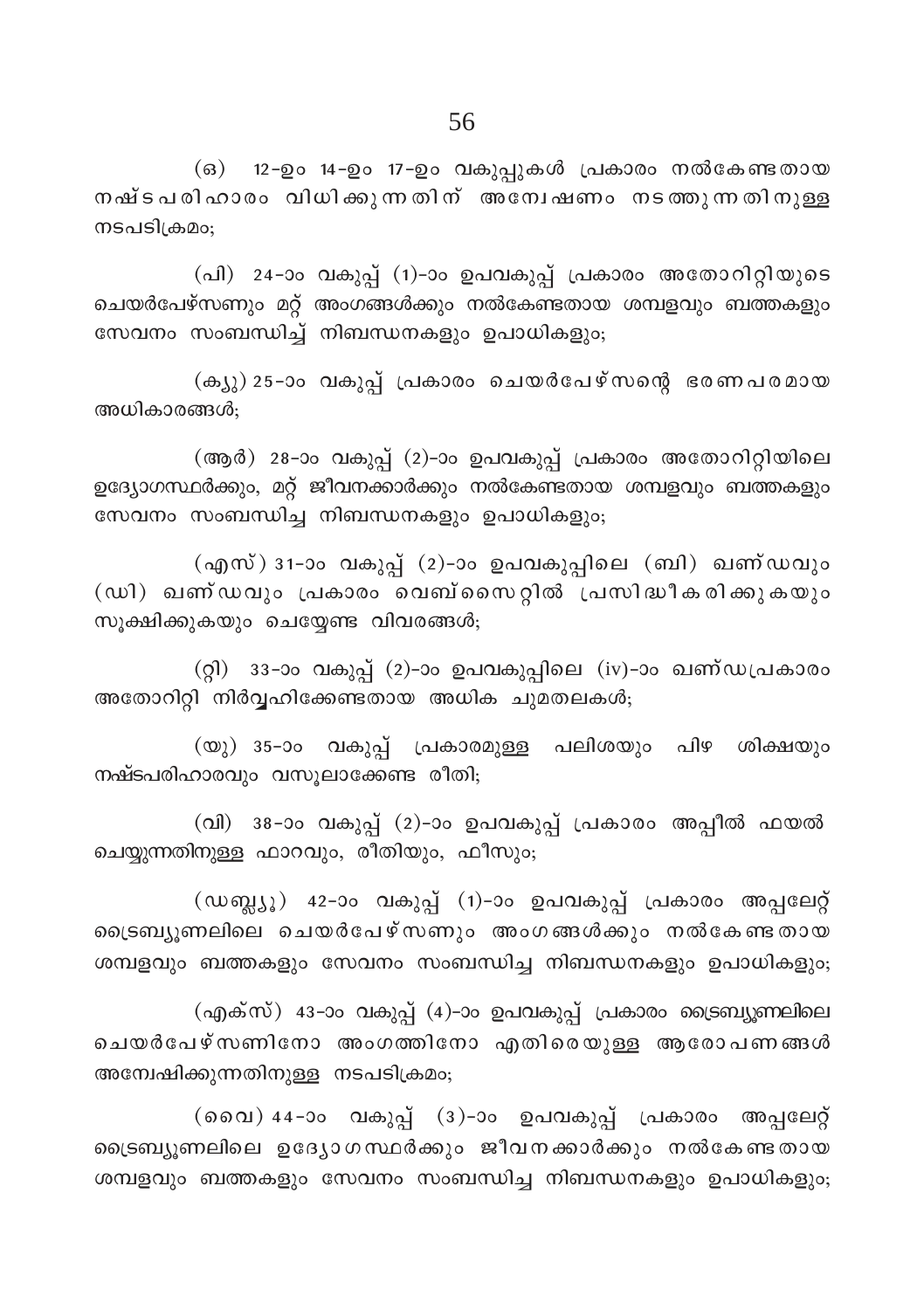(ഒ) 12-ഉം 14-ഉം 17-ഉം വകുപ്പുകൾ പ്രകാരം നൽകേണ്ടതായ നഷ്ടപരിഹാരം വിധിക്കുന്നതിന് അന്വേഷണം നടത്തുന്നതിനുള്ള നടപടിക്രമം;

(പി) 24-ാം വകുപ്പ് (1)-ാം ഉപവകുപ്പ് പ്രകാരം അതോറിറ്റിയുടെ ചെയർപേഴ്സണും മറ്റ് അംഗങ്ങൾക്കും നൽകേണ്ടതായ ശമ്പളവും ബത്തകളും സേവനം സംബന്ധിച്ച് നിബന്ധനകളും ഉപാധികളും;

(ക്യു) 25-ാം വകുപ്പ് പ്രകാരം ചെയർപേഴ്സന്റെ ഭരണപരമായ അധികാരങ്ങൾ;

(ആർ) 28-ാം വകുപ്പ് (2)-ാം ഉപവകുപ്പ് പ്രകാരം അതോറിറ്റിയിലെ ഉദ്യോഗസ്ഥർക്കും, മറ്റ് ജീവനക്കാർക്കും നൽകേണ്ടതായ ശമ്പളവും ബത്തകളും സേവനം സംബന്ധിച്ച നിബന്ധനകളും ഉപാധികളും;

(എസ്) 31-ാം വകുപ്പ് (2)-ാം ഉപവകുപ്പിലെ (ബി) ഖണ്ഡവും (ഡി) ഖണ്ഡവും പ്രകാരം വെബ്സൈറ്റിൽ പ്രസിദ്ധീകരിക്കുകയും സൂക്ഷിക്കുകയും ചെയ്യേണ്ട വിവരങ്ങൾ;

(റ്റി) 33-ാം വകുപ്പ് (2)-ാം ഉപവകുപ്പിലെ (iv)-ാം ഖണ്ഡപ്രകാരം അതോറിറ്റി നിർവ്വഹിക്കേണ്ടതായ അധിക ചുമതലകൾ;

(യു) 35-ാം വകുപ്പ് പ്രകാരമുള്ള പലിശയും പിഴ ശിക്ഷയും നഷ്ടപരിഹാരവും വസൂലാക്കേണ്ട രീതി;

(വി) 38-ാം വകുപ്പ് (2)-ാം ഉപവകുപ്പ് പ്രകാരം അപ്പീൽ ഫയൽ ചെയ്യുന്നതിനുള്ള ഫാറവും, രീതിയും, ഫീസും;

(ഡബ്ല്യൂ) 42-ാം വകുപ്പ് (1)-ാം ഉപവകുപ്പ് പ്രകാരം അപ്പലേറ്റ് ട്രൈബ്യൂണലിലെ ചെയർപേഴ്സണും അംഗങ്ങൾക്കും നൽകേണ്ടതായ ശമ്പളവും ബത്തകളും സേവനം സംബന്ധിച്ച നിബന്ധനകളും ഉപാധികളും;

(എക്സ്) 43-ാം വകുപ്പ് (4)-ാം ഉപവകുപ്പ് പ്രകാരം ട്രൈബ്യൂണലിലെ ചെയർപേഴ്സണിനോ അംഗത്തിനോ എതിരെയുള്ള ആരോപണങ്ങൾ അന്വേഷിക്കുന്നതിനുള്ള നടപടിക്രമം;

(വൈ) 44-ാം വകുപ്പ് (3)-ാം ഉപവകുപ്പ് പ്രകാരം അപ്പലേറ്റ് ട്രൈബ്യൂണലിലെ ഉദ്യോഗസ്ഥർക്കും ജീവനക്കാർക്കും നൽകേണ്ടതായ ശമ്പളവും ബത്തകളും സേവനം സംബന്ധിച്ച നിബന്ധനകളും ഉപാധികളും;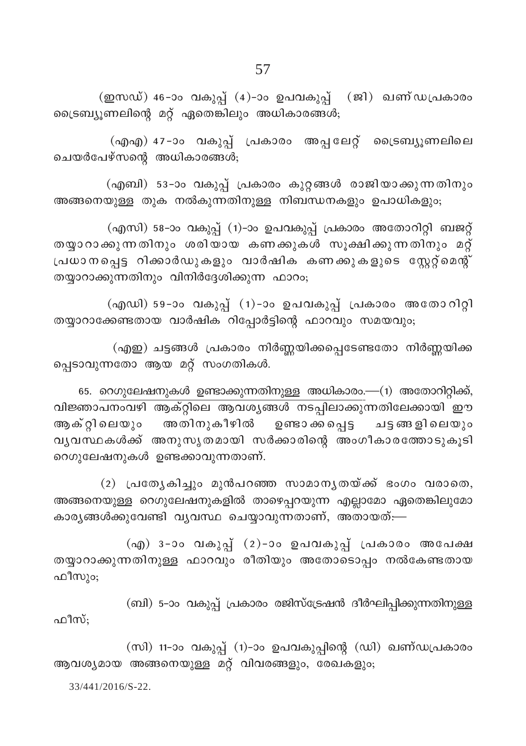(ഇസഡ്) 46-ാം വകുപ്പ് (4)-ാം ഉപവകുപ്പ് (ജി) ഖണ്ഡപ്രകാരം ട്രൈബ്യൂണലിന്റെ മറ്റ് ഏതെങ്കിലും അധികാരങ്ങൾ;

(എഎ) 47-ാം വകുപ്പ് പ്രകാരം അപ്പലേറ്റ് ട്രൈബ്യൂണലിലെ ചെയർപേഴ്സന്റെ അധികാരങ്ങൾ;

(എബി) 53-ാം വകുപ്പ് പ്രകാരം കുറ്റങ്ങൾ രാജിയാക്കുന്നതിനും അങ്ങനെയുള്ള തുക നൽകുന്നതിനുള്ള നിബന്ധനകളും ഉപാധികളും;

(എസി) 58-ാം വകുപ്പ് (1)-ാം ഉപവകുപ്പ് പ്രകാരം അതോറിറ്റി ബജറ്റ് തയ്യാറാക്കുന്നതിനും ശരിയായ കണക്കുകൾ സൂക്ഷിക്കുന്നതിനും മറ്റ് പ്രധാനപ്പെട്ട റിക്കാർഡുകളും വാർഷിക കണക്കുകളുടെ സ്റ്റേറ്റ്മെന്റ് തയ്യാറാക്കുന്നതിനും വിനിർദ്ദേശിക്കുന്ന ഫാറം;

(എഡി) 59-ാം വകുപ്പ് (1)-ാം ഉപവകുപ്പ് പ്രകാരം അതോറിറ്റി തയ്യാറാക്കേണ്ടതായ വാർഷിക റിപ്പോർട്ടിന്റെ ഫാറവും സമയവും;

(എഇ) ചട്ടങ്ങൾ പ്രകാരം നിർണ്ണയിക്കപ്പെടേണ്ടതോ നിർണ്ണയിക്കപ്പെടാവുന്നതോ ആയ മറ്റ് സംഗതികൾ.

65. <u>റെഗുലേഷനുകൾ ഉണ്ടാക്കുന്നതിനുള്ള അധികാരം.</u>—(1) അതോറിറ്റിക്ക്, വിജ്ഞാപനംവഴി ആക്റ്റിലെ ആവശ്യങ്ങൾ നടപ്പിലാക്കുന്നതിലേക്കായി ഈ ആക്റ്റിലെയും അതിനുകീഴിൽ ഉണ്ടാക്കപ്പെട്ട ചട്ടങ്ങളിലെയും വ്യവസ്ഥകൾക്ക് അനുസൃതമായി സർക്കാരിന്റെ അംഗീകാരത്തോടുകൂടി റെഗുലേഷനുകൾ ഉണ്ടാക്കാവുന്നതാണ്.

(2) പ്രത്യേകിച്ചും മുൻപറഞ്ഞ സാമാന്യതയ്ക്ക് ഭംഗം വരാതെ, അങ്ങനെയുള്ള റെഗുലേഷനുകളിൽ താഴെപ്പറയുന്ന എല്ലാമോ ഏതെങ്കിലുമോ കാര്യങ്ങൾക്കുവേണ്ടി വ്യവസ്ഥ ചെയ്യാവുന്നതാണ്, അതായത്:—

(എ) 3-ാം വകുപ്പ് (2)-ാം ഉപവകുപ്പ് പ്രകാരം അപേക്ഷ തയ്യാറാക്കുന്നതിനുള്ള ഫാറവും രീതിയും അതോടൊപ്പം നൽകേണ്ടതായ ഫീസും;

(ബി) 5-ാം വകുപ്പ് പ്രകാരം രജിസ്ട്രേഷൻ ദീർഘിപ്പിക്കുന്നതിനുള്ള ഫീസ്;

(സി) 11-ാം വകുപ്പ് (1)-ാം ഉപവകുപ്പിന്റെ (ഡി) ഖണ്ഡപ്രകാരം ആവശ്യമായ അങ്ങനെയുള്ള മറ്റ് വിവരങ്ങളും, രേഖകളും;

33/441/2016/S-22.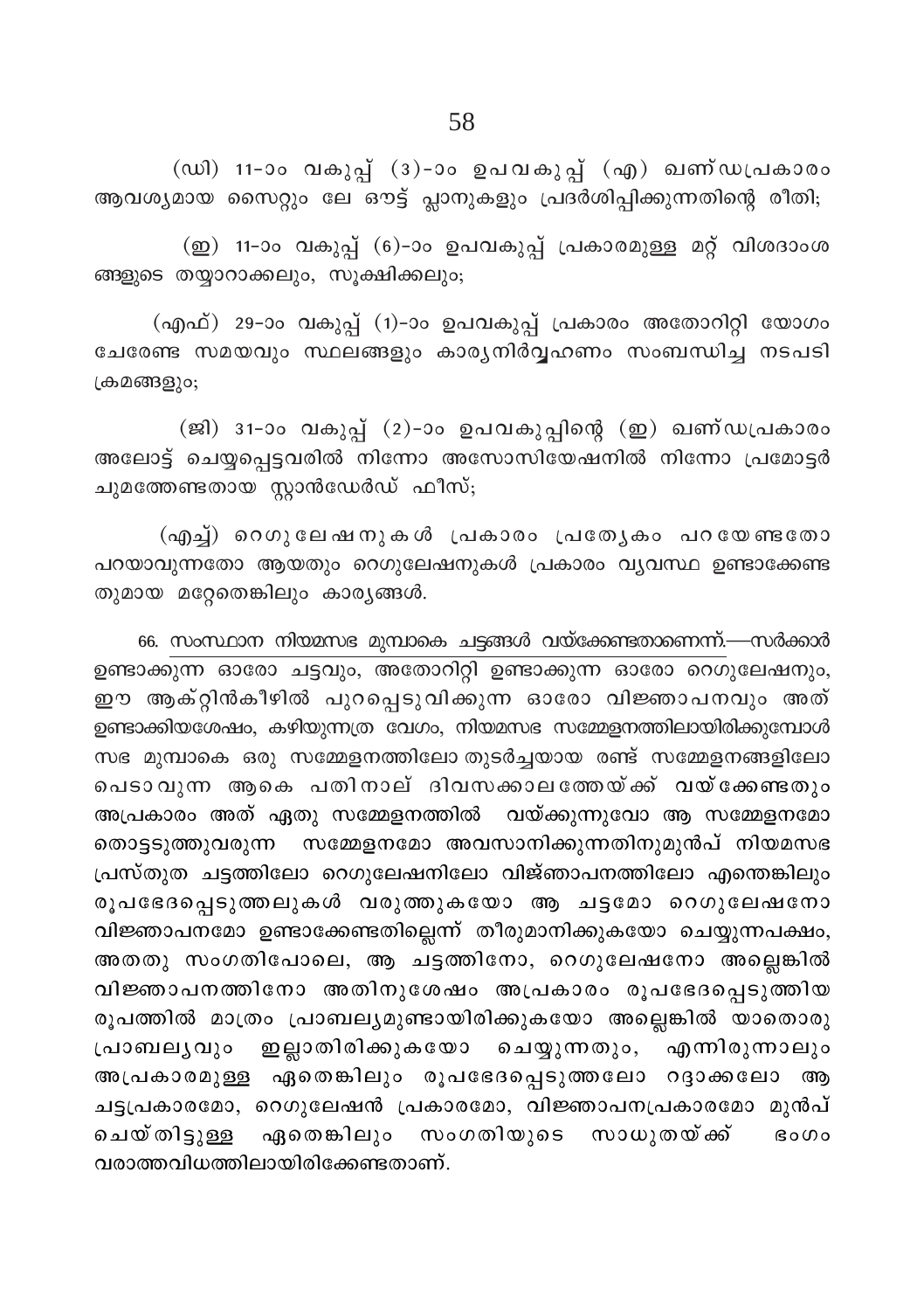(ഡി) 11-ാം വകുപ്പ് (3)-ാം ഉപവകുപ്പ് (എ) ഖണ്ഡപ്രകാരം ആവശ്യമായ സൈറ്റും ലേ ഔട്ട് പ്ലാനുകളും പ്രദർശിപ്പിക്കുന്നതിന്റെ രീതി;

(ഇ) 11-ാം വകുപ്പ് (6)-ാം ഉപവകുപ്പ് പ്രകാരമുള്ള മറ്റ് വിശദാംശങ്ങളുടെ തയ്യാറാക്കലും, സൂക്ഷിക്കലും;

(എഫ്) 29-ാം വകുപ്പ് (1)-ാം ഉപവകുപ്പ് പ്രകാരം അതോറിറ്റി യോഗം ചേരേണ്ട സമയവും സ്ഥലങ്ങളും കാര്യനിർവ്വഹണം സംബന്ധിച്ച നടപടി ക്രമങ്ങളും;

(ജി) 31-ാം വകുപ്പ് (2)-ാം ഉപവകുപ്പിന്റെ (ഇ) ഖണ്ഡപ്രകാരം അലോട്ട് ചെയ്യപ്പെട്ടവരിൽ നിന്നോ അസോസിയേഷനിൽ നിന്നോ പ്രമോട്ടർ ചുമത്തേണ്ടതായ സ്റ്റാൻഡേർഡ് ഫീസ്;

(എച്ച്) റെഗുലേഷനുകൾ പ്രകാരം പ്രത്യേകം പറയേണ്ടതോ പറയാവുന്നതോ ആയതും റെഗുലേഷനുകൾ പ്രകാരം വ്യവസ്ഥ ഉണ്ടാക്കേണ്ടതുമായ മറ്റേതെങ്കിലും കാര്യങ്ങൾ.

66. <u>സംസ്ഥാന നിയമസഭ മുമ്പാകെ ചട്ടങ്ങൾ വയ്ക്കേണ്ടതാണെന്ന്.</u>—സർക്കാർ ഉണ്ടാക്കുന്ന ഓരോ ചട്ടവും, അതോറിറ്റി ഉണ്ടാക്കുന്ന ഓരോ റെഗുലേഷനും, ഈ ആക്റ്റിൻകീഴിൽ പുറപ്പെടുവിക്കുന്ന ഓരോ വിജ്ഞാപനവും അത് ഉണ്ടാക്കിയശേഷം, കഴിയുന്നത്ര വേഗം, നിയമസഭ സമ്മേളനത്തിലായിരിക്കുമ്പോൾ സഭ മുമ്പാകെ ഒരു സമ്മേളനത്തിലോ തുടർച്ചയായ രണ്ട് സമ്മേളനങ്ങളിലോ പെടാവുന്ന ആകെ പതിനാല് ദിവസക്കാലത്തേയ്ക്ക് വയ്ക്കേണ്ടതും അപ്രകാരം അത് ഏതു സമ്മേളനത്തിൽ വയ്ക്കുന്നുവോ ആ സമ്മേളനമോ തൊട്ടടുത്തുവരുന്ന സമ്മേളനമോ അവസാനിക്കുന്നതിനുമുൻപ് നിയമസഭ പ്രസ്തുത ചട്ടത്തിലോ റെഗുലേഷനിലോ വിജ്ഞാപനത്തിലോ എന്തെങ്കിലും രൂപഭേദപ്പെടുത്തലുകൾ വരുത്തുകയോ ആ ചട്ടമോ റെഗുലേഷനോ വിജ്ഞാപനമോ ഉണ്ടാക്കേണ്ടതില്ലെന്ന് തീരുമാനിക്കുകയോ ചെയ്യുന്നപക്ഷം, അതതു സംഗതിപോലെ, ആ ചട്ടത്തിനോ, റെഗുലേഷനോ അല്ലെങ്കിൽ വിജ്ഞാപനത്തിനോ അതിനുശേഷം അപ്രകാരം രൂപഭേദപ്പെടുത്തിയ രൂപത്തിൽ മാത്രം പ്രാബല്യമുണ്ടായിരിക്കുകയോ അല്ലെങ്കിൽ യാതൊരു പ്രാബല്യവും ഇല്ലാതിരിക്കുകയോ ചെയ്യുന്നതും, എന്നിരുന്നാലും അപ്രകാരമുള്ള ഏതെങ്കിലും രൂപഭേദപ്പെടുത്തലോ റദ്ദാക്കലോ ആ ചട്ടപ്രകാരമോ, റെഗുലേഷൻ പ്രകാരമോ, വിജ്ഞാപനപ്രകാരമോ മുൻപ് ചെയ്തിട്ടുള്ള ഏതെങ്കിലും സംഗതിയുടെ സാധുതയ്ക്ക് ഭംഗം വരാത്തവിധത്തിലായിരിക്കേണ്ടതാണ്.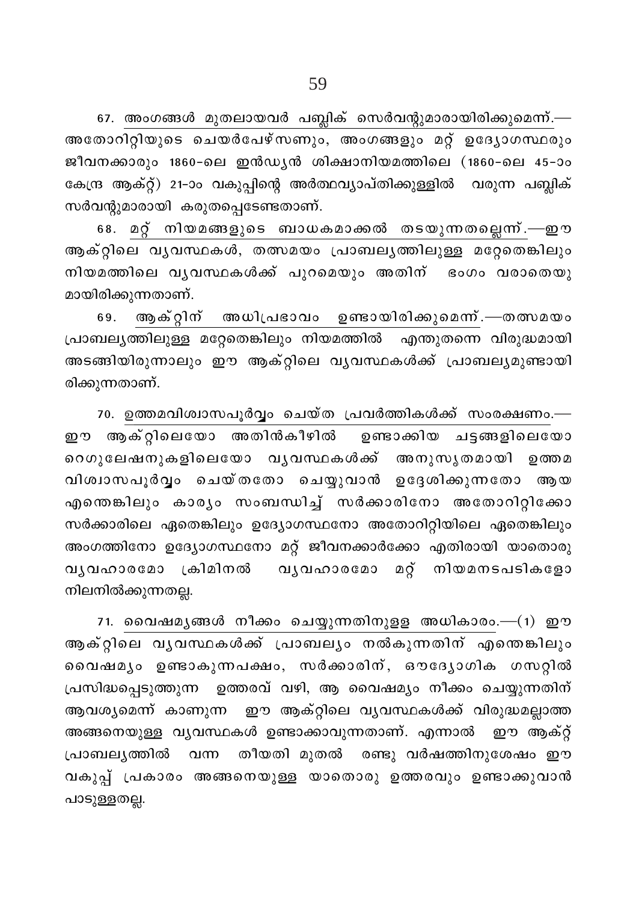67. <u>അംഗങ്ങൾ മുതലായവർ പബ്ലിക് സെർവന്റുമാരായിരിക്കുമെന്ന്.</u>— അതോറിറ്റിയുടെ ചെയർപേഴ്സണും, അംഗങ്ങളും മറ്റ് ഉദ്യോഗസ്ഥരും ജീവനക്കാരും 1860-ലെ ഇൻഡ്യൻ ശിക്ഷാനിയമത്തിലെ (1860-ലെ 45-ാം കേന്ദ്ര ആക്റ്റ്) 21-ാം വകുപ്പിന്റെ അർത്ഥവ്യാപ്തിക്കുള്ളിൽ വരുന്ന പബ്ലിക് സർവന്റുമാരായി കരുതപ്പെടേണ്ടതാണ്.

68. <u>മറ്റ് നിയമങ്ങളുടെ ബാധകമാക്കൽ തടയുന്നതല്ലെന്ന്.</u>—ഈ ആക്റ്റിലെ വ്യവസ്ഥകൾ, തത്സമയം പ്രാബല്യത്തിലുള്ള മറ്റേതെങ്കിലും നിയമത്തിലെ വ്യവസ്ഥകൾക്ക് പുറമെയും അതിന് ഭംഗം വരാതെയു മായിരിക്കുന്നതാണ്.

69. <u>ആക്റ്റിന് അധിപ്രഭാവം ഉണ്ടായിരിക്കുമെന്ന്.</u>—തത്സമയം പ്രാബല്യത്തിലുള്ള മറ്റേതെങ്കിലും നിയമത്തിൽ എന്തുതന്നെ വിരുദ്ധമായി അടങ്ങിയിരുന്നാലും ഈ ആക്റ്റിലെ വ്യവസ്ഥകൾക്ക് പ്രാബല്യമുണ്ടായി രിക്കുന്നതാണ്.

70. <u>ഉത്തമവിശ്വാസപൂർവ്വം ചെയ്ത പ്രവർത്തികൾക്ക് സംരക്ഷണം.</u>— ഈ ആക്റ്റിലെയോ അതിൻകീഴിൽ ഉണ്ടാക്കിയ ചട്ടങ്ങളിലെയോ റെഗുലേഷനുകളിലെയോ വ്യവസ്ഥകൾക്ക് അനുസൃതമായി ഉത്തമ വിശ്വാസപൂർവ്വം ചെയ്തതോ ചെയ്യുവാൻ ഉദ്ദേശിക്കുന്നതോ ആയ എന്തെങ്കിലും കാര്യം സംബന്ധിച്ച് സർക്കാരിനോ അതോറിറ്റിക്കോ സർക്കാരിലെ ഏതെങ്കിലും ഉദ്യോഗസ്ഥനോ അതോറിറ്റിയിലെ ഏതെങ്കിലും അംഗത്തിനോ ഉദ്യോഗസ്ഥനോ മറ്റ് ജീവനക്കാർക്കോ എതിരായി യാതൊരു വ്യവഹാരമോ ക്രിമിനൽ വ്യവഹാരമോ മറ്റ് നിയമനടപടികളോ നിലനിൽക്കുന്നതല്ല.

71. <u>വൈഷമ്യങ്ങൾ നീക്കം ചെയ്യുന്നതിനുള്ള അധികാരം.</u>—(1) ഈ ആക്റ്റിലെ വ്യവസ്ഥകൾക്ക് പ്രാബല്യം നൽകുന്നതിന് എന്തെങ്കിലും വൈഷമ്യം ഉണ്ടാകുന്നപക്ഷം, സർക്കാരിന്, ഔദ്യോഗിക ഗസറ്റിൽ പ്രസിദ്ധപ്പെടുത്തുന്ന ഉത്തരവ് വഴി, ആ വൈഷമ്യം നീക്കം ചെയ്യുന്നതിന് ആവശ്യമെന്ന് കാണുന്ന ഈ ആക്റ്റിലെ വ്യവസ്ഥകൾക്ക് വിരുദ്ധമല്ലാത്ത അങ്ങനെയുള്ള വ്യവസ്ഥകൾ ഉണ്ടാക്കാവുന്നതാണ്. എന്നാൽ ഈ ആക്റ്റ് പ്രാബല്യത്തിൽ വന്ന തീയതി മുതൽ രണ്ടു വർഷത്തിനുശേഷം ഈ വകുപ്പ് പ്രകാരം അങ്ങനെയുള്ള യാതൊരു ഉത്തരവും ഉണ്ടാക്കുവാൻ പാടുള്ളതല്ല.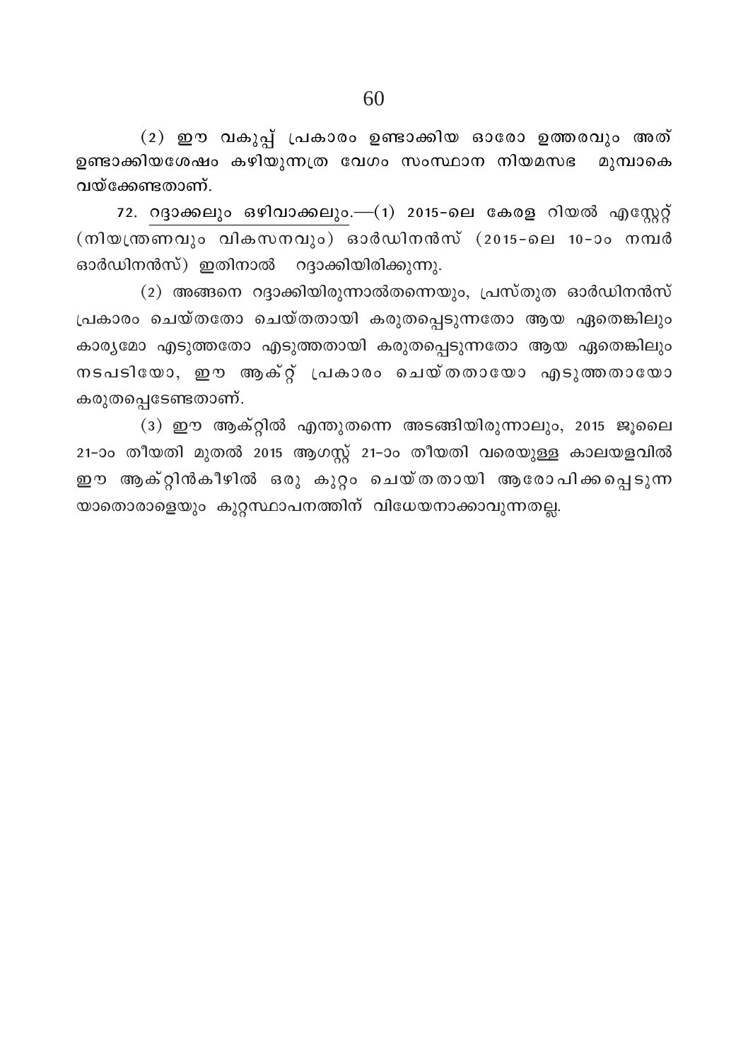(2) ഈ വകുപ്പ് പ്രകാരം ഉണ്ടാക്കിയ ഓരോ ഉത്തരവും അത് ഉണ്ടാക്കിയശേഷം കഴിയുന്നത്ര വേഗം സംസ്ഥാന നിയമസഭ മുമ്പാകെ വയ്ക്കേണ്ടതാണ്.

72. റദ്ദാക്കലും ഒഴിവാക്കലും.—(1) 2015-ലെ കേരള റിയൽ എസ്റ്റേറ്റ് (നിയന്ത്രണവും വികസനവും) ഓർഡിനൻസ് (2015-ലെ 10-ാം നമ്പർ ഓർഡിനൻസ്) ഇതിനാൽ റദ്ദാക്കിയിരിക്കുന്നു.

(2) അങ്ങനെ റദ്ദാക്കിയിരുന്നാൽതന്നെയും, പ്രസ്തുത ഓർഡിനൻസ് പ്രകാരം ചെയ്തതോ ചെയ്തതായി കരുതപ്പെടുന്നതോ ആയ ഏതെങ്കിലും കാര്യമോ എടുത്തതോ എടുത്തതായി കരുതപ്പെടുന്നതോ ആയ ഏതെങ്കിലും നടപടിയോ, ഈ ആക്റ്റ് പ്രകാരം ചെയ്തതായോ എടുത്തതായോ കരുതപ്പെടേണ്ടതാണ്.

(3) ഈ ആക്റ്റിൽ എന്തുതന്നെ അടങ്ങിയിരുന്നാലും, 2015 ജൂലൈ 21-ാം തീയതി മുതൽ 2015 ആഗസ്റ്റ് 21-ാം തീയതി വരെയുള്ള കാലയളവിൽ ഈ ആക്റ്റിൻകീഴിൽ ഒരു കുറ്റം ചെയ്തതായി ആരോപിക്കപ്പെടുന്ന യാതൊരാളെയും കുറ്റസ്ഥാപനത്തിന് വിധേയനാക്കാവുന്നതല്ല.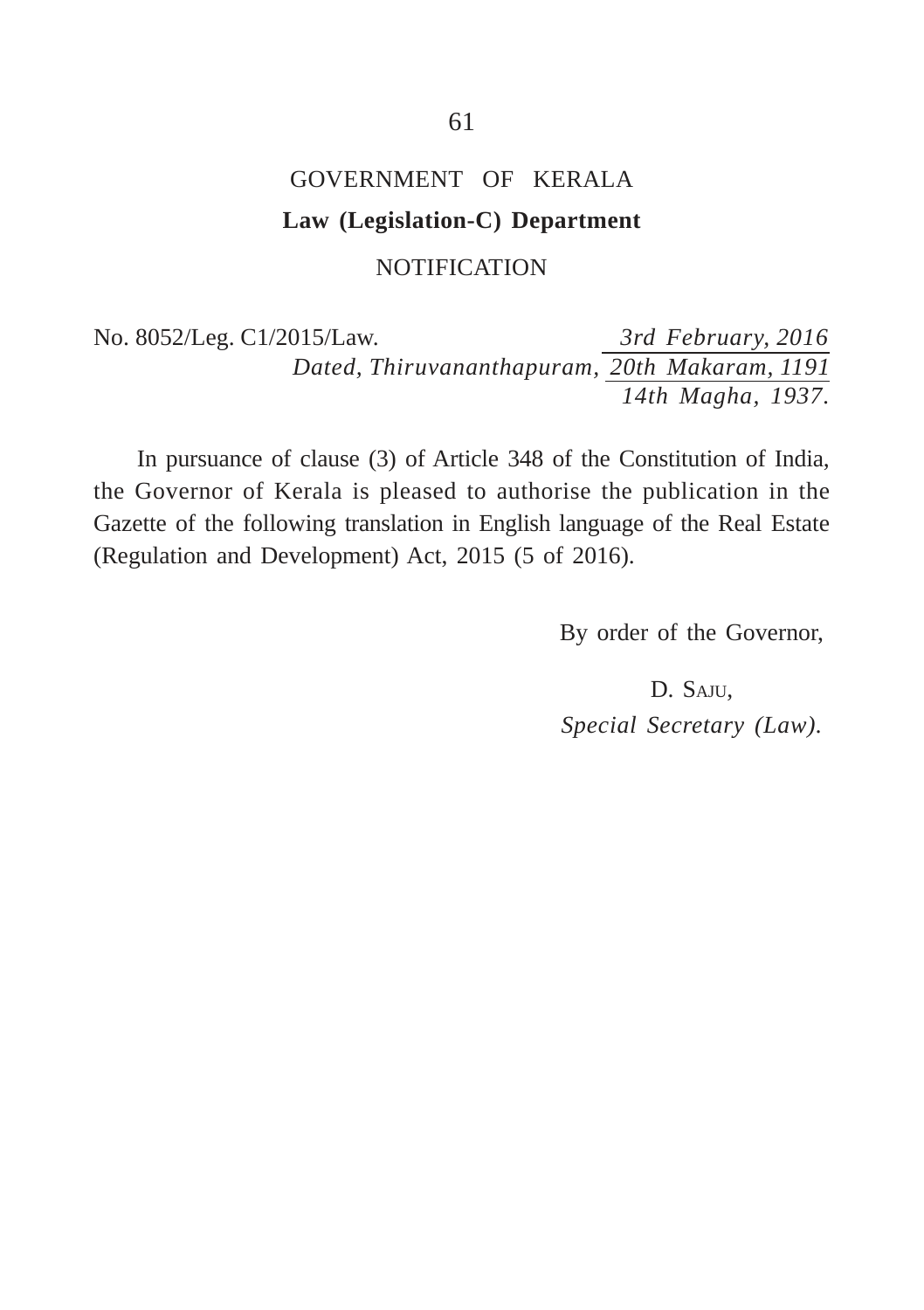# GOVERNMENT OF KERALA

## Law (Legislation-C) Department

NOTIFICATION

No. 8052/Leg. C1/2015/Law.

*Dated, Thiruvananthapuram, 3rd February, 2016*
*20th Makaram, 1191*
*14th Magha, 1937.*

In pursuance of clause (3) of Article 348 of the Constitution of India, the Governor of Kerala is pleased to authorise the publication in the Gazette of the following translation in English language of the Real Estate (Regulation and Development) Act, 2015 (5 of 2016).

By order of the Governor,

D. SAJU,
*Special Secretary (Law).*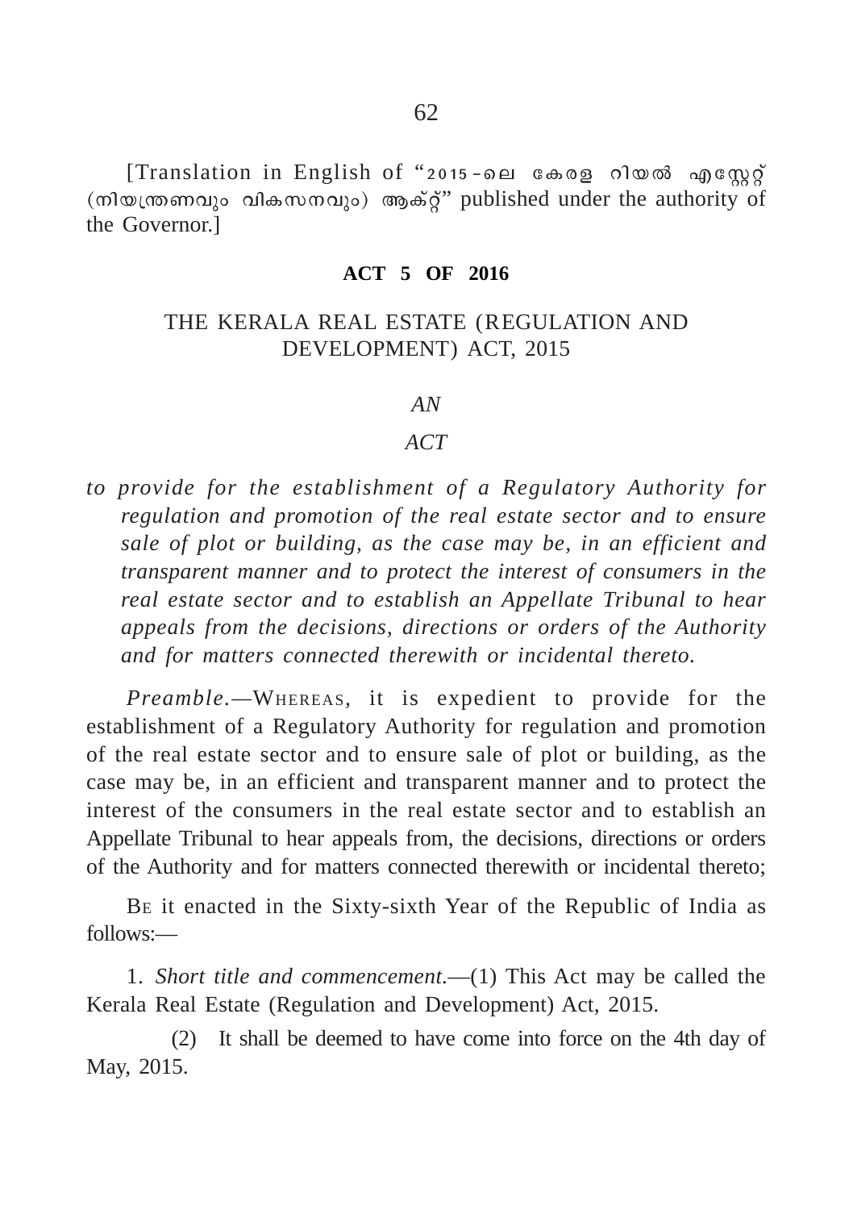[Translation in English of "2015-ലെ കേരള റിയൽ എസ്റ്റേറ്റ് (നിയന്ത്രണവും വികസനവും) ആക്റ്റ്" published under the authority of the Governor.]

**ACT 5 OF 2016**

THE KERALA REAL ESTATE (REGULATION AND DEVELOPMENT) ACT, 2015

*AN*

*ACT*

*to provide for the establishment of a Regulatory Authority for regulation and promotion of the real estate sector and to ensure sale of plot or building, as the case may be, in an efficient and transparent manner and to protect the interest of consumers in the real estate sector and to establish an Appellate Tribunal to hear appeals from the decisions, directions or orders of the Authority and for matters connected therewith or incidental thereto.*

*Preamble.*—WHEREAS, it is expedient to provide for the establishment of a Regulatory Authority for regulation and promotion of the real estate sector and to ensure sale of plot or building, as the case may be, in an efficient and transparent manner and to protect the interest of the consumers in the real estate sector and to establish an Appellate Tribunal to hear appeals from, the decisions, directions or orders of the Authority and for matters connected therewith or incidental thereto;

BE it enacted in the Sixty-sixth Year of the Republic of India as follows:—

1. *Short title and commencement.*—(1) This Act may be called the Kerala Real Estate (Regulation and Development) Act, 2015.

(2) It shall be deemed to have come into force on the 4th day of May, 2015.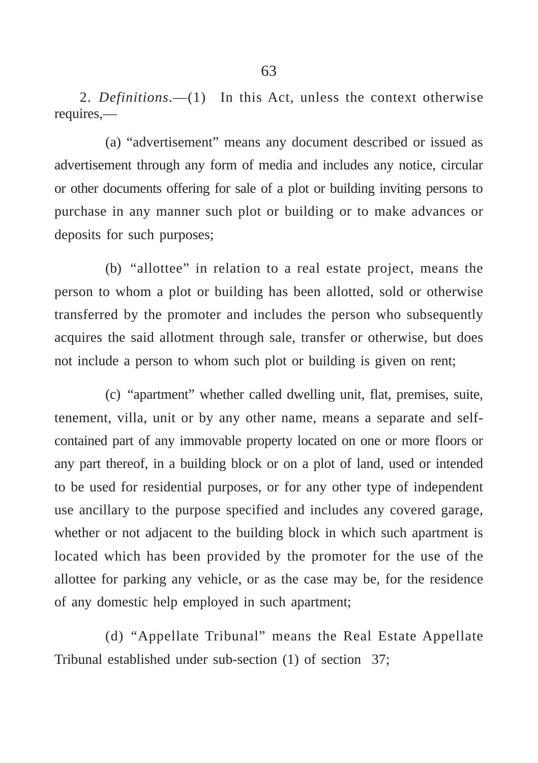2. *Definitions*.—(1) In this Act, unless the context otherwise requires,—

(a) "advertisement" means any document described or issued as advertisement through any form of media and includes any notice, circular or other documents offering for sale of a plot or building inviting persons to purchase in any manner such plot or building or to make advances or deposits for such purposes;

(b) "allottee" in relation to a real estate project, means the person to whom a plot or building has been allotted, sold or otherwise transferred by the promoter and includes the person who subsequently acquires the said allotment through sale, transfer or otherwise, but does not include a person to whom such plot or building is given on rent;

(c) "apartment" whether called dwelling unit, flat, premises, suite, tenement, villa, unit or by any other name, means a separate and self-contained part of any immovable property located on one or more floors or any part thereof, in a building block or on a plot of land, used or intended to be used for residential purposes, or for any other type of independent use ancillary to the purpose specified and includes any covered garage, whether or not adjacent to the building block in which such apartment is located which has been provided by the promoter for the use of the allottee for parking any vehicle, or as the case may be, for the residence of any domestic help employed in such apartment;

(d) "Appellate Tribunal" means the Real Estate Appellate Tribunal established under sub-section (1) of section 37;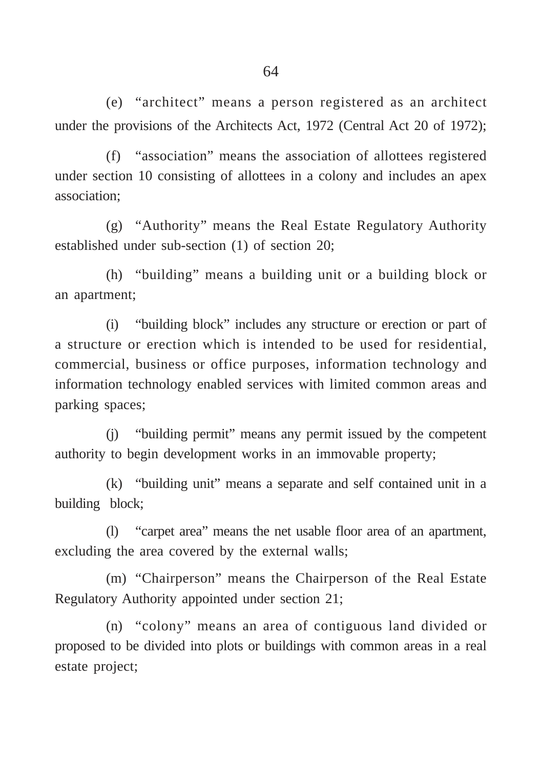(e) "architect" means a person registered as an architect under the provisions of the Architects Act, 1972 (Central Act 20 of 1972);

(f) "association" means the association of allottees registered under section 10 consisting of allottees in a colony and includes an apex association;

(g) "Authority" means the Real Estate Regulatory Authority established under sub-section (1) of section 20;

(h) "building" means a building unit or a building block or an apartment;

(i) "building block" includes any structure or erection or part of a structure or erection which is intended to be used for residential, commercial, business or office purposes, information technology and information technology enabled services with limited common areas and parking spaces;

(j) "building permit" means any permit issued by the competent authority to begin development works in an immovable property;

(k) "building unit" means a separate and self contained unit in a building block;

(l) "carpet area" means the net usable floor area of an apartment, excluding the area covered by the external walls;

(m) "Chairperson" means the Chairperson of the Real Estate Regulatory Authority appointed under section 21;

(n) "colony" means an area of contiguous land divided or proposed to be divided into plots or buildings with common areas in a real estate project;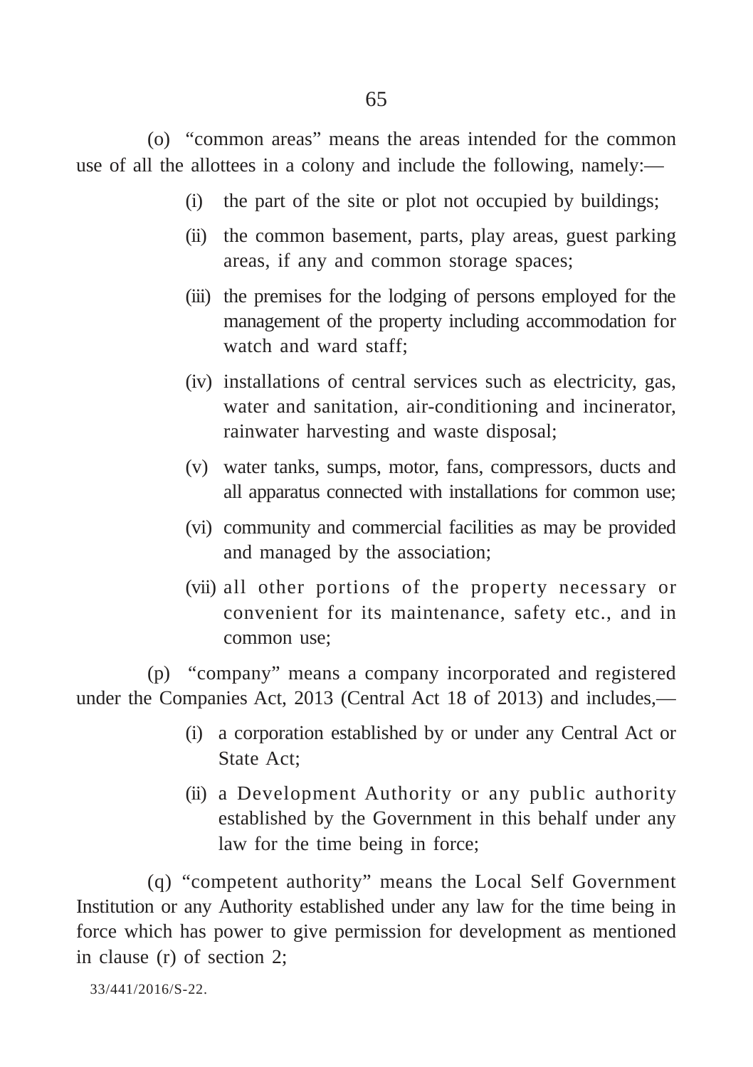(o) "common areas" means the areas intended for the common use of all the allottees in a colony and include the following, namely:—

- (i) the part of the site or plot not occupied by buildings;
- (ii) the common basement, parts, play areas, guest parking areas, if any and common storage spaces;
- (iii) the premises for the lodging of persons employed for the management of the property including accommodation for watch and ward staff;
- (iv) installations of central services such as electricity, gas, water and sanitation, air-conditioning and incinerator, rainwater harvesting and waste disposal;
- (v) water tanks, sumps, motor, fans, compressors, ducts and all apparatus connected with installations for common use;
- (vi) community and commercial facilities as may be provided and managed by the association;
- (vii) all other portions of the property necessary or convenient for its maintenance, safety etc., and in common use;

(p) "company" means a company incorporated and registered under the Companies Act, 2013 (Central Act 18 of 2013) and includes,—

- (i) a corporation established by or under any Central Act or State Act;
- (ii) a Development Authority or any public authority established by the Government in this behalf under any law for the time being in force;

(q) "competent authority" means the Local Self Government Institution or any Authority established under any law for the time being in force which has power to give permission for development as mentioned in clause (r) of section 2;

33/441/2016/S-22.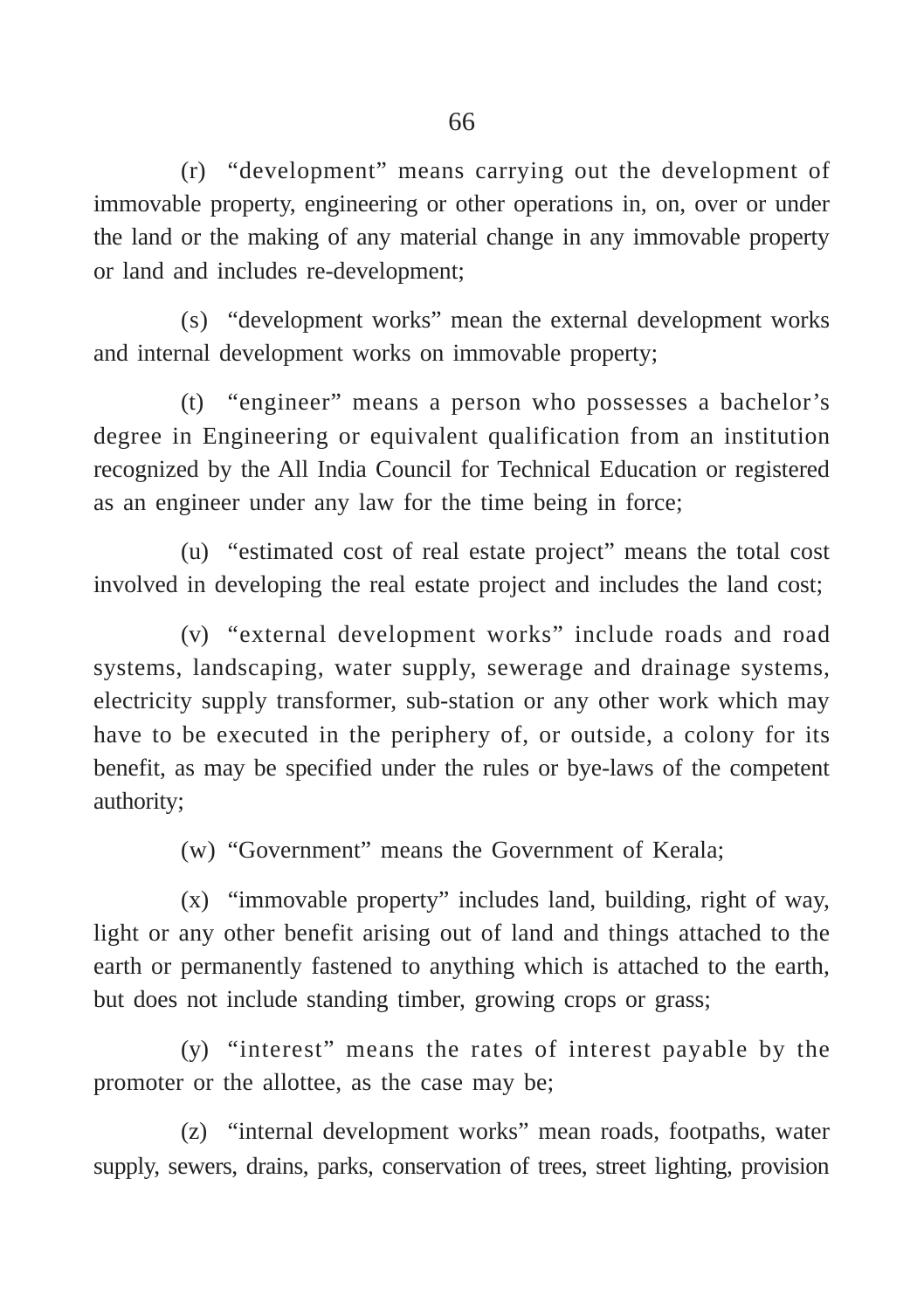(r) "development" means carrying out the development of immovable property, engineering or other operations in, on, over or under the land or the making of any material change in any immovable property or land and includes re-development;

(s) "development works" mean the external development works and internal development works on immovable property;

(t) "engineer" means a person who possesses a bachelor's degree in Engineering or equivalent qualification from an institution recognized by the All India Council for Technical Education or registered as an engineer under any law for the time being in force;

(u) "estimated cost of real estate project" means the total cost involved in developing the real estate project and includes the land cost;

(v) "external development works" include roads and road systems, landscaping, water supply, sewerage and drainage systems, electricity supply transformer, sub-station or any other work which may have to be executed in the periphery of, or outside, a colony for its benefit, as may be specified under the rules or bye-laws of the competent authority;

(w) "Government" means the Government of Kerala;

(x) "immovable property" includes land, building, right of way, light or any other benefit arising out of land and things attached to the earth or permanently fastened to anything which is attached to the earth, but does not include standing timber, growing crops or grass;

(y) "interest" means the rates of interest payable by the promoter or the allottee, as the case may be;

(z) "internal development works" mean roads, footpaths, water supply, sewers, drains, parks, conservation of trees, street lighting, provision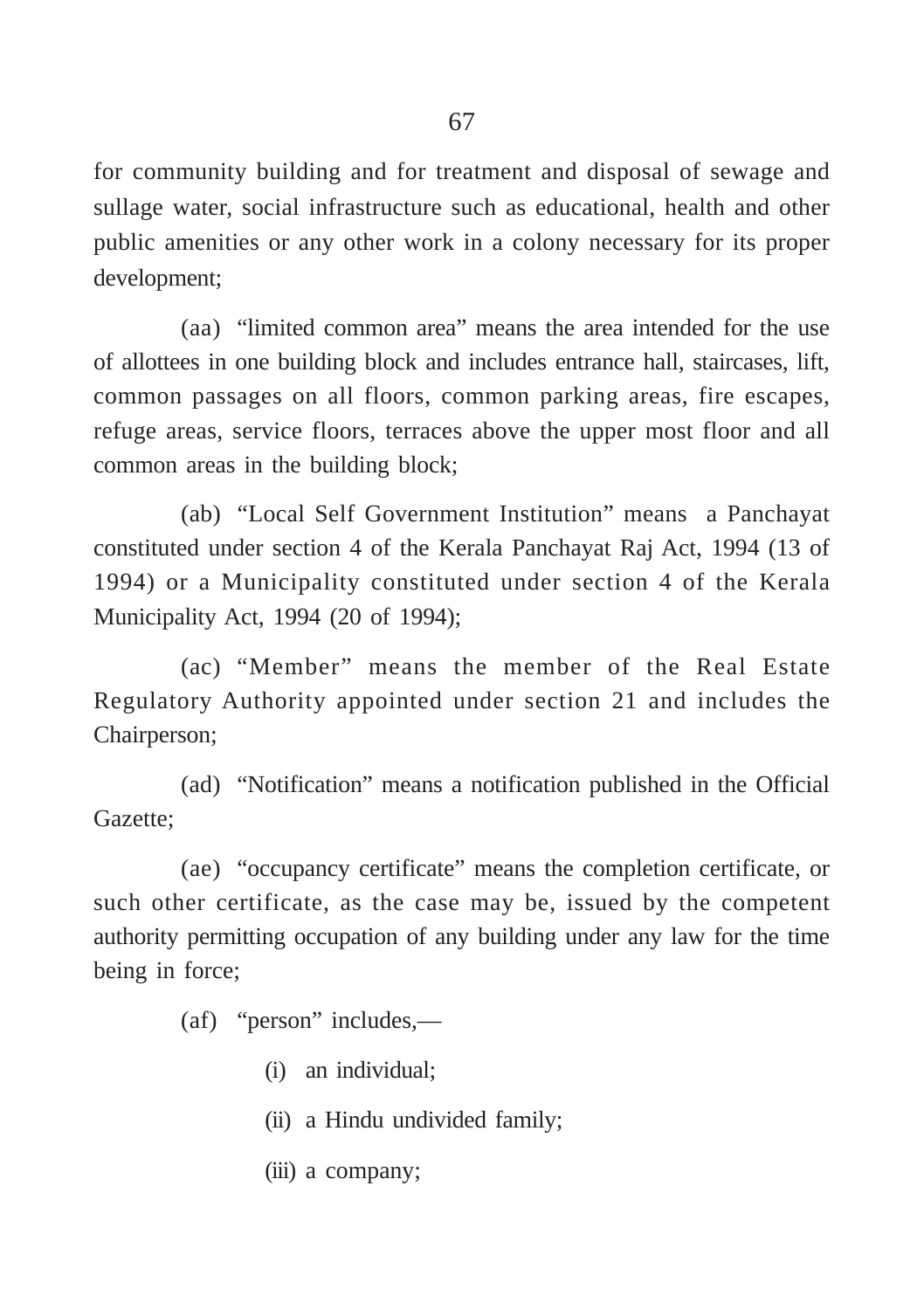for community building and for treatment and disposal of sewage and sullage water, social infrastructure such as educational, health and other public amenities or any other work in a colony necessary for its proper development;

(aa) "limited common area" means the area intended for the use of allottees in one building block and includes entrance hall, staircases, lift, common passages on all floors, common parking areas, fire escapes, refuge areas, service floors, terraces above the upper most floor and all common areas in the building block;

(ab) "Local Self Government Institution" means a Panchayat constituted under section 4 of the Kerala Panchayat Raj Act, 1994 (13 of 1994) or a Municipality constituted under section 4 of the Kerala Municipality Act, 1994 (20 of 1994);

(ac) "Member" means the member of the Real Estate Regulatory Authority appointed under section 21 and includes the Chairperson;

(ad) "Notification" means a notification published in the Official Gazette;

(ae) "occupancy certificate" means the completion certificate, or such other certificate, as the case may be, issued by the competent authority permitting occupation of any building under any law for the time being in force;

(af) "person" includes,—

(i) an individual;

(ii) a Hindu undivided family;

(iii) a company;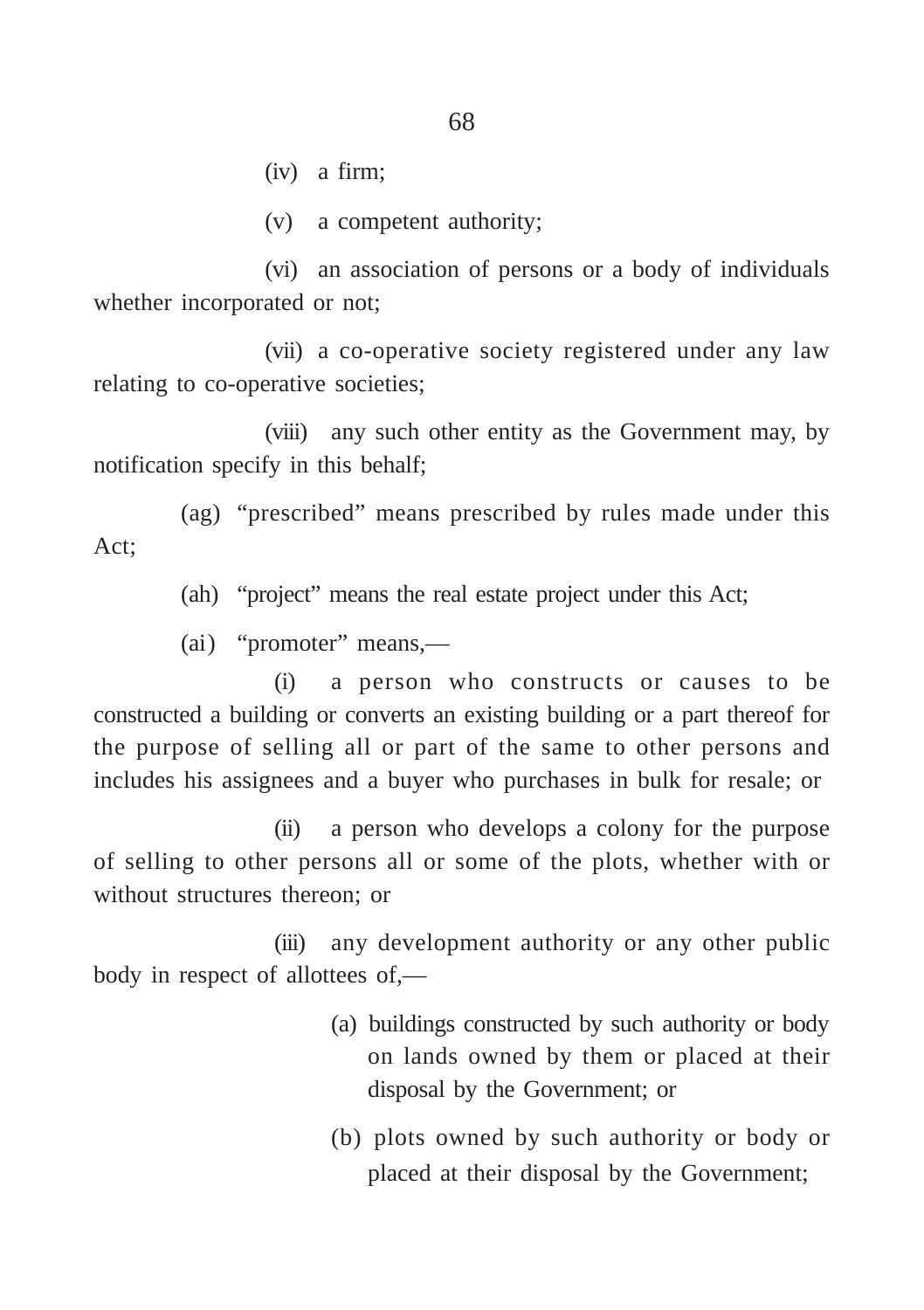(iv) a firm;

(v) a competent authority;

(vi) an association of persons or a body of individuals whether incorporated or not;

(vii) a co-operative society registered under any law relating to co-operative societies;

(viii) any such other entity as the Government may, by notification specify in this behalf;

(ag) "prescribed" means prescribed by rules made under this Act;

(ah) "project" means the real estate project under this Act;

(ai) "promoter" means,—

(i) a person who constructs or causes to be constructed a building or converts an existing building or a part thereof for the purpose of selling all or part of the same to other persons and includes his assignees and a buyer who purchases in bulk for resale; or

(ii) a person who develops a colony for the purpose of selling to other persons all or some of the plots, whether with or without structures thereon; or

(iii) any development authority or any other public body in respect of allottees of,—

(a) buildings constructed by such authority or body on lands owned by them or placed at their disposal by the Government; or

(b) plots owned by such authority or body or placed at their disposal by the Government;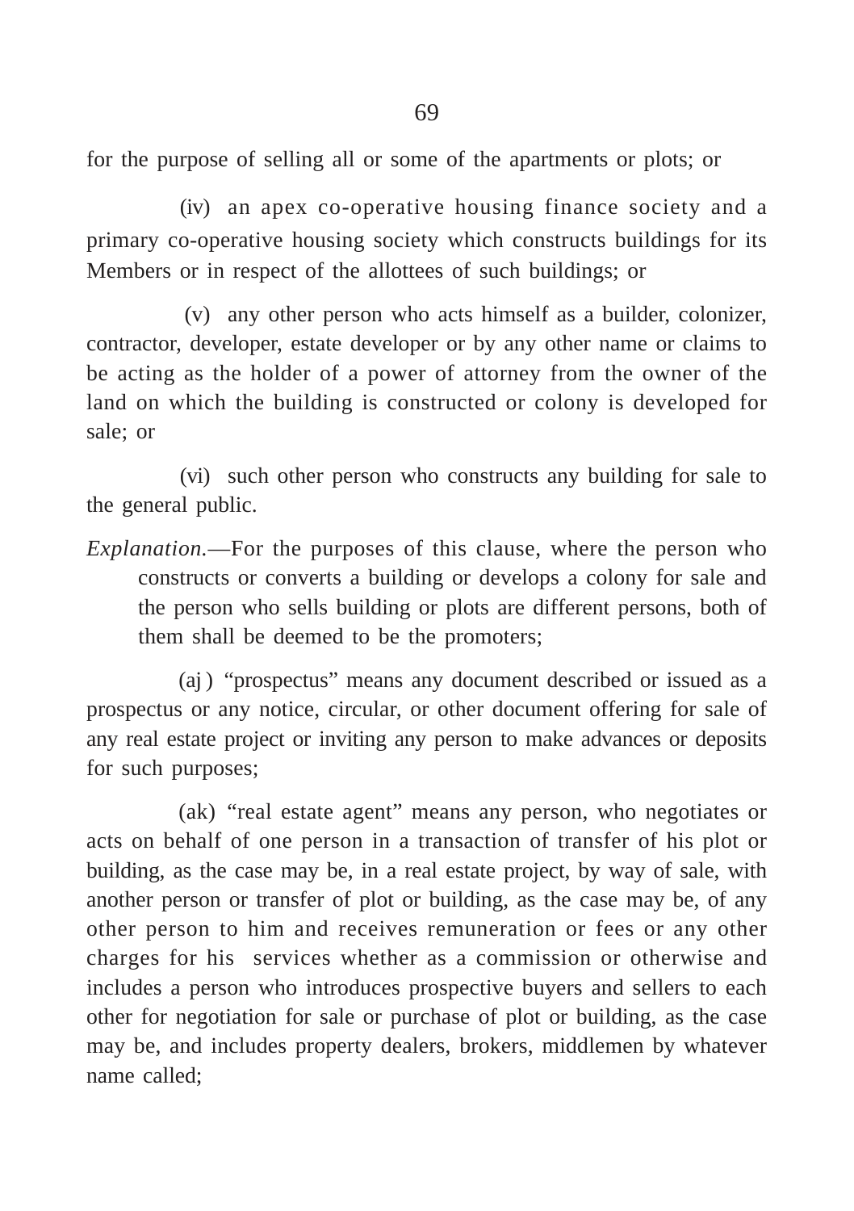for the purpose of selling all or some of the apartments or plots; or

(iv) an apex co-operative housing finance society and a primary co-operative housing society which constructs buildings for its Members or in respect of the allottees of such buildings; or

(v) any other person who acts himself as a builder, colonizer, contractor, developer, estate developer or by any other name or claims to be acting as the holder of a power of attorney from the owner of the land on which the building is constructed or colony is developed for sale; or

(vi) such other person who constructs any building for sale to the general public.

*Explanation.*—For the purposes of this clause, where the person who constructs or converts a building or develops a colony for sale and the person who sells building or plots are different persons, both of them shall be deemed to be the promoters;

(aj) "prospectus" means any document described or issued as a prospectus or any notice, circular, or other document offering for sale of any real estate project or inviting any person to make advances or deposits for such purposes;

(ak) "real estate agent" means any person, who negotiates or acts on behalf of one person in a transaction of transfer of his plot or building, as the case may be, in a real estate project, by way of sale, with another person or transfer of plot or building, as the case may be, of any other person to him and receives remuneration or fees or any other charges for his services whether as a commission or otherwise and includes a person who introduces prospective buyers and sellers to each other for negotiation for sale or purchase of plot or building, as the case may be, and includes property dealers, brokers, middlemen by whatever name called;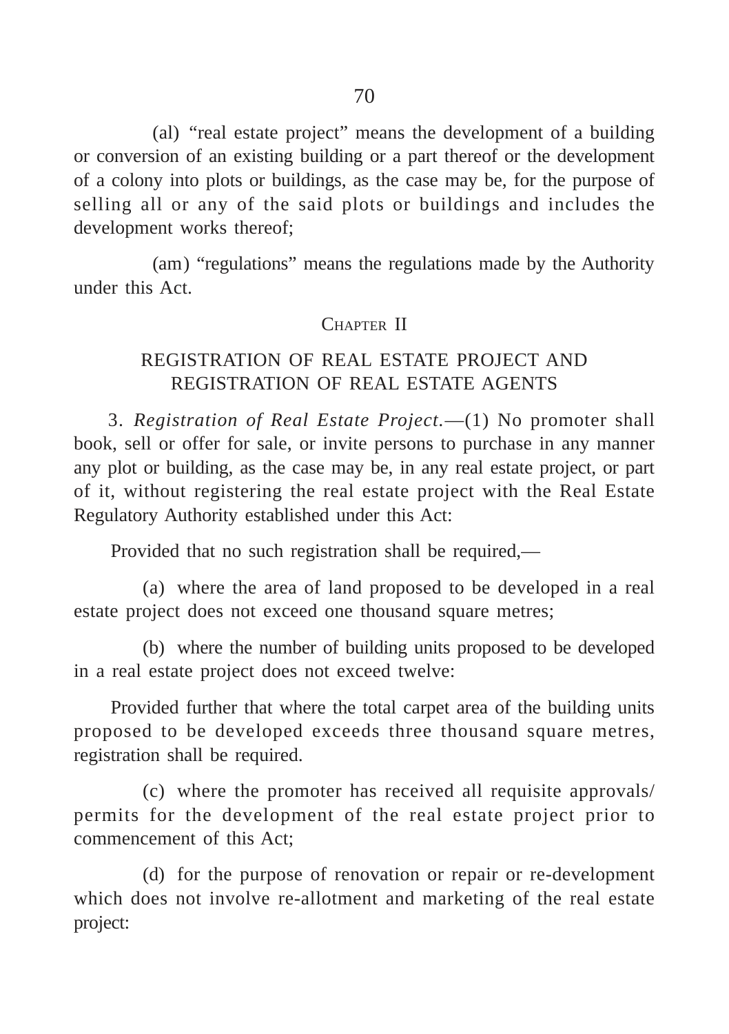(al) "real estate project" means the development of a building or conversion of an existing building or a part thereof or the development of a colony into plots or buildings, as the case may be, for the purpose of selling all or any of the said plots or buildings and includes the development works thereof;

(am) "regulations" means the regulations made by the Authority under this Act.

## CHAPTER II

## REGISTRATION OF REAL ESTATE PROJECT AND REGISTRATION OF REAL ESTATE AGENTS

3. *Registration of Real Estate Project.*—(1) No promoter shall book, sell or offer for sale, or invite persons to purchase in any manner any plot or building, as the case may be, in any real estate project, or part of it, without registering the real estate project with the Real Estate Regulatory Authority established under this Act:

Provided that no such registration shall be required,—

(a) where the area of land proposed to be developed in a real estate project does not exceed one thousand square metres;

(b) where the number of building units proposed to be developed in a real estate project does not exceed twelve:

Provided further that where the total carpet area of the building units proposed to be developed exceeds three thousand square metres, registration shall be required.

(c) where the promoter has received all requisite approvals/ permits for the development of the real estate project prior to commencement of this Act;

(d) for the purpose of renovation or repair or re-development which does not involve re-allotment and marketing of the real estate project: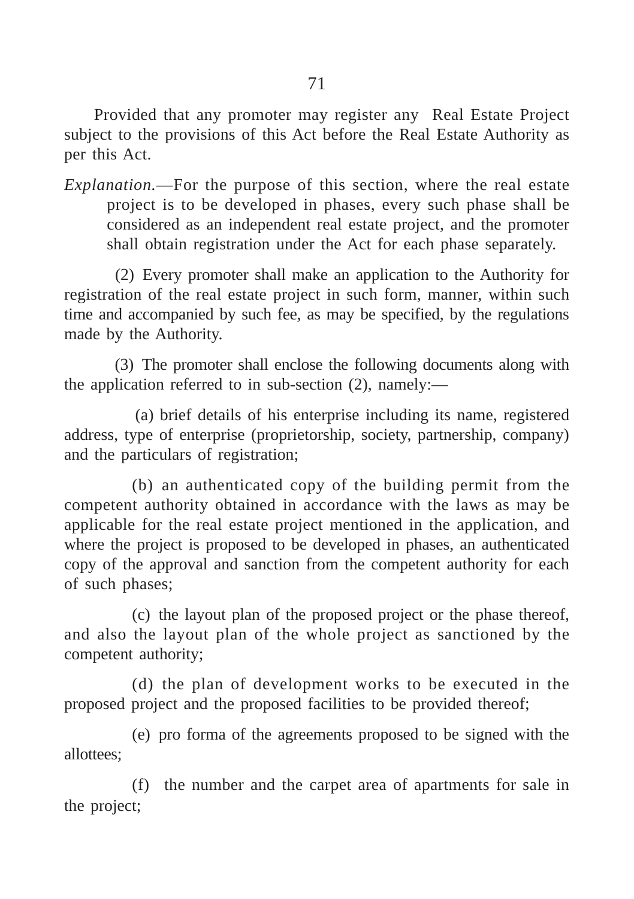Provided that any promoter may register any Real Estate Project subject to the provisions of this Act before the Real Estate Authority as per this Act.

*Explanation.*—For the purpose of this section, where the real estate project is to be developed in phases, every such phase shall be considered as an independent real estate project, and the promoter shall obtain registration under the Act for each phase separately.

(2) Every promoter shall make an application to the Authority for registration of the real estate project in such form, manner, within such time and accompanied by such fee, as may be specified, by the regulations made by the Authority.

(3) The promoter shall enclose the following documents along with the application referred to in sub-section (2), namely:—

(a) brief details of his enterprise including its name, registered address, type of enterprise (proprietorship, society, partnership, company) and the particulars of registration;

(b) an authenticated copy of the building permit from the competent authority obtained in accordance with the laws as may be applicable for the real estate project mentioned in the application, and where the project is proposed to be developed in phases, an authenticated copy of the approval and sanction from the competent authority for each of such phases;

(c) the layout plan of the proposed project or the phase thereof, and also the layout plan of the whole project as sanctioned by the competent authority;

(d) the plan of development works to be executed in the proposed project and the proposed facilities to be provided thereof;

(e) pro forma of the agreements proposed to be signed with the allottees;

(f) the number and the carpet area of apartments for sale in the project;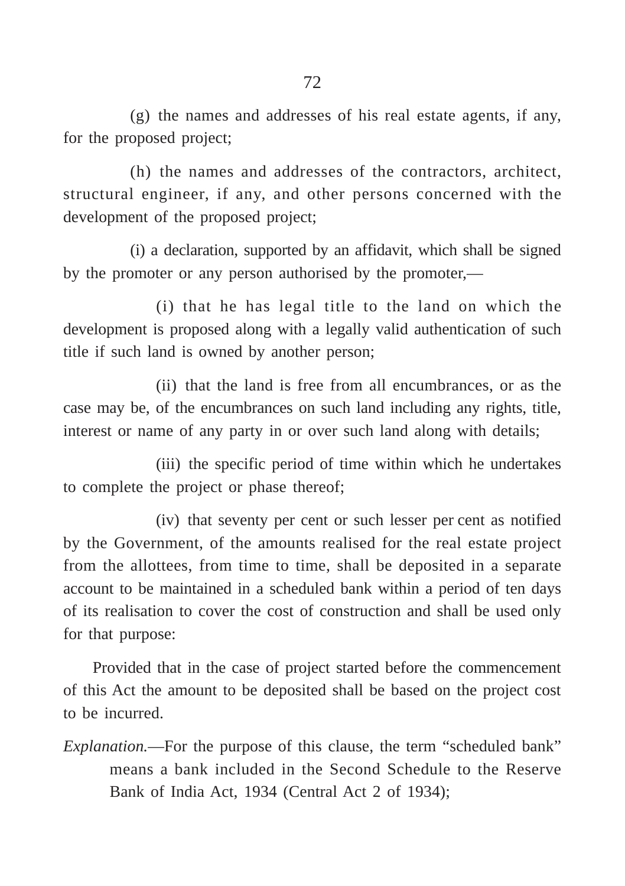(g) the names and addresses of his real estate agents, if any, for the proposed project;

(h) the names and addresses of the contractors, architect, structural engineer, if any, and other persons concerned with the development of the proposed project;

(i) a declaration, supported by an affidavit, which shall be signed by the promoter or any person authorised by the promoter,—

(i) that he has legal title to the land on which the development is proposed along with a legally valid authentication of such title if such land is owned by another person;

(ii) that the land is free from all encumbrances, or as the case may be, of the encumbrances on such land including any rights, title, interest or name of any party in or over such land along with details;

(iii) the specific period of time within which he undertakes to complete the project or phase thereof;

(iv) that seventy per cent or such lesser per cent as notified by the Government, of the amounts realised for the real estate project from the allottees, from time to time, shall be deposited in a separate account to be maintained in a scheduled bank within a period of ten days of its realisation to cover the cost of construction and shall be used only for that purpose:

Provided that in the case of project started before the commencement of this Act the amount to be deposited shall be based on the project cost to be incurred.

*Explanation.*—For the purpose of this clause, the term "scheduled bank" means a bank included in the Second Schedule to the Reserve Bank of India Act, 1934 (Central Act 2 of 1934);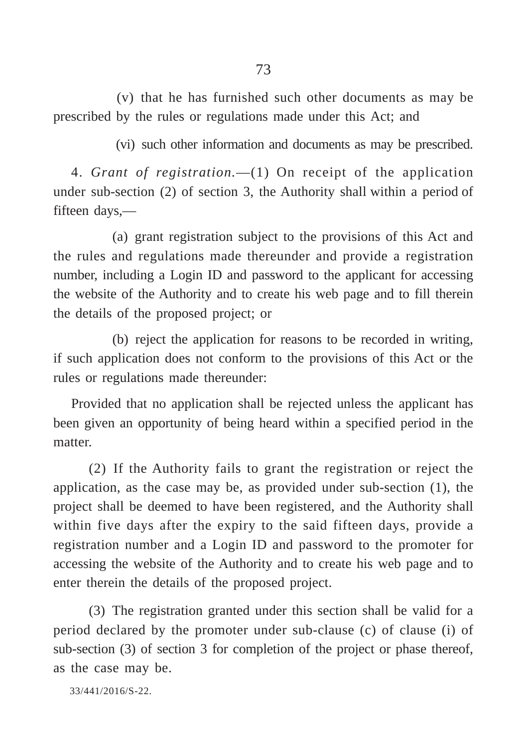(v) that he has furnished such other documents as may be prescribed by the rules or regulations made under this Act; and

(vi) such other information and documents as may be prescribed.

4. *Grant of registration.*—(1) On receipt of the application under sub-section (2) of section 3, the Authority shall within a period of fifteen days,—

(a) grant registration subject to the provisions of this Act and the rules and regulations made thereunder and provide a registration number, including a Login ID and password to the applicant for accessing the website of the Authority and to create his web page and to fill therein the details of the proposed project; or

(b) reject the application for reasons to be recorded in writing, if such application does not conform to the provisions of this Act or the rules or regulations made thereunder:

Provided that no application shall be rejected unless the applicant has been given an opportunity of being heard within a specified period in the matter.

(2) If the Authority fails to grant the registration or reject the application, as the case may be, as provided under sub-section (1), the project shall be deemed to have been registered, and the Authority shall within five days after the expiry to the said fifteen days, provide a registration number and a Login ID and password to the promoter for accessing the website of the Authority and to create his web page and to enter therein the details of the proposed project.

(3) The registration granted under this section shall be valid for a period declared by the promoter under sub-clause (c) of clause (i) of sub-section (3) of section 3 for completion of the project or phase thereof, as the case may be.

33/441/2016/S-22.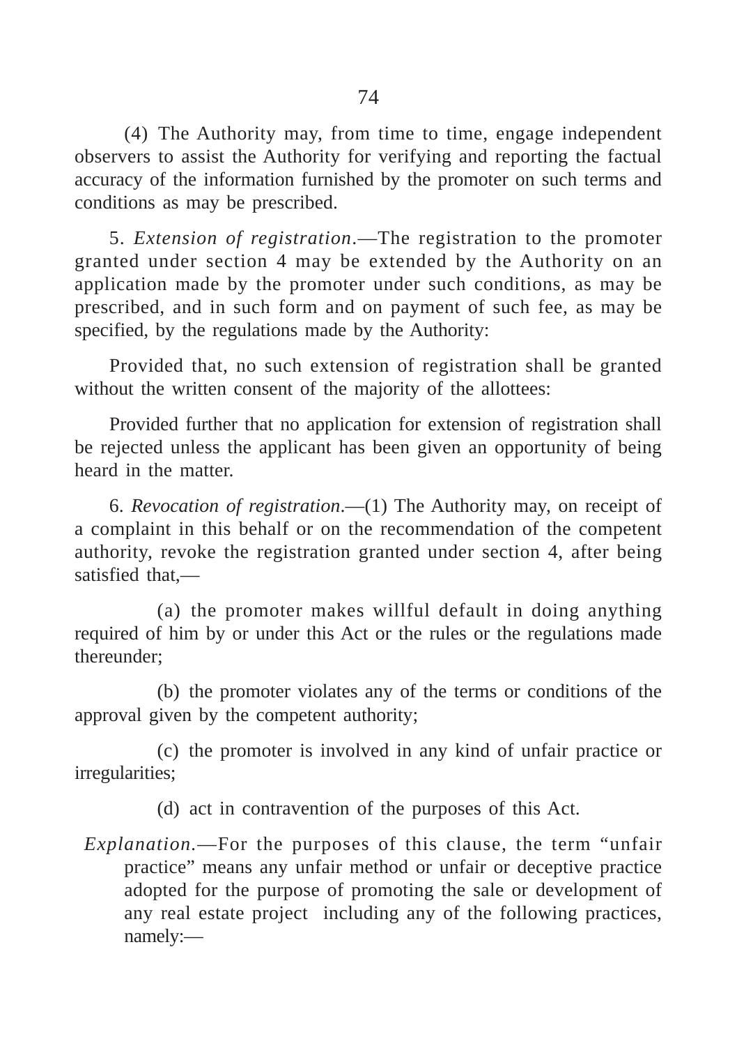(4) The Authority may, from time to time, engage independent observers to assist the Authority for verifying and reporting the factual accuracy of the information furnished by the promoter on such terms and conditions as may be prescribed.

5. *Extension of registration*.—The registration to the promoter granted under section 4 may be extended by the Authority on an application made by the promoter under such conditions, as may be prescribed, and in such form and on payment of such fee, as may be specified, by the regulations made by the Authority:

Provided that, no such extension of registration shall be granted without the written consent of the majority of the allottees:

Provided further that no application for extension of registration shall be rejected unless the applicant has been given an opportunity of being heard in the matter.

6. *Revocation of registration*.—(1) The Authority may, on receipt of a complaint in this behalf or on the recommendation of the competent authority, revoke the registration granted under section 4, after being satisfied that,—

(a) the promoter makes willful default in doing anything required of him by or under this Act or the rules or the regulations made thereunder;

(b) the promoter violates any of the terms or conditions of the approval given by the competent authority;

(c) the promoter is involved in any kind of unfair practice or irregularities;

(d) act in contravention of the purposes of this Act.

*Explanation*.—For the purposes of this clause, the term "unfair practice" means any unfair method or unfair or deceptive practice adopted for the purpose of promoting the sale or development of any real estate project including any of the following practices, namely:—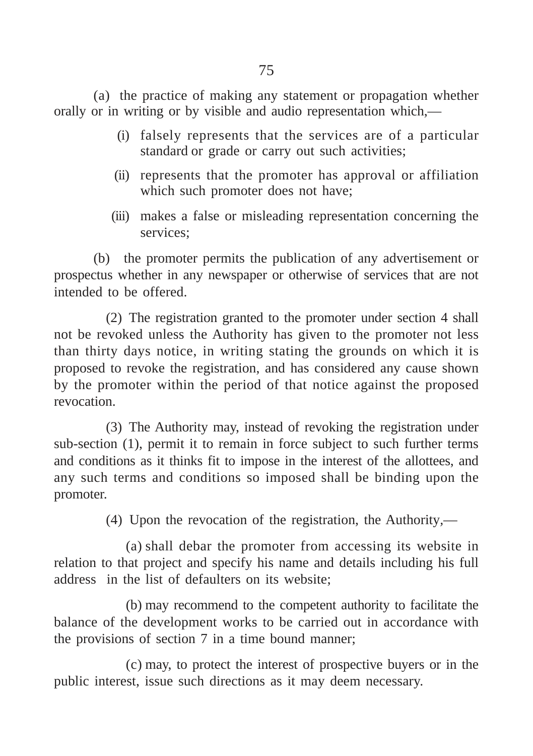(a) the practice of making any statement or propagation whether orally or in writing or by visible and audio representation which,—

(i) falsely represents that the services are of a particular standard or grade or carry out such activities;

(ii) represents that the promoter has approval or affiliation which such promoter does not have;

(iii) makes a false or misleading representation concerning the services;

(b) the promoter permits the publication of any advertisement or prospectus whether in any newspaper or otherwise of services that are not intended to be offered.

(2) The registration granted to the promoter under section 4 shall not be revoked unless the Authority has given to the promoter not less than thirty days notice, in writing stating the grounds on which it is proposed to revoke the registration, and has considered any cause shown by the promoter within the period of that notice against the proposed revocation.

(3) The Authority may, instead of revoking the registration under sub-section (1), permit it to remain in force subject to such further terms and conditions as it thinks fit to impose in the interest of the allottees, and any such terms and conditions so imposed shall be binding upon the promoter.

(4) Upon the revocation of the registration, the Authority,—

(a) shall debar the promoter from accessing its website in relation to that project and specify his name and details including his full address in the list of defaulters on its website;

(b) may recommend to the competent authority to facilitate the balance of the development works to be carried out in accordance with the provisions of section 7 in a time bound manner;

(c) may, to protect the interest of prospective buyers or in the public interest, issue such directions as it may deem necessary.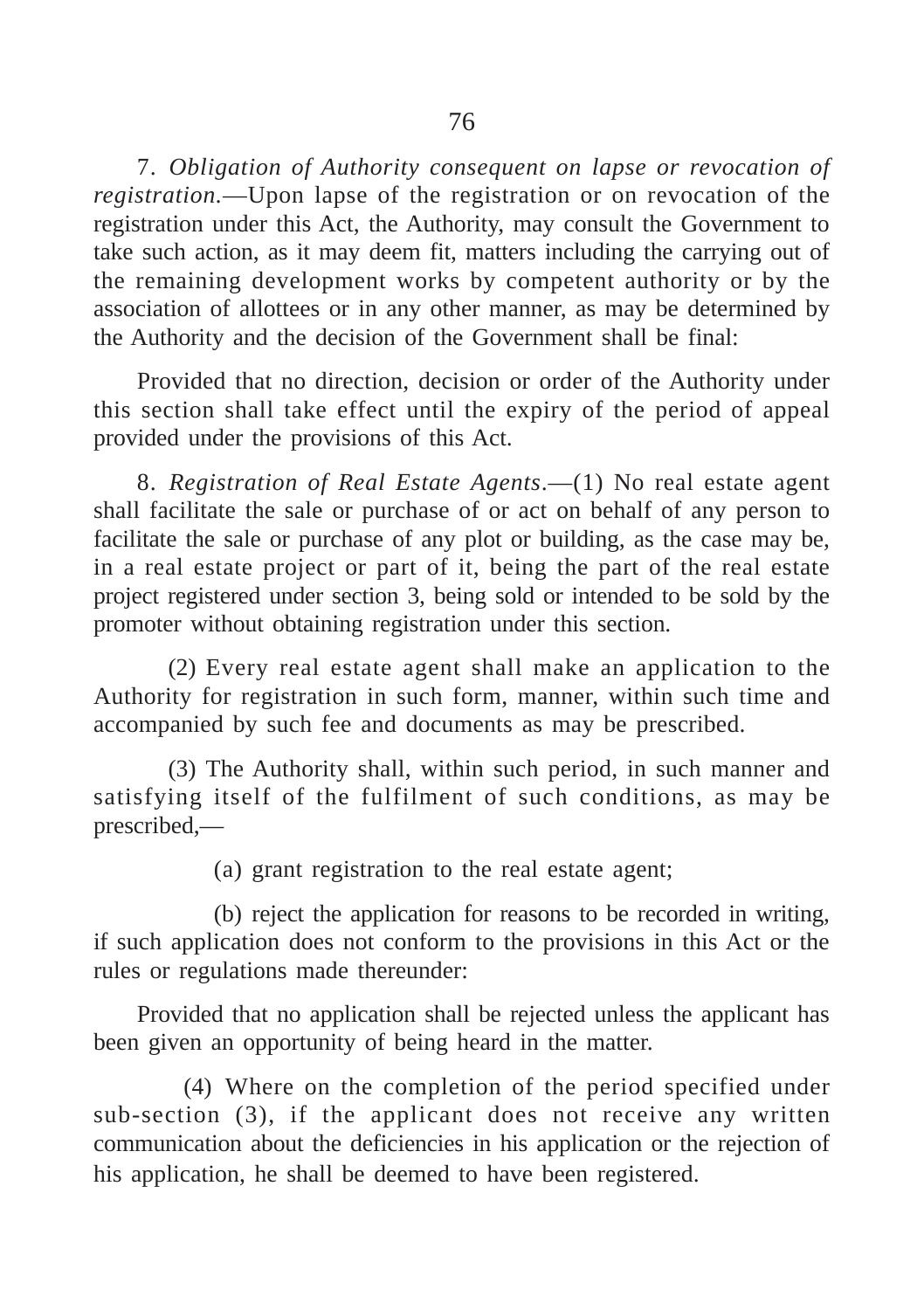7. *Obligation of Authority consequent on lapse or revocation of registration.*—Upon lapse of the registration or on revocation of the registration under this Act, the Authority, may consult the Government to take such action, as it may deem fit, matters including the carrying out of the remaining development works by competent authority or by the association of allottees or in any other manner, as may be determined by the Authority and the decision of the Government shall be final:

Provided that no direction, decision or order of the Authority under this section shall take effect until the expiry of the period of appeal provided under the provisions of this Act.

8. *Registration of Real Estate Agents*.—(1) No real estate agent shall facilitate the sale or purchase of or act on behalf of any person to facilitate the sale or purchase of any plot or building, as the case may be, in a real estate project or part of it, being the part of the real estate project registered under section 3, being sold or intended to be sold by the promoter without obtaining registration under this section.

(2) Every real estate agent shall make an application to the Authority for registration in such form, manner, within such time and accompanied by such fee and documents as may be prescribed.

(3) The Authority shall, within such period, in such manner and satisfying itself of the fulfilment of such conditions, as may be prescribed,—

(a) grant registration to the real estate agent;

(b) reject the application for reasons to be recorded in writing, if such application does not conform to the provisions in this Act or the rules or regulations made thereunder:

Provided that no application shall be rejected unless the applicant has been given an opportunity of being heard in the matter.

(4) Where on the completion of the period specified under sub-section (3), if the applicant does not receive any written communication about the deficiencies in his application or the rejection of his application, he shall be deemed to have been registered.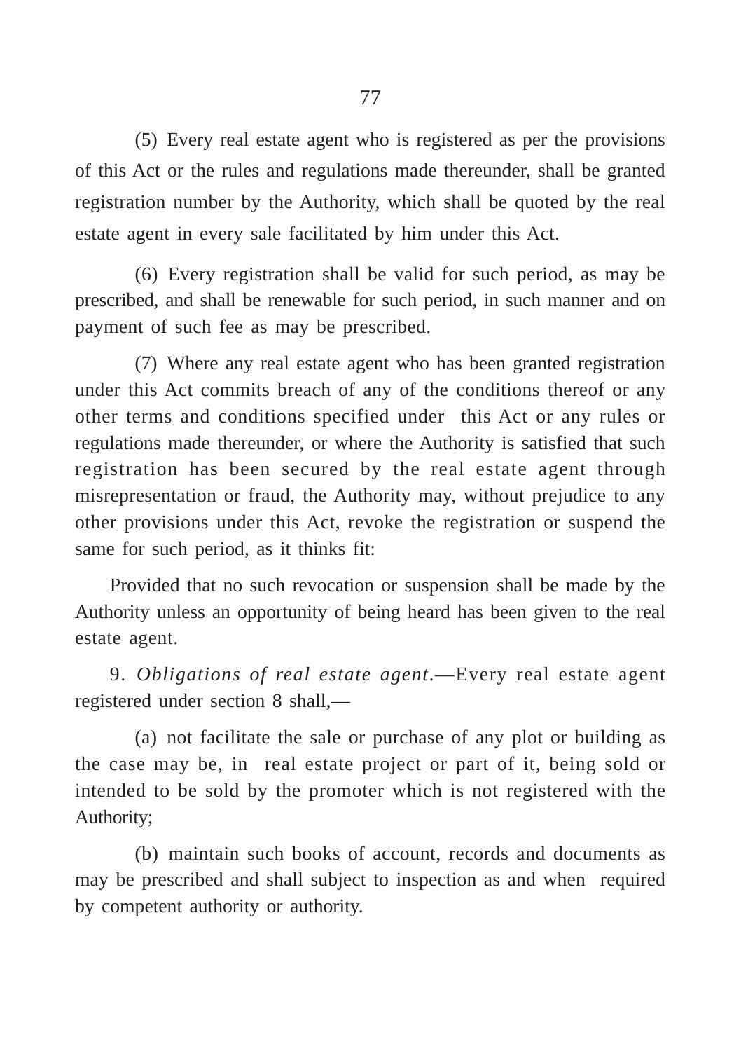(5) Every real estate agent who is registered as per the provisions of this Act or the rules and regulations made thereunder, shall be granted registration number by the Authority, which shall be quoted by the real estate agent in every sale facilitated by him under this Act.

(6) Every registration shall be valid for such period, as may be prescribed, and shall be renewable for such period, in such manner and on payment of such fee as may be prescribed.

(7) Where any real estate agent who has been granted registration under this Act commits breach of any of the conditions thereof or any other terms and conditions specified under this Act or any rules or regulations made thereunder, or where the Authority is satisfied that such registration has been secured by the real estate agent through misrepresentation or fraud, the Authority may, without prejudice to any other provisions under this Act, revoke the registration or suspend the same for such period, as it thinks fit:

Provided that no such revocation or suspension shall be made by the Authority unless an opportunity of being heard has been given to the real estate agent.

9. *Obligations of real estate agent.*—Every real estate agent registered under section 8 shall,—

(a) not facilitate the sale or purchase of any plot or building as the case may be, in real estate project or part of it, being sold or intended to be sold by the promoter which is not registered with the Authority;

(b) maintain such books of account, records and documents as may be prescribed and shall subject to inspection as and when required by competent authority or authority.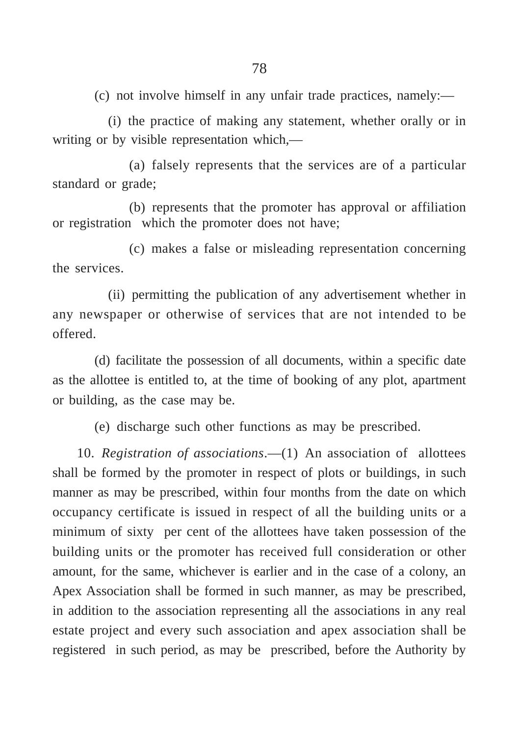(c) not involve himself in any unfair trade practices, namely:—

(i) the practice of making any statement, whether orally or in writing or by visible representation which,—

(a) falsely represents that the services are of a particular standard or grade;

(b) represents that the promoter has approval or affiliation or registration which the promoter does not have;

(c) makes a false or misleading representation concerning the services.

(ii) permitting the publication of any advertisement whether in any newspaper or otherwise of services that are not intended to be offered.

(d) facilitate the possession of all documents, within a specific date as the allottee is entitled to, at the time of booking of any plot, apartment or building, as the case may be.

(e) discharge such other functions as may be prescribed.

10. *Registration of associations*.—(1) An association of allottees shall be formed by the promoter in respect of plots or buildings, in such manner as may be prescribed, within four months from the date on which occupancy certificate is issued in respect of all the building units or a minimum of sixty per cent of the allottees have taken possession of the building units or the promoter has received full consideration or other amount, for the same, whichever is earlier and in the case of a colony, an Apex Association shall be formed in such manner, as may be prescribed, in addition to the association representing all the associations in any real estate project and every such association and apex association shall be registered in such period, as may be prescribed, before the Authority by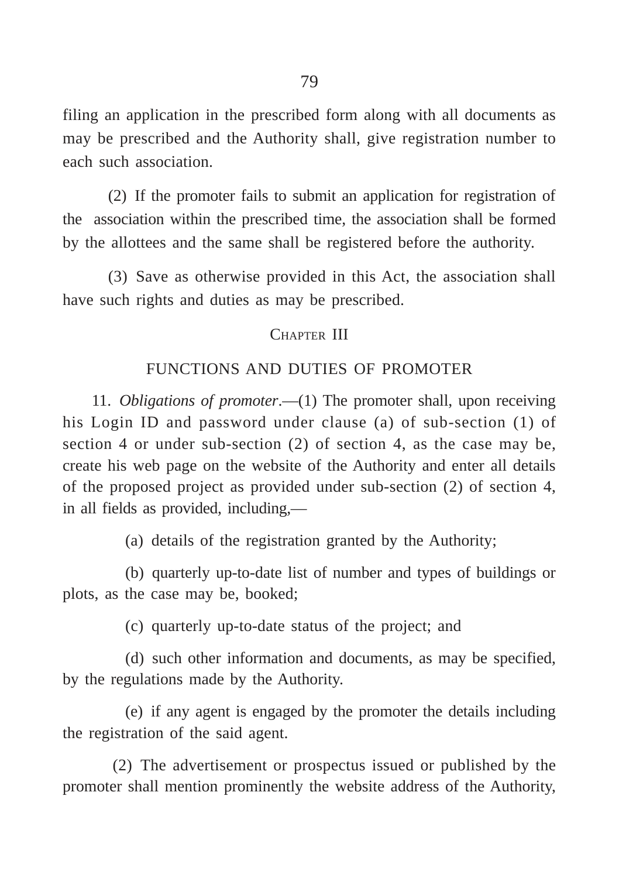filing an application in the prescribed form along with all documents as may be prescribed and the Authority shall, give registration number to each such association.

(2) If the promoter fails to submit an application for registration of the association within the prescribed time, the association shall be formed by the allottees and the same shall be registered before the authority.

(3) Save as otherwise provided in this Act, the association shall have such rights and duties as may be prescribed.

## CHAPTER III

## FUNCTIONS AND DUTIES OF PROMOTER

11. *Obligations of promoter*.—(1) The promoter shall, upon receiving his Login ID and password under clause (a) of sub-section (1) of section 4 or under sub-section (2) of section 4, as the case may be, create his web page on the website of the Authority and enter all details of the proposed project as provided under sub-section (2) of section 4, in all fields as provided, including,—

(a) details of the registration granted by the Authority;

(b) quarterly up-to-date list of number and types of buildings or plots, as the case may be, booked;

(c) quarterly up-to-date status of the project; and

(d) such other information and documents, as may be specified, by the regulations made by the Authority.

(e) if any agent is engaged by the promoter the details including the registration of the said agent.

(2) The advertisement or prospectus issued or published by the promoter shall mention prominently the website address of the Authority,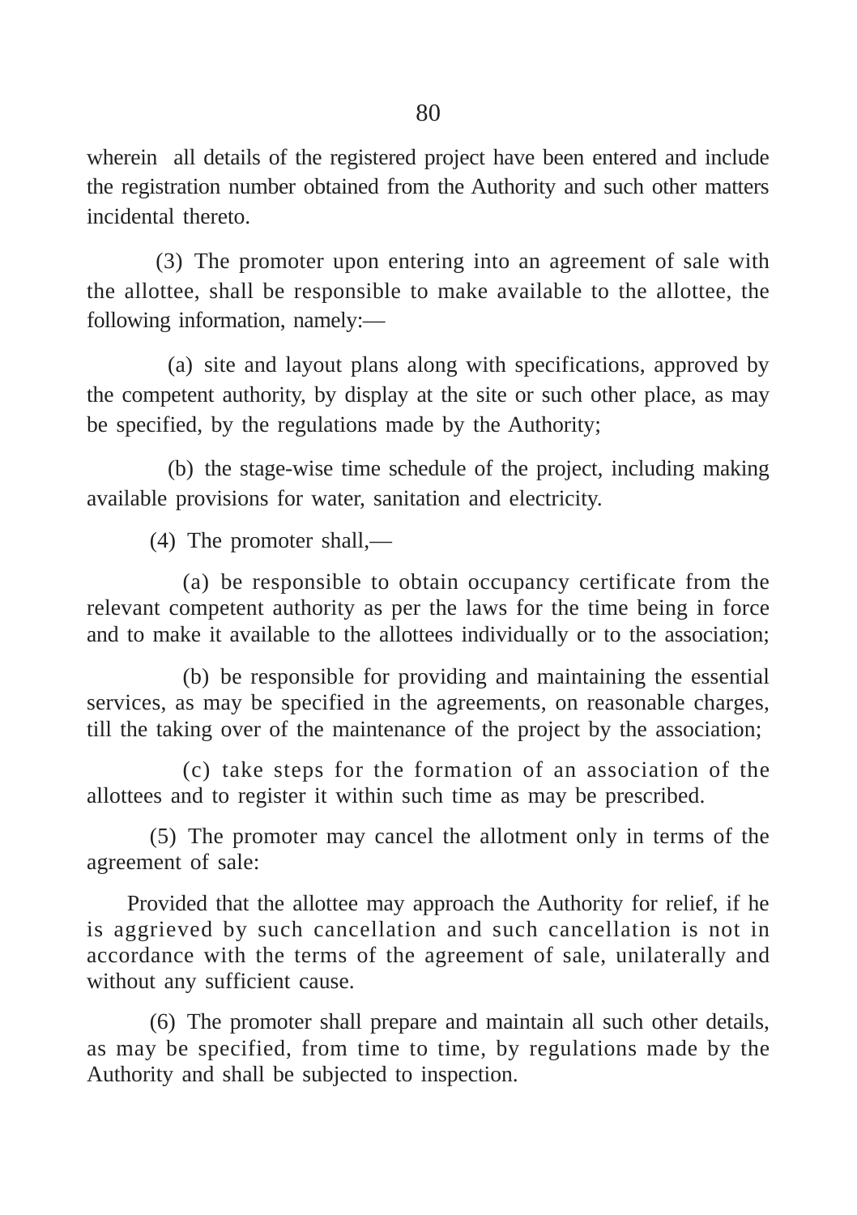wherein all details of the registered project have been entered and include the registration number obtained from the Authority and such other matters incidental thereto.

(3) The promoter upon entering into an agreement of sale with the allottee, shall be responsible to make available to the allottee, the following information, namely:—

(a) site and layout plans along with specifications, approved by the competent authority, by display at the site or such other place, as may be specified, by the regulations made by the Authority;

(b) the stage-wise time schedule of the project, including making available provisions for water, sanitation and electricity.

(4) The promoter shall,—

(a) be responsible to obtain occupancy certificate from the relevant competent authority as per the laws for the time being in force and to make it available to the allottees individually or to the association;

(b) be responsible for providing and maintaining the essential services, as may be specified in the agreements, on reasonable charges, till the taking over of the maintenance of the project by the association;

(c) take steps for the formation of an association of the allottees and to register it within such time as may be prescribed.

(5) The promoter may cancel the allotment only in terms of the agreement of sale:

Provided that the allottee may approach the Authority for relief, if he is aggrieved by such cancellation and such cancellation is not in accordance with the terms of the agreement of sale, unilaterally and without any sufficient cause.

(6) The promoter shall prepare and maintain all such other details, as may be specified, from time to time, by regulations made by the Authority and shall be subjected to inspection.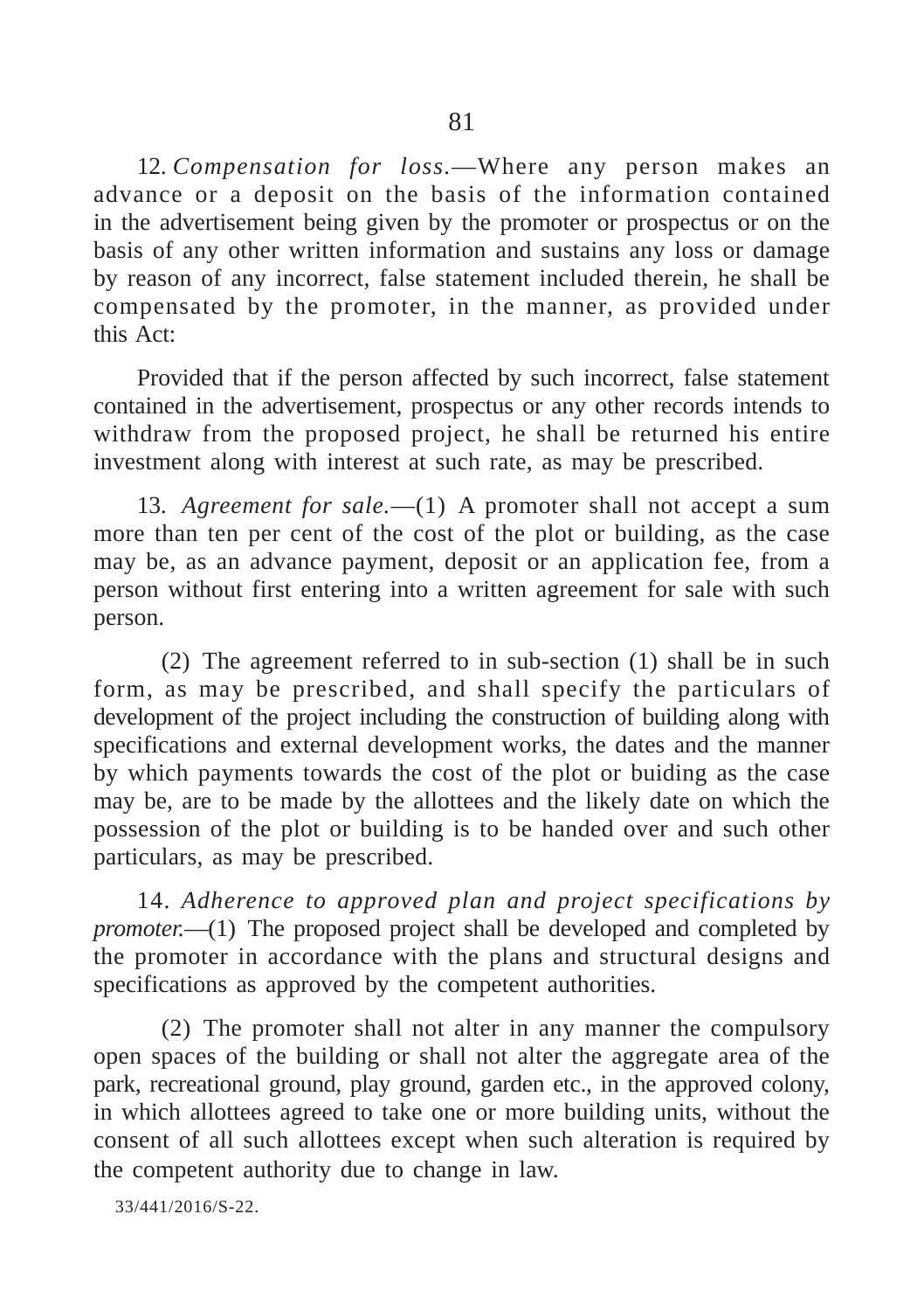12. *Compensation for loss.*—Where any person makes an advance or a deposit on the basis of the information contained in the advertisement being given by the promoter or prospectus or on the basis of any other written information and sustains any loss or damage by reason of any incorrect, false statement included therein, he shall be compensated by the promoter, in the manner, as provided under this Act:

Provided that if the person affected by such incorrect, false statement contained in the advertisement, prospectus or any other records intends to withdraw from the proposed project, he shall be returned his entire investment along with interest at such rate, as may be prescribed.

13. *Agreement for sale.*—(1) A promoter shall not accept a sum more than ten per cent of the cost of the plot or building, as the case may be, as an advance payment, deposit or an application fee, from a person without first entering into a written agreement for sale with such person.

(2) The agreement referred to in sub-section (1) shall be in such form, as may be prescribed, and shall specify the particulars of development of the project including the construction of building along with specifications and external development works, the dates and the manner by which payments towards the cost of the plot or buiding as the case may be, are to be made by the allottees and the likely date on which the possession of the plot or building is to be handed over and such other particulars, as may be prescribed.

14. *Adherence to approved plan and project specifications by promoter.*—(1) The proposed project shall be developed and completed by the promoter in accordance with the plans and structural designs and specifications as approved by the competent authorities.

(2) The promoter shall not alter in any manner the compulsory open spaces of the building or shall not alter the aggregate area of the park, recreational ground, play ground, garden etc., in the approved colony, in which allottees agreed to take one or more building units, without the consent of all such allottees except when such alteration is required by the competent authority due to change in law.

33/441/2016/S-22.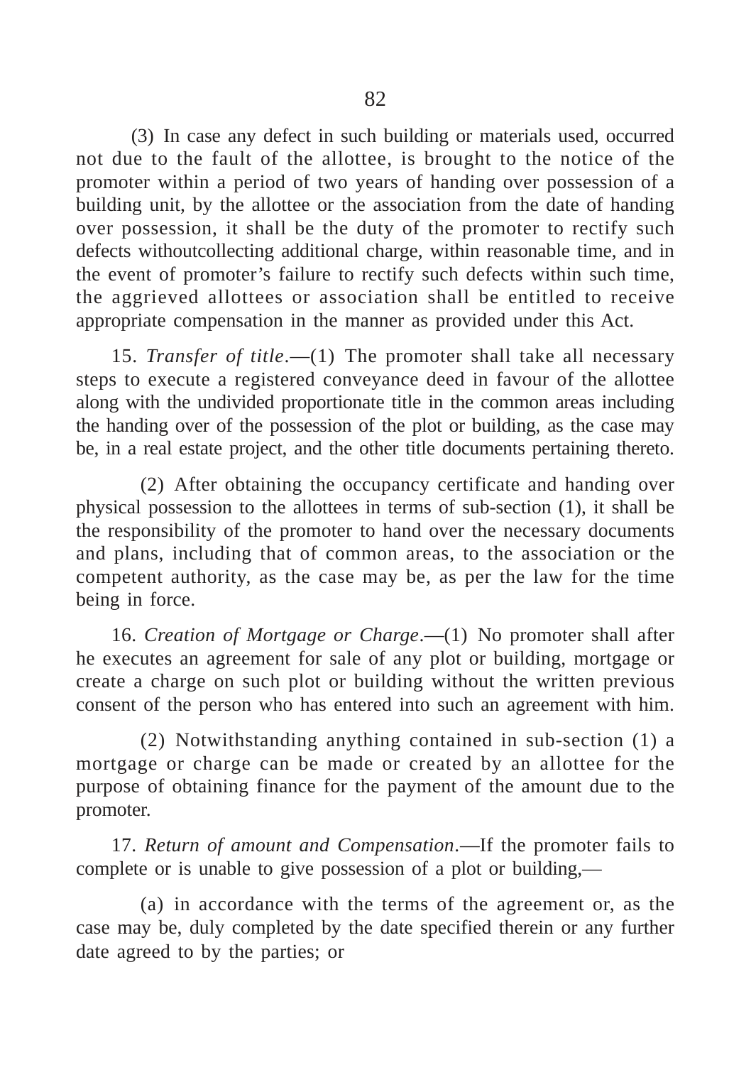(3) In case any defect in such building or materials used, occurred not due to the fault of the allottee, is brought to the notice of the promoter within a period of two years of handing over possession of a building unit, by the allottee or the association from the date of handing over possession, it shall be the duty of the promoter to rectify such defects withoutcollecting additional charge, within reasonable time, and in the event of promoter's failure to rectify such defects within such time, the aggrieved allottees or association shall be entitled to receive appropriate compensation in the manner as provided under this Act.

15. *Transfer of title*.—(1) The promoter shall take all necessary steps to execute a registered conveyance deed in favour of the allottee along with the undivided proportionate title in the common areas including the handing over of the possession of the plot or building, as the case may be, in a real estate project, and the other title documents pertaining thereto.

(2) After obtaining the occupancy certificate and handing over physical possession to the allottees in terms of sub-section (1), it shall be the responsibility of the promoter to hand over the necessary documents and plans, including that of common areas, to the association or the competent authority, as the case may be, as per the law for the time being in force.

16. *Creation of Mortgage or Charge*.—(1) No promoter shall after he executes an agreement for sale of any plot or building, mortgage or create a charge on such plot or building without the written previous consent of the person who has entered into such an agreement with him.

(2) Notwithstanding anything contained in sub-section (1) a mortgage or charge can be made or created by an allottee for the purpose of obtaining finance for the payment of the amount due to the promoter.

17. *Return of amount and Compensation*.—If the promoter fails to complete or is unable to give possession of a plot or building,—

(a) in accordance with the terms of the agreement or, as the case may be, duly completed by the date specified therein or any further date agreed to by the parties; or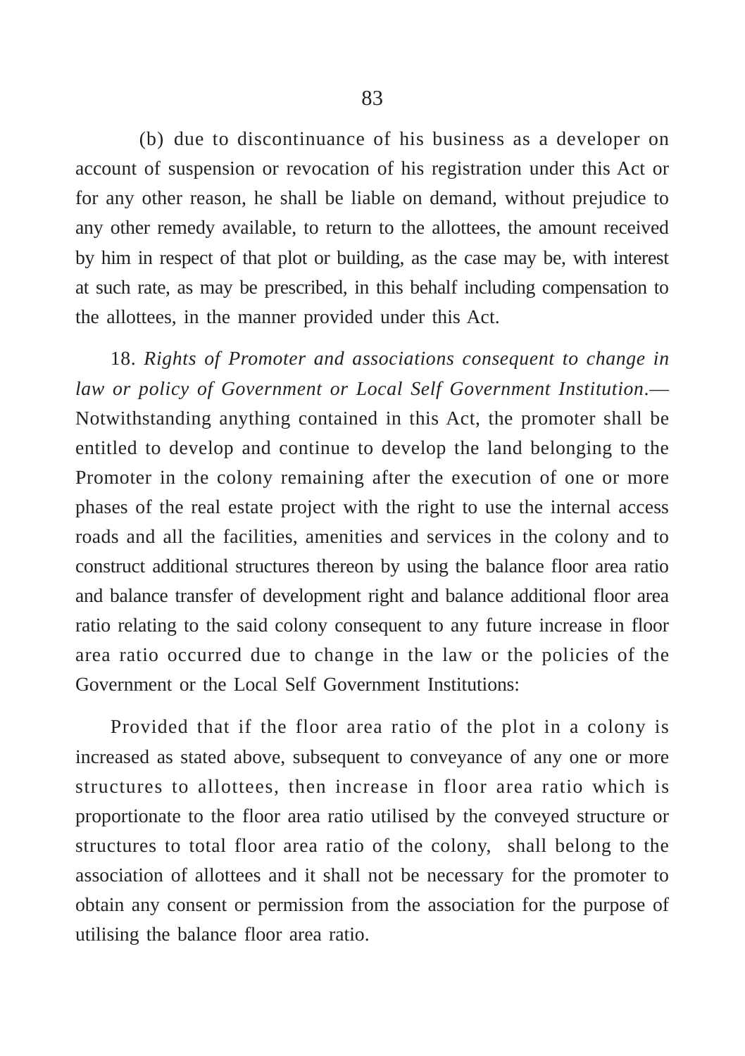(b) due to discontinuance of his business as a developer on account of suspension or revocation of his registration under this Act or for any other reason, he shall be liable on demand, without prejudice to any other remedy available, to return to the allottees, the amount received by him in respect of that plot or building, as the case may be, with interest at such rate, as may be prescribed, in this behalf including compensation to the allottees, in the manner provided under this Act.

18. *Rights of Promoter and associations consequent to change in law or policy of Government or Local Self Government Institution.*— Notwithstanding anything contained in this Act, the promoter shall be entitled to develop and continue to develop the land belonging to the Promoter in the colony remaining after the execution of one or more phases of the real estate project with the right to use the internal access roads and all the facilities, amenities and services in the colony and to construct additional structures thereon by using the balance floor area ratio and balance transfer of development right and balance additional floor area ratio relating to the said colony consequent to any future increase in floor area ratio occurred due to change in the law or the policies of the Government or the Local Self Government Institutions:

Provided that if the floor area ratio of the plot in a colony is increased as stated above, subsequent to conveyance of any one or more structures to allottees, then increase in floor area ratio which is proportionate to the floor area ratio utilised by the conveyed structure or structures to total floor area ratio of the colony, shall belong to the association of allottees and it shall not be necessary for the promoter to obtain any consent or permission from the association for the purpose of utilising the balance floor area ratio.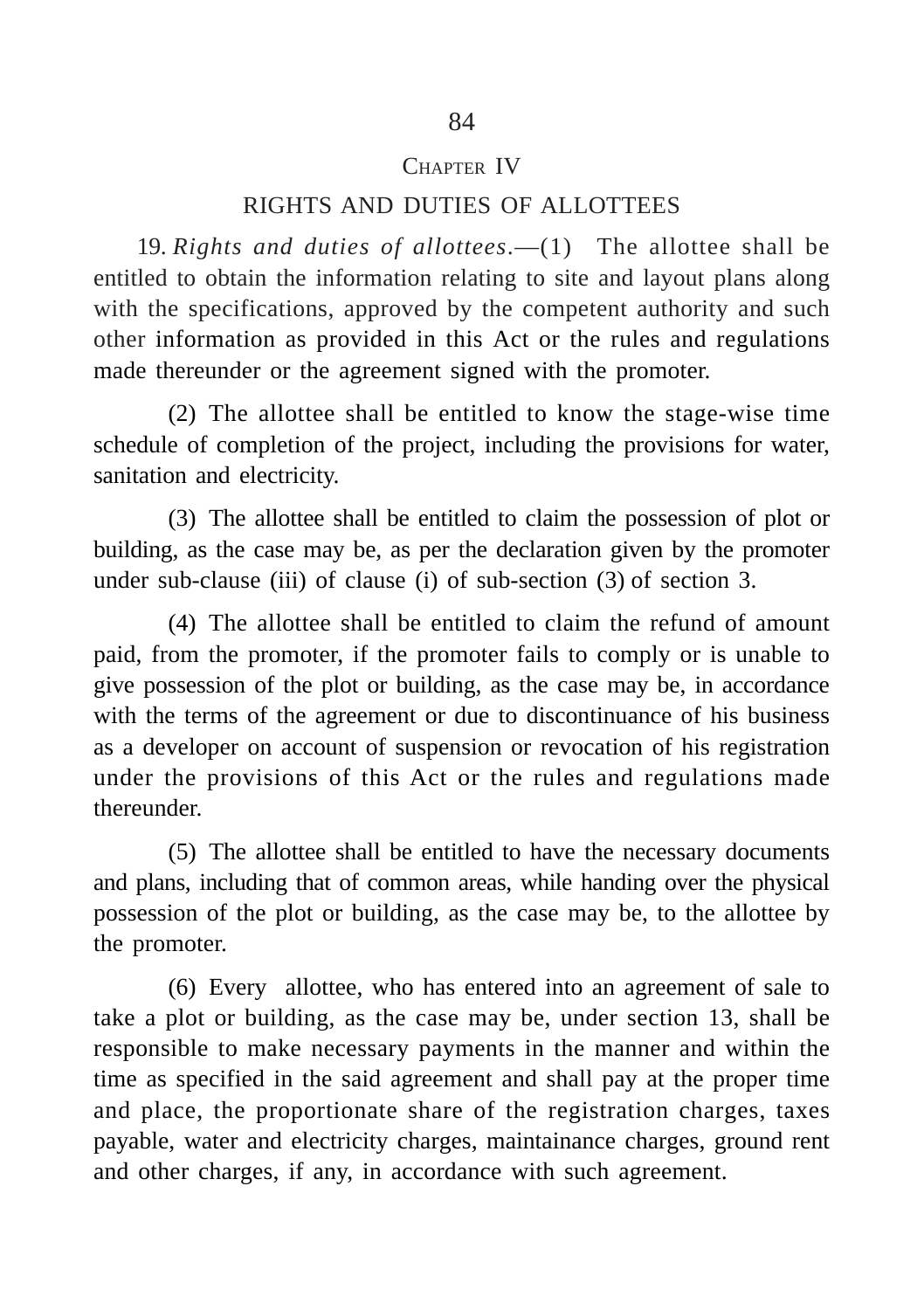## CHAPTER IV

## RIGHTS AND DUTIES OF ALLOTTEES

19. *Rights and duties of allottees*.—(1) The allottee shall be entitled to obtain the information relating to site and layout plans along with the specifications, approved by the competent authority and such other information as provided in this Act or the rules and regulations made thereunder or the agreement signed with the promoter.

(2) The allottee shall be entitled to know the stage-wise time schedule of completion of the project, including the provisions for water, sanitation and electricity.

(3) The allottee shall be entitled to claim the possession of plot or building, as the case may be, as per the declaration given by the promoter under sub-clause (iii) of clause (i) of sub-section (3) of section 3.

(4) The allottee shall be entitled to claim the refund of amount paid, from the promoter, if the promoter fails to comply or is unable to give possession of the plot or building, as the case may be, in accordance with the terms of the agreement or due to discontinuance of his business as a developer on account of suspension or revocation of his registration under the provisions of this Act or the rules and regulations made thereunder.

(5) The allottee shall be entitled to have the necessary documents and plans, including that of common areas, while handing over the physical possession of the plot or building, as the case may be, to the allottee by the promoter.

(6) Every allottee, who has entered into an agreement of sale to take a plot or building, as the case may be, under section 13, shall be responsible to make necessary payments in the manner and within the time as specified in the said agreement and shall pay at the proper time and place, the proportionate share of the registration charges, taxes payable, water and electricity charges, maintainance charges, ground rent and other charges, if any, in accordance with such agreement.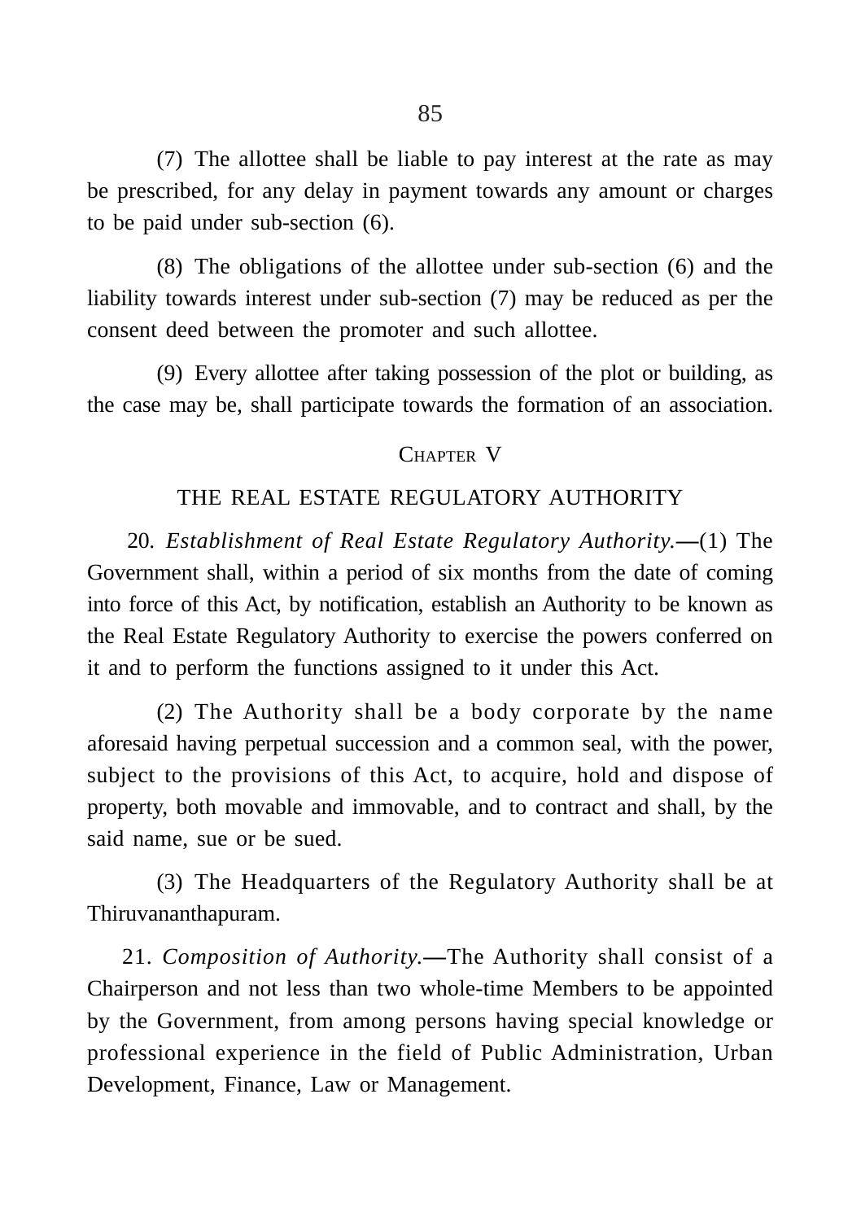(7) The allottee shall be liable to pay interest at the rate as may be prescribed, for any delay in payment towards any amount or charges to be paid under sub-section (6).

(8) The obligations of the allottee under sub-section (6) and the liability towards interest under sub-section (7) may be reduced as per the consent deed between the promoter and such allottee.

(9) Every allottee after taking possession of the plot or building, as the case may be, shall participate towards the formation of an association.

## CHAPTER V

## THE REAL ESTATE REGULATORY AUTHORITY

20. *Establishment of Real Estate Regulatory Authority.*—(1) The Government shall, within a period of six months from the date of coming into force of this Act, by notification, establish an Authority to be known as the Real Estate Regulatory Authority to exercise the powers conferred on it and to perform the functions assigned to it under this Act.

(2) The Authority shall be a body corporate by the name aforesaid having perpetual succession and a common seal, with the power, subject to the provisions of this Act, to acquire, hold and dispose of property, both movable and immovable, and to contract and shall, by the said name, sue or be sued.

(3) The Headquarters of the Regulatory Authority shall be at Thiruvananthapuram.

21. *Composition of Authority.*—The Authority shall consist of a Chairperson and not less than two whole-time Members to be appointed by the Government, from among persons having special knowledge or professional experience in the field of Public Administration, Urban Development, Finance, Law or Management.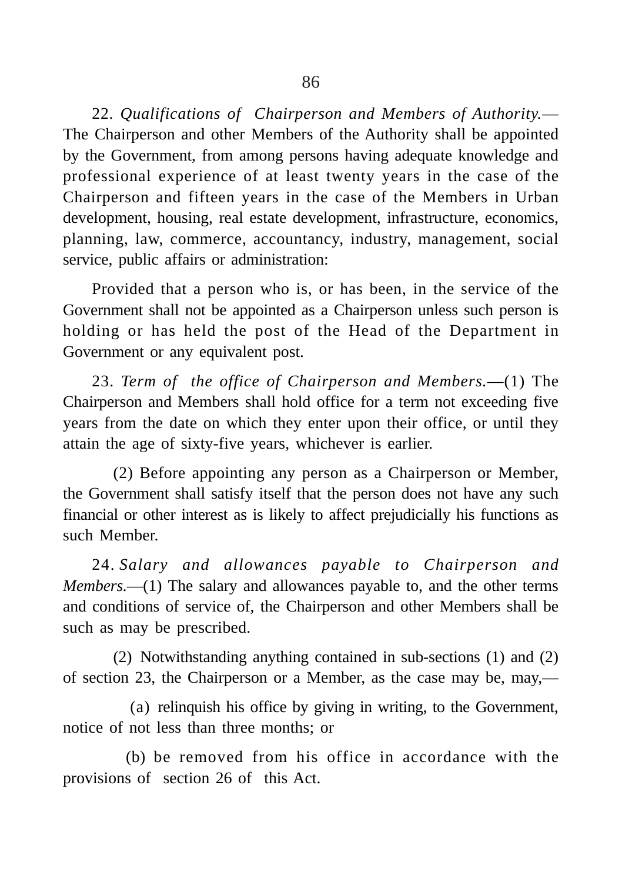22. *Qualifications of Chairperson and Members of Authority.*—The Chairperson and other Members of the Authority shall be appointed by the Government, from among persons having adequate knowledge and professional experience of at least twenty years in the case of the Chairperson and fifteen years in the case of the Members in Urban development, housing, real estate development, infrastructure, economics, planning, law, commerce, accountancy, industry, management, social service, public affairs or administration:

Provided that a person who is, or has been, in the service of the Government shall not be appointed as a Chairperson unless such person is holding or has held the post of the Head of the Department in Government or any equivalent post.

23. *Term of the office of Chairperson and Members.*—(1) The Chairperson and Members shall hold office for a term not exceeding five years from the date on which they enter upon their office, or until they attain the age of sixty-five years, whichever is earlier.

(2) Before appointing any person as a Chairperson or Member, the Government shall satisfy itself that the person does not have any such financial or other interest as is likely to affect prejudicially his functions as such Member.

24. *Salary and allowances payable to Chairperson and Members.*—(1) The salary and allowances payable to, and the other terms and conditions of service of, the Chairperson and other Members shall be such as may be prescribed.

(2) Notwithstanding anything contained in sub-sections (1) and (2) of section 23, the Chairperson or a Member, as the case may be, may,—

(a) relinquish his office by giving in writing, to the Government, notice of not less than three months; or

(b) be removed from his office in accordance with the provisions of section 26 of this Act.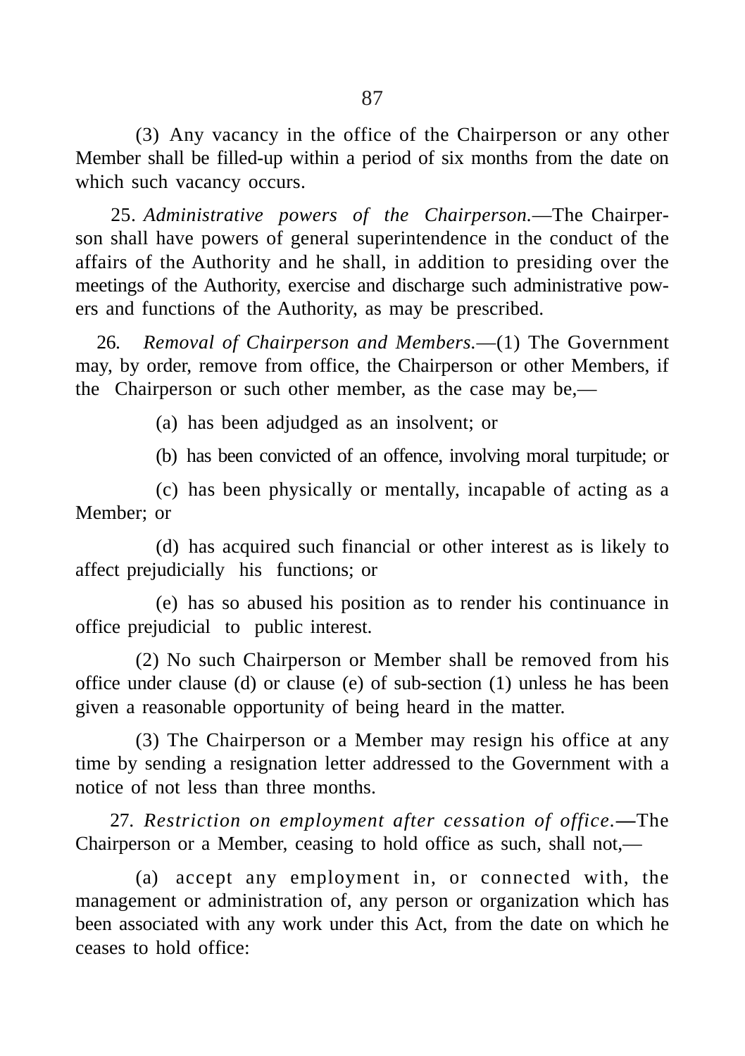(3) Any vacancy in the office of the Chairperson or any other Member shall be filled-up within a period of six months from the date on which such vacancy occurs.

25. *Administrative powers of the Chairperson.*—The Chairperson shall have powers of general superintendence in the conduct of the affairs of the Authority and he shall, in addition to presiding over the meetings of the Authority, exercise and discharge such administrative powers and functions of the Authority, as may be prescribed.

26. *Removal of Chairperson and Members.*—(1) The Government may, by order, remove from office, the Chairperson or other Members, if the Chairperson or such other member, as the case may be,—

(a) has been adjudged as an insolvent; or

(b) has been convicted of an offence, involving moral turpitude; or

(c) has been physically or mentally, incapable of acting as a Member; or

(d) has acquired such financial or other interest as is likely to affect prejudicially his functions; or

(e) has so abused his position as to render his continuance in office prejudicial to public interest.

(2) No such Chairperson or Member shall be removed from his office under clause (d) or clause (e) of sub-section (1) unless he has been given a reasonable opportunity of being heard in the matter.

(3) The Chairperson or a Member may resign his office at any time by sending a resignation letter addressed to the Government with a notice of not less than three months.

27. *Restriction on employment after cessation of office.*—The Chairperson or a Member, ceasing to hold office as such, shall not,—

(a) accept any employment in, or connected with, the management or administration of, any person or organization which has been associated with any work under this Act, from the date on which he ceases to hold office: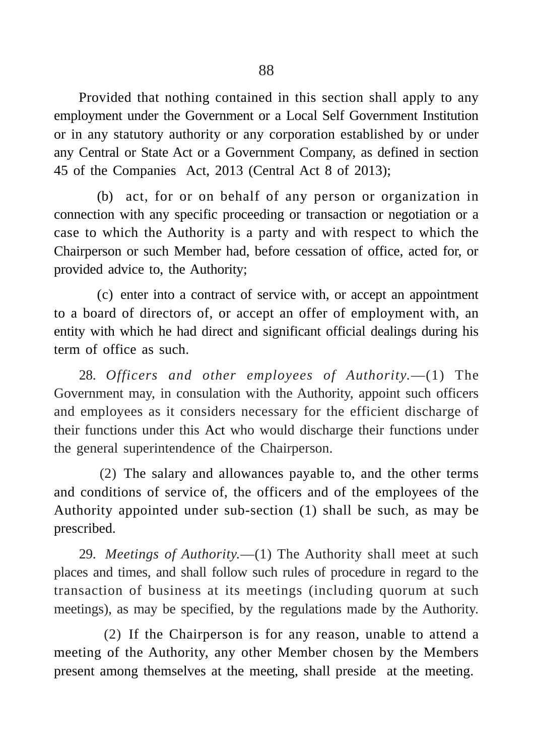Provided that nothing contained in this section shall apply to any employment under the Government or a Local Self Government Institution or in any statutory authority or any corporation established by or under any Central or State Act or a Government Company, as defined in section 45 of the Companies Act, 2013 (Central Act 8 of 2013);

(b) act, for or on behalf of any person or organization in connection with any specific proceeding or transaction or negotiation or a case to which the Authority is a party and with respect to which the Chairperson or such Member had, before cessation of office, acted for, or provided advice to, the Authority;

(c) enter into a contract of service with, or accept an appointment to a board of directors of, or accept an offer of employment with, an entity with which he had direct and significant official dealings during his term of office as such.

28. *Officers and other employees of Authority.*—(1) The Government may, in consulation with the Authority, appoint such officers and employees as it considers necessary for the efficient discharge of their functions under this Act who would discharge their functions under the general superintendence of the Chairperson.

(2) The salary and allowances payable to, and the other terms and conditions of service of, the officers and of the employees of the Authority appointed under sub-section (1) shall be such, as may be prescribed.

29. *Meetings of Authority.*—(1) The Authority shall meet at such places and times, and shall follow such rules of procedure in regard to the transaction of business at its meetings (including quorum at such meetings), as may be specified, by the regulations made by the Authority.

(2) If the Chairperson is for any reason, unable to attend a meeting of the Authority, any other Member chosen by the Members present among themselves at the meeting, shall preside at the meeting.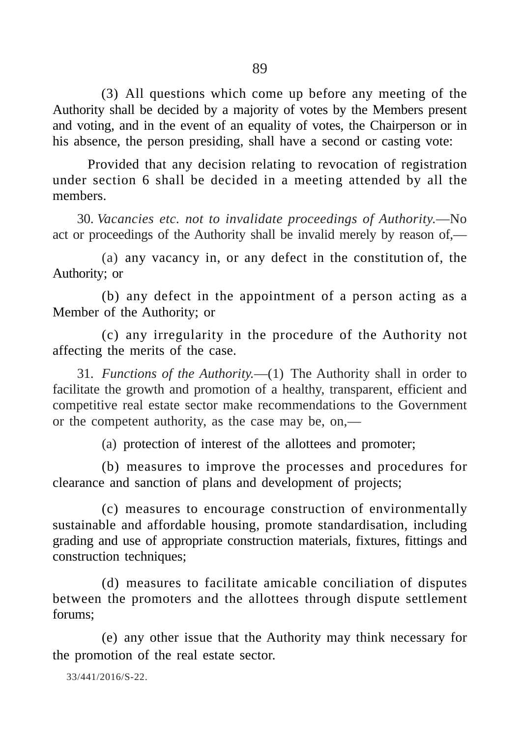(3) All questions which come up before any meeting of the Authority shall be decided by a majority of votes by the Members present and voting, and in the event of an equality of votes, the Chairperson or in his absence, the person presiding, shall have a second or casting vote:

Provided that any decision relating to revocation of registration under section 6 shall be decided in a meeting attended by all the members.

30. *Vacancies etc. not to invalidate proceedings of Authority.*—No act or proceedings of the Authority shall be invalid merely by reason of,—

(a) any vacancy in, or any defect in the constitution of, the Authority; or

(b) any defect in the appointment of a person acting as a Member of the Authority; or

(c) any irregularity in the procedure of the Authority not affecting the merits of the case.

31. *Functions of the Authority.*—(1) The Authority shall in order to facilitate the growth and promotion of a healthy, transparent, efficient and competitive real estate sector make recommendations to the Government or the competent authority, as the case may be, on,—

(a) protection of interest of the allottees and promoter;

(b) measures to improve the processes and procedures for clearance and sanction of plans and development of projects;

(c) measures to encourage construction of environmentally sustainable and affordable housing, promote standardisation, including grading and use of appropriate construction materials, fixtures, fittings and construction techniques;

(d) measures to facilitate amicable conciliation of disputes between the promoters and the allottees through dispute settlement forums;

(e) any other issue that the Authority may think necessary for the promotion of the real estate sector.

33/441/2016/S-22.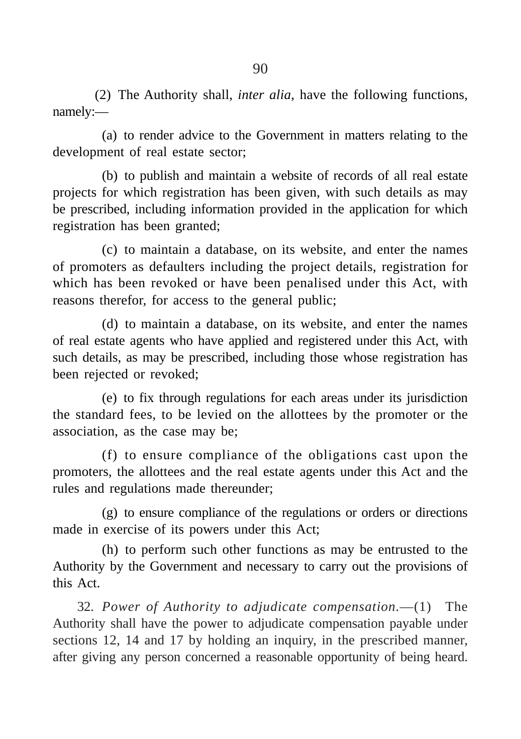(2) The Authority shall, *inter alia*, have the following functions, namely:—

(a) to render advice to the Government in matters relating to the development of real estate sector;

(b) to publish and maintain a website of records of all real estate projects for which registration has been given, with such details as may be prescribed, including information provided in the application for which registration has been granted;

(c) to maintain a database, on its website, and enter the names of promoters as defaulters including the project details, registration for which has been revoked or have been penalised under this Act, with reasons therefor, for access to the general public;

(d) to maintain a database, on its website, and enter the names of real estate agents who have applied and registered under this Act, with such details, as may be prescribed, including those whose registration has been rejected or revoked;

(e) to fix through regulations for each areas under its jurisdiction the standard fees, to be levied on the allottees by the promoter or the association, as the case may be;

(f) to ensure compliance of the obligations cast upon the promoters, the allottees and the real estate agents under this Act and the rules and regulations made thereunder;

(g) to ensure compliance of the regulations or orders or directions made in exercise of its powers under this Act;

(h) to perform such other functions as may be entrusted to the Authority by the Government and necessary to carry out the provisions of this Act.

32. *Power of Authority to adjudicate compensation.*—(1) The Authority shall have the power to adjudicate compensation payable under sections 12, 14 and 17 by holding an inquiry, in the prescribed manner, after giving any person concerned a reasonable opportunity of being heard.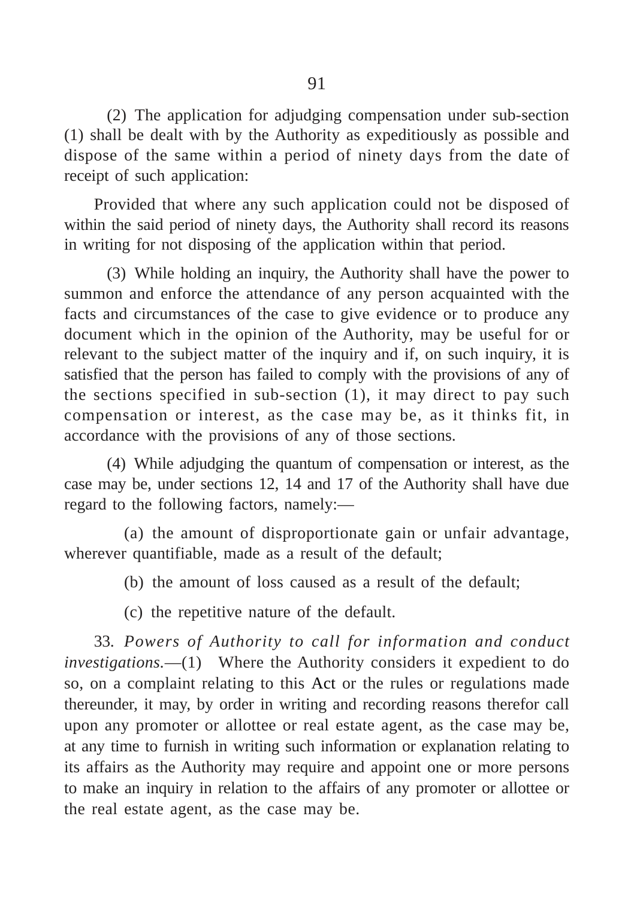(2) The application for adjudging compensation under sub-section (1) shall be dealt with by the Authority as expeditiously as possible and dispose of the same within a period of ninety days from the date of receipt of such application:

Provided that where any such application could not be disposed of within the said period of ninety days, the Authority shall record its reasons in writing for not disposing of the application within that period.

(3) While holding an inquiry, the Authority shall have the power to summon and enforce the attendance of any person acquainted with the facts and circumstances of the case to give evidence or to produce any document which in the opinion of the Authority, may be useful for or relevant to the subject matter of the inquiry and if, on such inquiry, it is satisfied that the person has failed to comply with the provisions of any of the sections specified in sub-section (1), it may direct to pay such compensation or interest, as the case may be, as it thinks fit, in accordance with the provisions of any of those sections.

(4) While adjudging the quantum of compensation or interest, as the case may be, under sections 12, 14 and 17 of the Authority shall have due regard to the following factors, namely:—

(a) the amount of disproportionate gain or unfair advantage, wherever quantifiable, made as a result of the default;

(b) the amount of loss caused as a result of the default;

(c) the repetitive nature of the default.

33. *Powers of Authority to call for information and conduct investigations.*—(1) Where the Authority considers it expedient to do so, on a complaint relating to this Act or the rules or regulations made thereunder, it may, by order in writing and recording reasons therefor call upon any promoter or allottee or real estate agent, as the case may be, at any time to furnish in writing such information or explanation relating to its affairs as the Authority may require and appoint one or more persons to make an inquiry in relation to the affairs of any promoter or allottee or the real estate agent, as the case may be.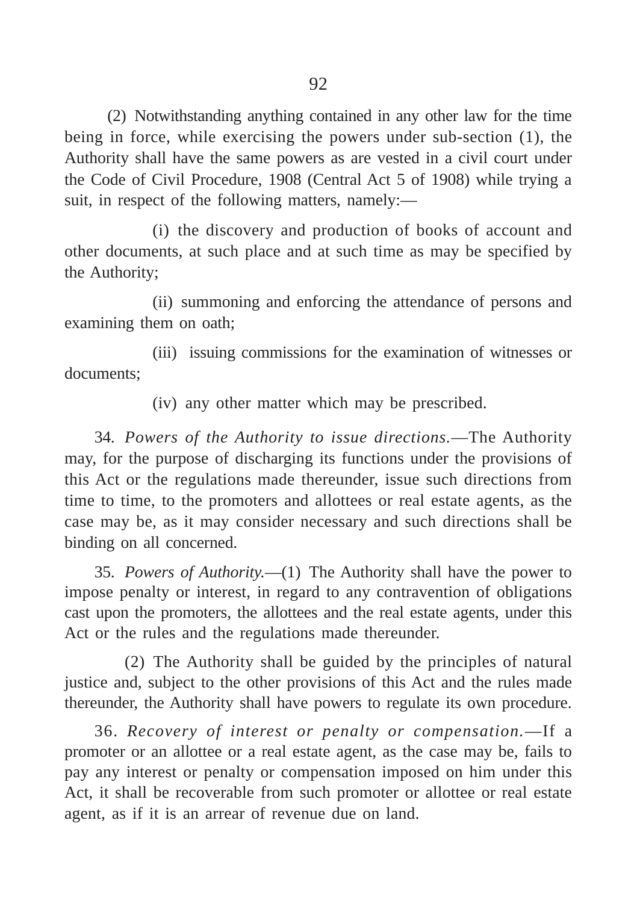(2) Notwithstanding anything contained in any other law for the time being in force, while exercising the powers under sub-section (1), the Authority shall have the same powers as are vested in a civil court under the Code of Civil Procedure, 1908 (Central Act 5 of 1908) while trying a suit, in respect of the following matters, namely:—

(i) the discovery and production of books of account and other documents, at such place and at such time as may be specified by the Authority;

(ii) summoning and enforcing the attendance of persons and examining them on oath;

(iii) issuing commissions for the examination of witnesses or documents;

(iv) any other matter which may be prescribed.

34. *Powers of the Authority to issue directions.*—The Authority may, for the purpose of discharging its functions under the provisions of this Act or the regulations made thereunder, issue such directions from time to time, to the promoters and allottees or real estate agents, as the case may be, as it may consider necessary and such directions shall be binding on all concerned.

35. *Powers of Authority.*—(1) The Authority shall have the power to impose penalty or interest, in regard to any contravention of obligations cast upon the promoters, the allottees and the real estate agents, under this Act or the rules and the regulations made thereunder.

(2) The Authority shall be guided by the principles of natural justice and, subject to the other provisions of this Act and the rules made thereunder, the Authority shall have powers to regulate its own procedure.

36. *Recovery of interest or penalty or compensation.*—If a promoter or an allottee or a real estate agent, as the case may be, fails to pay any interest or penalty or compensation imposed on him under this Act, it shall be recoverable from such promoter or allottee or real estate agent, as if it is an arrear of revenue due on land.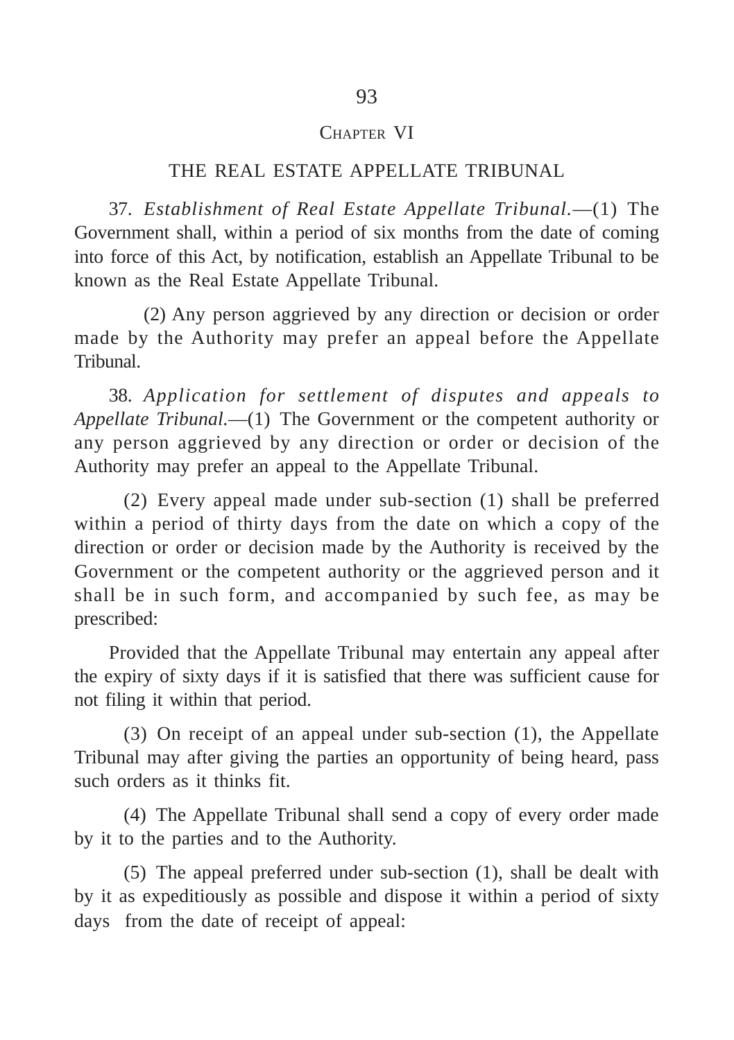## CHAPTER VI

## THE REAL ESTATE APPELLATE TRIBUNAL

37. *Establishment of Real Estate Appellate Tribunal.*—(1) The Government shall, within a period of six months from the date of coming into force of this Act, by notification, establish an Appellate Tribunal to be known as the Real Estate Appellate Tribunal.

(2) Any person aggrieved by any direction or decision or order made by the Authority may prefer an appeal before the Appellate Tribunal.

38. *Application for settlement of disputes and appeals to Appellate Tribunal.*—(1) The Government or the competent authority or any person aggrieved by any direction or order or decision of the Authority may prefer an appeal to the Appellate Tribunal.

(2) Every appeal made under sub-section (1) shall be preferred within a period of thirty days from the date on which a copy of the direction or order or decision made by the Authority is received by the Government or the competent authority or the aggrieved person and it shall be in such form, and accompanied by such fee, as may be prescribed:

Provided that the Appellate Tribunal may entertain any appeal after the expiry of sixty days if it is satisfied that there was sufficient cause for not filing it within that period.

(3) On receipt of an appeal under sub-section (1), the Appellate Tribunal may after giving the parties an opportunity of being heard, pass such orders as it thinks fit.

(4) The Appellate Tribunal shall send a copy of every order made by it to the parties and to the Authority.

(5) The appeal preferred under sub-section (1), shall be dealt with by it as expeditiously as possible and dispose it within a period of sixty days from the date of receipt of appeal: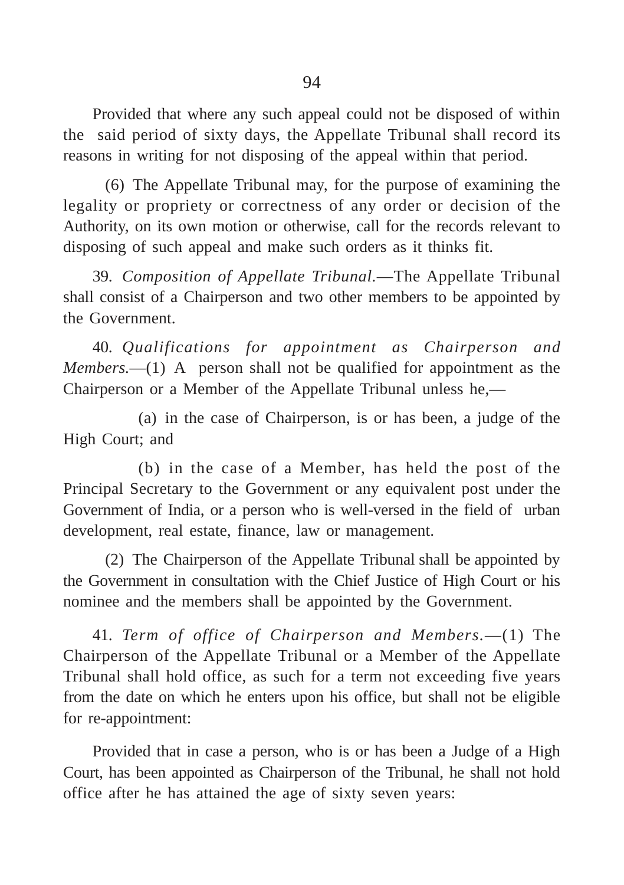Provided that where any such appeal could not be disposed of within the said period of sixty days, the Appellate Tribunal shall record its reasons in writing for not disposing of the appeal within that period.

(6) The Appellate Tribunal may, for the purpose of examining the legality or propriety or correctness of any order or decision of the Authority, on its own motion or otherwise, call for the records relevant to disposing of such appeal and make such orders as it thinks fit.

39. *Composition of Appellate Tribunal.*—The Appellate Tribunal shall consist of a Chairperson and two other members to be appointed by the Government.

40. *Qualifications for appointment as Chairperson and Members.*—(1) A person shall not be qualified for appointment as the Chairperson or a Member of the Appellate Tribunal unless he,—

(a) in the case of Chairperson, is or has been, a judge of the High Court; and

(b) in the case of a Member, has held the post of the Principal Secretary to the Government or any equivalent post under the Government of India, or a person who is well-versed in the field of urban development, real estate, finance, law or management.

(2) The Chairperson of the Appellate Tribunal shall be appointed by the Government in consultation with the Chief Justice of High Court or his nominee and the members shall be appointed by the Government.

41. *Term of office of Chairperson and Members.*—(1) The Chairperson of the Appellate Tribunal or a Member of the Appellate Tribunal shall hold office, as such for a term not exceeding five years from the date on which he enters upon his office, but shall not be eligible for re-appointment:

Provided that in case a person, who is or has been a Judge of a High Court, has been appointed as Chairperson of the Tribunal, he shall not hold office after he has attained the age of sixty seven years: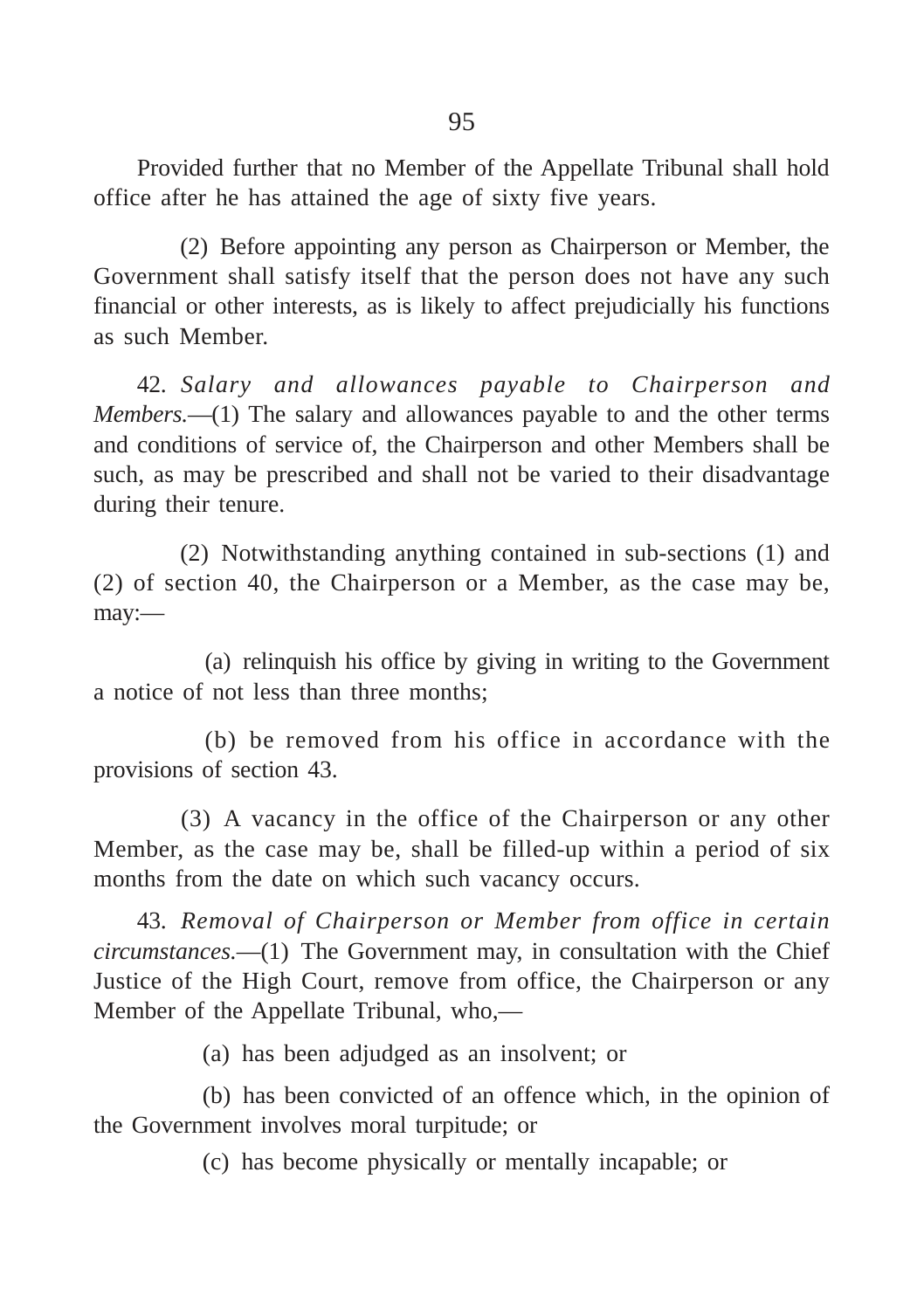Provided further that no Member of the Appellate Tribunal shall hold office after he has attained the age of sixty five years.

(2) Before appointing any person as Chairperson or Member, the Government shall satisfy itself that the person does not have any such financial or other interests, as is likely to affect prejudicially his functions as such Member.

42. *Salary and allowances payable to Chairperson and Members.*—(1) The salary and allowances payable to and the other terms and conditions of service of, the Chairperson and other Members shall be such, as may be prescribed and shall not be varied to their disadvantage during their tenure.

(2) Notwithstanding anything contained in sub-sections (1) and (2) of section 40, the Chairperson or a Member, as the case may be, may:—

(a) relinquish his office by giving in writing to the Government a notice of not less than three months;

(b) be removed from his office in accordance with the provisions of section 43.

(3) A vacancy in the office of the Chairperson or any other Member, as the case may be, shall be filled-up within a period of six months from the date on which such vacancy occurs.

43. *Removal of Chairperson or Member from office in certain circumstances.*—(1) The Government may, in consultation with the Chief Justice of the High Court, remove from office, the Chairperson or any Member of the Appellate Tribunal, who,—

(a) has been adjudged as an insolvent; or

(b) has been convicted of an offence which, in the opinion of the Government involves moral turpitude; or

(c) has become physically or mentally incapable; or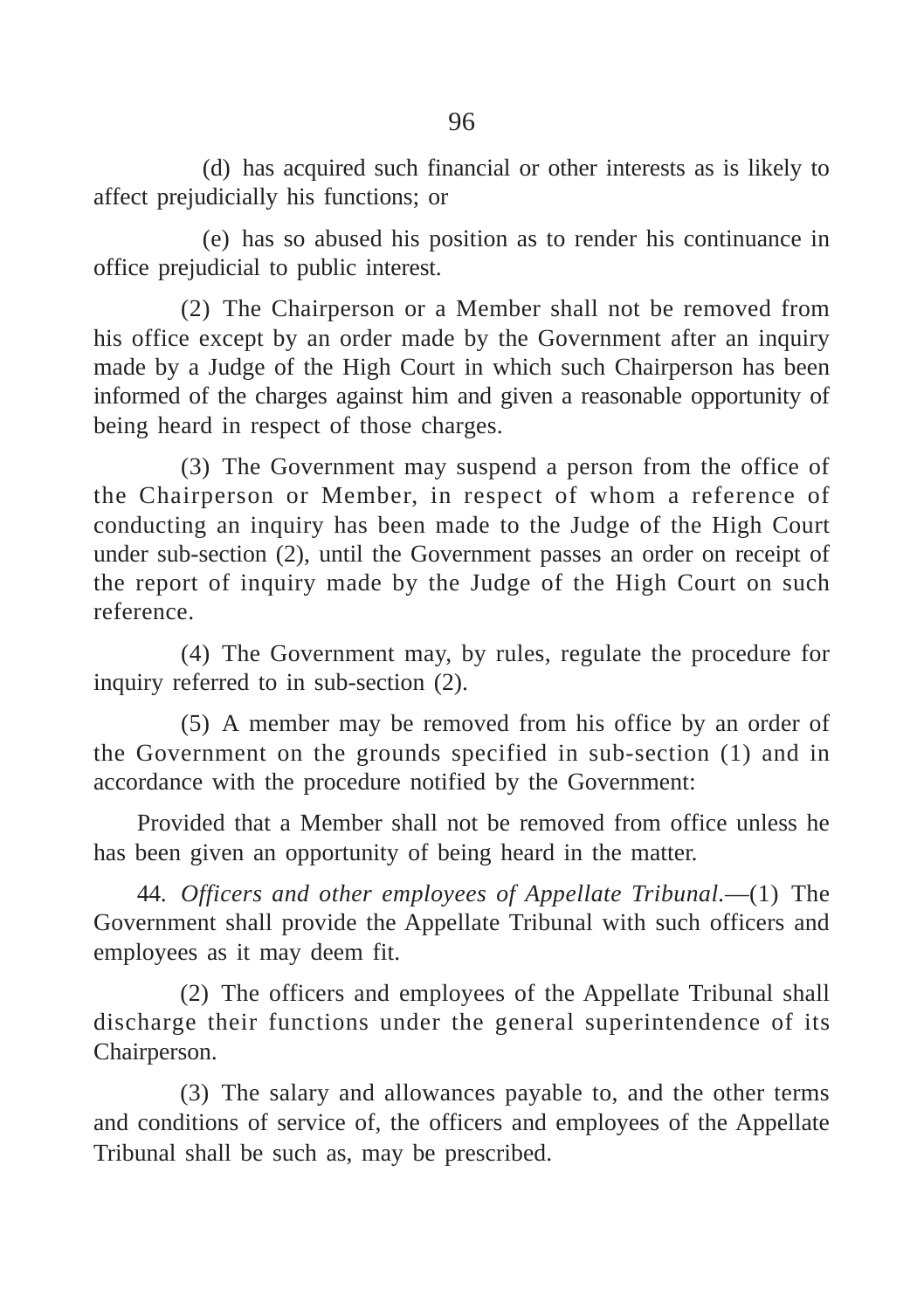(d) has acquired such financial or other interests as is likely to affect prejudicially his functions; or

(e) has so abused his position as to render his continuance in office prejudicial to public interest.

(2) The Chairperson or a Member shall not be removed from his office except by an order made by the Government after an inquiry made by a Judge of the High Court in which such Chairperson has been informed of the charges against him and given a reasonable opportunity of being heard in respect of those charges.

(3) The Government may suspend a person from the office of the Chairperson or Member, in respect of whom a reference of conducting an inquiry has been made to the Judge of the High Court under sub-section (2), until the Government passes an order on receipt of the report of inquiry made by the Judge of the High Court on such reference.

(4) The Government may, by rules, regulate the procedure for inquiry referred to in sub-section (2).

(5) A member may be removed from his office by an order of the Government on the grounds specified in sub-section (1) and in accordance with the procedure notified by the Government:

Provided that a Member shall not be removed from office unless he has been given an opportunity of being heard in the matter.

44. *Officers and other employees of Appellate Tribunal.*—(1) The Government shall provide the Appellate Tribunal with such officers and employees as it may deem fit.

(2) The officers and employees of the Appellate Tribunal shall discharge their functions under the general superintendence of its Chairperson.

(3) The salary and allowances payable to, and the other terms and conditions of service of, the officers and employees of the Appellate Tribunal shall be such as, may be prescribed.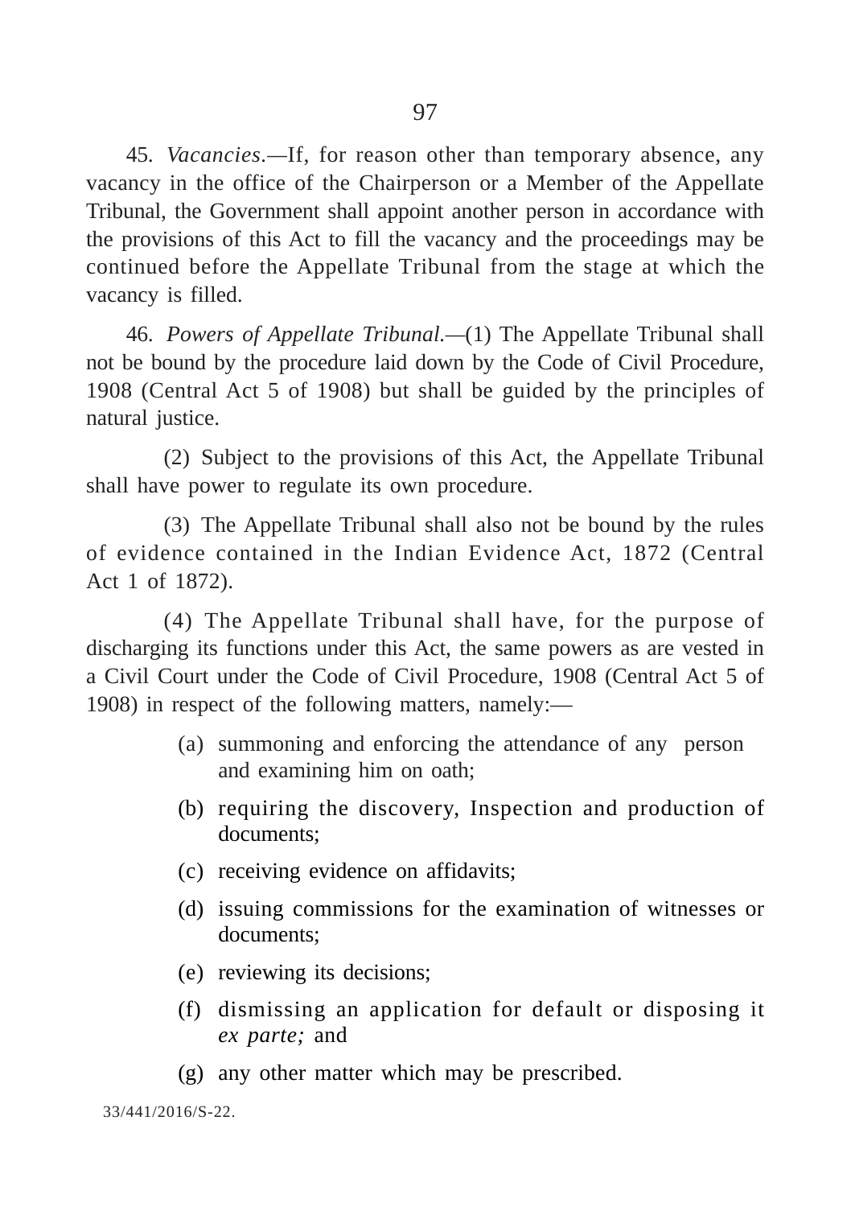45. *Vacancies*.—If, for reason other than temporary absence, any vacancy in the office of the Chairperson or a Member of the Appellate Tribunal, the Government shall appoint another person in accordance with the provisions of this Act to fill the vacancy and the proceedings may be continued before the Appellate Tribunal from the stage at which the vacancy is filled.

46. *Powers of Appellate Tribunal.*—(1) The Appellate Tribunal shall not be bound by the procedure laid down by the Code of Civil Procedure, 1908 (Central Act 5 of 1908) but shall be guided by the principles of natural justice.

(2) Subject to the provisions of this Act, the Appellate Tribunal shall have power to regulate its own procedure.

(3) The Appellate Tribunal shall also not be bound by the rules of evidence contained in the Indian Evidence Act, 1872 (Central Act 1 of 1872).

(4) The Appellate Tribunal shall have, for the purpose of discharging its functions under this Act, the same powers as are vested in a Civil Court under the Code of Civil Procedure, 1908 (Central Act 5 of 1908) in respect of the following matters, namely:—

(a) summoning and enforcing the attendance of any person and examining him on oath;

(b) requiring the discovery, Inspection and production of documents;

(c) receiving evidence on affidavits;

(d) issuing commissions for the examination of witnesses or documents;

(e) reviewing its decisions;

(f) dismissing an application for default or disposing it *ex parte;* and

(g) any other matter which may be prescribed.

33/441/2016/S-22.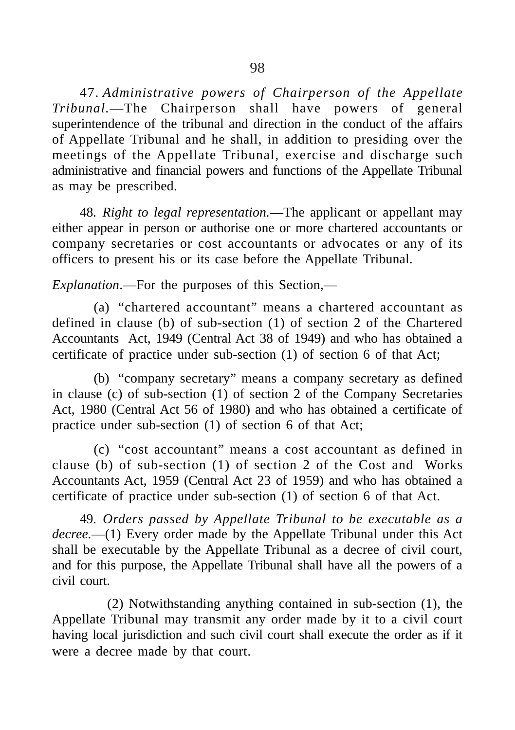47. *Administrative powers of Chairperson of the Appellate Tribunal.*—The Chairperson shall have powers of general superintendence of the tribunal and direction in the conduct of the affairs of Appellate Tribunal and he shall, in addition to presiding over the meetings of the Appellate Tribunal, exercise and discharge such administrative and financial powers and functions of the Appellate Tribunal as may be prescribed.

48. *Right to legal representation.*—The applicant or appellant may either appear in person or authorise one or more chartered accountants or company secretaries or cost accountants or advocates or any of its officers to present his or its case before the Appellate Tribunal.

*Explanation*.—For the purposes of this Section,—

(a) "chartered accountant" means a chartered accountant as defined in clause (b) of sub-section (1) of section 2 of the Chartered Accountants Act, 1949 (Central Act 38 of 1949) and who has obtained a certificate of practice under sub-section (1) of section 6 of that Act;

(b) "company secretary" means a company secretary as defined in clause (c) of sub-section (1) of section 2 of the Company Secretaries Act, 1980 (Central Act 56 of 1980) and who has obtained a certificate of practice under sub-section (1) of section 6 of that Act;

(c) "cost accountant" means a cost accountant as defined in clause (b) of sub-section (1) of section 2 of the Cost and Works Accountants Act, 1959 (Central Act 23 of 1959) and who has obtained a certificate of practice under sub-section (1) of section 6 of that Act.

49. *Orders passed by Appellate Tribunal to be executable as a decree.*—(1) Every order made by the Appellate Tribunal under this Act shall be executable by the Appellate Tribunal as a decree of civil court, and for this purpose, the Appellate Tribunal shall have all the powers of a civil court.

(2) Notwithstanding anything contained in sub-section (1), the Appellate Tribunal may transmit any order made by it to a civil court having local jurisdiction and such civil court shall execute the order as if it were a decree made by that court.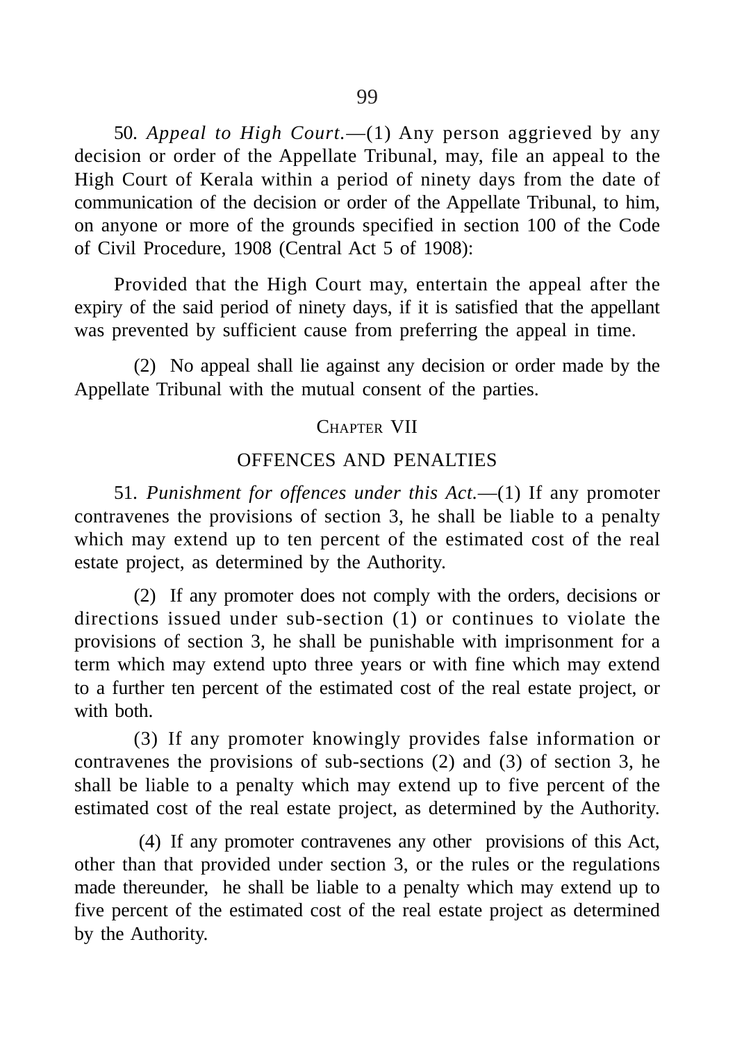50. *Appeal to High Court*.—(1) Any person aggrieved by any decision or order of the Appellate Tribunal, may, file an appeal to the High Court of Kerala within a period of ninety days from the date of communication of the decision or order of the Appellate Tribunal, to him, on anyone or more of the grounds specified in section 100 of the Code of Civil Procedure, 1908 (Central Act 5 of 1908):

Provided that the High Court may, entertain the appeal after the expiry of the said period of ninety days, if it is satisfied that the appellant was prevented by sufficient cause from preferring the appeal in time.

(2) No appeal shall lie against any decision or order made by the Appellate Tribunal with the mutual consent of the parties.

## CHAPTER VII

## OFFENCES AND PENALTIES

51. *Punishment for offences under this Act*.—(1) If any promoter contravenes the provisions of section 3, he shall be liable to a penalty which may extend up to ten percent of the estimated cost of the real estate project, as determined by the Authority.

(2) If any promoter does not comply with the orders, decisions or directions issued under sub-section (1) or continues to violate the provisions of section 3, he shall be punishable with imprisonment for a term which may extend upto three years or with fine which may extend to a further ten percent of the estimated cost of the real estate project, or with both.

(3) If any promoter knowingly provides false information or contravenes the provisions of sub-sections (2) and (3) of section 3, he shall be liable to a penalty which may extend up to five percent of the estimated cost of the real estate project, as determined by the Authority.

(4) If any promoter contravenes any other provisions of this Act, other than that provided under section 3, or the rules or the regulations made thereunder, he shall be liable to a penalty which may extend up to five percent of the estimated cost of the real estate project as determined by the Authority.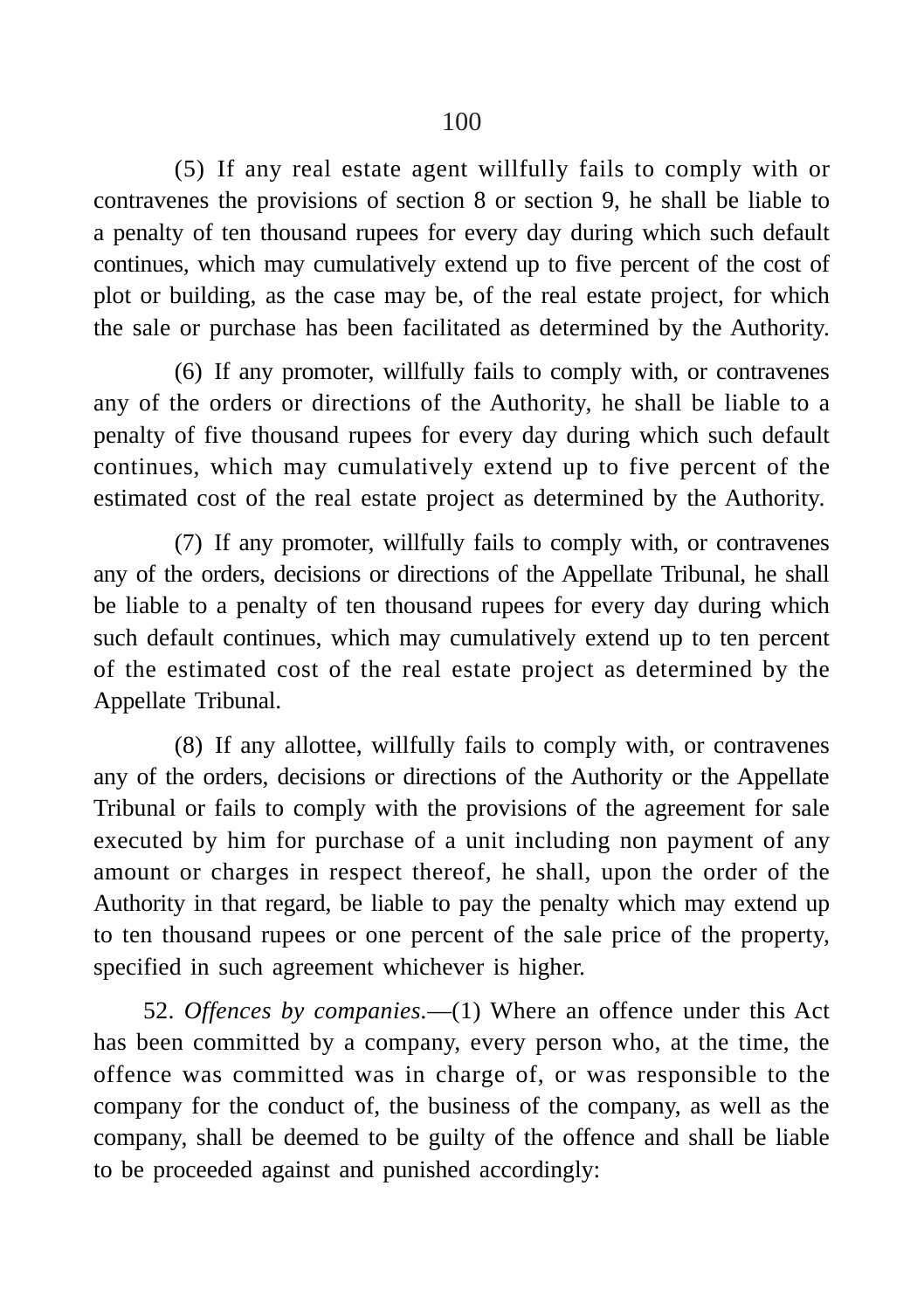(5) If any real estate agent willfully fails to comply with or contravenes the provisions of section 8 or section 9, he shall be liable to a penalty of ten thousand rupees for every day during which such default continues, which may cumulatively extend up to five percent of the cost of plot or building, as the case may be, of the real estate project, for which the sale or purchase has been facilitated as determined by the Authority.

(6) If any promoter, willfully fails to comply with, or contravenes any of the orders or directions of the Authority, he shall be liable to a penalty of five thousand rupees for every day during which such default continues, which may cumulatively extend up to five percent of the estimated cost of the real estate project as determined by the Authority.

(7) If any promoter, willfully fails to comply with, or contravenes any of the orders, decisions or directions of the Appellate Tribunal, he shall be liable to a penalty of ten thousand rupees for every day during which such default continues, which may cumulatively extend up to ten percent of the estimated cost of the real estate project as determined by the Appellate Tribunal.

(8) If any allottee, willfully fails to comply with, or contravenes any of the orders, decisions or directions of the Authority or the Appellate Tribunal or fails to comply with the provisions of the agreement for sale executed by him for purchase of a unit including non payment of any amount or charges in respect thereof, he shall, upon the order of the Authority in that regard, be liable to pay the penalty which may extend up to ten thousand rupees or one percent of the sale price of the property, specified in such agreement whichever is higher.

52. *Offences by companies.*—(1) Where an offence under this Act has been committed by a company, every person who, at the time, the offence was committed was in charge of, or was responsible to the company for the conduct of, the business of the company, as well as the company, shall be deemed to be guilty of the offence and shall be liable to be proceeded against and punished accordingly: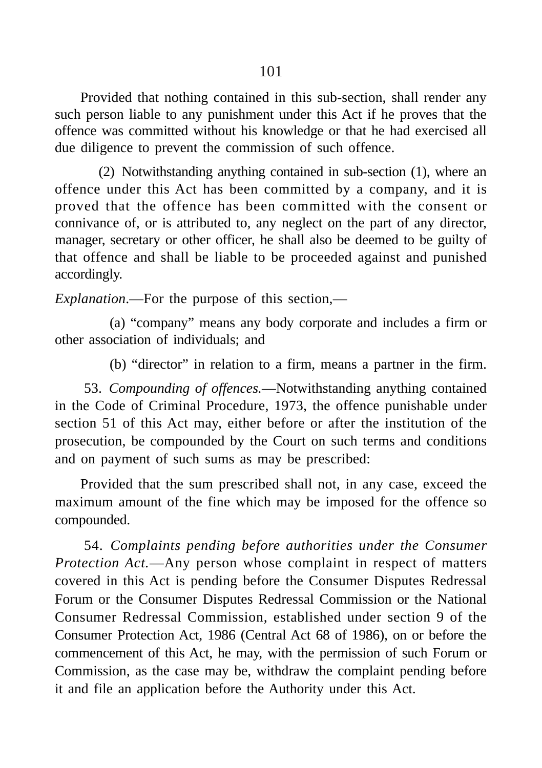Provided that nothing contained in this sub-section, shall render any such person liable to any punishment under this Act if he proves that the offence was committed without his knowledge or that he had exercised all due diligence to prevent the commission of such offence.

(2) Notwithstanding anything contained in sub-section (1), where an offence under this Act has been committed by a company, and it is proved that the offence has been committed with the consent or connivance of, or is attributed to, any neglect on the part of any director, manager, secretary or other officer, he shall also be deemed to be guilty of that offence and shall be liable to be proceeded against and punished accordingly.

*Explanation*.—For the purpose of this section,—

(a) "company" means any body corporate and includes a firm or other association of individuals; and

(b) "director" in relation to a firm, means a partner in the firm.

53. *Compounding of offences.*—Notwithstanding anything contained in the Code of Criminal Procedure, 1973, the offence punishable under section 51 of this Act may, either before or after the institution of the prosecution, be compounded by the Court on such terms and conditions and on payment of such sums as may be prescribed:

Provided that the sum prescribed shall not, in any case, exceed the maximum amount of the fine which may be imposed for the offence so compounded.

54. *Complaints pending before authorities under the Consumer Protection Act.*—Any person whose complaint in respect of matters covered in this Act is pending before the Consumer Disputes Redressal Forum or the Consumer Disputes Redressal Commission or the National Consumer Redressal Commission, established under section 9 of the Consumer Protection Act, 1986 (Central Act 68 of 1986), on or before the commencement of this Act, he may, with the permission of such Forum or Commission, as the case may be, withdraw the complaint pending before it and file an application before the Authority under this Act.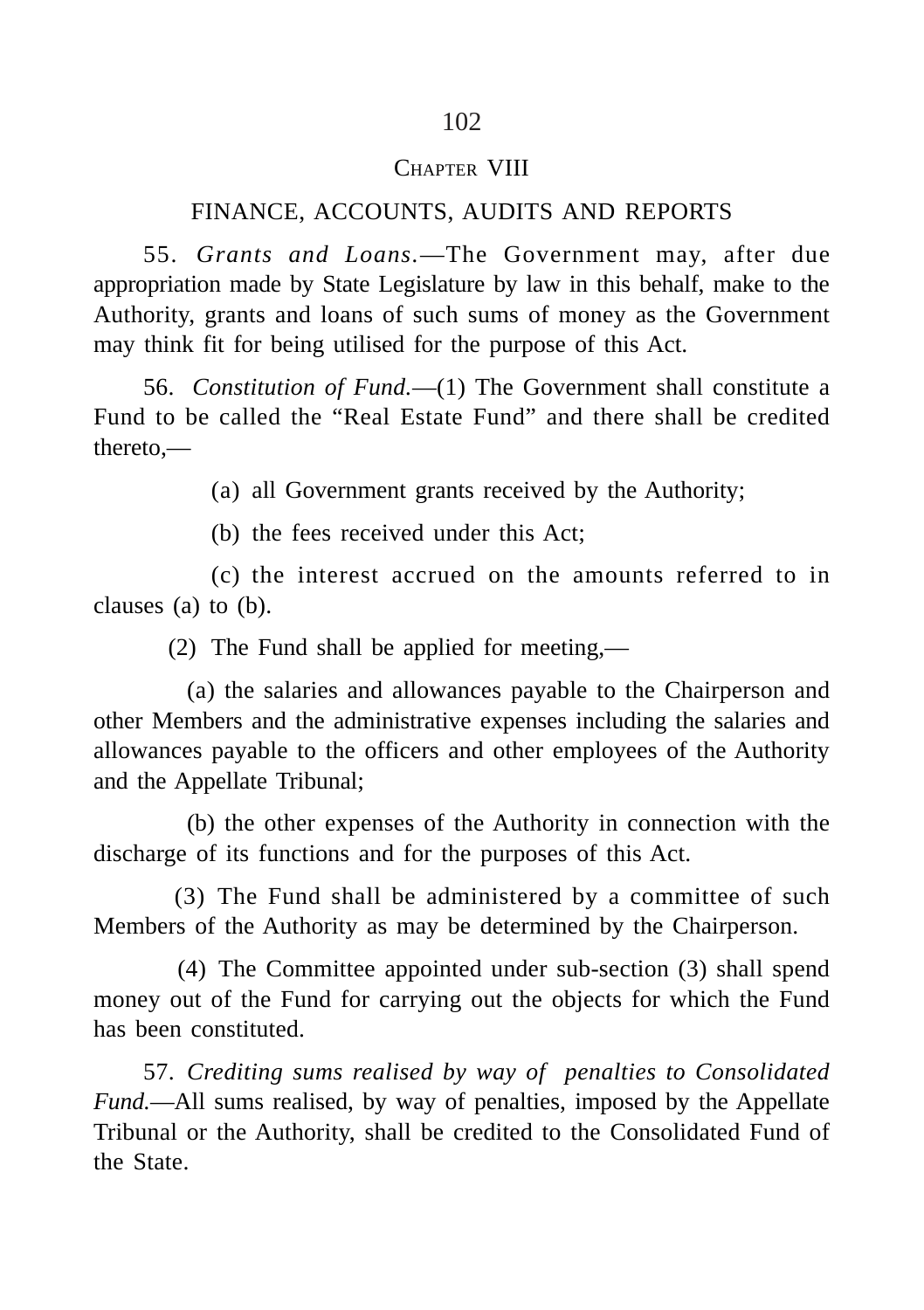## CHAPTER VIII

### FINANCE, ACCOUNTS, AUDITS AND REPORTS

55. *Grants and Loans*.—The Government may, after due appropriation made by State Legislature by law in this behalf, make to the Authority, grants and loans of such sums of money as the Government may think fit for being utilised for the purpose of this Act.

56. *Constitution of Fund.*—(1) The Government shall constitute a Fund to be called the "Real Estate Fund" and there shall be credited thereto,—

(a) all Government grants received by the Authority;

(b) the fees received under this Act;

(c) the interest accrued on the amounts referred to in clauses (a) to (b).

(2) The Fund shall be applied for meeting,—

(a) the salaries and allowances payable to the Chairperson and other Members and the administrative expenses including the salaries and allowances payable to the officers and other employees of the Authority and the Appellate Tribunal;

(b) the other expenses of the Authority in connection with the discharge of its functions and for the purposes of this Act.

(3) The Fund shall be administered by a committee of such Members of the Authority as may be determined by the Chairperson.

(4) The Committee appointed under sub-section (3) shall spend money out of the Fund for carrying out the objects for which the Fund has been constituted.

57. *Crediting sums realised by way of penalties to Consolidated Fund.*—All sums realised, by way of penalties, imposed by the Appellate Tribunal or the Authority, shall be credited to the Consolidated Fund of the State.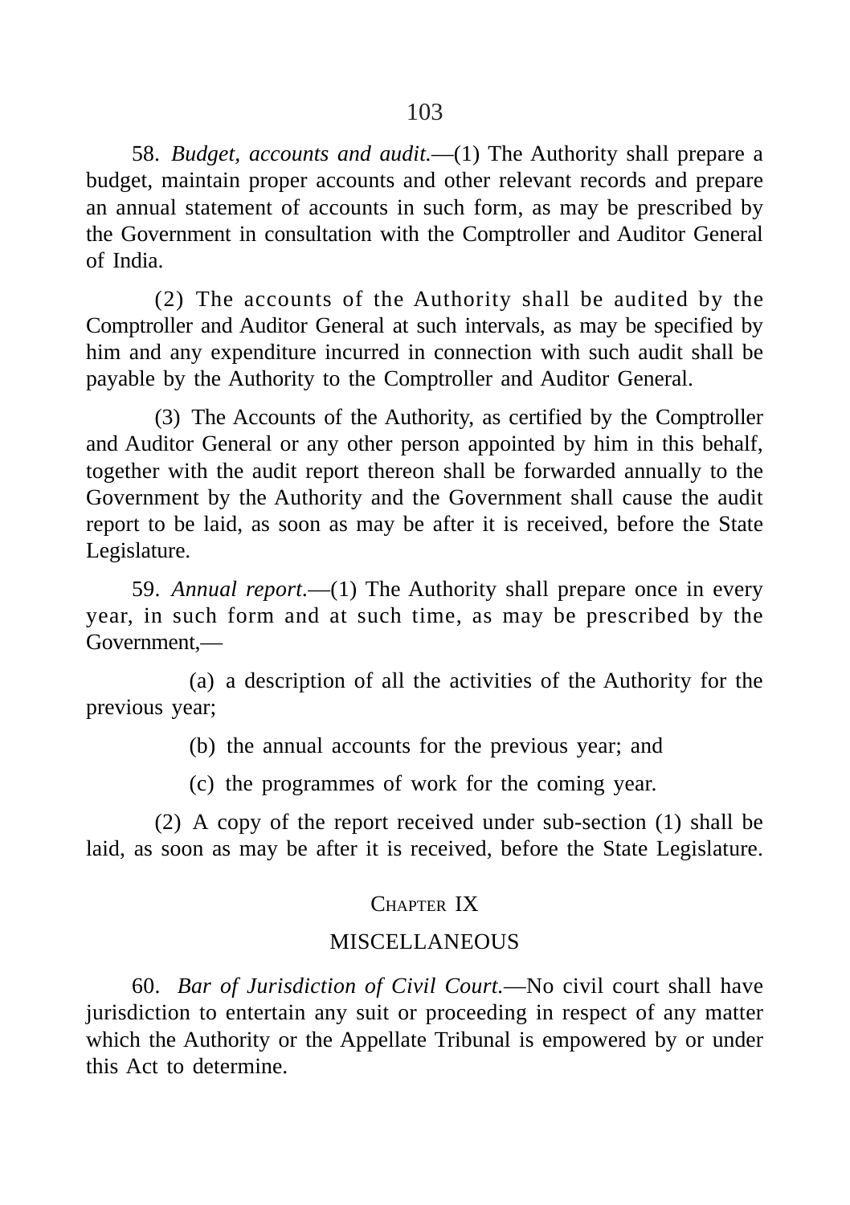58. *Budget, accounts and audit.*—(1) The Authority shall prepare a budget, maintain proper accounts and other relevant records and prepare an annual statement of accounts in such form, as may be prescribed by the Government in consultation with the Comptroller and Auditor General of India.

(2) The accounts of the Authority shall be audited by the Comptroller and Auditor General at such intervals, as may be specified by him and any expenditure incurred in connection with such audit shall be payable by the Authority to the Comptroller and Auditor General.

(3) The Accounts of the Authority, as certified by the Comptroller and Auditor General or any other person appointed by him in this behalf, together with the audit report thereon shall be forwarded annually to the Government by the Authority and the Government shall cause the audit report to be laid, as soon as may be after it is received, before the State Legislature.

59. *Annual report.*—(1) The Authority shall prepare once in every year, in such form and at such time, as may be prescribed by the Government,—

(a) a description of all the activities of the Authority for the previous year;

(b) the annual accounts for the previous year; and

(c) the programmes of work for the coming year.

(2) A copy of the report received under sub-section (1) shall be laid, as soon as may be after it is received, before the State Legislature.

## CHAPTER IX

## MISCELLANEOUS

60. *Bar of Jurisdiction of Civil Court.*—No civil court shall have jurisdiction to entertain any suit or proceeding in respect of any matter which the Authority or the Appellate Tribunal is empowered by or under this Act to determine.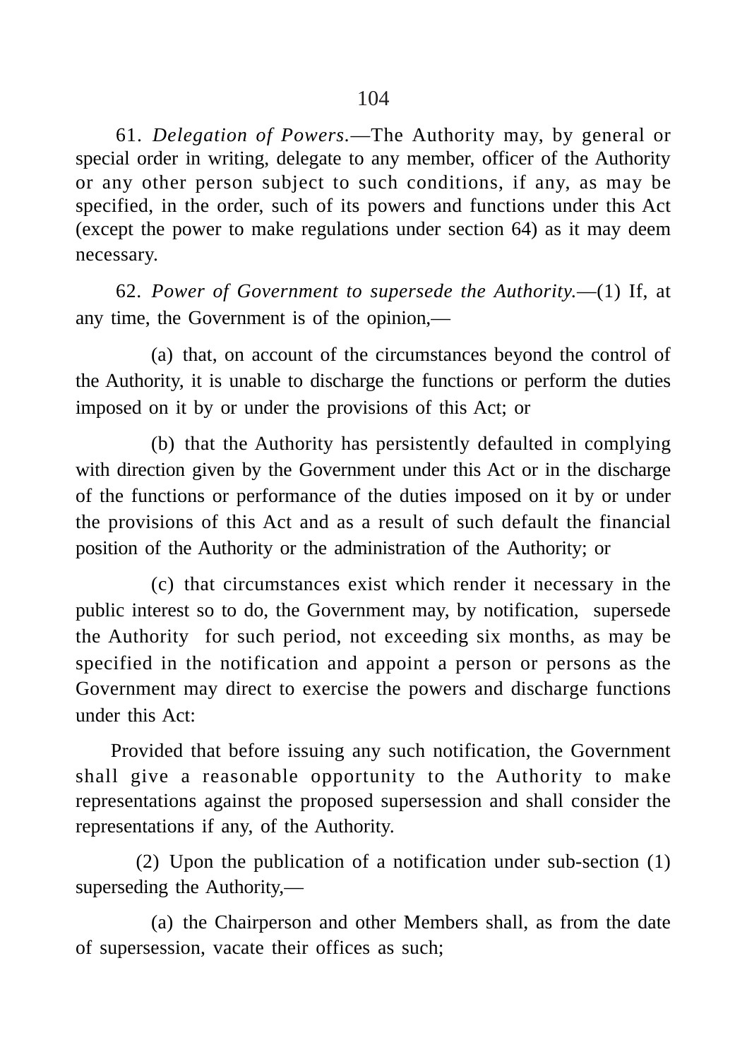61. *Delegation of Powers.*—The Authority may, by general or special order in writing, delegate to any member, officer of the Authority or any other person subject to such conditions, if any, as may be specified, in the order, such of its powers and functions under this Act (except the power to make regulations under section 64) as it may deem necessary.

62. *Power of Government to supersede the Authority.*—(1) If, at any time, the Government is of the opinion,—

(a) that, on account of the circumstances beyond the control of the Authority, it is unable to discharge the functions or perform the duties imposed on it by or under the provisions of this Act; or

(b) that the Authority has persistently defaulted in complying with direction given by the Government under this Act or in the discharge of the functions or performance of the duties imposed on it by or under the provisions of this Act and as a result of such default the financial position of the Authority or the administration of the Authority; or

(c) that circumstances exist which render it necessary in the public interest so to do, the Government may, by notification, supersede the Authority for such period, not exceeding six months, as may be specified in the notification and appoint a person or persons as the Government may direct to exercise the powers and discharge functions under this Act:

Provided that before issuing any such notification, the Government shall give a reasonable opportunity to the Authority to make representations against the proposed supersession and shall consider the representations if any, of the Authority.

(2) Upon the publication of a notification under sub-section (1) superseding the Authority,—

(a) the Chairperson and other Members shall, as from the date of supersession, vacate their offices as such;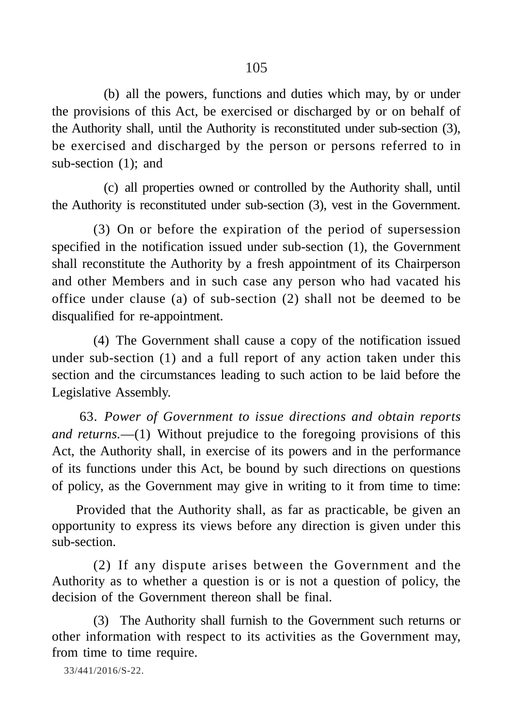(b) all the powers, functions and duties which may, by or under the provisions of this Act, be exercised or discharged by or on behalf of the Authority shall, until the Authority is reconstituted under sub-section (3), be exercised and discharged by the person or persons referred to in sub-section (1); and

(c) all properties owned or controlled by the Authority shall, until the Authority is reconstituted under sub-section (3), vest in the Government.

(3) On or before the expiration of the period of supersession specified in the notification issued under sub-section (1), the Government shall reconstitute the Authority by a fresh appointment of its Chairperson and other Members and in such case any person who had vacated his office under clause (a) of sub-section (2) shall not be deemed to be disqualified for re-appointment.

(4) The Government shall cause a copy of the notification issued under sub-section (1) and a full report of any action taken under this section and the circumstances leading to such action to be laid before the Legislative Assembly.

63. *Power of Government to issue directions and obtain reports and returns.*—(1) Without prejudice to the foregoing provisions of this Act, the Authority shall, in exercise of its powers and in the performance of its functions under this Act, be bound by such directions on questions of policy, as the Government may give in writing to it from time to time:

Provided that the Authority shall, as far as practicable, be given an opportunity to express its views before any direction is given under this sub-section.

(2) If any dispute arises between the Government and the Authority as to whether a question is or is not a question of policy, the decision of the Government thereon shall be final.

(3) The Authority shall furnish to the Government such returns or other information with respect to its activities as the Government may, from time to time require.

33/441/2016/S-22.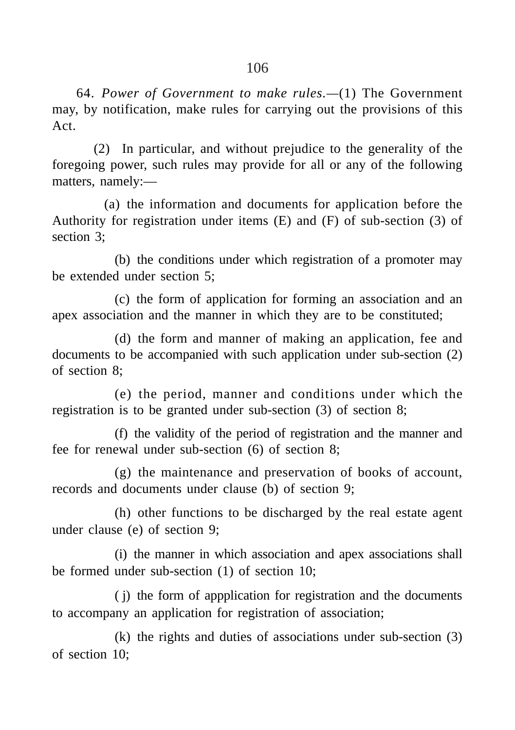64. *Power of Government to make rules.*—(1) The Government may, by notification, make rules for carrying out the provisions of this Act.

(2) In particular, and without prejudice to the generality of the foregoing power, such rules may provide for all or any of the following matters, namely:—

(a) the information and documents for application before the Authority for registration under items (E) and (F) of sub-section (3) of section 3;

(b) the conditions under which registration of a promoter may be extended under section 5;

(c) the form of application for forming an association and an apex association and the manner in which they are to be constituted;

(d) the form and manner of making an application, fee and documents to be accompanied with such application under sub-section (2) of section 8;

(e) the period, manner and conditions under which the registration is to be granted under sub-section (3) of section 8;

(f) the validity of the period of registration and the manner and fee for renewal under sub-section (6) of section 8;

(g) the maintenance and preservation of books of account, records and documents under clause (b) of section 9;

(h) other functions to be discharged by the real estate agent under clause (e) of section 9;

(i) the manner in which association and apex associations shall be formed under sub-section (1) of section 10;

( j) the form of appplication for registration and the documents to accompany an application for registration of association;

(k) the rights and duties of associations under sub-section (3) of section 10;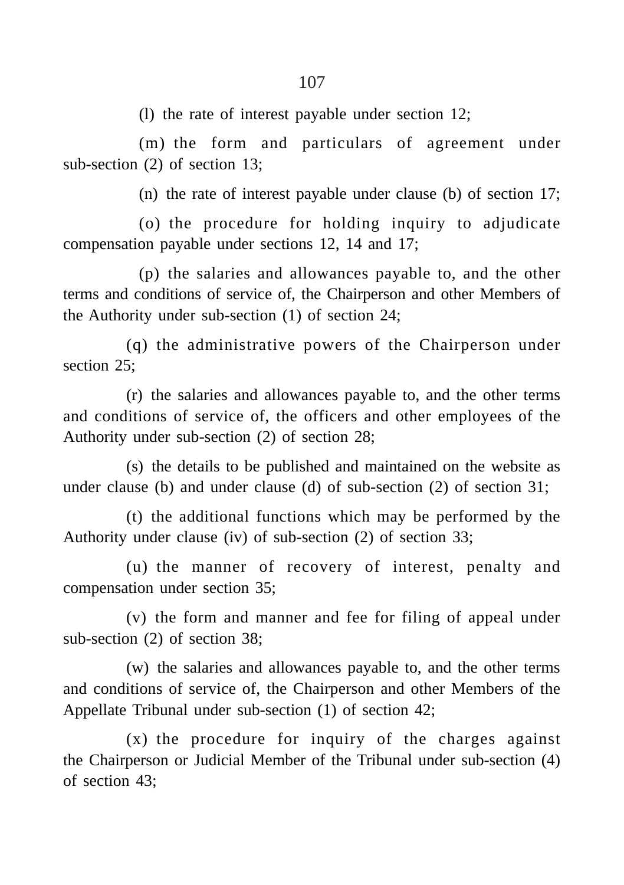(l) the rate of interest payable under section 12;

(m) the form and particulars of agreement under sub-section (2) of section 13;

(n) the rate of interest payable under clause (b) of section 17;

(o) the procedure for holding inquiry to adjudicate compensation payable under sections 12, 14 and 17;

(p) the salaries and allowances payable to, and the other terms and conditions of service of, the Chairperson and other Members of the Authority under sub-section (1) of section 24;

(q) the administrative powers of the Chairperson under section 25;

(r) the salaries and allowances payable to, and the other terms and conditions of service of, the officers and other employees of the Authority under sub-section (2) of section 28;

(s) the details to be published and maintained on the website as under clause (b) and under clause (d) of sub-section (2) of section 31;

(t) the additional functions which may be performed by the Authority under clause (iv) of sub-section (2) of section 33;

(u) the manner of recovery of interest, penalty and compensation under section 35;

(v) the form and manner and fee for filing of appeal under sub-section (2) of section 38;

(w) the salaries and allowances payable to, and the other terms and conditions of service of, the Chairperson and other Members of the Appellate Tribunal under sub-section (1) of section 42;

(x) the procedure for inquiry of the charges against the Chairperson or Judicial Member of the Tribunal under sub-section (4) of section 43;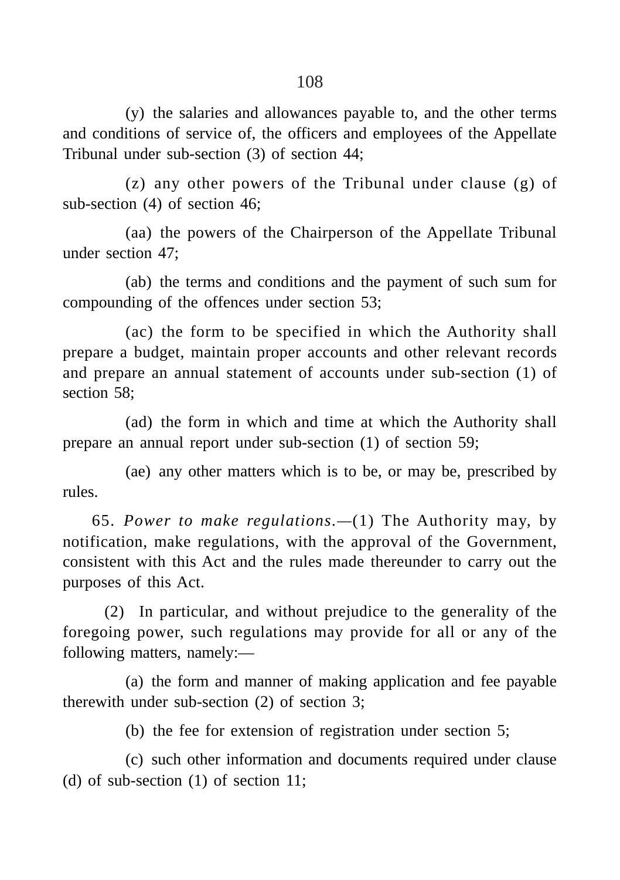(y) the salaries and allowances payable to, and the other terms and conditions of service of, the officers and employees of the Appellate Tribunal under sub-section (3) of section 44;

(z) any other powers of the Tribunal under clause (g) of sub-section (4) of section 46;

(aa) the powers of the Chairperson of the Appellate Tribunal under section 47;

(ab) the terms and conditions and the payment of such sum for compounding of the offences under section 53;

(ac) the form to be specified in which the Authority shall prepare a budget, maintain proper accounts and other relevant records and prepare an annual statement of accounts under sub-section (1) of section 58;

(ad) the form in which and time at which the Authority shall prepare an annual report under sub-section (1) of section 59;

(ae) any other matters which is to be, or may be, prescribed by rules.

65. *Power to make regulations*.—(1) The Authority may, by notification, make regulations, with the approval of the Government, consistent with this Act and the rules made thereunder to carry out the purposes of this Act.

(2) In particular, and without prejudice to the generality of the foregoing power, such regulations may provide for all or any of the following matters, namely:—

(a) the form and manner of making application and fee payable therewith under sub-section (2) of section 3;

(b) the fee for extension of registration under section 5;

(c) such other information and documents required under clause (d) of sub-section (1) of section 11;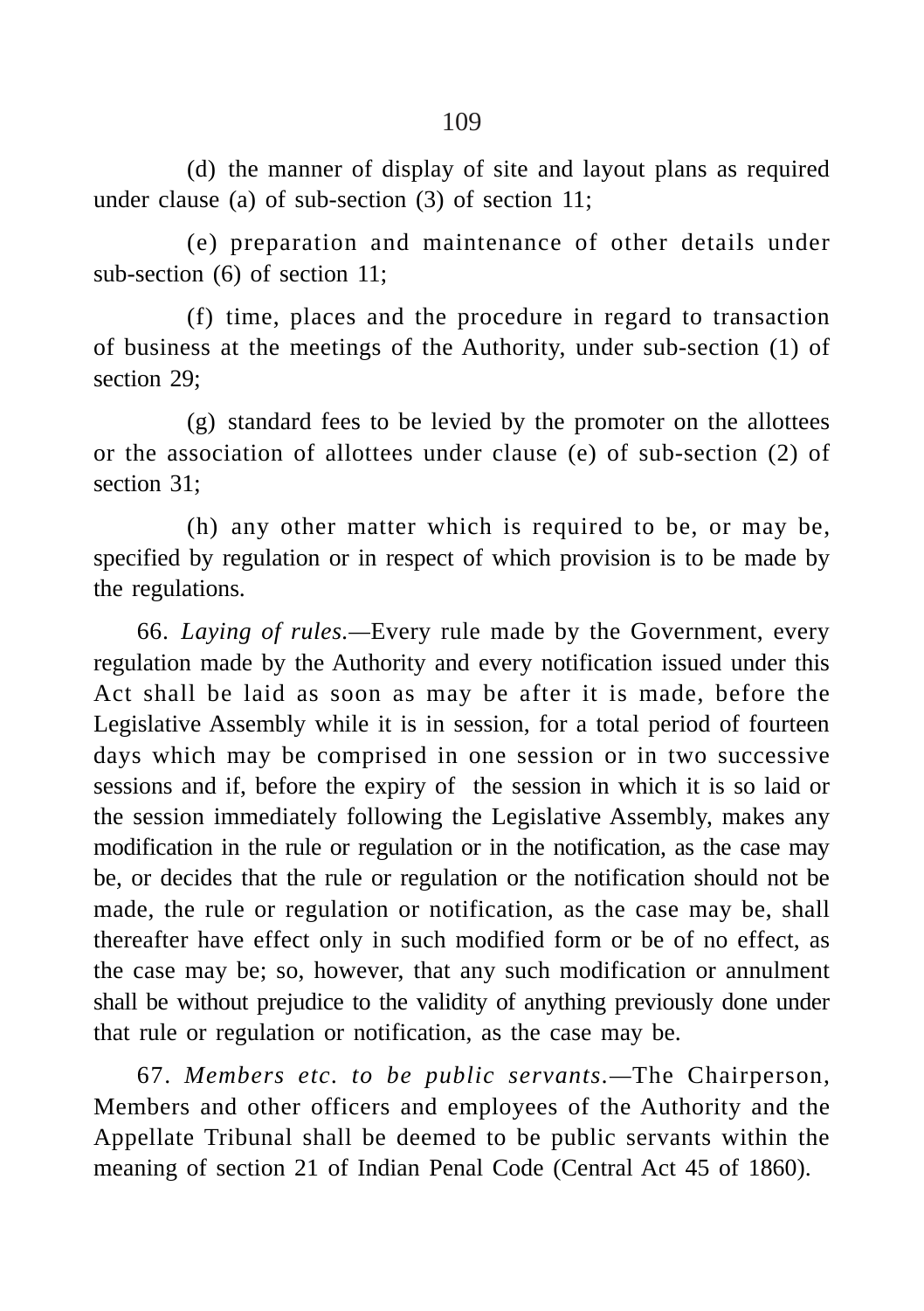(d) the manner of display of site and layout plans as required under clause (a) of sub-section (3) of section 11;

(e) preparation and maintenance of other details under sub-section (6) of section 11;

(f) time, places and the procedure in regard to transaction of business at the meetings of the Authority, under sub-section (1) of section 29;

(g) standard fees to be levied by the promoter on the allottees or the association of allottees under clause (e) of sub-section (2) of section 31;

(h) any other matter which is required to be, or may be, specified by regulation or in respect of which provision is to be made by the regulations.

66. *Laying of rules.*—Every rule made by the Government, every regulation made by the Authority and every notification issued under this Act shall be laid as soon as may be after it is made, before the Legislative Assembly while it is in session, for a total period of fourteen days which may be comprised in one session or in two successive sessions and if, before the expiry of the session in which it is so laid or the session immediately following the Legislative Assembly, makes any modification in the rule or regulation or in the notification, as the case may be, or decides that the rule or regulation or the notification should not be made, the rule or regulation or notification, as the case may be, shall thereafter have effect only in such modified form or be of no effect, as the case may be; so, however, that any such modification or annulment shall be without prejudice to the validity of anything previously done under that rule or regulation or notification, as the case may be.

67. *Members etc. to be public servants.*—The Chairperson, Members and other officers and employees of the Authority and the Appellate Tribunal shall be deemed to be public servants within the meaning of section 21 of Indian Penal Code (Central Act 45 of 1860).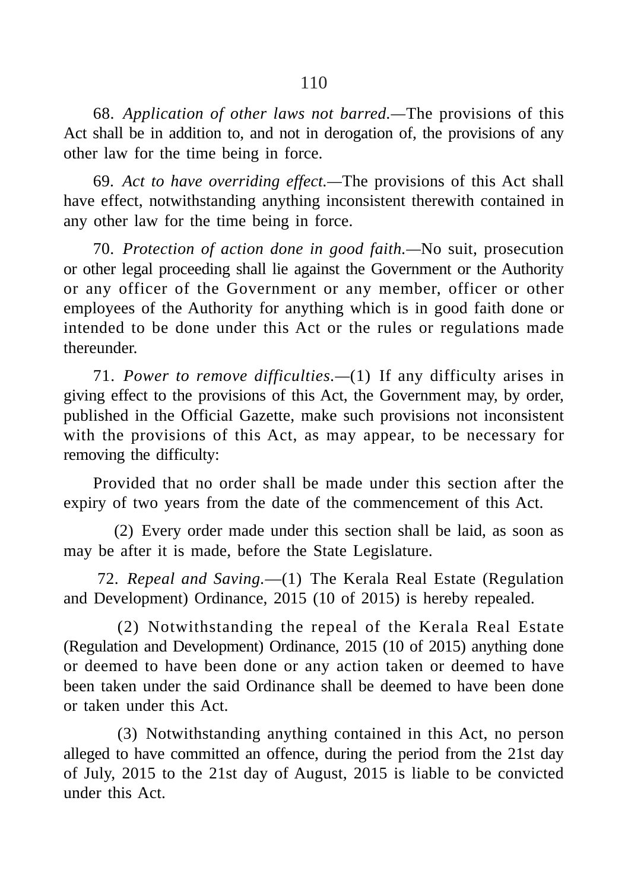68. *Application of other laws not barred.*—The provisions of this Act shall be in addition to, and not in derogation of, the provisions of any other law for the time being in force.

69. *Act to have overriding effect.*—The provisions of this Act shall have effect, notwithstanding anything inconsistent therewith contained in any other law for the time being in force.

70. *Protection of action done in good faith.*—No suit, prosecution or other legal proceeding shall lie against the Government or the Authority or any officer of the Government or any member, officer or other employees of the Authority for anything which is in good faith done or intended to be done under this Act or the rules or regulations made thereunder.

71. *Power to remove difficulties*.—(1) If any difficulty arises in giving effect to the provisions of this Act, the Government may, by order, published in the Official Gazette, make such provisions not inconsistent with the provisions of this Act, as may appear, to be necessary for removing the difficulty:

Provided that no order shall be made under this section after the expiry of two years from the date of the commencement of this Act.

(2) Every order made under this section shall be laid, as soon as may be after it is made, before the State Legislature.

72. *Repeal and Saving.*—(1) The Kerala Real Estate (Regulation and Development) Ordinance, 2015 (10 of 2015) is hereby repealed.

(2) Notwithstanding the repeal of the Kerala Real Estate (Regulation and Development) Ordinance, 2015 (10 of 2015) anything done or deemed to have been done or any action taken or deemed to have been taken under the said Ordinance shall be deemed to have been done or taken under this Act.

(3) Notwithstanding anything contained in this Act, no person alleged to have committed an offence, during the period from the 21st day of July, 2015 to the 21st day of August, 2015 is liable to be convicted under this Act.